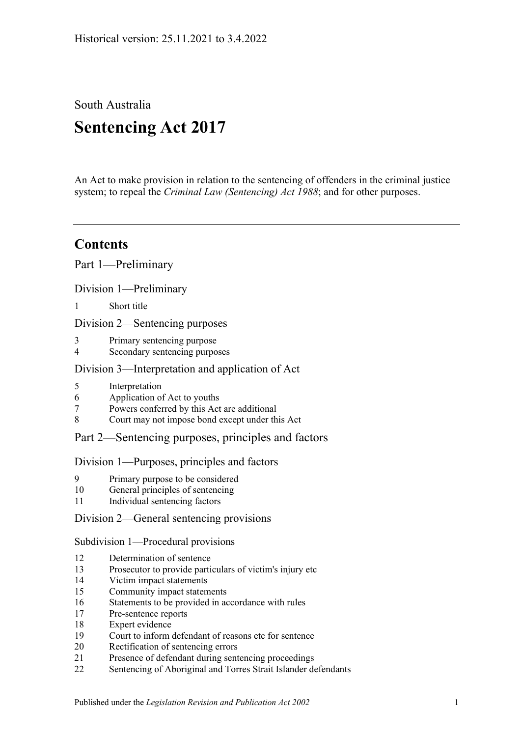Historical version: 25.11.2021 to 3.4.2022

South Australia

# Sentencing Act 2017

An Act to make provision in relation to the sentencing of offenders in the criminal justice system; to repeal the *Criminal Law (Sentencing) Act 1988*; and for other purposes.

---

## Contents

### Part 1—Preliminary

#### Division 1—Preliminary

1 Short title

#### Division 2—Sentencing purposes

3 Primary sentencing purpose
4 Secondary sentencing purposes

#### Division 3—Interpretation and application of Act

5 Interpretation
6 Application of Act to youths
7 Powers conferred by this Act are additional
8 Court may not impose bond except under this Act

### Part 2—Sentencing purposes, principles and factors

#### Division 1—Purposes, principles and factors

9 Primary purpose to be considered
10 General principles of sentencing
11 Individual sentencing factors

#### Division 2—General sentencing provisions

##### Subdivision 1—Procedural provisions

12 Determination of sentence
13 Prosecutor to provide particulars of victim's injury etc
14 Victim impact statements
15 Community impact statements
16 Statements to be provided in accordance with rules
17 Pre-sentence reports
18 Expert evidence
19 Court to inform defendant of reasons etc for sentence
20 Rectification of sentencing errors
21 Presence of defendant during sentencing proceedings
22 Sentencing of Aboriginal and Torres Strait Islander defendants

Published under the *Legislation Revision and Publication Act 2002*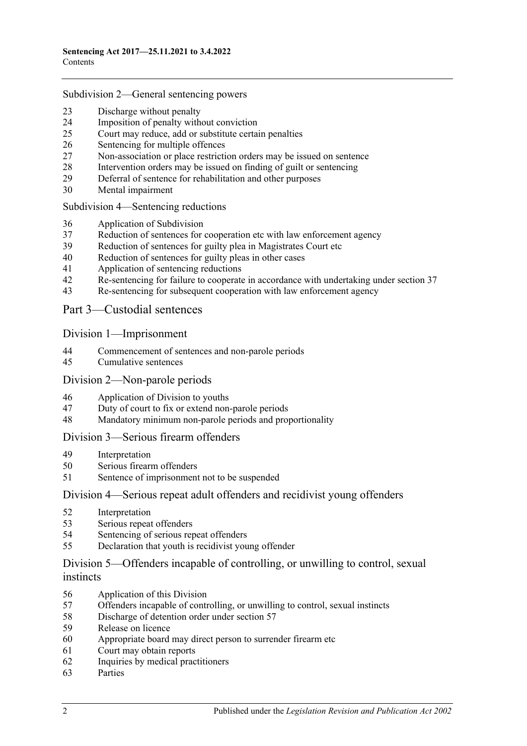Subdivision 2—General sentencing powers

23 Discharge without penalty
24 Imposition of penalty without conviction
25 Court may reduce, add or substitute certain penalties
26 Sentencing for multiple offences
27 Non-association or place restriction orders may be issued on sentence
28 Intervention orders may be issued on finding of guilt or sentencing
29 Deferral of sentence for rehabilitation and other purposes
30 Mental impairment

Subdivision 4—Sentencing reductions

36 Application of Subdivision
37 Reduction of sentences for cooperation etc with law enforcement agency
39 Reduction of sentences for guilty plea in Magistrates Court etc
40 Reduction of sentences for guilty pleas in other cases
41 Application of sentencing reductions
42 Re-sentencing for failure to cooperate in accordance with undertaking under section 37
43 Re-sentencing for subsequent cooperation with law enforcement agency

## Part 3—Custodial sentences

### Division 1—Imprisonment

44 Commencement of sentences and non-parole periods
45 Cumulative sentences

### Division 2—Non-parole periods

46 Application of Division to youths
47 Duty of court to fix or extend non-parole periods
48 Mandatory minimum non-parole periods and proportionality

### Division 3—Serious firearm offenders

49 Interpretation
50 Serious firearm offenders
51 Sentence of imprisonment not to be suspended

### Division 4—Serious repeat adult offenders and recidivist young offenders

52 Interpretation
53 Serious repeat offenders
54 Sentencing of serious repeat offenders
55 Declaration that youth is recidivist young offender

### Division 5—Offenders incapable of controlling, or unwilling to control, sexual instincts

56 Application of this Division
57 Offenders incapable of controlling, or unwilling to control, sexual instincts
58 Discharge of detention order under section 57
59 Release on licence
60 Appropriate board may direct person to surrender firearm etc
61 Court may obtain reports
62 Inquiries by medical practitioners
63 Parties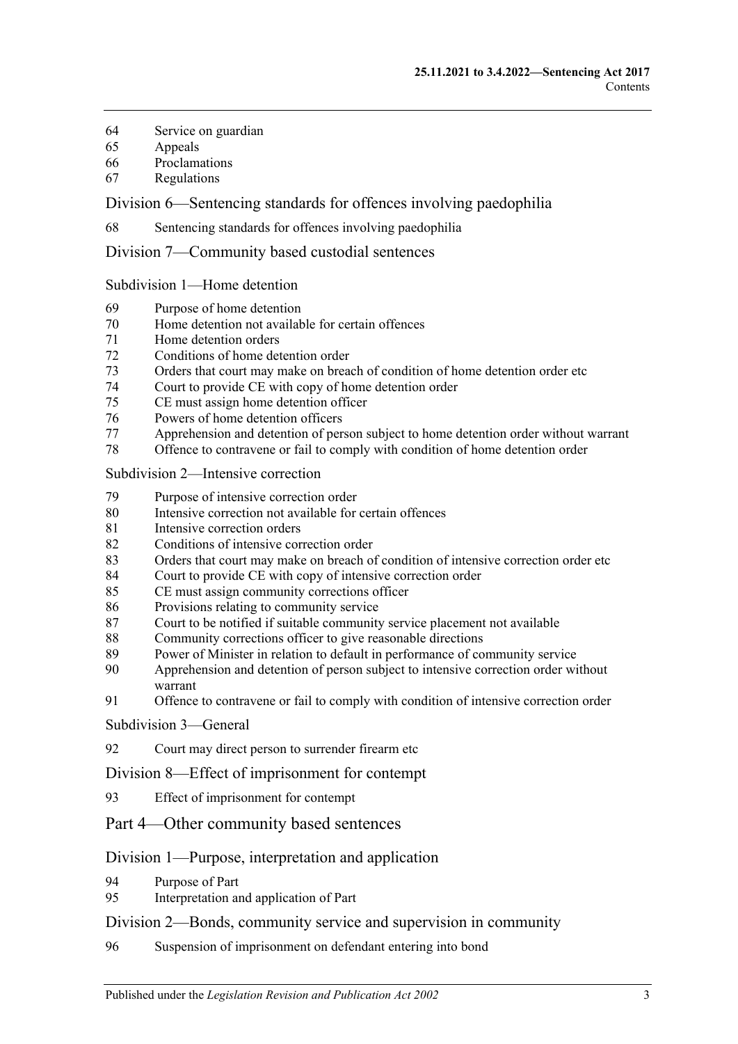64 Service on guardian
65 Appeals
66 Proclamations
67 Regulations

## Division 6—Sentencing standards for offences involving paedophilia

68 Sentencing standards for offences involving paedophilia

## Division 7—Community based custodial sentences

### Subdivision 1—Home detention

69 Purpose of home detention
70 Home detention not available for certain offences
71 Home detention orders
72 Conditions of home detention order
73 Orders that court may make on breach of condition of home detention order etc
74 Court to provide CE with copy of home detention order
75 CE must assign home detention officer
76 Powers of home detention officers
77 Apprehension and detention of person subject to home detention order without warrant
78 Offence to contravene or fail to comply with condition of home detention order

### Subdivision 2—Intensive correction

79 Purpose of intensive correction order
80 Intensive correction not available for certain offences
81 Intensive correction orders
82 Conditions of intensive correction order
83 Orders that court may make on breach of condition of intensive correction order etc
84 Court to provide CE with copy of intensive correction order
85 CE must assign community corrections officer
86 Provisions relating to community service
87 Court to be notified if suitable community service placement not available
88 Community corrections officer to give reasonable directions
89 Power of Minister in relation to default in performance of community service
90 Apprehension and detention of person subject to intensive correction order without warrant
91 Offence to contravene or fail to comply with condition of intensive correction order

### Subdivision 3—General

92 Court may direct person to surrender firearm etc

## Division 8—Effect of imprisonment for contempt

93 Effect of imprisonment for contempt

# Part 4—Other community based sentences

## Division 1—Purpose, interpretation and application

94 Purpose of Part
95 Interpretation and application of Part

## Division 2—Bonds, community service and supervision in community

96 Suspension of imprisonment on defendant entering into bond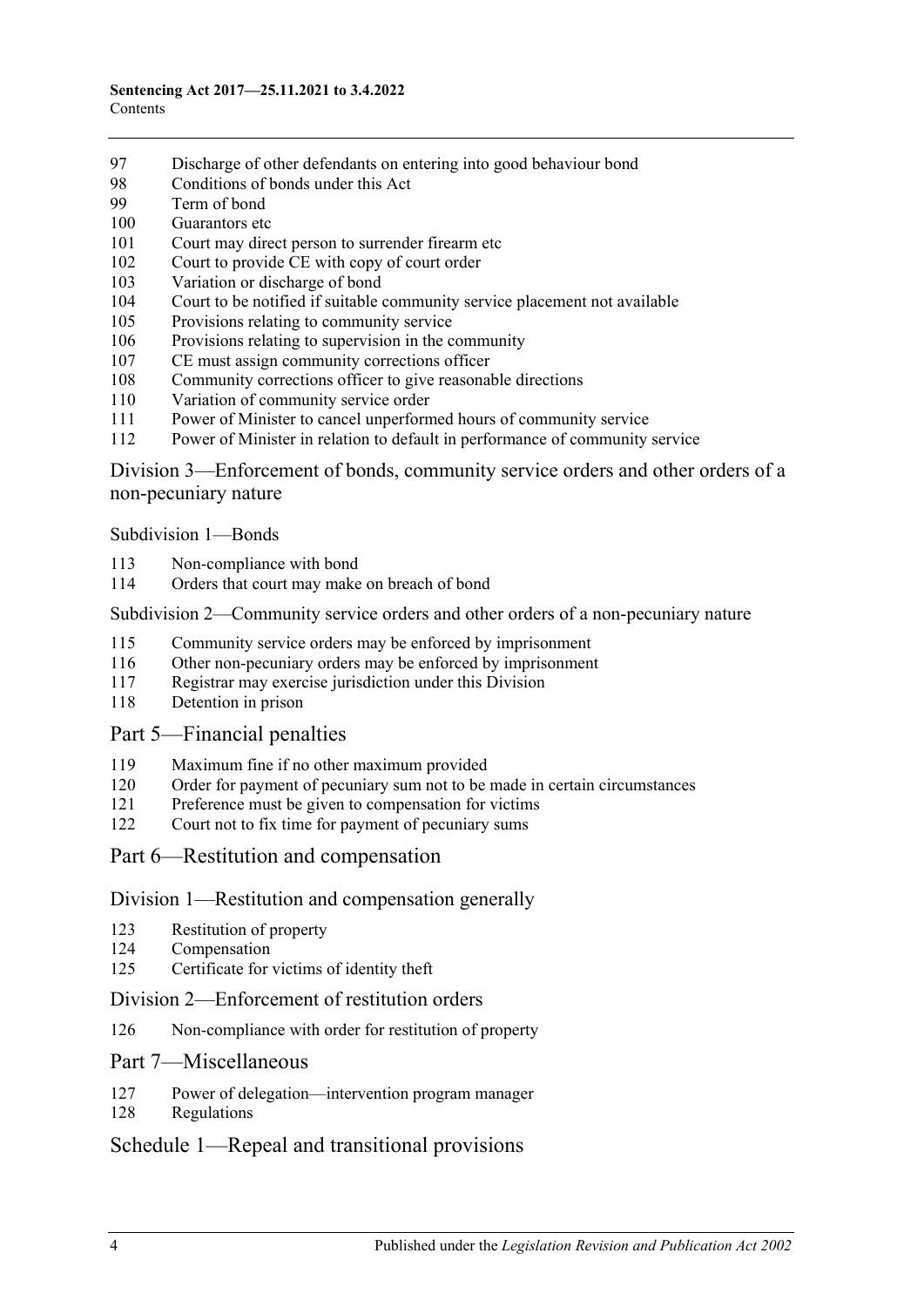97 Discharge of other defendants on entering into good behaviour bond
98 Conditions of bonds under this Act
99 Term of bond
100 Guarantors etc
101 Court may direct person to surrender firearm etc
102 Court to provide CE with copy of court order
103 Variation or discharge of bond
104 Court to be notified if suitable community service placement not available
105 Provisions relating to community service
106 Provisions relating to supervision in the community
107 CE must assign community corrections officer
108 Community corrections officer to give reasonable directions
110 Variation of community service order
111 Power of Minister to cancel unperformed hours of community service
112 Power of Minister in relation to default in performance of community service

## Division 3—Enforcement of bonds, community service orders and other orders of a non-pecuniary nature

### Subdivision 1—Bonds

113 Non-compliance with bond
114 Orders that court may make on breach of bond

### Subdivision 2—Community service orders and other orders of a non-pecuniary nature

115 Community service orders may be enforced by imprisonment
116 Other non-pecuniary orders may be enforced by imprisonment
117 Registrar may exercise jurisdiction under this Division
118 Detention in prison

## Part 5—Financial penalties

119 Maximum fine if no other maximum provided
120 Order for payment of pecuniary sum not to be made in certain circumstances
121 Preference must be given to compensation for victims
122 Court not to fix time for payment of pecuniary sums

## Part 6—Restitution and compensation

## Division 1—Restitution and compensation generally

123 Restitution of property
124 Compensation
125 Certificate for victims of identity theft

## Division 2—Enforcement of restitution orders

126 Non-compliance with order for restitution of property

## Part 7—Miscellaneous

127 Power of delegation—intervention program manager
128 Regulations

## Schedule 1—Repeal and transitional provisions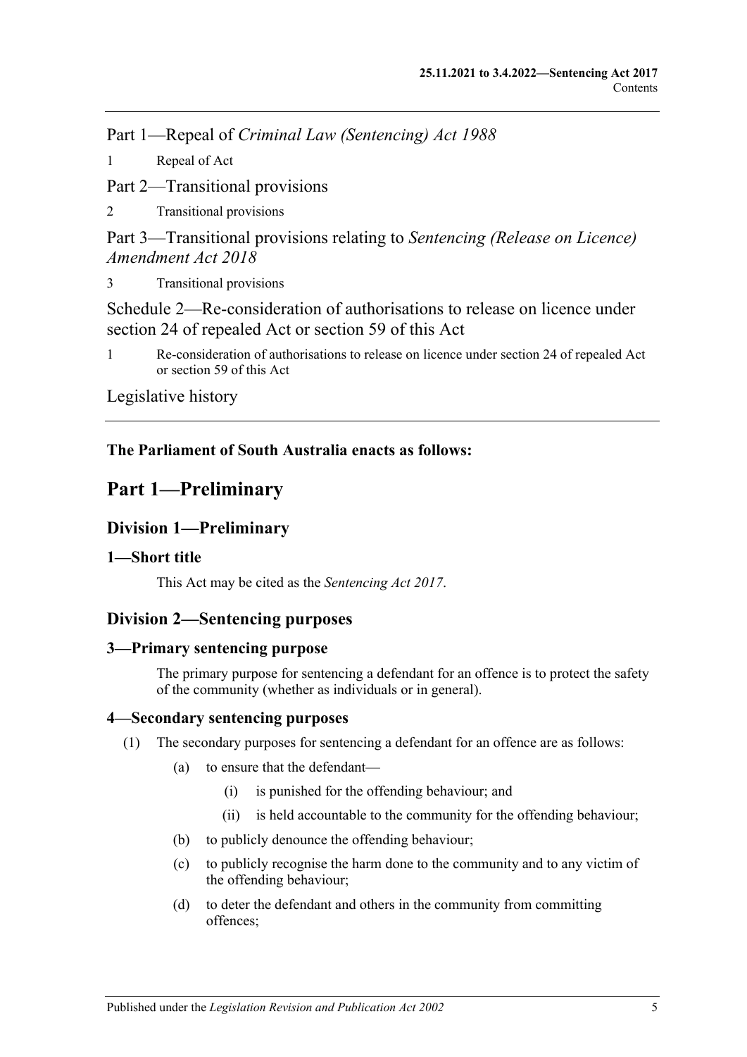Part 1—Repeal of *Criminal Law (Sentencing) Act 1988*

1 Repeal of Act

Part 2—Transitional provisions

2 Transitional provisions

Part 3—Transitional provisions relating to *Sentencing (Release on Licence) Amendment Act 2018*

3 Transitional provisions

Schedule 2—Re-consideration of authorisations to release on licence under section 24 of repealed Act or section 59 of this Act

1 Re-consideration of authorisations to release on licence under section 24 of repealed Act or section 59 of this Act

Legislative history

**The Parliament of South Australia enacts as follows:**

# Part 1—Preliminary

## Division 1—Preliminary

### 1—Short title

This Act may be cited as the *Sentencing Act 2017*.

## Division 2—Sentencing purposes

### 3—Primary sentencing purpose

The primary purpose for sentencing a defendant for an offence is to protect the safety of the community (whether as individuals or in general).

### 4—Secondary sentencing purposes

(1) The secondary purposes for sentencing a defendant for an offence are as follows:

(a) to ensure that the defendant—

(i) is punished for the offending behaviour; and

(ii) is held accountable to the community for the offending behaviour;

(b) to publicly denounce the offending behaviour;

(c) to publicly recognise the harm done to the community and to any victim of the offending behaviour;

(d) to deter the defendant and others in the community from committing offences;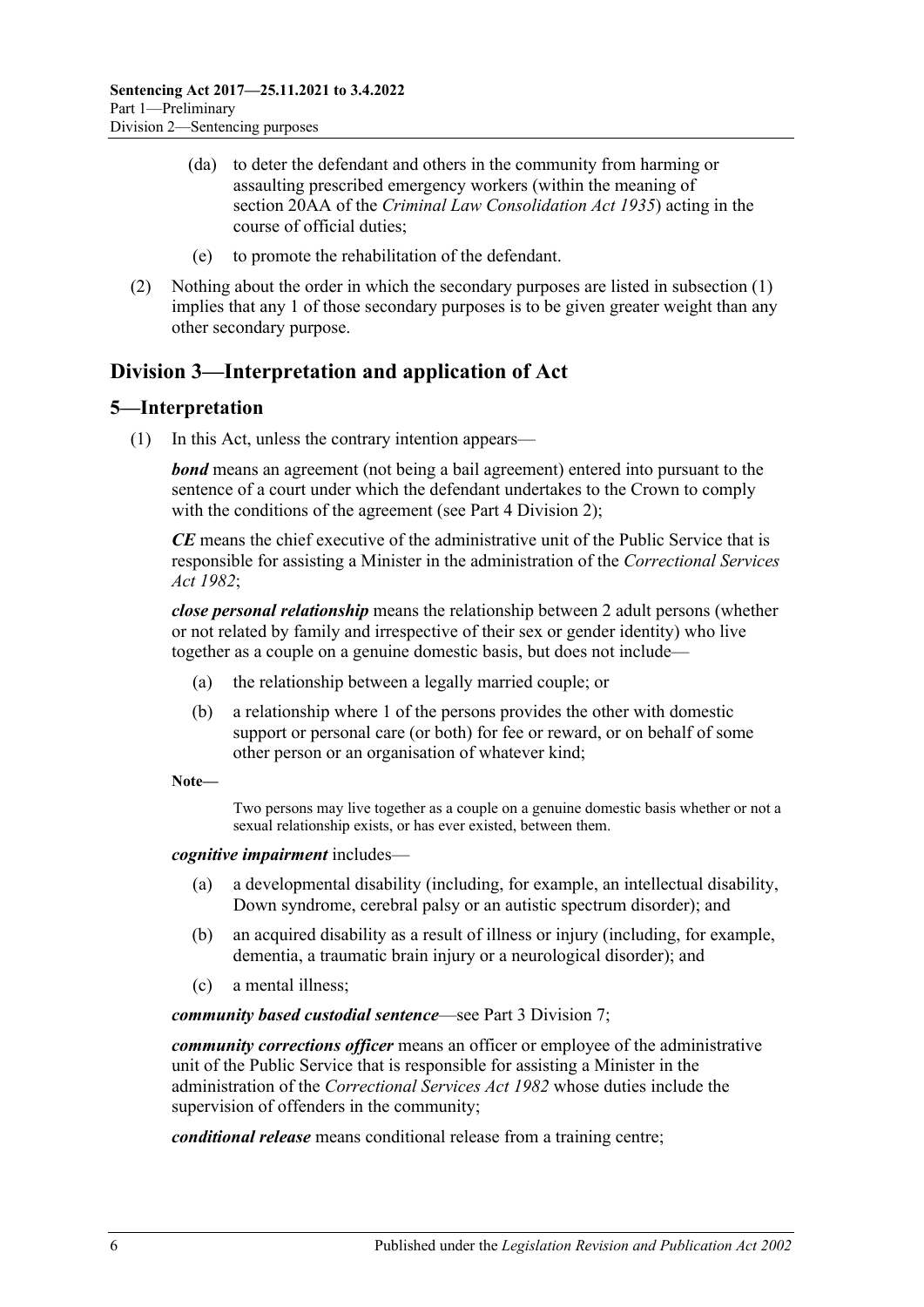(da) to deter the defendant and others in the community from harming or assaulting prescribed emergency workers (within the meaning of section 20AA of the *Criminal Law Consolidation Act 1935*) acting in the course of official duties;

(e) to promote the rehabilitation of the defendant.

(2) Nothing about the order in which the secondary purposes are listed in subsection (1) implies that any 1 of those secondary purposes is to be given greater weight than any other secondary purpose.

## Division 3—Interpretation and application of Act

### 5—Interpretation

(1) In this Act, unless the contrary intention appears—

***bond*** means an agreement (not being a bail agreement) entered into pursuant to the sentence of a court under which the defendant undertakes to the Crown to comply with the conditions of the agreement (see Part 4 Division 2);

***CE*** means the chief executive of the administrative unit of the Public Service that is responsible for assisting a Minister in the administration of the *Correctional Services Act 1982*;

***close personal relationship*** means the relationship between 2 adult persons (whether or not related by family and irrespective of their sex or gender identity) who live together as a couple on a genuine domestic basis, but does not include—

(a) the relationship between a legally married couple; or

(b) a relationship where 1 of the persons provides the other with domestic support or personal care (or both) for fee or reward, or on behalf of some other person or an organisation of whatever kind;

**Note—**

Two persons may live together as a couple on a genuine domestic basis whether or not a sexual relationship exists, or has ever existed, between them.

***cognitive impairment*** includes—

(a) a developmental disability (including, for example, an intellectual disability, Down syndrome, cerebral palsy or an autistic spectrum disorder); and

(b) an acquired disability as a result of illness or injury (including, for example, dementia, a traumatic brain injury or a neurological disorder); and

(c) a mental illness;

***community based custodial sentence***—see Part 3 Division 7;

***community corrections officer*** means an officer or employee of the administrative unit of the Public Service that is responsible for assisting a Minister in the administration of the *Correctional Services Act 1982* whose duties include the supervision of offenders in the community;

***conditional release*** means conditional release from a training centre;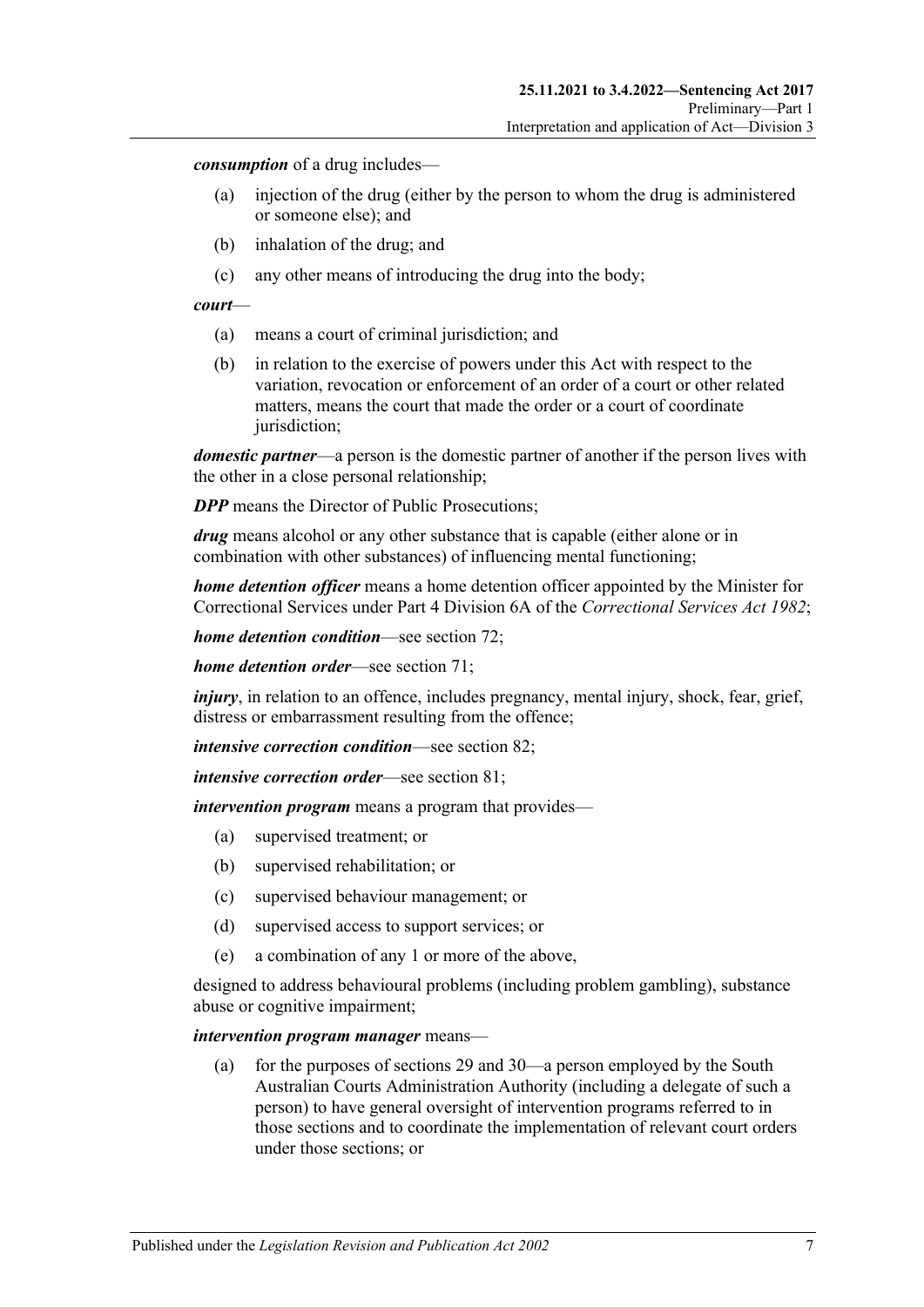***consumption*** of a drug includes—

- (a) injection of the drug (either by the person to whom the drug is administered or someone else); and
- (b) inhalation of the drug; and
- (c) any other means of introducing the drug into the body;

***court***—

- (a) means a court of criminal jurisdiction; and
- (b) in relation to the exercise of powers under this Act with respect to the variation, revocation or enforcement of an order of a court or other related matters, means the court that made the order or a court of coordinate jurisdiction;

***domestic partner***—a person is the domestic partner of another if the person lives with the other in a close personal relationship;

***DPP*** means the Director of Public Prosecutions;

***drug*** means alcohol or any other substance that is capable (either alone or in combination with other substances) of influencing mental functioning;

***home detention officer*** means a home detention officer appointed by the Minister for Correctional Services under Part 4 Division 6A of the *Correctional Services Act 1982*;

***home detention condition***—see section 72;

***home detention order***—see section 71;

***injury***, in relation to an offence, includes pregnancy, mental injury, shock, fear, grief, distress or embarrassment resulting from the offence;

***intensive correction condition***—see section 82;

***intensive correction order***—see section 81;

***intervention program*** means a program that provides—

- (a) supervised treatment; or
- (b) supervised rehabilitation; or
- (c) supervised behaviour management; or
- (d) supervised access to support services; or
- (e) a combination of any 1 or more of the above,

designed to address behavioural problems (including problem gambling), substance abuse or cognitive impairment;

***intervention program manager*** means—

- (a) for the purposes of sections 29 and 30—a person employed by the South Australian Courts Administration Authority (including a delegate of such a person) to have general oversight of intervention programs referred to in those sections and to coordinate the implementation of relevant court orders under those sections; or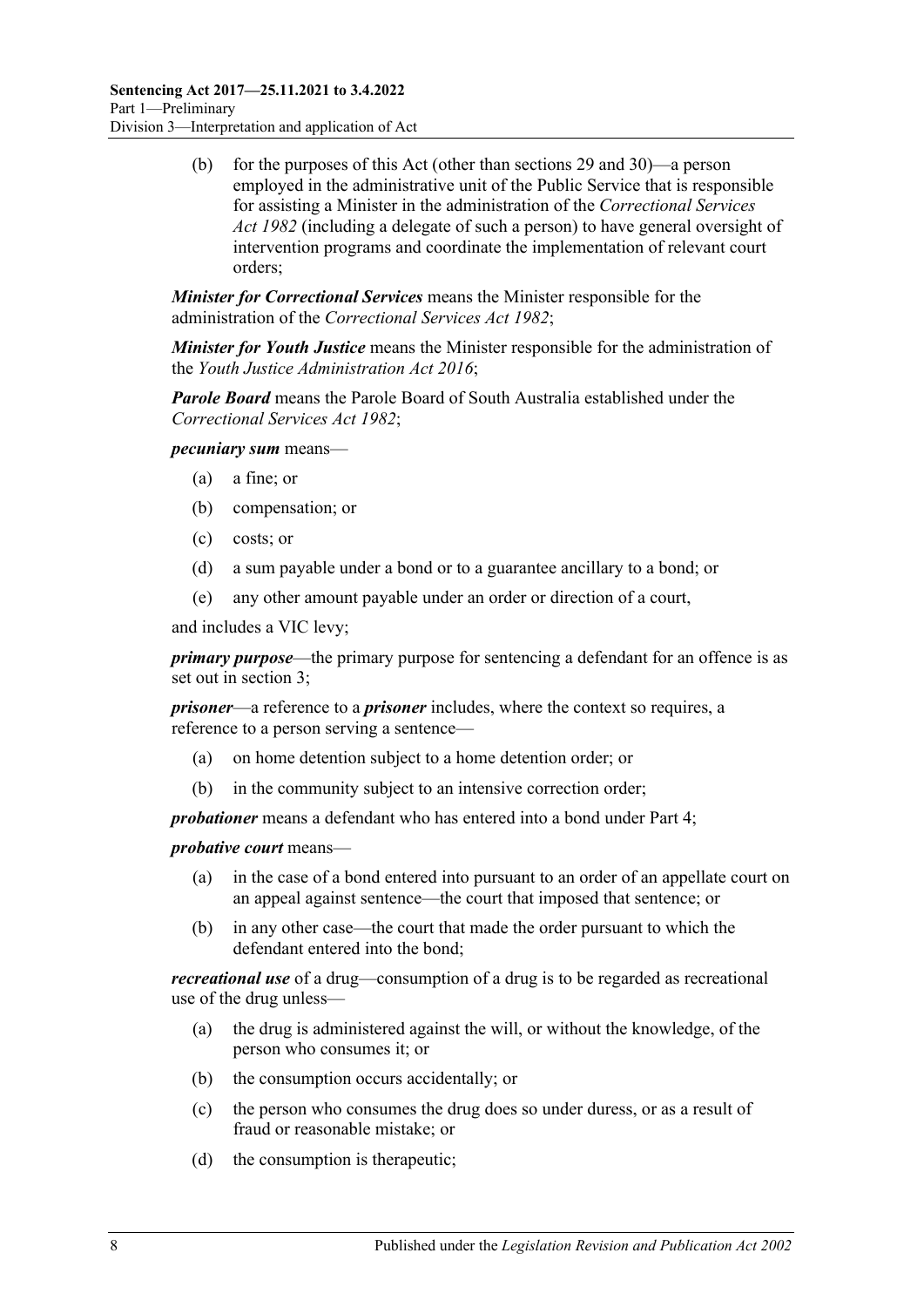(b) for the purposes of this Act (other than sections 29 and 30)—a person employed in the administrative unit of the Public Service that is responsible for assisting a Minister in the administration of the *Correctional Services Act 1982* (including a delegate of such a person) to have general oversight of intervention programs and coordinate the implementation of relevant court orders;

***Minister for Correctional Services*** means the Minister responsible for the administration of the *Correctional Services Act 1982*;

***Minister for Youth Justice*** means the Minister responsible for the administration of the *Youth Justice Administration Act 2016*;

***Parole Board*** means the Parole Board of South Australia established under the *Correctional Services Act 1982*;

***pecuniary sum*** means—

(a) a fine; or

(b) compensation; or

(c) costs; or

(d) a sum payable under a bond or to a guarantee ancillary to a bond; or

(e) any other amount payable under an order or direction of a court,

and includes a VIC levy;

***primary purpose***—the primary purpose for sentencing a defendant for an offence is as set out in section 3;

***prisoner***—a reference to a ***prisoner*** includes, where the context so requires, a reference to a person serving a sentence—

(a) on home detention subject to a home detention order; or

(b) in the community subject to an intensive correction order;

***probationer*** means a defendant who has entered into a bond under Part 4;

***probative court*** means—

(a) in the case of a bond entered into pursuant to an order of an appellate court on an appeal against sentence—the court that imposed that sentence; or

(b) in any other case—the court that made the order pursuant to which the defendant entered into the bond;

***recreational use*** of a drug—consumption of a drug is to be regarded as recreational use of the drug unless—

(a) the drug is administered against the will, or without the knowledge, of the person who consumes it; or

(b) the consumption occurs accidentally; or

(c) the person who consumes the drug does so under duress, or as a result of fraud or reasonable mistake; or

(d) the consumption is therapeutic;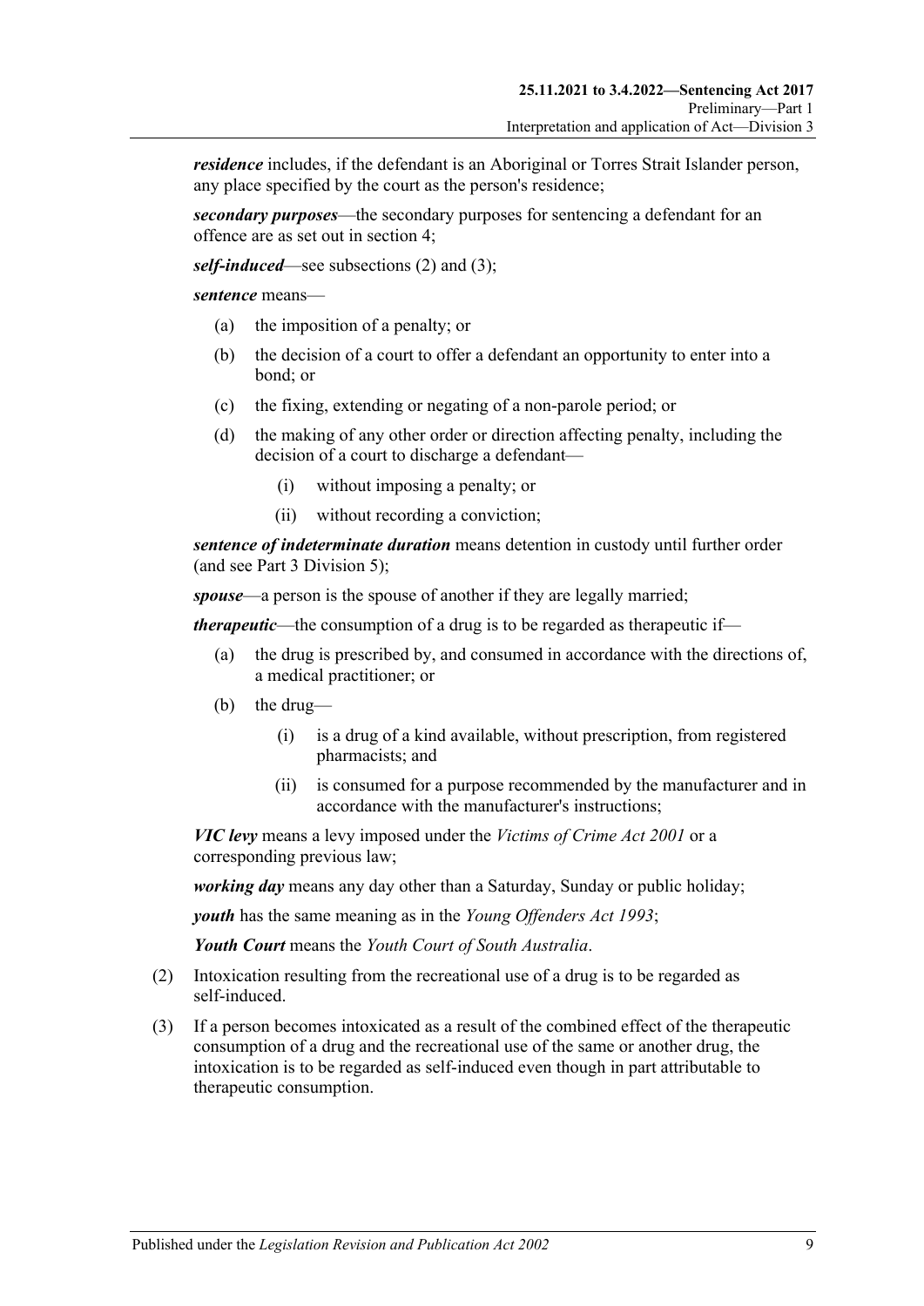***residence*** includes, if the defendant is an Aboriginal or Torres Strait Islander person, any place specified by the court as the person's residence;

***secondary purposes***—the secondary purposes for sentencing a defendant for an offence are as set out in section 4;

***self-induced***—see subsections (2) and (3);

***sentence*** means—

(a) the imposition of a penalty; or

(b) the decision of a court to offer a defendant an opportunity to enter into a bond; or

(c) the fixing, extending or negating of a non-parole period; or

(d) the making of any other order or direction affecting penalty, including the decision of a court to discharge a defendant—

  (i) without imposing a penalty; or

  (ii) without recording a conviction;

***sentence of indeterminate duration*** means detention in custody until further order (and see Part 3 Division 5);

***spouse***—a person is the spouse of another if they are legally married;

***therapeutic***—the consumption of a drug is to be regarded as therapeutic if—

(a) the drug is prescribed by, and consumed in accordance with the directions of, a medical practitioner; or

(b) the drug—

  (i) is a drug of a kind available, without prescription, from registered pharmacists; and

  (ii) is consumed for a purpose recommended by the manufacturer and in accordance with the manufacturer's instructions;

***VIC levy*** means a levy imposed under the *Victims of Crime Act 2001* or a corresponding previous law;

***working day*** means any day other than a Saturday, Sunday or public holiday;

***youth*** has the same meaning as in the *Young Offenders Act 1993*;

***Youth Court*** means the *Youth Court of South Australia*.

(2) Intoxication resulting from the recreational use of a drug is to be regarded as self-induced.

(3) If a person becomes intoxicated as a result of the combined effect of the therapeutic consumption of a drug and the recreational use of the same or another drug, the intoxication is to be regarded as self-induced even though in part attributable to therapeutic consumption.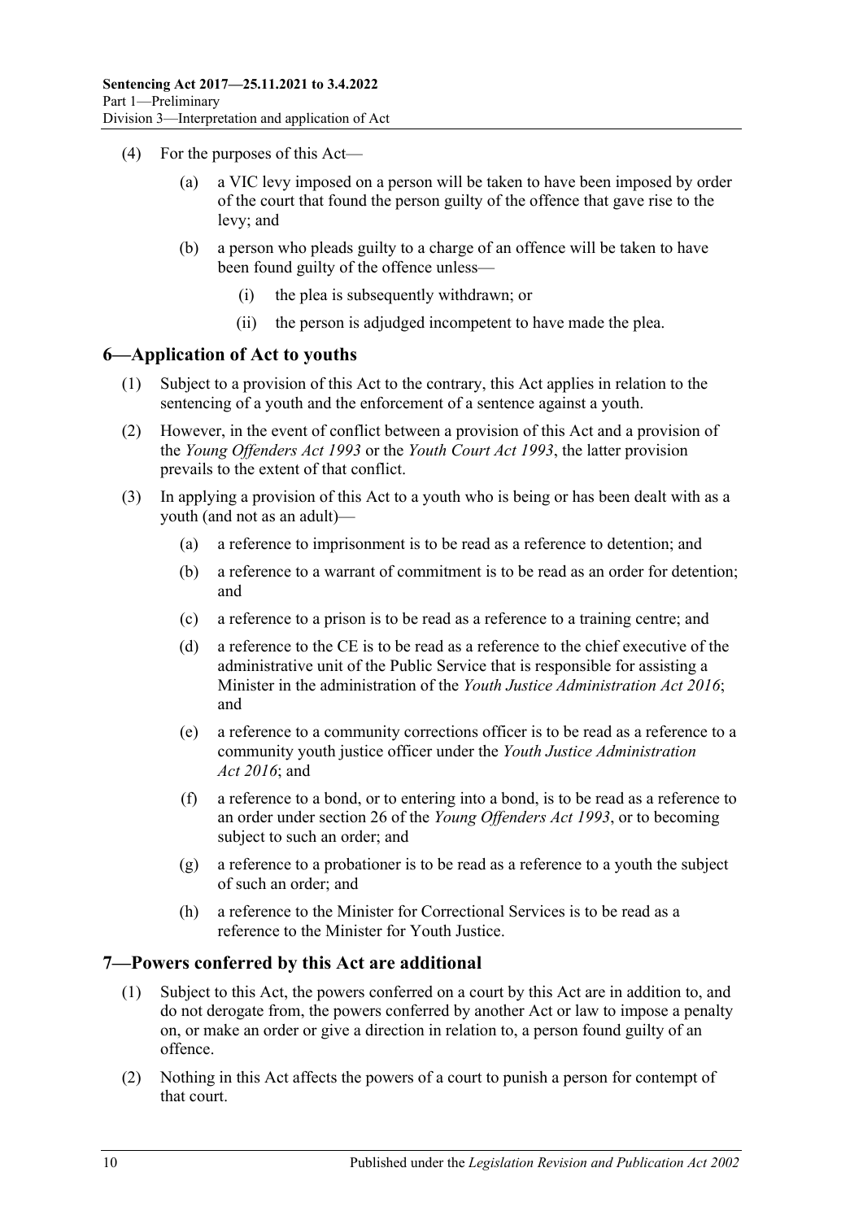(4) For the purposes of this Act—

(a) a VIC levy imposed on a person will be taken to have been imposed by order of the court that found the person guilty of the offence that gave rise to the levy; and

(b) a person who pleads guilty to a charge of an offence will be taken to have been found guilty of the offence unless—

(i) the plea is subsequently withdrawn; or

(ii) the person is adjudged incompetent to have made the plea.

## 6—Application of Act to youths

(1) Subject to a provision of this Act to the contrary, this Act applies in relation to the sentencing of a youth and the enforcement of a sentence against a youth.

(2) However, in the event of conflict between a provision of this Act and a provision of the *Young Offenders Act 1993* or the *Youth Court Act 1993*, the latter provision prevails to the extent of that conflict.

(3) In applying a provision of this Act to a youth who is being or has been dealt with as a youth (and not as an adult)—

(a) a reference to imprisonment is to be read as a reference to detention; and

(b) a reference to a warrant of commitment is to be read as an order for detention; and

(c) a reference to a prison is to be read as a reference to a training centre; and

(d) a reference to the CE is to be read as a reference to the chief executive of the administrative unit of the Public Service that is responsible for assisting a Minister in the administration of the *Youth Justice Administration Act 2016*; and

(e) a reference to a community corrections officer is to be read as a reference to a community youth justice officer under the *Youth Justice Administration Act 2016*; and

(f) a reference to a bond, or to entering into a bond, is to be read as a reference to an order under section 26 of the *Young Offenders Act 1993*, or to becoming subject to such an order; and

(g) a reference to a probationer is to be read as a reference to a youth the subject of such an order; and

(h) a reference to the Minister for Correctional Services is to be read as a reference to the Minister for Youth Justice.

## 7—Powers conferred by this Act are additional

(1) Subject to this Act, the powers conferred on a court by this Act are in addition to, and do not derogate from, the powers conferred by another Act or law to impose a penalty on, or make an order or give a direction in relation to, a person found guilty of an offence.

(2) Nothing in this Act affects the powers of a court to punish a person for contempt of that court.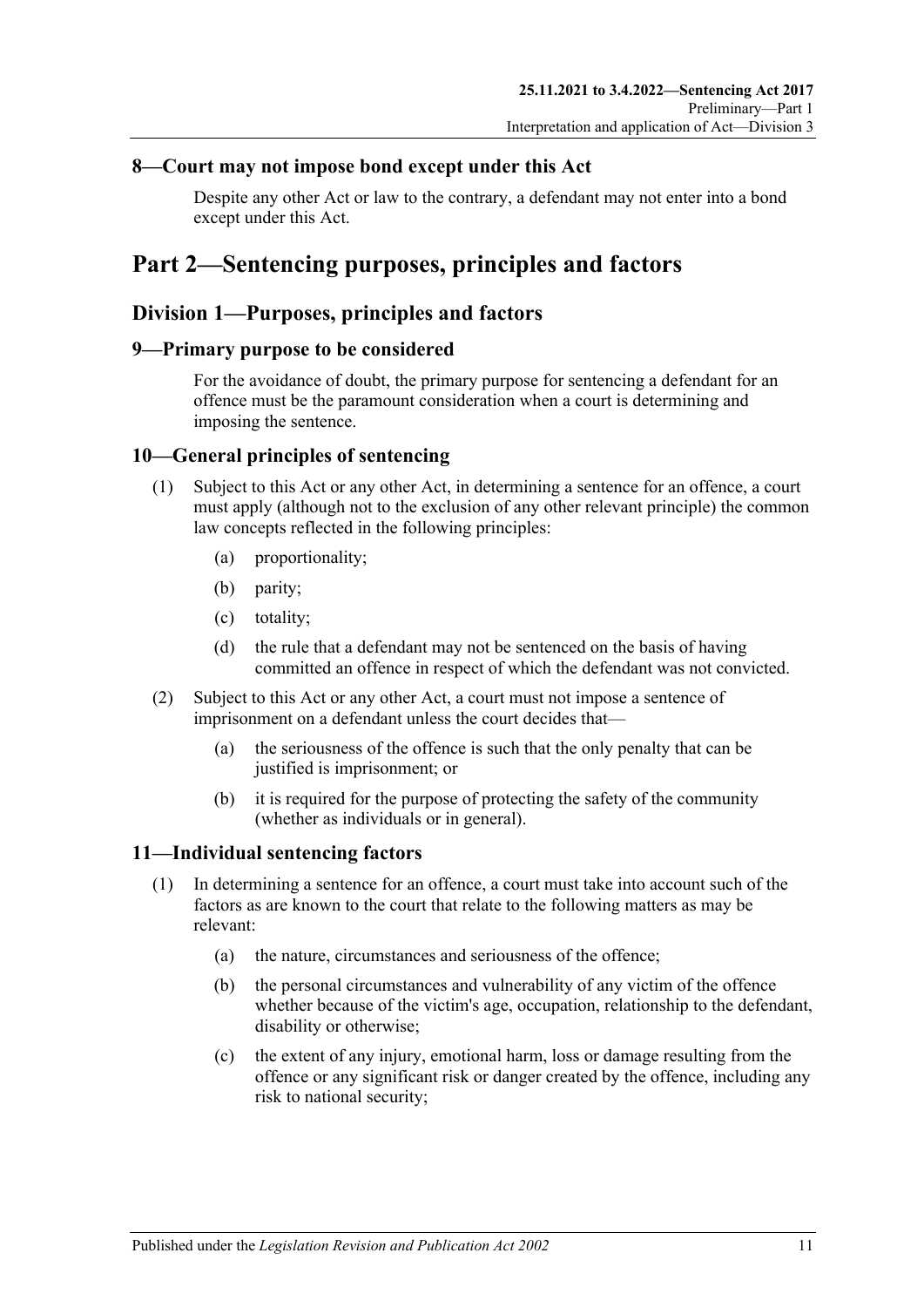## 8—Court may not impose bond except under this Act

Despite any other Act or law to the contrary, a defendant may not enter into a bond except under this Act.

# Part 2—Sentencing purposes, principles and factors

## Division 1—Purposes, principles and factors

### 9—Primary purpose to be considered

For the avoidance of doubt, the primary purpose for sentencing a defendant for an offence must be the paramount consideration when a court is determining and imposing the sentence.

### 10—General principles of sentencing

(1) Subject to this Act or any other Act, in determining a sentence for an offence, a court must apply (although not to the exclusion of any other relevant principle) the common law concepts reflected in the following principles:

(a) proportionality;

(b) parity;

(c) totality;

(d) the rule that a defendant may not be sentenced on the basis of having committed an offence in respect of which the defendant was not convicted.

(2) Subject to this Act or any other Act, a court must not impose a sentence of imprisonment on a defendant unless the court decides that—

(a) the seriousness of the offence is such that the only penalty that can be justified is imprisonment; or

(b) it is required for the purpose of protecting the safety of the community (whether as individuals or in general).

### 11—Individual sentencing factors

(1) In determining a sentence for an offence, a court must take into account such of the factors as are known to the court that relate to the following matters as may be relevant:

(a) the nature, circumstances and seriousness of the offence;

(b) the personal circumstances and vulnerability of any victim of the offence whether because of the victim's age, occupation, relationship to the defendant, disability or otherwise;

(c) the extent of any injury, emotional harm, loss or damage resulting from the offence or any significant risk or danger created by the offence, including any risk to national security;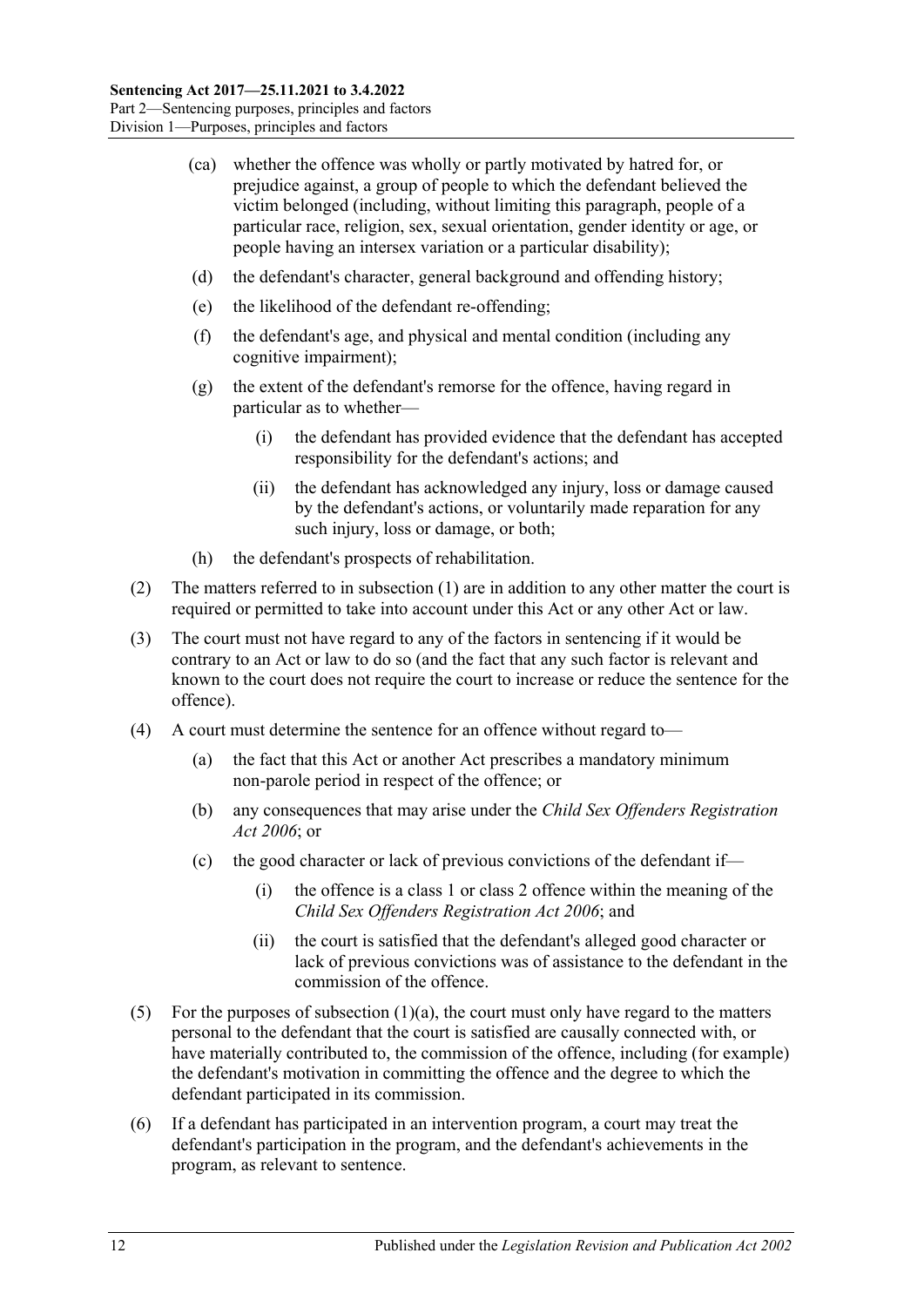(ca) whether the offence was wholly or partly motivated by hatred for, or prejudice against, a group of people to which the defendant believed the victim belonged (including, without limiting this paragraph, people of a particular race, religion, sex, sexual orientation, gender identity or age, or people having an intersex variation or a particular disability);

(d) the defendant's character, general background and offending history;

(e) the likelihood of the defendant re-offending;

(f) the defendant's age, and physical and mental condition (including any cognitive impairment);

(g) the extent of the defendant's remorse for the offence, having regard in particular as to whether—

(i) the defendant has provided evidence that the defendant has accepted responsibility for the defendant's actions; and

(ii) the defendant has acknowledged any injury, loss or damage caused by the defendant's actions, or voluntarily made reparation for any such injury, loss or damage, or both;

(h) the defendant's prospects of rehabilitation.

(2) The matters referred to in subsection (1) are in addition to any other matter the court is required or permitted to take into account under this Act or any other Act or law.

(3) The court must not have regard to any of the factors in sentencing if it would be contrary to an Act or law to do so (and the fact that any such factor is relevant and known to the court does not require the court to increase or reduce the sentence for the offence).

(4) A court must determine the sentence for an offence without regard to—

(a) the fact that this Act or another Act prescribes a mandatory minimum non-parole period in respect of the offence; or

(b) any consequences that may arise under the *Child Sex Offenders Registration Act 2006*; or

(c) the good character or lack of previous convictions of the defendant if—

(i) the offence is a class 1 or class 2 offence within the meaning of the *Child Sex Offenders Registration Act 2006*; and

(ii) the court is satisfied that the defendant's alleged good character or lack of previous convictions was of assistance to the defendant in the commission of the offence.

(5) For the purposes of subsection (1)(a), the court must only have regard to the matters personal to the defendant that the court is satisfied are causally connected with, or have materially contributed to, the commission of the offence, including (for example) the defendant's motivation in committing the offence and the degree to which the defendant participated in its commission.

(6) If a defendant has participated in an intervention program, a court may treat the defendant's participation in the program, and the defendant's achievements in the program, as relevant to sentence.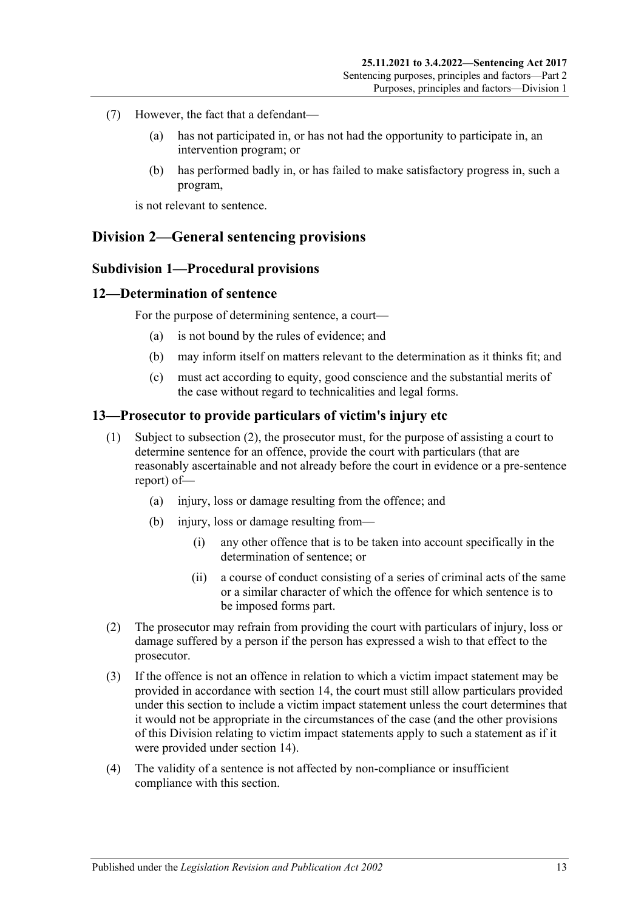(7) However, the fact that a defendant—

(a) has not participated in, or has not had the opportunity to participate in, an intervention program; or

(b) has performed badly in, or has failed to make satisfactory progress in, such a program,

is not relevant to sentence.

## Division 2—General sentencing provisions

### Subdivision 1—Procedural provisions

### 12—Determination of sentence

For the purpose of determining sentence, a court—

(a) is not bound by the rules of evidence; and

(b) may inform itself on matters relevant to the determination as it thinks fit; and

(c) must act according to equity, good conscience and the substantial merits of the case without regard to technicalities and legal forms.

### 13—Prosecutor to provide particulars of victim's injury etc

(1) Subject to subsection (2), the prosecutor must, for the purpose of assisting a court to determine sentence for an offence, provide the court with particulars (that are reasonably ascertainable and not already before the court in evidence or a pre-sentence report) of—

(a) injury, loss or damage resulting from the offence; and

(b) injury, loss or damage resulting from—

(i) any other offence that is to be taken into account specifically in the determination of sentence; or

(ii) a course of conduct consisting of a series of criminal acts of the same or a similar character of which the offence for which sentence is to be imposed forms part.

(2) The prosecutor may refrain from providing the court with particulars of injury, loss or damage suffered by a person if the person has expressed a wish to that effect to the prosecutor.

(3) If the offence is not an offence in relation to which a victim impact statement may be provided in accordance with section 14, the court must still allow particulars provided under this section to include a victim impact statement unless the court determines that it would not be appropriate in the circumstances of the case (and the other provisions of this Division relating to victim impact statements apply to such a statement as if it were provided under section 14).

(4) The validity of a sentence is not affected by non-compliance or insufficient compliance with this section.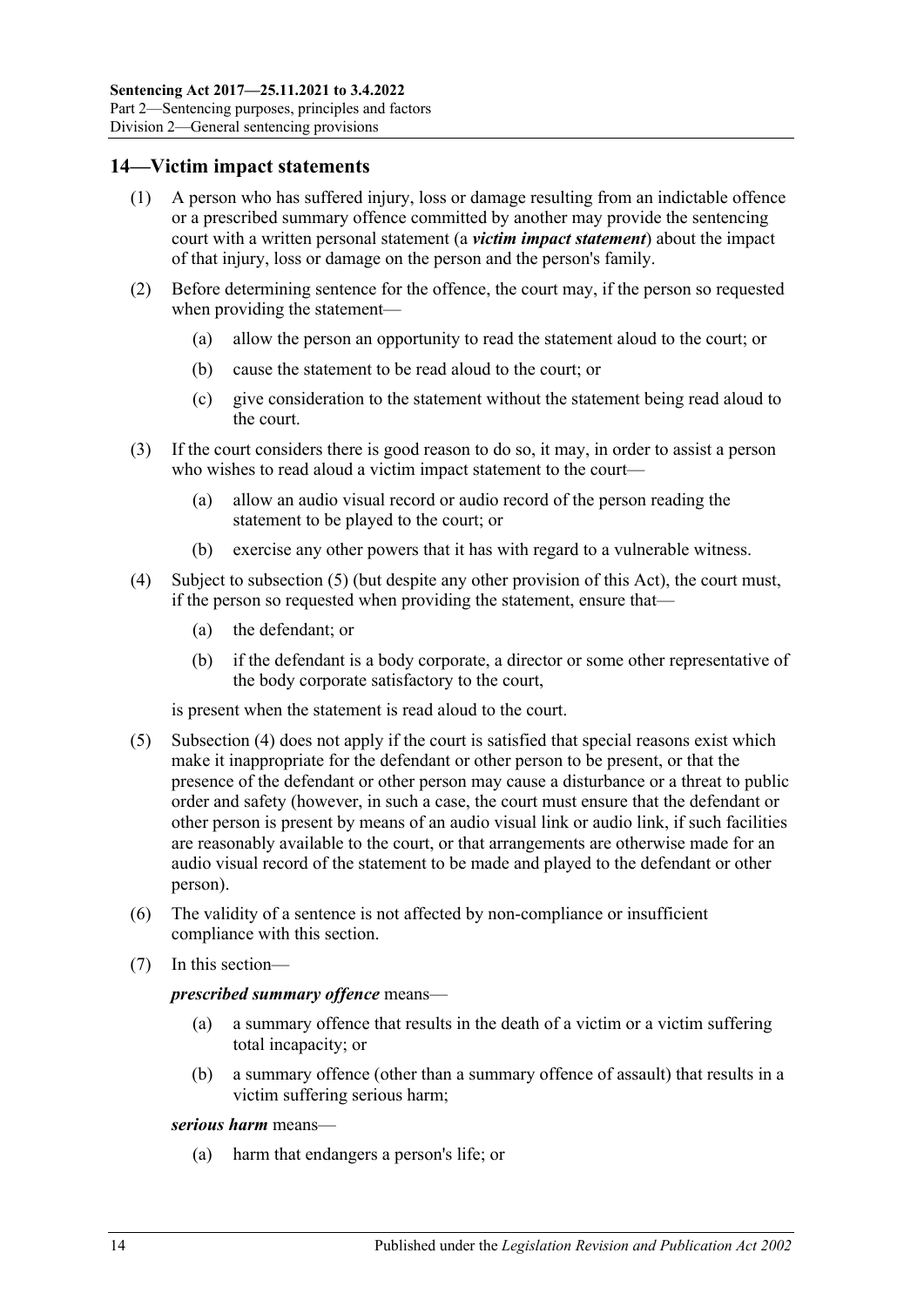## 14—Victim impact statements

(1) A person who has suffered injury, loss or damage resulting from an indictable offence or a prescribed summary offence committed by another may provide the sentencing court with a written personal statement (a ***victim impact statement***) about the impact of that injury, loss or damage on the person and the person's family.

(2) Before determining sentence for the offence, the court may, if the person so requested when providing the statement—

- (a) allow the person an opportunity to read the statement aloud to the court; or
- (b) cause the statement to be read aloud to the court; or
- (c) give consideration to the statement without the statement being read aloud to the court.

(3) If the court considers there is good reason to do so, it may, in order to assist a person who wishes to read aloud a victim impact statement to the court—

- (a) allow an audio visual record or audio record of the person reading the statement to be played to the court; or
- (b) exercise any other powers that it has with regard to a vulnerable witness.

(4) Subject to subsection (5) (but despite any other provision of this Act), the court must, if the person so requested when providing the statement, ensure that—

- (a) the defendant; or
- (b) if the defendant is a body corporate, a director or some other representative of the body corporate satisfactory to the court,

is present when the statement is read aloud to the court.

(5) Subsection (4) does not apply if the court is satisfied that special reasons exist which make it inappropriate for the defendant or other person to be present, or that the presence of the defendant or other person may cause a disturbance or a threat to public order and safety (however, in such a case, the court must ensure that the defendant or other person is present by means of an audio visual link or audio link, if such facilities are reasonably available to the court, or that arrangements are otherwise made for an audio visual record of the statement to be made and played to the defendant or other person).

(6) The validity of a sentence is not affected by non-compliance or insufficient compliance with this section.

(7) In this section—

***prescribed summary offence*** means—

- (a) a summary offence that results in the death of a victim or a victim suffering total incapacity; or
- (b) a summary offence (other than a summary offence of assault) that results in a victim suffering serious harm;

***serious harm*** means—

- (a) harm that endangers a person's life; or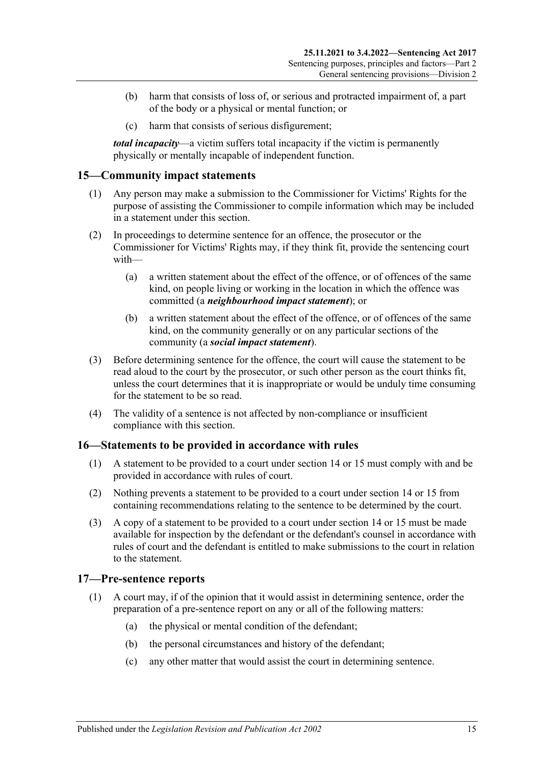(b) harm that consists of loss of, or serious and protracted impairment of, a part of the body or a physical or mental function; or

(c) harm that consists of serious disfigurement;

***total incapacity***—a victim suffers total incapacity if the victim is permanently physically or mentally incapable of independent function.

## 15—Community impact statements

(1) Any person may make a submission to the Commissioner for Victims' Rights for the purpose of assisting the Commissioner to compile information which may be included in a statement under this section.

(2) In proceedings to determine sentence for an offence, the prosecutor or the Commissioner for Victims' Rights may, if they think fit, provide the sentencing court with—

(a) a written statement about the effect of the offence, or of offences of the same kind, on people living or working in the location in which the offence was committed (a ***neighbourhood impact statement***); or

(b) a written statement about the effect of the offence, or of offences of the same kind, on the community generally or on any particular sections of the community (a ***social impact statement***).

(3) Before determining sentence for the offence, the court will cause the statement to be read aloud to the court by the prosecutor, or such other person as the court thinks fit, unless the court determines that it is inappropriate or would be unduly time consuming for the statement to be so read.

(4) The validity of a sentence is not affected by non-compliance or insufficient compliance with this section.

## 16—Statements to be provided in accordance with rules

(1) A statement to be provided to a court under section 14 or 15 must comply with and be provided in accordance with rules of court.

(2) Nothing prevents a statement to be provided to a court under section 14 or 15 from containing recommendations relating to the sentence to be determined by the court.

(3) A copy of a statement to be provided to a court under section 14 or 15 must be made available for inspection by the defendant or the defendant's counsel in accordance with rules of court and the defendant is entitled to make submissions to the court in relation to the statement.

## 17—Pre-sentence reports

(1) A court may, if of the opinion that it would assist in determining sentence, order the preparation of a pre-sentence report on any or all of the following matters:

(a) the physical or mental condition of the defendant;

(b) the personal circumstances and history of the defendant;

(c) any other matter that would assist the court in determining sentence.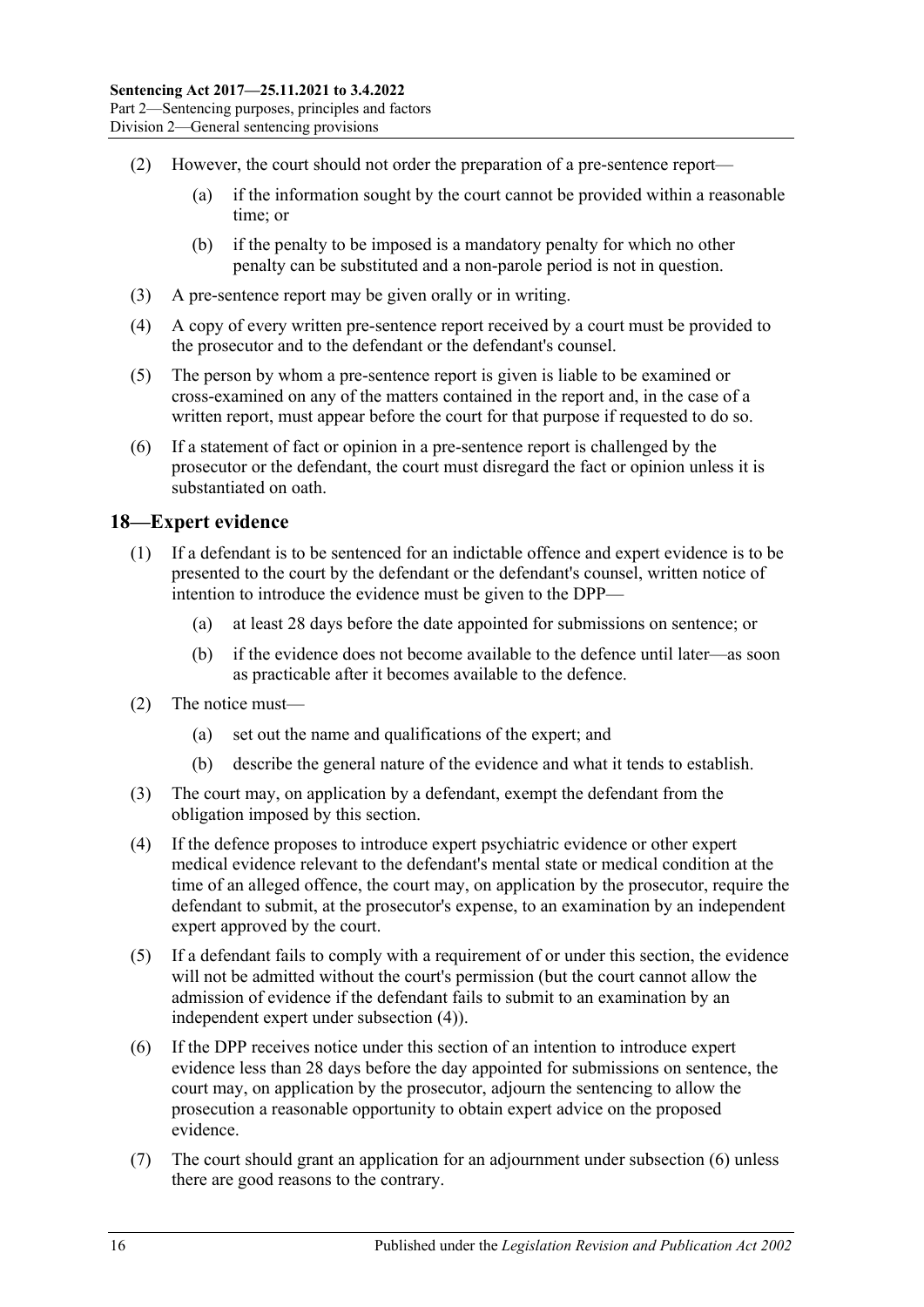(2) However, the court should not order the preparation of a pre-sentence report—

(a) if the information sought by the court cannot be provided within a reasonable time; or

(b) if the penalty to be imposed is a mandatory penalty for which no other penalty can be substituted and a non-parole period is not in question.

(3) A pre-sentence report may be given orally or in writing.

(4) A copy of every written pre-sentence report received by a court must be provided to the prosecutor and to the defendant or the defendant's counsel.

(5) The person by whom a pre-sentence report is given is liable to be examined or cross-examined on any of the matters contained in the report and, in the case of a written report, must appear before the court for that purpose if requested to do so.

(6) If a statement of fact or opinion in a pre-sentence report is challenged by the prosecutor or the defendant, the court must disregard the fact or opinion unless it is substantiated on oath.

## 18—Expert evidence

(1) If a defendant is to be sentenced for an indictable offence and expert evidence is to be presented to the court by the defendant or the defendant's counsel, written notice of intention to introduce the evidence must be given to the DPP—

(a) at least 28 days before the date appointed for submissions on sentence; or

(b) if the evidence does not become available to the defence until later—as soon as practicable after it becomes available to the defence.

(2) The notice must—

(a) set out the name and qualifications of the expert; and

(b) describe the general nature of the evidence and what it tends to establish.

(3) The court may, on application by a defendant, exempt the defendant from the obligation imposed by this section.

(4) If the defence proposes to introduce expert psychiatric evidence or other expert medical evidence relevant to the defendant's mental state or medical condition at the time of an alleged offence, the court may, on application by the prosecutor, require the defendant to submit, at the prosecutor's expense, to an examination by an independent expert approved by the court.

(5) If a defendant fails to comply with a requirement of or under this section, the evidence will not be admitted without the court's permission (but the court cannot allow the admission of evidence if the defendant fails to submit to an examination by an independent expert under subsection (4)).

(6) If the DPP receives notice under this section of an intention to introduce expert evidence less than 28 days before the day appointed for submissions on sentence, the court may, on application by the prosecutor, adjourn the sentencing to allow the prosecution a reasonable opportunity to obtain expert advice on the proposed evidence.

(7) The court should grant an application for an adjournment under subsection (6) unless there are good reasons to the contrary.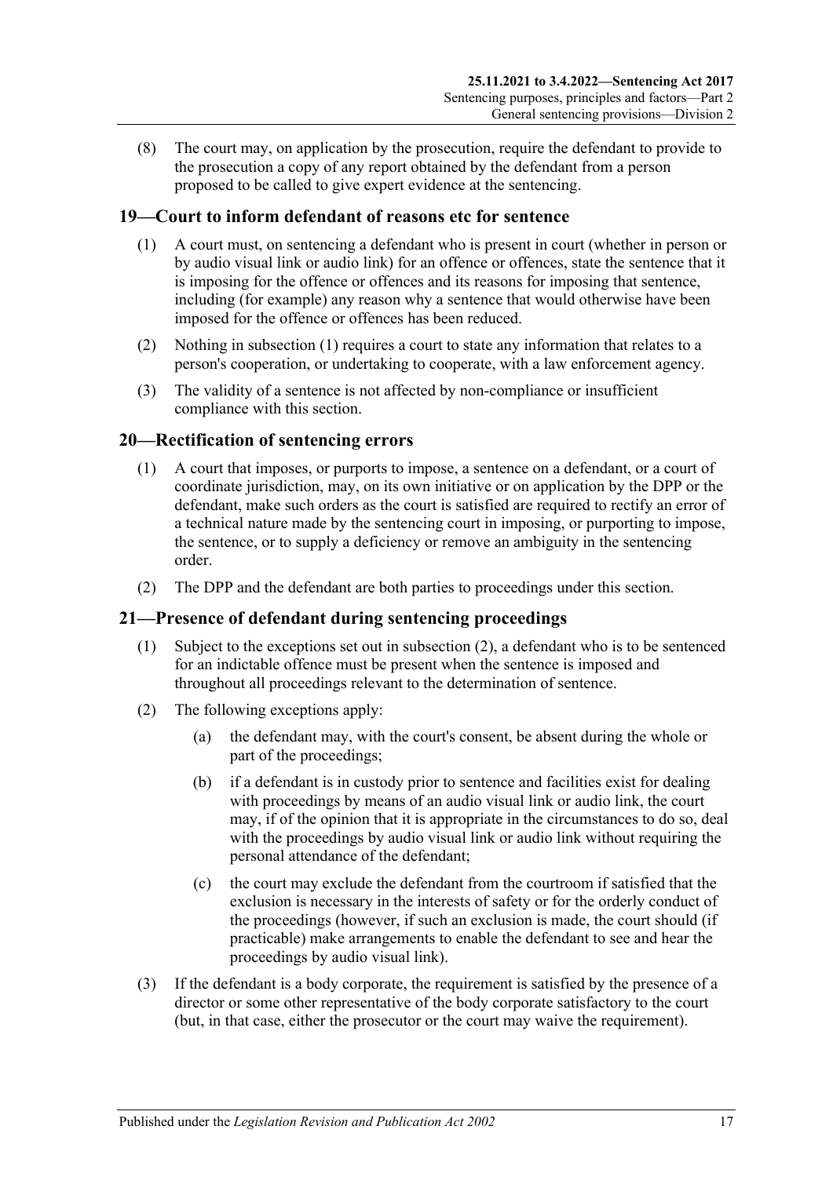(8) The court may, on application by the prosecution, require the defendant to provide to the prosecution a copy of any report obtained by the defendant from a person proposed to be called to give expert evidence at the sentencing.

## 19—Court to inform defendant of reasons etc for sentence

(1) A court must, on sentencing a defendant who is present in court (whether in person or by audio visual link or audio link) for an offence or offences, state the sentence that it is imposing for the offence or offences and its reasons for imposing that sentence, including (for example) any reason why a sentence that would otherwise have been imposed for the offence or offences has been reduced.

(2) Nothing in subsection (1) requires a court to state any information that relates to a person's cooperation, or undertaking to cooperate, with a law enforcement agency.

(3) The validity of a sentence is not affected by non-compliance or insufficient compliance with this section.

## 20—Rectification of sentencing errors

(1) A court that imposes, or purports to impose, a sentence on a defendant, or a court of coordinate jurisdiction, may, on its own initiative or on application by the DPP or the defendant, make such orders as the court is satisfied are required to rectify an error of a technical nature made by the sentencing court in imposing, or purporting to impose, the sentence, or to supply a deficiency or remove an ambiguity in the sentencing order.

(2) The DPP and the defendant are both parties to proceedings under this section.

## 21—Presence of defendant during sentencing proceedings

(1) Subject to the exceptions set out in subsection (2), a defendant who is to be sentenced for an indictable offence must be present when the sentence is imposed and throughout all proceedings relevant to the determination of sentence.

(2) The following exceptions apply:

(a) the defendant may, with the court's consent, be absent during the whole or part of the proceedings;

(b) if a defendant is in custody prior to sentence and facilities exist for dealing with proceedings by means of an audio visual link or audio link, the court may, if of the opinion that it is appropriate in the circumstances to do so, deal with the proceedings by audio visual link or audio link without requiring the personal attendance of the defendant;

(c) the court may exclude the defendant from the courtroom if satisfied that the exclusion is necessary in the interests of safety or for the orderly conduct of the proceedings (however, if such an exclusion is made, the court should (if practicable) make arrangements to enable the defendant to see and hear the proceedings by audio visual link).

(3) If the defendant is a body corporate, the requirement is satisfied by the presence of a director or some other representative of the body corporate satisfactory to the court (but, in that case, either the prosecutor or the court may waive the requirement).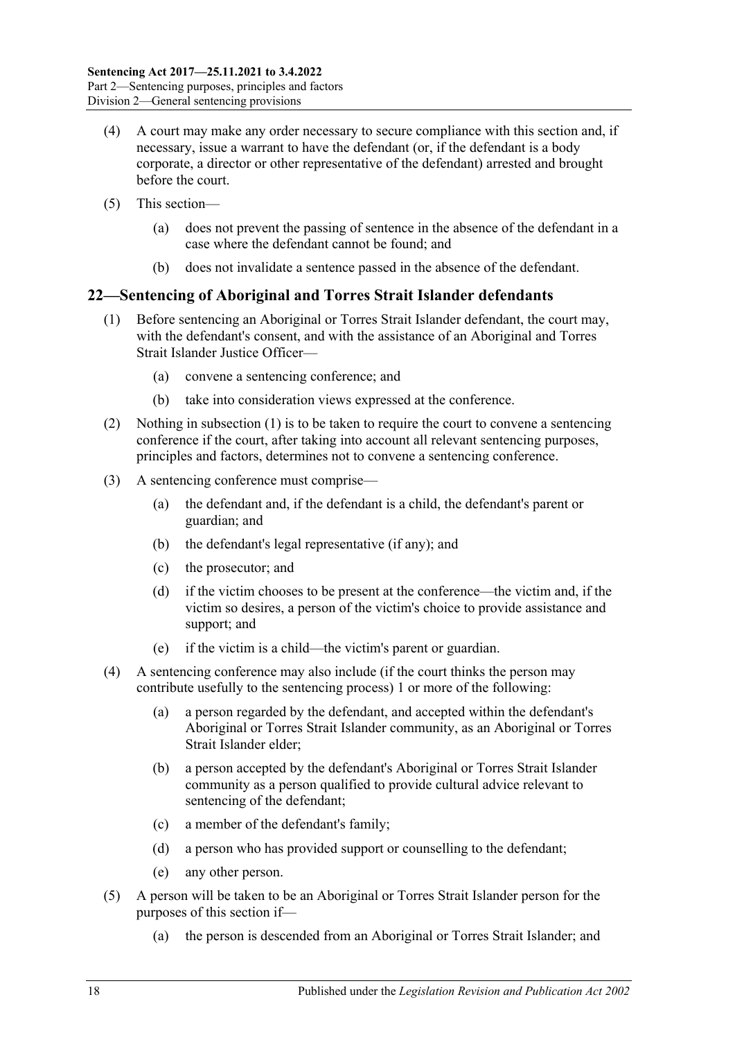(4) A court may make any order necessary to secure compliance with this section and, if necessary, issue a warrant to have the defendant (or, if the defendant is a body corporate, a director or other representative of the defendant) arrested and brought before the court.

(5) This section—

(a) does not prevent the passing of sentence in the absence of the defendant in a case where the defendant cannot be found; and

(b) does not invalidate a sentence passed in the absence of the defendant.

## 22—Sentencing of Aboriginal and Torres Strait Islander defendants

(1) Before sentencing an Aboriginal or Torres Strait Islander defendant, the court may, with the defendant's consent, and with the assistance of an Aboriginal and Torres Strait Islander Justice Officer—

(a) convene a sentencing conference; and

(b) take into consideration views expressed at the conference.

(2) Nothing in subsection (1) is to be taken to require the court to convene a sentencing conference if the court, after taking into account all relevant sentencing purposes, principles and factors, determines not to convene a sentencing conference.

(3) A sentencing conference must comprise—

(a) the defendant and, if the defendant is a child, the defendant's parent or guardian; and

(b) the defendant's legal representative (if any); and

(c) the prosecutor; and

(d) if the victim chooses to be present at the conference—the victim and, if the victim so desires, a person of the victim's choice to provide assistance and support; and

(e) if the victim is a child—the victim's parent or guardian.

(4) A sentencing conference may also include (if the court thinks the person may contribute usefully to the sentencing process) 1 or more of the following:

(a) a person regarded by the defendant, and accepted within the defendant's Aboriginal or Torres Strait Islander community, as an Aboriginal or Torres Strait Islander elder;

(b) a person accepted by the defendant's Aboriginal or Torres Strait Islander community as a person qualified to provide cultural advice relevant to sentencing of the defendant;

(c) a member of the defendant's family;

(d) a person who has provided support or counselling to the defendant;

(e) any other person.

(5) A person will be taken to be an Aboriginal or Torres Strait Islander person for the purposes of this section if—

(a) the person is descended from an Aboriginal or Torres Strait Islander; and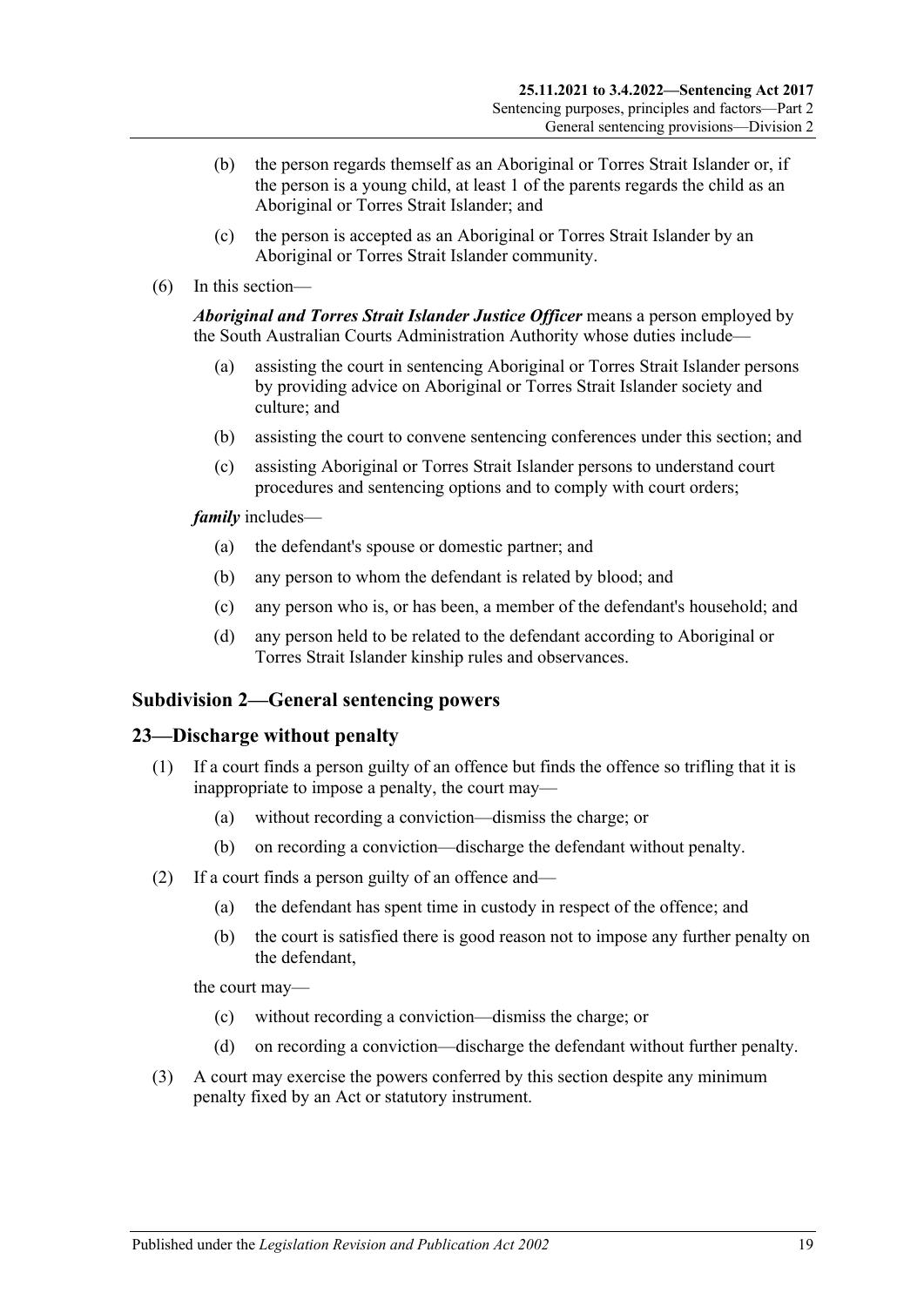- (b) the person regards themself as an Aboriginal or Torres Strait Islander or, if the person is a young child, at least 1 of the parents regards the child as an Aboriginal or Torres Strait Islander; and
- (c) the person is accepted as an Aboriginal or Torres Strait Islander by an Aboriginal or Torres Strait Islander community.

(6) In this section—

***Aboriginal and Torres Strait Islander Justice Officer*** means a person employed by the South Australian Courts Administration Authority whose duties include—

- (a) assisting the court in sentencing Aboriginal or Torres Strait Islander persons by providing advice on Aboriginal or Torres Strait Islander society and culture; and
- (b) assisting the court to convene sentencing conferences under this section; and
- (c) assisting Aboriginal or Torres Strait Islander persons to understand court procedures and sentencing options and to comply with court orders;

***family*** includes—

- (a) the defendant's spouse or domestic partner; and
- (b) any person to whom the defendant is related by blood; and
- (c) any person who is, or has been, a member of the defendant's household; and
- (d) any person held to be related to the defendant according to Aboriginal or Torres Strait Islander kinship rules and observances.

## Subdivision 2—General sentencing powers

## 23—Discharge without penalty

(1) If a court finds a person guilty of an offence but finds the offence so trifling that it is inappropriate to impose a penalty, the court may—

- (a) without recording a conviction—dismiss the charge; or
- (b) on recording a conviction—discharge the defendant without penalty.

(2) If a court finds a person guilty of an offence and—

- (a) the defendant has spent time in custody in respect of the offence; and
- (b) the court is satisfied there is good reason not to impose any further penalty on the defendant,

the court may—

- (c) without recording a conviction—dismiss the charge; or
- (d) on recording a conviction—discharge the defendant without further penalty.

(3) A court may exercise the powers conferred by this section despite any minimum penalty fixed by an Act or statutory instrument.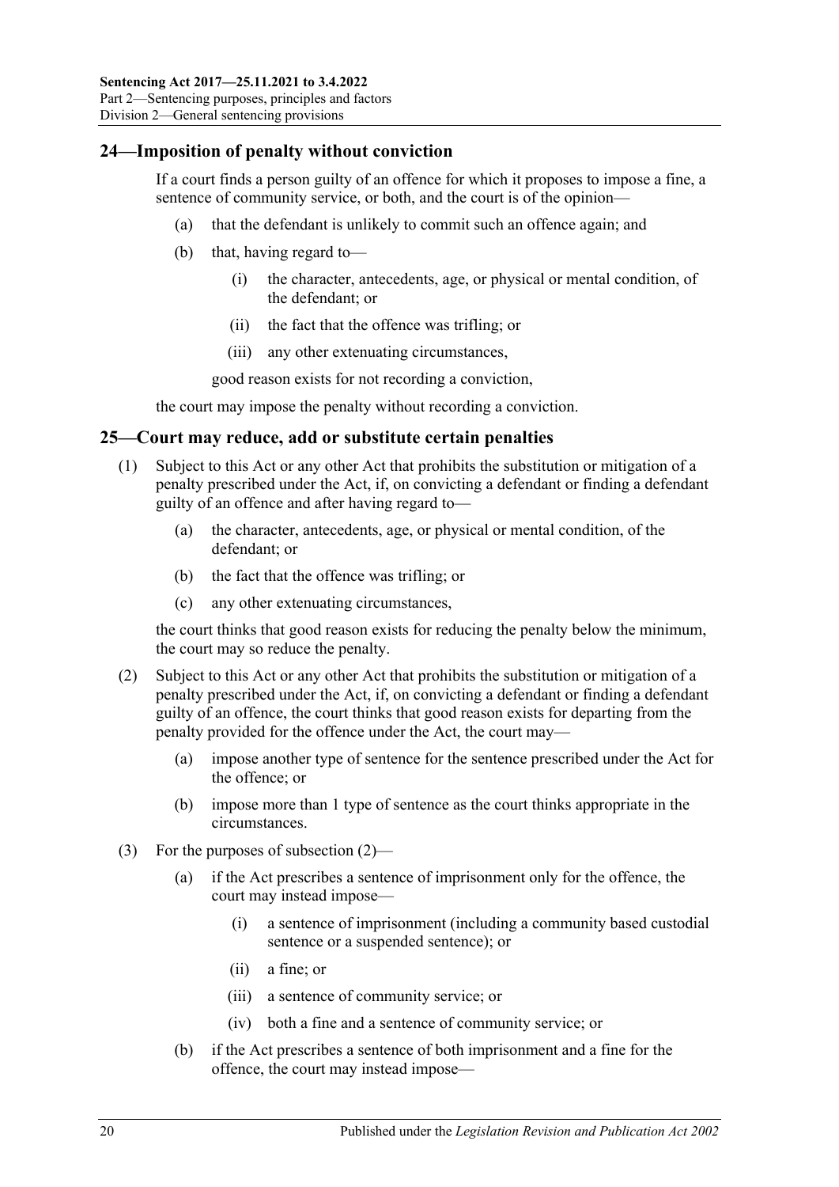## 24—Imposition of penalty without conviction

If a court finds a person guilty of an offence for which it proposes to impose a fine, a sentence of community service, or both, and the court is of the opinion—

(a) that the defendant is unlikely to commit such an offence again; and

(b) that, having regard to—

(i) the character, antecedents, age, or physical or mental condition, of the defendant; or

(ii) the fact that the offence was trifling; or

(iii) any other extenuating circumstances,

good reason exists for not recording a conviction,

the court may impose the penalty without recording a conviction.

## 25—Court may reduce, add or substitute certain penalties

(1) Subject to this Act or any other Act that prohibits the substitution or mitigation of a penalty prescribed under the Act, if, on convicting a defendant or finding a defendant guilty of an offence and after having regard to—

(a) the character, antecedents, age, or physical or mental condition, of the defendant; or

(b) the fact that the offence was trifling; or

(c) any other extenuating circumstances,

the court thinks that good reason exists for reducing the penalty below the minimum, the court may so reduce the penalty.

(2) Subject to this Act or any other Act that prohibits the substitution or mitigation of a penalty prescribed under the Act, if, on convicting a defendant or finding a defendant guilty of an offence, the court thinks that good reason exists for departing from the penalty provided for the offence under the Act, the court may—

(a) impose another type of sentence for the sentence prescribed under the Act for the offence; or

(b) impose more than 1 type of sentence as the court thinks appropriate in the circumstances.

(3) For the purposes of subsection (2)—

(a) if the Act prescribes a sentence of imprisonment only for the offence, the court may instead impose—

(i) a sentence of imprisonment (including a community based custodial sentence or a suspended sentence); or

(ii) a fine; or

(iii) a sentence of community service; or

(iv) both a fine and a sentence of community service; or

(b) if the Act prescribes a sentence of both imprisonment and a fine for the offence, the court may instead impose—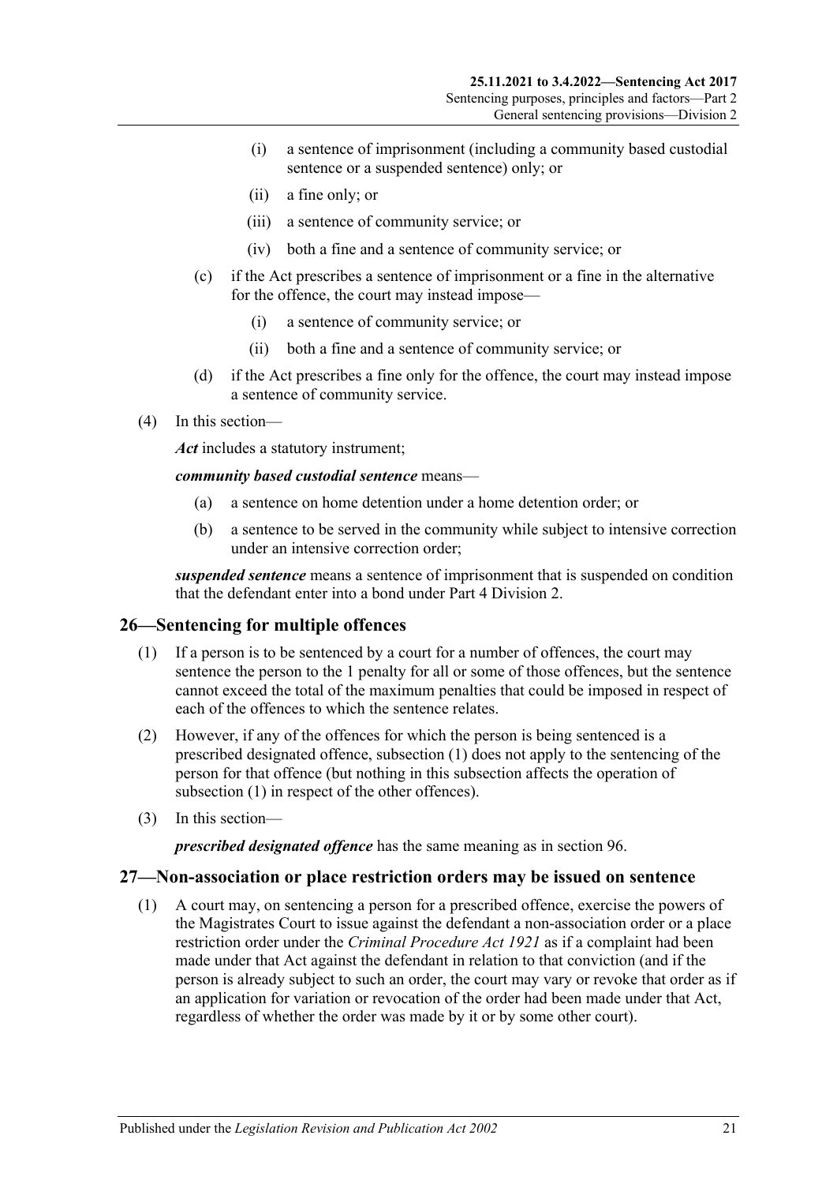(i) a sentence of imprisonment (including a community based custodial sentence or a suspended sentence) only; or

(ii) a fine only; or

(iii) a sentence of community service; or

(iv) both a fine and a sentence of community service; or

(c) if the Act prescribes a sentence of imprisonment or a fine in the alternative for the offence, the court may instead impose—

(i) a sentence of community service; or

(ii) both a fine and a sentence of community service; or

(d) if the Act prescribes a fine only for the offence, the court may instead impose a sentence of community service.

(4) In this section—

***Act*** includes a statutory instrument;

***community based custodial sentence*** means—

(a) a sentence on home detention under a home detention order; or

(b) a sentence to be served in the community while subject to intensive correction under an intensive correction order;

***suspended sentence*** means a sentence of imprisonment that is suspended on condition that the defendant enter into a bond under Part 4 Division 2.

## 26—Sentencing for multiple offences

(1) If a person is to be sentenced by a court for a number of offences, the court may sentence the person to the 1 penalty for all or some of those offences, but the sentence cannot exceed the total of the maximum penalties that could be imposed in respect of each of the offences to which the sentence relates.

(2) However, if any of the offences for which the person is being sentenced is a prescribed designated offence, subsection (1) does not apply to the sentencing of the person for that offence (but nothing in this subsection affects the operation of subsection (1) in respect of the other offences).

(3) In this section—

***prescribed designated offence*** has the same meaning as in section 96.

## 27—Non-association or place restriction orders may be issued on sentence

(1) A court may, on sentencing a person for a prescribed offence, exercise the powers of the Magistrates Court to issue against the defendant a non-association order or a place restriction order under the *Criminal Procedure Act 1921* as if a complaint had been made under that Act against the defendant in relation to that conviction (and if the person is already subject to such an order, the court may vary or revoke that order as if an application for variation or revocation of the order had been made under that Act, regardless of whether the order was made by it or by some other court).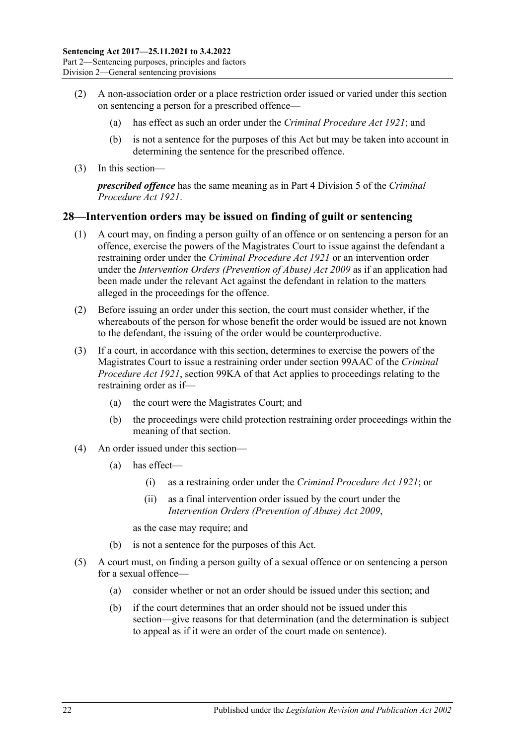(2) A non-association order or a place restriction order issued or varied under this section on sentencing a person for a prescribed offence—

(a) has effect as such an order under the *Criminal Procedure Act 1921*; and

(b) is not a sentence for the purposes of this Act but may be taken into account in determining the sentence for the prescribed offence.

(3) In this section—

***prescribed offence*** has the same meaning as in Part 4 Division 5 of the *Criminal Procedure Act 1921*.

## 28—Intervention orders may be issued on finding of guilt or sentencing

(1) A court may, on finding a person guilty of an offence or on sentencing a person for an offence, exercise the powers of the Magistrates Court to issue against the defendant a restraining order under the *Criminal Procedure Act 1921* or an intervention order under the *Intervention Orders (Prevention of Abuse) Act 2009* as if an application had been made under the relevant Act against the defendant in relation to the matters alleged in the proceedings for the offence.

(2) Before issuing an order under this section, the court must consider whether, if the whereabouts of the person for whose benefit the order would be issued are not known to the defendant, the issuing of the order would be counterproductive.

(3) If a court, in accordance with this section, determines to exercise the powers of the Magistrates Court to issue a restraining order under section 99AAC of the *Criminal Procedure Act 1921*, section 99KA of that Act applies to proceedings relating to the restraining order as if—

(a) the court were the Magistrates Court; and

(b) the proceedings were child protection restraining order proceedings within the meaning of that section.

(4) An order issued under this section—

(a) has effect—

(i) as a restraining order under the *Criminal Procedure Act 1921*; or

(ii) as a final intervention order issued by the court under the *Intervention Orders (Prevention of Abuse) Act 2009*,

as the case may require; and

(b) is not a sentence for the purposes of this Act.

(5) A court must, on finding a person guilty of a sexual offence or on sentencing a person for a sexual offence—

(a) consider whether or not an order should be issued under this section; and

(b) if the court determines that an order should not be issued under this section—give reasons for that determination (and the determination is subject to appeal as if it were an order of the court made on sentence).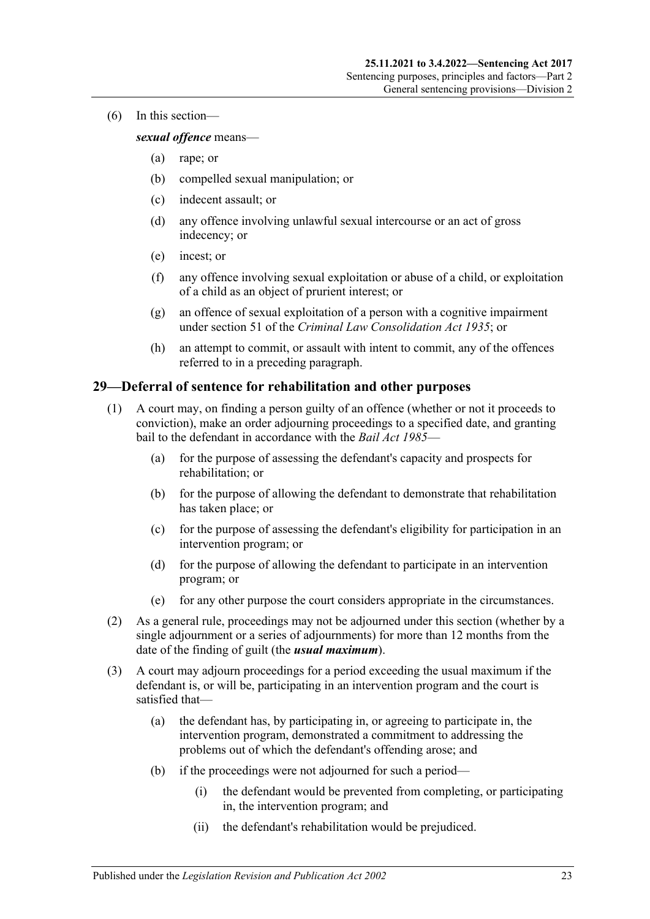(6) In this section—

***sexual offence*** means—

(a) rape; or

(b) compelled sexual manipulation; or

(c) indecent assault; or

(d) any offence involving unlawful sexual intercourse or an act of gross indecency; or

(e) incest; or

(f) any offence involving sexual exploitation or abuse of a child, or exploitation of a child as an object of prurient interest; or

(g) an offence of sexual exploitation of a person with a cognitive impairment under section 51 of the *Criminal Law Consolidation Act 1935*; or

(h) an attempt to commit, or assault with intent to commit, any of the offences referred to in a preceding paragraph.

## 29—Deferral of sentence for rehabilitation and other purposes

(1) A court may, on finding a person guilty of an offence (whether or not it proceeds to conviction), make an order adjourning proceedings to a specified date, and granting bail to the defendant in accordance with the *Bail Act 1985*—

(a) for the purpose of assessing the defendant's capacity and prospects for rehabilitation; or

(b) for the purpose of allowing the defendant to demonstrate that rehabilitation has taken place; or

(c) for the purpose of assessing the defendant's eligibility for participation in an intervention program; or

(d) for the purpose of allowing the defendant to participate in an intervention program; or

(e) for any other purpose the court considers appropriate in the circumstances.

(2) As a general rule, proceedings may not be adjourned under this section (whether by a single adjournment or a series of adjournments) for more than 12 months from the date of the finding of guilt (the ***usual maximum***).

(3) A court may adjourn proceedings for a period exceeding the usual maximum if the defendant is, or will be, participating in an intervention program and the court is satisfied that—

(a) the defendant has, by participating in, or agreeing to participate in, the intervention program, demonstrated a commitment to addressing the problems out of which the defendant's offending arose; and

(b) if the proceedings were not adjourned for such a period—

(i) the defendant would be prevented from completing, or participating in, the intervention program; and

(ii) the defendant's rehabilitation would be prejudiced.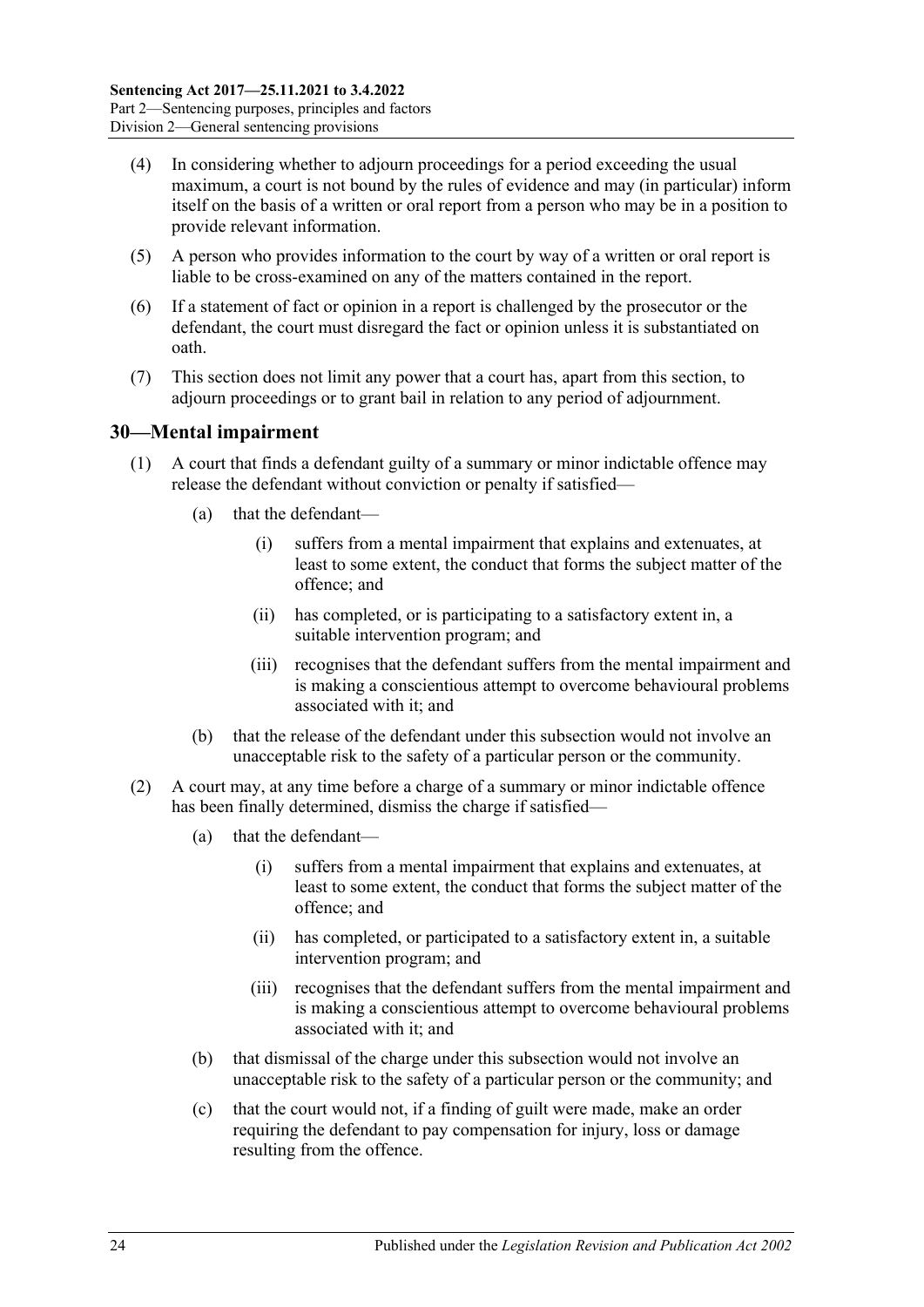(4) In considering whether to adjourn proceedings for a period exceeding the usual maximum, a court is not bound by the rules of evidence and may (in particular) inform itself on the basis of a written or oral report from a person who may be in a position to provide relevant information.

(5) A person who provides information to the court by way of a written or oral report is liable to be cross-examined on any of the matters contained in the report.

(6) If a statement of fact or opinion in a report is challenged by the prosecutor or the defendant, the court must disregard the fact or opinion unless it is substantiated on oath.

(7) This section does not limit any power that a court has, apart from this section, to adjourn proceedings or to grant bail in relation to any period of adjournment.

## 30—Mental impairment

(1) A court that finds a defendant guilty of a summary or minor indictable offence may release the defendant without conviction or penalty if satisfied—

- (a) that the defendant—
  - (i) suffers from a mental impairment that explains and extenuates, at least to some extent, the conduct that forms the subject matter of the offence; and
  - (ii) has completed, or is participating to a satisfactory extent in, a suitable intervention program; and
  - (iii) recognises that the defendant suffers from the mental impairment and is making a conscientious attempt to overcome behavioural problems associated with it; and
- (b) that the release of the defendant under this subsection would not involve an unacceptable risk to the safety of a particular person or the community.

(2) A court may, at any time before a charge of a summary or minor indictable offence has been finally determined, dismiss the charge if satisfied—

- (a) that the defendant—
  - (i) suffers from a mental impairment that explains and extenuates, at least to some extent, the conduct that forms the subject matter of the offence; and
  - (ii) has completed, or participated to a satisfactory extent in, a suitable intervention program; and
  - (iii) recognises that the defendant suffers from the mental impairment and is making a conscientious attempt to overcome behavioural problems associated with it; and
- (b) that dismissal of the charge under this subsection would not involve an unacceptable risk to the safety of a particular person or the community; and
- (c) that the court would not, if a finding of guilt were made, make an order requiring the defendant to pay compensation for injury, loss or damage resulting from the offence.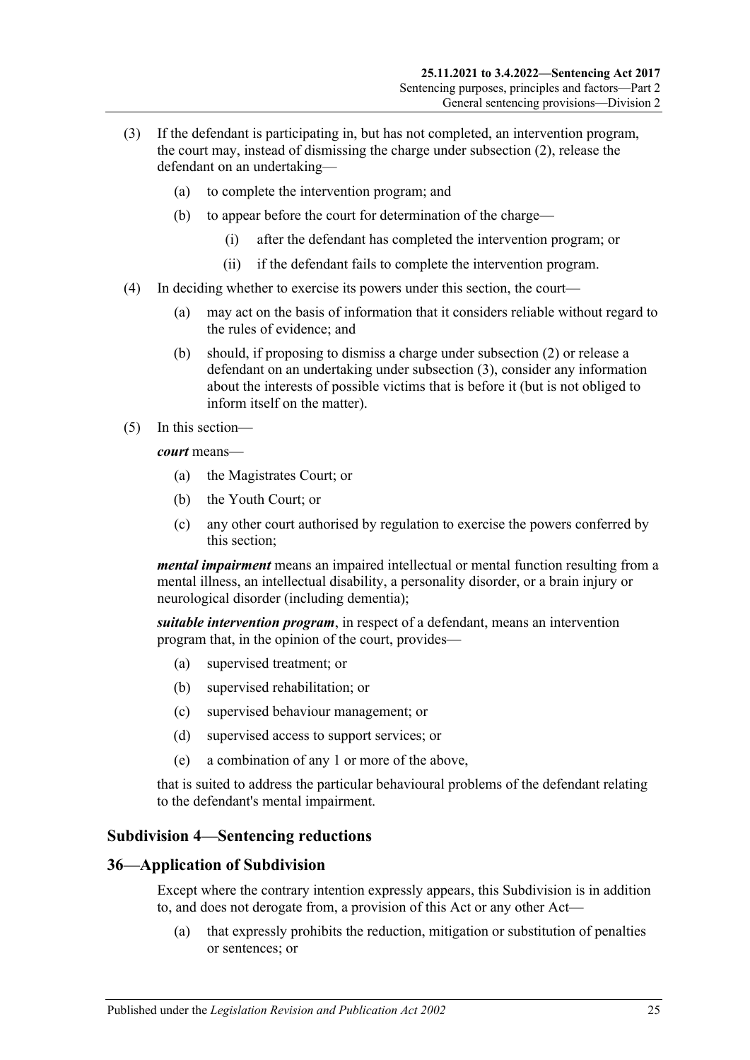(3) If the defendant is participating in, but has not completed, an intervention program, the court may, instead of dismissing the charge under subsection (2), release the defendant on an undertaking—

   (a) to complete the intervention program; and

   (b) to appear before the court for determination of the charge—

      (i) after the defendant has completed the intervention program; or

      (ii) if the defendant fails to complete the intervention program.

(4) In deciding whether to exercise its powers under this section, the court—

   (a) may act on the basis of information that it considers reliable without regard to the rules of evidence; and

   (b) should, if proposing to dismiss a charge under subsection (2) or release a defendant on an undertaking under subsection (3), consider any information about the interests of possible victims that is before it (but is not obliged to inform itself on the matter).

(5) In this section—

***court*** means—

   (a) the Magistrates Court; or

   (b) the Youth Court; or

   (c) any other court authorised by regulation to exercise the powers conferred by this section;

***mental impairment*** means an impaired intellectual or mental function resulting from a mental illness, an intellectual disability, a personality disorder, or a brain injury or neurological disorder (including dementia);

***suitable intervention program***, in respect of a defendant, means an intervention program that, in the opinion of the court, provides—

   (a) supervised treatment; or

   (b) supervised rehabilitation; or

   (c) supervised behaviour management; or

   (d) supervised access to support services; or

   (e) a combination of any 1 or more of the above,

that is suited to address the particular behavioural problems of the defendant relating to the defendant's mental impairment.

## Subdivision 4—Sentencing reductions

## 36—Application of Subdivision

Except where the contrary intention expressly appears, this Subdivision is in addition to, and does not derogate from, a provision of this Act or any other Act—

   (a) that expressly prohibits the reduction, mitigation or substitution of penalties or sentences; or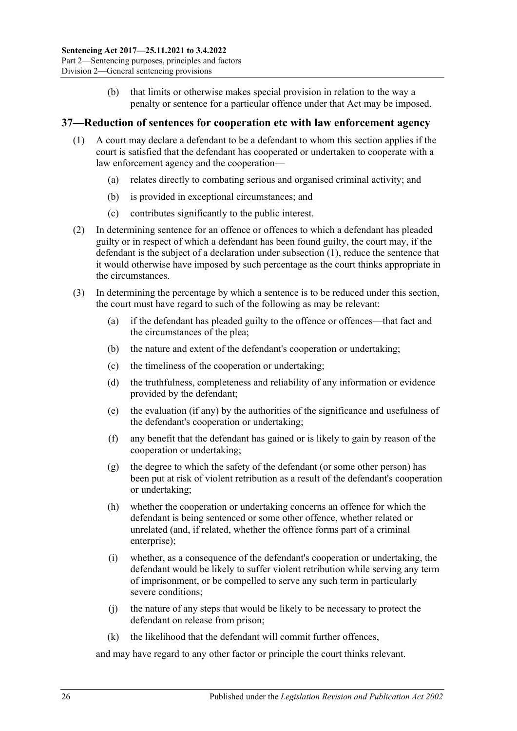(b) that limits or otherwise makes special provision in relation to the way a penalty or sentence for a particular offence under that Act may be imposed.

## 37—Reduction of sentences for cooperation etc with law enforcement agency

(1) A court may declare a defendant to be a defendant to whom this section applies if the court is satisfied that the defendant has cooperated or undertaken to cooperate with a law enforcement agency and the cooperation—

(a) relates directly to combating serious and organised criminal activity; and

(b) is provided in exceptional circumstances; and

(c) contributes significantly to the public interest.

(2) In determining sentence for an offence or offences to which a defendant has pleaded guilty or in respect of which a defendant has been found guilty, the court may, if the defendant is the subject of a declaration under subsection (1), reduce the sentence that it would otherwise have imposed by such percentage as the court thinks appropriate in the circumstances.

(3) In determining the percentage by which a sentence is to be reduced under this section, the court must have regard to such of the following as may be relevant:

(a) if the defendant has pleaded guilty to the offence or offences—that fact and the circumstances of the plea;

(b) the nature and extent of the defendant's cooperation or undertaking;

(c) the timeliness of the cooperation or undertaking;

(d) the truthfulness, completeness and reliability of any information or evidence provided by the defendant;

(e) the evaluation (if any) by the authorities of the significance and usefulness of the defendant's cooperation or undertaking;

(f) any benefit that the defendant has gained or is likely to gain by reason of the cooperation or undertaking;

(g) the degree to which the safety of the defendant (or some other person) has been put at risk of violent retribution as a result of the defendant's cooperation or undertaking;

(h) whether the cooperation or undertaking concerns an offence for which the defendant is being sentenced or some other offence, whether related or unrelated (and, if related, whether the offence forms part of a criminal enterprise);

(i) whether, as a consequence of the defendant's cooperation or undertaking, the defendant would be likely to suffer violent retribution while serving any term of imprisonment, or be compelled to serve any such term in particularly severe conditions;

(j) the nature of any steps that would be likely to be necessary to protect the defendant on release from prison;

(k) the likelihood that the defendant will commit further offences,

and may have regard to any other factor or principle the court thinks relevant.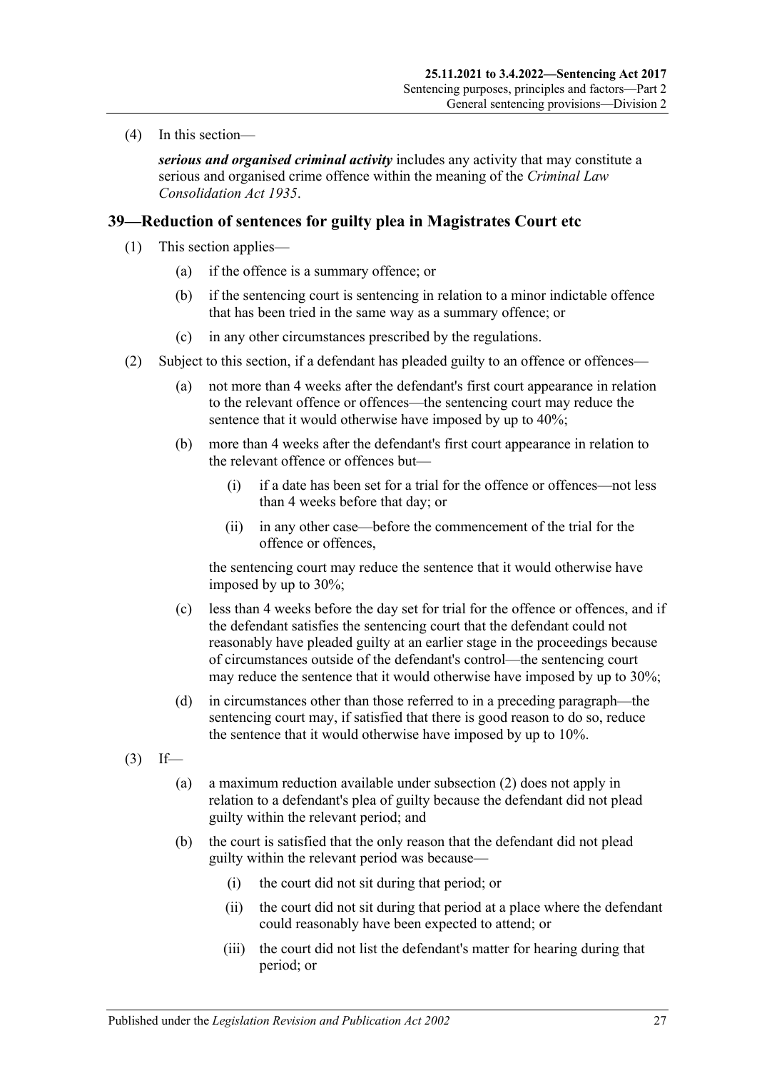(4) In this section—

***serious and organised criminal activity*** includes any activity that may constitute a serious and organised crime offence within the meaning of the *Criminal Law Consolidation Act 1935*.

## 39—Reduction of sentences for guilty plea in Magistrates Court etc

(1) This section applies—

(a) if the offence is a summary offence; or

(b) if the sentencing court is sentencing in relation to a minor indictable offence that has been tried in the same way as a summary offence; or

(c) in any other circumstances prescribed by the regulations.

(2) Subject to this section, if a defendant has pleaded guilty to an offence or offences—

(a) not more than 4 weeks after the defendant's first court appearance in relation to the relevant offence or offences—the sentencing court may reduce the sentence that it would otherwise have imposed by up to 40%;

(b) more than 4 weeks after the defendant's first court appearance in relation to the relevant offence or offences but—

(i) if a date has been set for a trial for the offence or offences—not less than 4 weeks before that day; or

(ii) in any other case—before the commencement of the trial for the offence or offences,

the sentencing court may reduce the sentence that it would otherwise have imposed by up to 30%;

(c) less than 4 weeks before the day set for trial for the offence or offences, and if the defendant satisfies the sentencing court that the defendant could not reasonably have pleaded guilty at an earlier stage in the proceedings because of circumstances outside of the defendant's control—the sentencing court may reduce the sentence that it would otherwise have imposed by up to 30%;

(d) in circumstances other than those referred to in a preceding paragraph—the sentencing court may, if satisfied that there is good reason to do so, reduce the sentence that it would otherwise have imposed by up to 10%.

(3) If—

(a) a maximum reduction available under subsection (2) does not apply in relation to a defendant's plea of guilty because the defendant did not plead guilty within the relevant period; and

(b) the court is satisfied that the only reason that the defendant did not plead guilty within the relevant period was because—

(i) the court did not sit during that period; or

(ii) the court did not sit during that period at a place where the defendant could reasonably have been expected to attend; or

(iii) the court did not list the defendant's matter for hearing during that period; or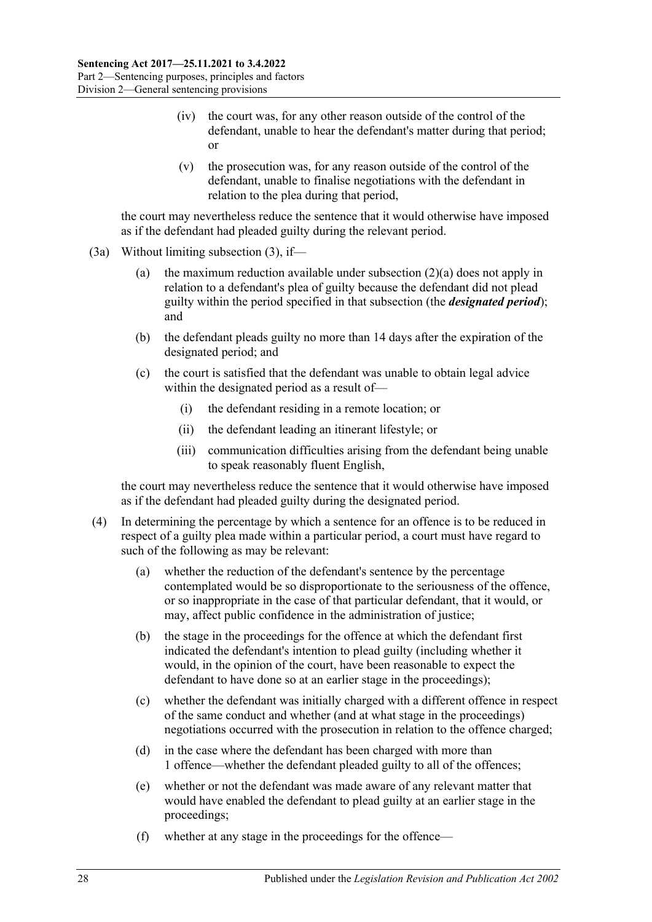(iv) the court was, for any other reason outside of the control of the defendant, unable to hear the defendant's matter during that period; or

(v) the prosecution was, for any reason outside of the control of the defendant, unable to finalise negotiations with the defendant in relation to the plea during that period,

the court may nevertheless reduce the sentence that it would otherwise have imposed as if the defendant had pleaded guilty during the relevant period.

(3a) Without limiting subsection (3), if—

(a) the maximum reduction available under subsection (2)(a) does not apply in relation to a defendant's plea of guilty because the defendant did not plead guilty within the period specified in that subsection (the ***designated period***); and

(b) the defendant pleads guilty no more than 14 days after the expiration of the designated period; and

(c) the court is satisfied that the defendant was unable to obtain legal advice within the designated period as a result of—

(i) the defendant residing in a remote location; or

(ii) the defendant leading an itinerant lifestyle; or

(iii) communication difficulties arising from the defendant being unable to speak reasonably fluent English,

the court may nevertheless reduce the sentence that it would otherwise have imposed as if the defendant had pleaded guilty during the designated period.

(4) In determining the percentage by which a sentence for an offence is to be reduced in respect of a guilty plea made within a particular period, a court must have regard to such of the following as may be relevant:

(a) whether the reduction of the defendant's sentence by the percentage contemplated would be so disproportionate to the seriousness of the offence, or so inappropriate in the case of that particular defendant, that it would, or may, affect public confidence in the administration of justice;

(b) the stage in the proceedings for the offence at which the defendant first indicated the defendant's intention to plead guilty (including whether it would, in the opinion of the court, have been reasonable to expect the defendant to have done so at an earlier stage in the proceedings);

(c) whether the defendant was initially charged with a different offence in respect of the same conduct and whether (and at what stage in the proceedings) negotiations occurred with the prosecution in relation to the offence charged;

(d) in the case where the defendant has been charged with more than 1 offence—whether the defendant pleaded guilty to all of the offences;

(e) whether or not the defendant was made aware of any relevant matter that would have enabled the defendant to plead guilty at an earlier stage in the proceedings;

(f) whether at any stage in the proceedings for the offence—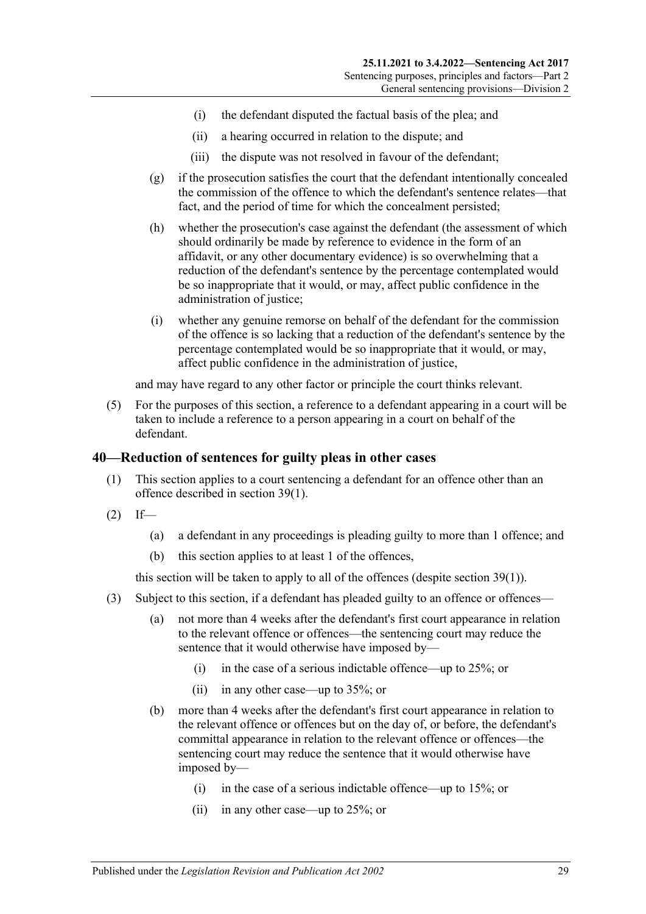(i) the defendant disputed the factual basis of the plea; and

(ii) a hearing occurred in relation to the dispute; and

(iii) the dispute was not resolved in favour of the defendant;

(g) if the prosecution satisfies the court that the defendant intentionally concealed the commission of the offence to which the defendant's sentence relates—that fact, and the period of time for which the concealment persisted;

(h) whether the prosecution's case against the defendant (the assessment of which should ordinarily be made by reference to evidence in the form of an affidavit, or any other documentary evidence) is so overwhelming that a reduction of the defendant's sentence by the percentage contemplated would be so inappropriate that it would, or may, affect public confidence in the administration of justice;

(i) whether any genuine remorse on behalf of the defendant for the commission of the offence is so lacking that a reduction of the defendant's sentence by the percentage contemplated would be so inappropriate that it would, or may, affect public confidence in the administration of justice,

and may have regard to any other factor or principle the court thinks relevant.

(5) For the purposes of this section, a reference to a defendant appearing in a court will be taken to include a reference to a person appearing in a court on behalf of the defendant.

## 40—Reduction of sentences for guilty pleas in other cases

(1) This section applies to a court sentencing a defendant for an offence other than an offence described in section 39(1).

(2) If—

(a) a defendant in any proceedings is pleading guilty to more than 1 offence; and

(b) this section applies to at least 1 of the offences,

this section will be taken to apply to all of the offences (despite section 39(1)).

(3) Subject to this section, if a defendant has pleaded guilty to an offence or offences—

(a) not more than 4 weeks after the defendant's first court appearance in relation to the relevant offence or offences—the sentencing court may reduce the sentence that it would otherwise have imposed by—

(i) in the case of a serious indictable offence—up to 25%; or

(ii) in any other case—up to 35%; or

(b) more than 4 weeks after the defendant's first court appearance in relation to the relevant offence or offences but on the day of, or before, the defendant's committal appearance in relation to the relevant offence or offences—the sentencing court may reduce the sentence that it would otherwise have imposed by—

(i) in the case of a serious indictable offence—up to 15%; or

(ii) in any other case—up to 25%; or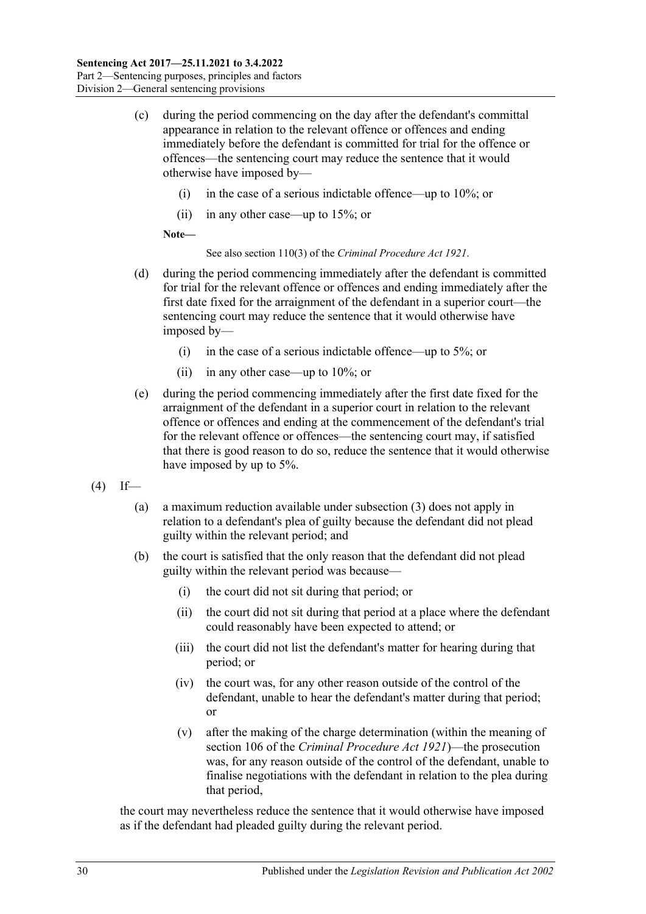(c) during the period commencing on the day after the defendant's committal appearance in relation to the relevant offence or offences and ending immediately before the defendant is committed for trial for the offence or offences—the sentencing court may reduce the sentence that it would otherwise have imposed by—

   (i) in the case of a serious indictable offence—up to 10%; or

   (ii) in any other case—up to 15%; or

   **Note—**

   See also section 110(3) of the *Criminal Procedure Act 1921*.

(d) during the period commencing immediately after the defendant is committed for trial for the relevant offence or offences and ending immediately after the first date fixed for the arraignment of the defendant in a superior court—the sentencing court may reduce the sentence that it would otherwise have imposed by—

   (i) in the case of a serious indictable offence—up to 5%; or

   (ii) in any other case—up to 10%; or

(e) during the period commencing immediately after the first date fixed for the arraignment of the defendant in a superior court in relation to the relevant offence or offences and ending at the commencement of the defendant's trial for the relevant offence or offences—the sentencing court may, if satisfied that there is good reason to do so, reduce the sentence that it would otherwise have imposed by up to 5%.

(4) If—

   (a) a maximum reduction available under subsection (3) does not apply in relation to a defendant's plea of guilty because the defendant did not plead guilty within the relevant period; and

   (b) the court is satisfied that the only reason that the defendant did not plead guilty within the relevant period was because—

      (i) the court did not sit during that period; or

      (ii) the court did not sit during that period at a place where the defendant could reasonably have been expected to attend; or

      (iii) the court did not list the defendant's matter for hearing during that period; or

      (iv) the court was, for any other reason outside of the control of the defendant, unable to hear the defendant's matter during that period; or

      (v) after the making of the charge determination (within the meaning of section 106 of the *Criminal Procedure Act 1921*)—the prosecution was, for any reason outside of the control of the defendant, unable to finalise negotiations with the defendant in relation to the plea during that period,

the court may nevertheless reduce the sentence that it would otherwise have imposed as if the defendant had pleaded guilty during the relevant period.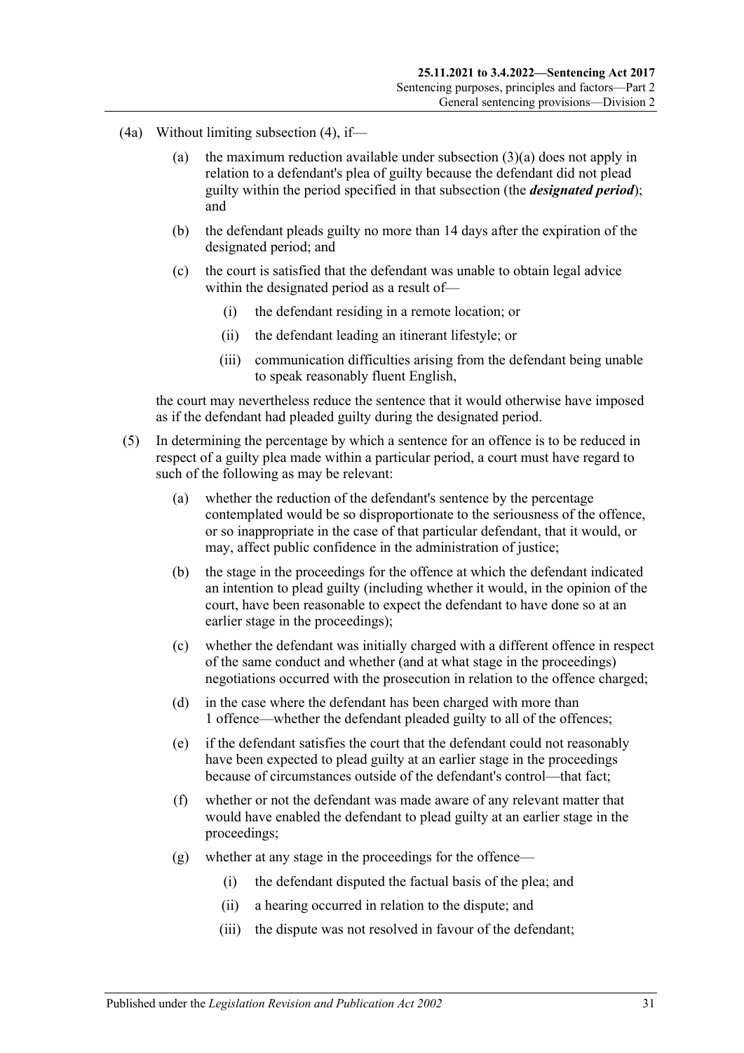(4a) Without limiting subsection (4), if—

 (a) the maximum reduction available under subsection (3)(a) does not apply in relation to a defendant's plea of guilty because the defendant did not plead guilty within the period specified in that subsection (the ***designated period***); and

 (b) the defendant pleads guilty no more than 14 days after the expiration of the designated period; and

 (c) the court is satisfied that the defendant was unable to obtain legal advice within the designated period as a result of—

  (i) the defendant residing in a remote location; or

  (ii) the defendant leading an itinerant lifestyle; or

  (iii) communication difficulties arising from the defendant being unable to speak reasonably fluent English,

the court may nevertheless reduce the sentence that it would otherwise have imposed as if the defendant had pleaded guilty during the designated period.

(5) In determining the percentage by which a sentence for an offence is to be reduced in respect of a guilty plea made within a particular period, a court must have regard to such of the following as may be relevant:

 (a) whether the reduction of the defendant's sentence by the percentage contemplated would be so disproportionate to the seriousness of the offence, or so inappropriate in the case of that particular defendant, that it would, or may, affect public confidence in the administration of justice;

 (b) the stage in the proceedings for the offence at which the defendant indicated an intention to plead guilty (including whether it would, in the opinion of the court, have been reasonable to expect the defendant to have done so at an earlier stage in the proceedings);

 (c) whether the defendant was initially charged with a different offence in respect of the same conduct and whether (and at what stage in the proceedings) negotiations occurred with the prosecution in relation to the offence charged;

 (d) in the case where the defendant has been charged with more than 1 offence—whether the defendant pleaded guilty to all of the offences;

 (e) if the defendant satisfies the court that the defendant could not reasonably have been expected to plead guilty at an earlier stage in the proceedings because of circumstances outside of the defendant's control—that fact;

 (f) whether or not the defendant was made aware of any relevant matter that would have enabled the defendant to plead guilty at an earlier stage in the proceedings;

 (g) whether at any stage in the proceedings for the offence—

  (i) the defendant disputed the factual basis of the plea; and

  (ii) a hearing occurred in relation to the dispute; and

  (iii) the dispute was not resolved in favour of the defendant;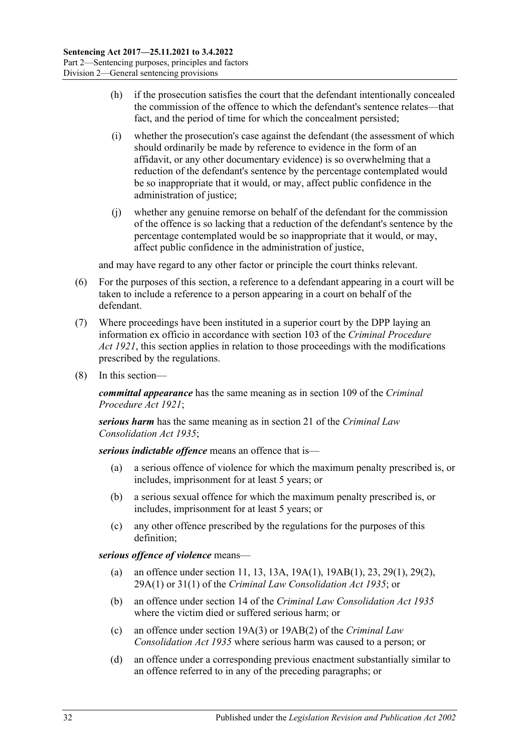(h) if the prosecution satisfies the court that the defendant intentionally concealed the commission of the offence to which the defendant's sentence relates—that fact, and the period of time for which the concealment persisted;

(i) whether the prosecution's case against the defendant (the assessment of which should ordinarily be made by reference to evidence in the form of an affidavit, or any other documentary evidence) is so overwhelming that a reduction of the defendant's sentence by the percentage contemplated would be so inappropriate that it would, or may, affect public confidence in the administration of justice;

(j) whether any genuine remorse on behalf of the defendant for the commission of the offence is so lacking that a reduction of the defendant's sentence by the percentage contemplated would be so inappropriate that it would, or may, affect public confidence in the administration of justice,

and may have regard to any other factor or principle the court thinks relevant.

(6) For the purposes of this section, a reference to a defendant appearing in a court will be taken to include a reference to a person appearing in a court on behalf of the defendant.

(7) Where proceedings have been instituted in a superior court by the DPP laying an information ex officio in accordance with section 103 of the *Criminal Procedure Act 1921*, this section applies in relation to those proceedings with the modifications prescribed by the regulations.

(8) In this section—

***committal appearance*** has the same meaning as in section 109 of the *Criminal Procedure Act 1921*;

***serious harm*** has the same meaning as in section 21 of the *Criminal Law Consolidation Act 1935*;

***serious indictable offence*** means an offence that is—

(a) a serious offence of violence for which the maximum penalty prescribed is, or includes, imprisonment for at least 5 years; or

(b) a serious sexual offence for which the maximum penalty prescribed is, or includes, imprisonment for at least 5 years; or

(c) any other offence prescribed by the regulations for the purposes of this definition;

***serious offence of violence*** means—

(a) an offence under section 11, 13, 13A, 19A(1), 19AB(1), 23, 29(1), 29(2), 29A(1) or 31(1) of the *Criminal Law Consolidation Act 1935*; or

(b) an offence under section 14 of the *Criminal Law Consolidation Act 1935* where the victim died or suffered serious harm; or

(c) an offence under section 19A(3) or 19AB(2) of the *Criminal Law Consolidation Act 1935* where serious harm was caused to a person; or

(d) an offence under a corresponding previous enactment substantially similar to an offence referred to in any of the preceding paragraphs; or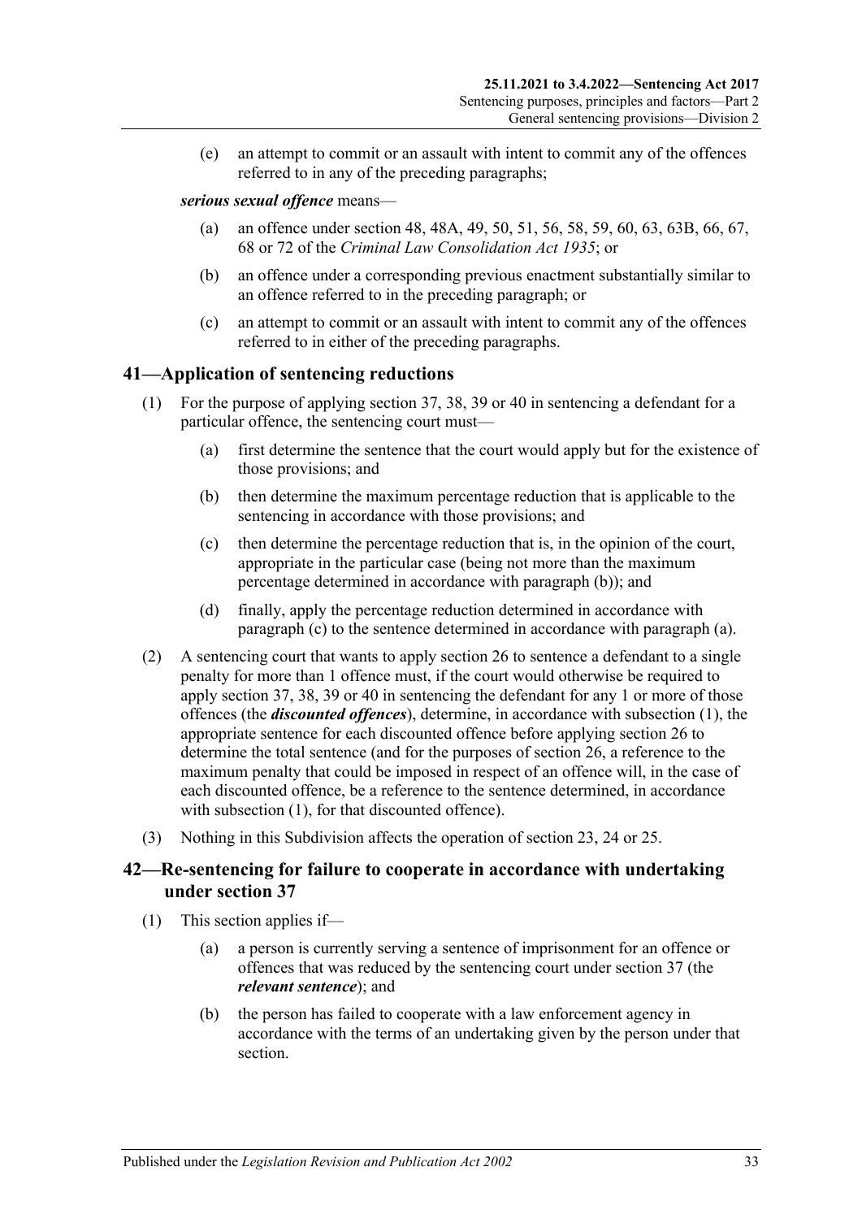(e) an attempt to commit or an assault with intent to commit any of the offences referred to in any of the preceding paragraphs;

***serious sexual offence*** means—

(a) an offence under section 48, 48A, 49, 50, 51, 56, 58, 59, 60, 63, 63B, 66, 67, 68 or 72 of the *Criminal Law Consolidation Act 1935*; or

(b) an offence under a corresponding previous enactment substantially similar to an offence referred to in the preceding paragraph; or

(c) an attempt to commit or an assault with intent to commit any of the offences referred to in either of the preceding paragraphs.

## 41—Application of sentencing reductions

(1) For the purpose of applying section 37, 38, 39 or 40 in sentencing a defendant for a particular offence, the sentencing court must—

(a) first determine the sentence that the court would apply but for the existence of those provisions; and

(b) then determine the maximum percentage reduction that is applicable to the sentencing in accordance with those provisions; and

(c) then determine the percentage reduction that is, in the opinion of the court, appropriate in the particular case (being not more than the maximum percentage determined in accordance with paragraph (b)); and

(d) finally, apply the percentage reduction determined in accordance with paragraph (c) to the sentence determined in accordance with paragraph (a).

(2) A sentencing court that wants to apply section 26 to sentence a defendant to a single penalty for more than 1 offence must, if the court would otherwise be required to apply section 37, 38, 39 or 40 in sentencing the defendant for any 1 or more of those offences (the ***discounted offences***), determine, in accordance with subsection (1), the appropriate sentence for each discounted offence before applying section 26 to determine the total sentence (and for the purposes of section 26, a reference to the maximum penalty that could be imposed in respect of an offence will, in the case of each discounted offence, be a reference to the sentence determined, in accordance with subsection (1), for that discounted offence).

(3) Nothing in this Subdivision affects the operation of section 23, 24 or 25.

## 42—Re-sentencing for failure to cooperate in accordance with undertaking under section 37

(1) This section applies if—

(a) a person is currently serving a sentence of imprisonment for an offence or offences that was reduced by the sentencing court under section 37 (the ***relevant sentence***); and

(b) the person has failed to cooperate with a law enforcement agency in accordance with the terms of an undertaking given by the person under that section.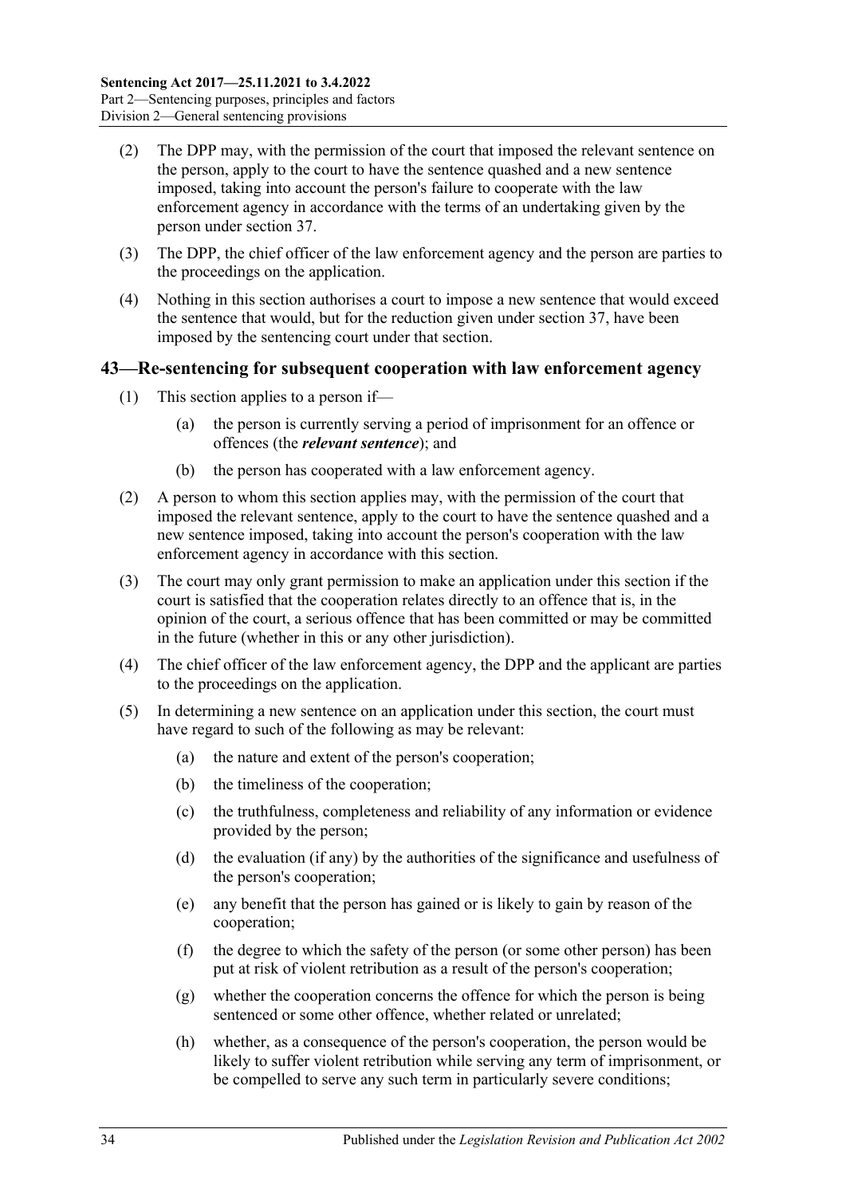(2) The DPP may, with the permission of the court that imposed the relevant sentence on the person, apply to the court to have the sentence quashed and a new sentence imposed, taking into account the person's failure to cooperate with the law enforcement agency in accordance with the terms of an undertaking given by the person under section 37.

(3) The DPP, the chief officer of the law enforcement agency and the person are parties to the proceedings on the application.

(4) Nothing in this section authorises a court to impose a new sentence that would exceed the sentence that would, but for the reduction given under section 37, have been imposed by the sentencing court under that section.

## 43—Re-sentencing for subsequent cooperation with law enforcement agency

(1) This section applies to a person if—

  (a) the person is currently serving a period of imprisonment for an offence or offences (the ***relevant sentence***); and

  (b) the person has cooperated with a law enforcement agency.

(2) A person to whom this section applies may, with the permission of the court that imposed the relevant sentence, apply to the court to have the sentence quashed and a new sentence imposed, taking into account the person's cooperation with the law enforcement agency in accordance with this section.

(3) The court may only grant permission to make an application under this section if the court is satisfied that the cooperation relates directly to an offence that is, in the opinion of the court, a serious offence that has been committed or may be committed in the future (whether in this or any other jurisdiction).

(4) The chief officer of the law enforcement agency, the DPP and the applicant are parties to the proceedings on the application.

(5) In determining a new sentence on an application under this section, the court must have regard to such of the following as may be relevant:

  (a) the nature and extent of the person's cooperation;

  (b) the timeliness of the cooperation;

  (c) the truthfulness, completeness and reliability of any information or evidence provided by the person;

  (d) the evaluation (if any) by the authorities of the significance and usefulness of the person's cooperation;

  (e) any benefit that the person has gained or is likely to gain by reason of the cooperation;

  (f) the degree to which the safety of the person (or some other person) has been put at risk of violent retribution as a result of the person's cooperation;

  (g) whether the cooperation concerns the offence for which the person is being sentenced or some other offence, whether related or unrelated;

  (h) whether, as a consequence of the person's cooperation, the person would be likely to suffer violent retribution while serving any term of imprisonment, or be compelled to serve any such term in particularly severe conditions;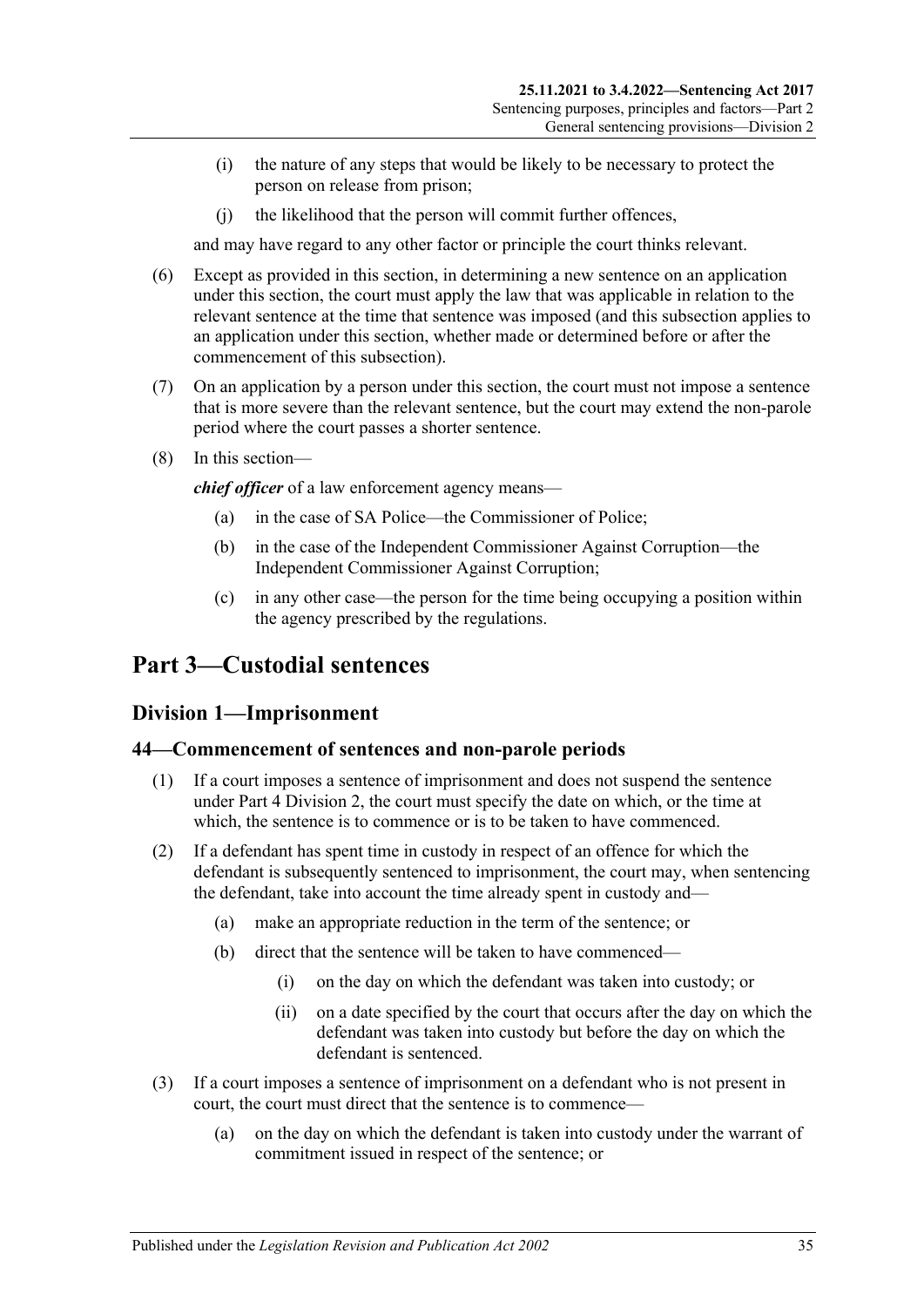(i) the nature of any steps that would be likely to be necessary to protect the person on release from prison;

(j) the likelihood that the person will commit further offences,

and may have regard to any other factor or principle the court thinks relevant.

(6) Except as provided in this section, in determining a new sentence on an application under this section, the court must apply the law that was applicable in relation to the relevant sentence at the time that sentence was imposed (and this subsection applies to an application under this section, whether made or determined before or after the commencement of this subsection).

(7) On an application by a person under this section, the court must not impose a sentence that is more severe than the relevant sentence, but the court may extend the non-parole period where the court passes a shorter sentence.

(8) In this section—

***chief officer*** of a law enforcement agency means—

(a) in the case of SA Police—the Commissioner of Police;

(b) in the case of the Independent Commissioner Against Corruption—the Independent Commissioner Against Corruption;

(c) in any other case—the person for the time being occupying a position within the agency prescribed by the regulations.

# Part 3—Custodial sentences

## Division 1—Imprisonment

### 44—Commencement of sentences and non-parole periods

(1) If a court imposes a sentence of imprisonment and does not suspend the sentence under Part 4 Division 2, the court must specify the date on which, or the time at which, the sentence is to commence or is to be taken to have commenced.

(2) If a defendant has spent time in custody in respect of an offence for which the defendant is subsequently sentenced to imprisonment, the court may, when sentencing the defendant, take into account the time already spent in custody and—

(a) make an appropriate reduction in the term of the sentence; or

(b) direct that the sentence will be taken to have commenced—

(i) on the day on which the defendant was taken into custody; or

(ii) on a date specified by the court that occurs after the day on which the defendant was taken into custody but before the day on which the defendant is sentenced.

(3) If a court imposes a sentence of imprisonment on a defendant who is not present in court, the court must direct that the sentence is to commence—

(a) on the day on which the defendant is taken into custody under the warrant of commitment issued in respect of the sentence; or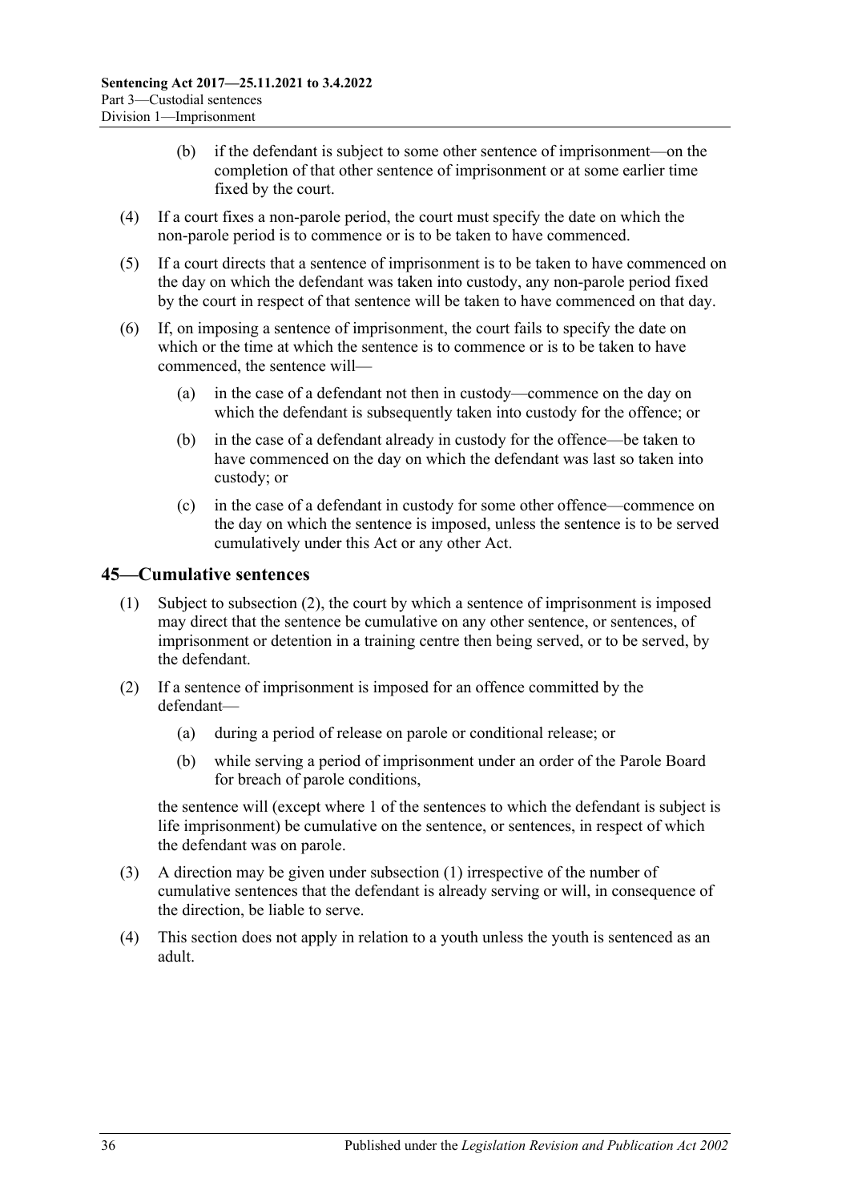(b) if the defendant is subject to some other sentence of imprisonment—on the completion of that other sentence of imprisonment or at some earlier time fixed by the court.

(4) If a court fixes a non-parole period, the court must specify the date on which the non-parole period is to commence or is to be taken to have commenced.

(5) If a court directs that a sentence of imprisonment is to be taken to have commenced on the day on which the defendant was taken into custody, any non-parole period fixed by the court in respect of that sentence will be taken to have commenced on that day.

(6) If, on imposing a sentence of imprisonment, the court fails to specify the date on which or the time at which the sentence is to commence or is to be taken to have commenced, the sentence will—

(a) in the case of a defendant not then in custody—commence on the day on which the defendant is subsequently taken into custody for the offence; or

(b) in the case of a defendant already in custody for the offence—be taken to have commenced on the day on which the defendant was last so taken into custody; or

(c) in the case of a defendant in custody for some other offence—commence on the day on which the sentence is imposed, unless the sentence is to be served cumulatively under this Act or any other Act.

## 45—Cumulative sentences

(1) Subject to subsection (2), the court by which a sentence of imprisonment is imposed may direct that the sentence be cumulative on any other sentence, or sentences, of imprisonment or detention in a training centre then being served, or to be served, by the defendant.

(2) If a sentence of imprisonment is imposed for an offence committed by the defendant—

(a) during a period of release on parole or conditional release; or

(b) while serving a period of imprisonment under an order of the Parole Board for breach of parole conditions,

the sentence will (except where 1 of the sentences to which the defendant is subject is life imprisonment) be cumulative on the sentence, or sentences, in respect of which the defendant was on parole.

(3) A direction may be given under subsection (1) irrespective of the number of cumulative sentences that the defendant is already serving or will, in consequence of the direction, be liable to serve.

(4) This section does not apply in relation to a youth unless the youth is sentenced as an adult.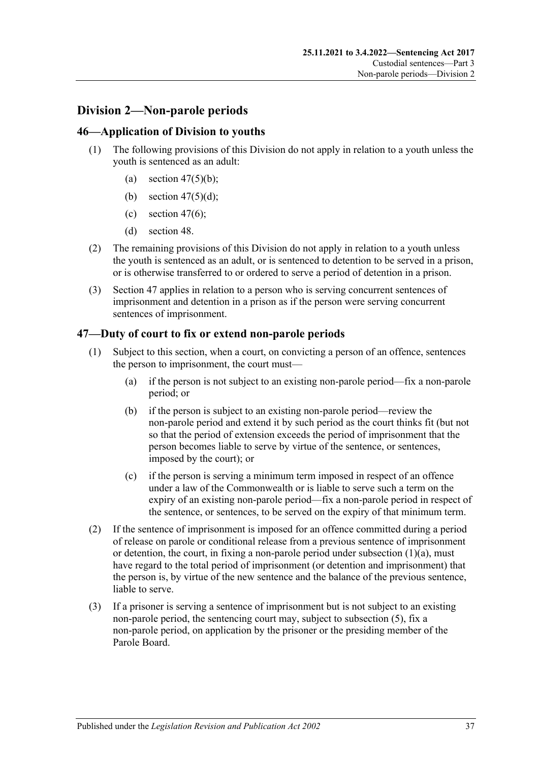## Division 2—Non-parole periods

### 46—Application of Division to youths

(1) The following provisions of this Division do not apply in relation to a youth unless the youth is sentenced as an adult:

- (a) section 47(5)(b);
- (b) section 47(5)(d);
- (c) section 47(6);
- (d) section 48.

(2) The remaining provisions of this Division do not apply in relation to a youth unless the youth is sentenced as an adult, or is sentenced to detention to be served in a prison, or is otherwise transferred to or ordered to serve a period of detention in a prison.

(3) Section 47 applies in relation to a person who is serving concurrent sentences of imprisonment and detention in a prison as if the person were serving concurrent sentences of imprisonment.

### 47—Duty of court to fix or extend non-parole periods

(1) Subject to this section, when a court, on convicting a person of an offence, sentences the person to imprisonment, the court must—

- (a) if the person is not subject to an existing non-parole period—fix a non-parole period; or
- (b) if the person is subject to an existing non-parole period—review the non-parole period and extend it by such period as the court thinks fit (but not so that the period of extension exceeds the period of imprisonment that the person becomes liable to serve by virtue of the sentence, or sentences, imposed by the court); or
- (c) if the person is serving a minimum term imposed in respect of an offence under a law of the Commonwealth or is liable to serve such a term on the expiry of an existing non-parole period—fix a non-parole period in respect of the sentence, or sentences, to be served on the expiry of that minimum term.

(2) If the sentence of imprisonment is imposed for an offence committed during a period of release on parole or conditional release from a previous sentence of imprisonment or detention, the court, in fixing a non-parole period under subsection (1)(a), must have regard to the total period of imprisonment (or detention and imprisonment) that the person is, by virtue of the new sentence and the balance of the previous sentence, liable to serve.

(3) If a prisoner is serving a sentence of imprisonment but is not subject to an existing non-parole period, the sentencing court may, subject to subsection (5), fix a non-parole period, on application by the prisoner or the presiding member of the Parole Board.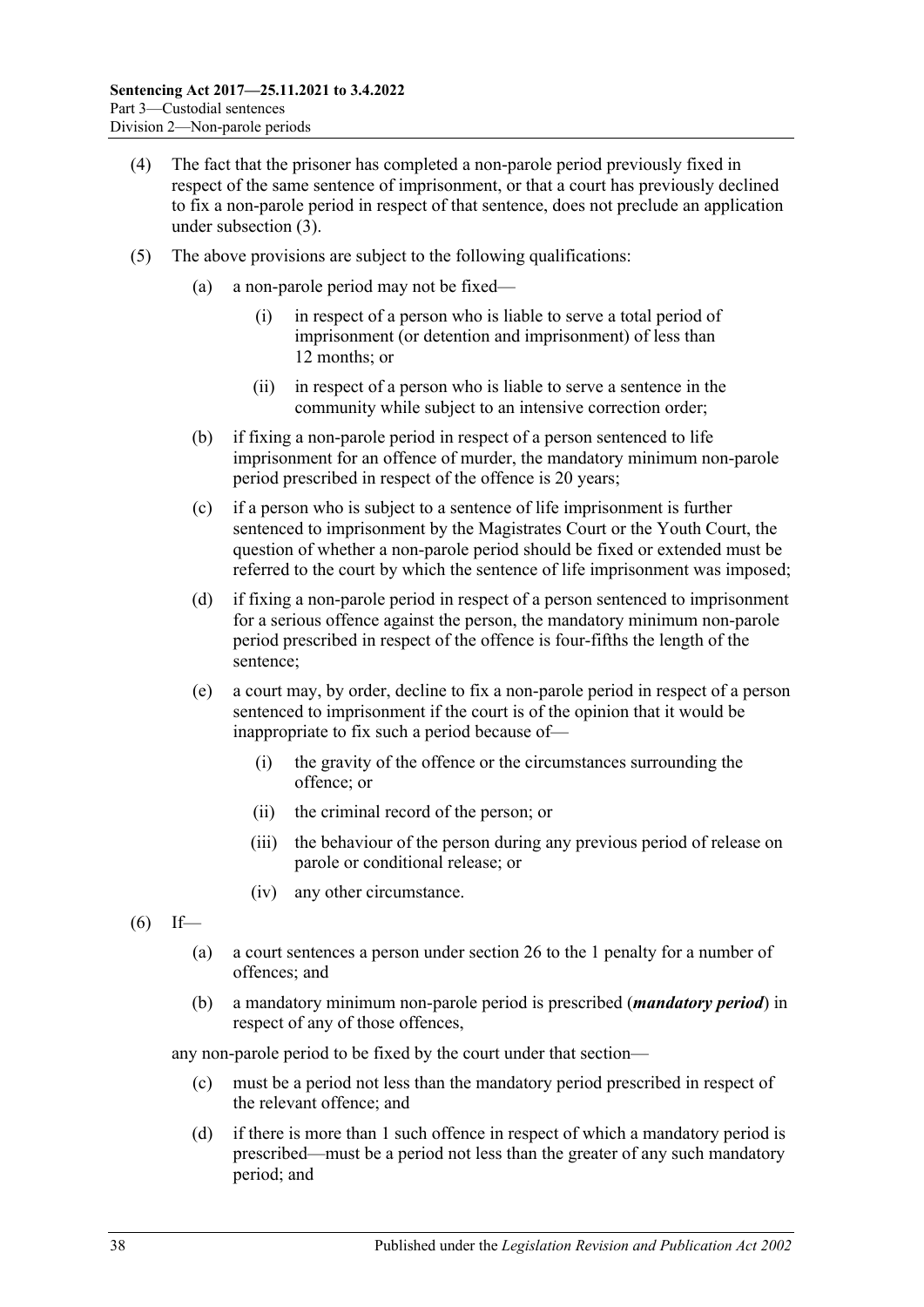(4) The fact that the prisoner has completed a non-parole period previously fixed in respect of the same sentence of imprisonment, or that a court has previously declined to fix a non-parole period in respect of that sentence, does not preclude an application under subsection (3).

(5) The above provisions are subject to the following qualifications:

   (a) a non-parole period may not be fixed—

      (i) in respect of a person who is liable to serve a total period of imprisonment (or detention and imprisonment) of less than 12 months; or

      (ii) in respect of a person who is liable to serve a sentence in the community while subject to an intensive correction order;

   (b) if fixing a non-parole period in respect of a person sentenced to life imprisonment for an offence of murder, the mandatory minimum non-parole period prescribed in respect of the offence is 20 years;

   (c) if a person who is subject to a sentence of life imprisonment is further sentenced to imprisonment by the Magistrates Court or the Youth Court, the question of whether a non-parole period should be fixed or extended must be referred to the court by which the sentence of life imprisonment was imposed;

   (d) if fixing a non-parole period in respect of a person sentenced to imprisonment for a serious offence against the person, the mandatory minimum non-parole period prescribed in respect of the offence is four-fifths the length of the sentence;

   (e) a court may, by order, decline to fix a non-parole period in respect of a person sentenced to imprisonment if the court is of the opinion that it would be inappropriate to fix such a period because of—

      (i) the gravity of the offence or the circumstances surrounding the offence; or

      (ii) the criminal record of the person; or

      (iii) the behaviour of the person during any previous period of release on parole or conditional release; or

      (iv) any other circumstance.

(6) If—

   (a) a court sentences a person under section 26 to the 1 penalty for a number of offences; and

   (b) a mandatory minimum non-parole period is prescribed (***mandatory period***) in respect of any of those offences,

any non-parole period to be fixed by the court under that section—

   (c) must be a period not less than the mandatory period prescribed in respect of the relevant offence; and

   (d) if there is more than 1 such offence in respect of which a mandatory period is prescribed—must be a period not less than the greater of any such mandatory period; and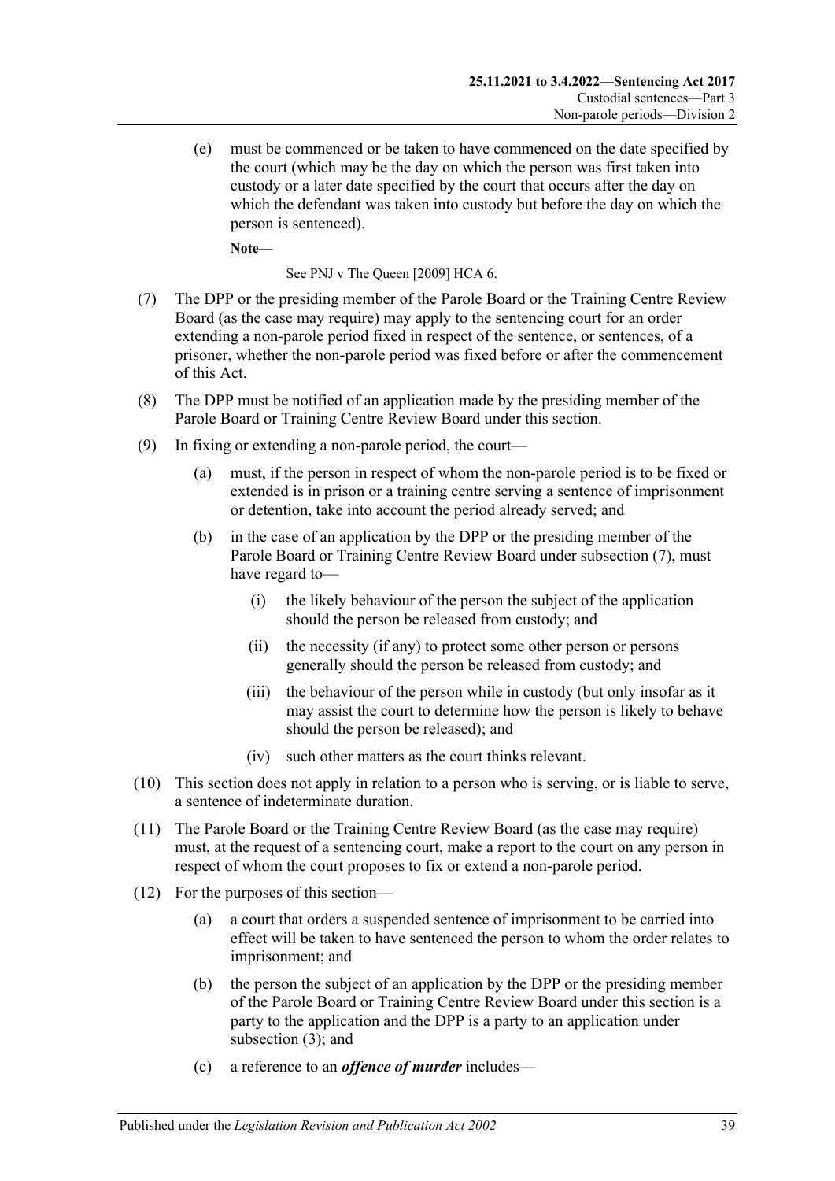(e) must be commenced or be taken to have commenced on the date specified by the court (which may be the day on which the person was first taken into custody or a later date specified by the court that occurs after the day on which the defendant was taken into custody but before the day on which the person is sentenced).

**Note—**

See PNJ v The Queen [2009] HCA 6.

(7) The DPP or the presiding member of the Parole Board or the Training Centre Review Board (as the case may require) may apply to the sentencing court for an order extending a non-parole period fixed in respect of the sentence, or sentences, of a prisoner, whether the non-parole period was fixed before or after the commencement of this Act.

(8) The DPP must be notified of an application made by the presiding member of the Parole Board or Training Centre Review Board under this section.

(9) In fixing or extending a non-parole period, the court—

(a) must, if the person in respect of whom the non-parole period is to be fixed or extended is in prison or a training centre serving a sentence of imprisonment or detention, take into account the period already served; and

(b) in the case of an application by the DPP or the presiding member of the Parole Board or Training Centre Review Board under subsection (7), must have regard to—

(i) the likely behaviour of the person the subject of the application should the person be released from custody; and

(ii) the necessity (if any) to protect some other person or persons generally should the person be released from custody; and

(iii) the behaviour of the person while in custody (but only insofar as it may assist the court to determine how the person is likely to behave should the person be released); and

(iv) such other matters as the court thinks relevant.

(10) This section does not apply in relation to a person who is serving, or is liable to serve, a sentence of indeterminate duration.

(11) The Parole Board or the Training Centre Review Board (as the case may require) must, at the request of a sentencing court, make a report to the court on any person in respect of whom the court proposes to fix or extend a non-parole period.

(12) For the purposes of this section—

(a) a court that orders a suspended sentence of imprisonment to be carried into effect will be taken to have sentenced the person to whom the order relates to imprisonment; and

(b) the person the subject of an application by the DPP or the presiding member of the Parole Board or Training Centre Review Board under this section is a party to the application and the DPP is a party to an application under subsection (3); and

(c) a reference to an ***offence of murder*** includes—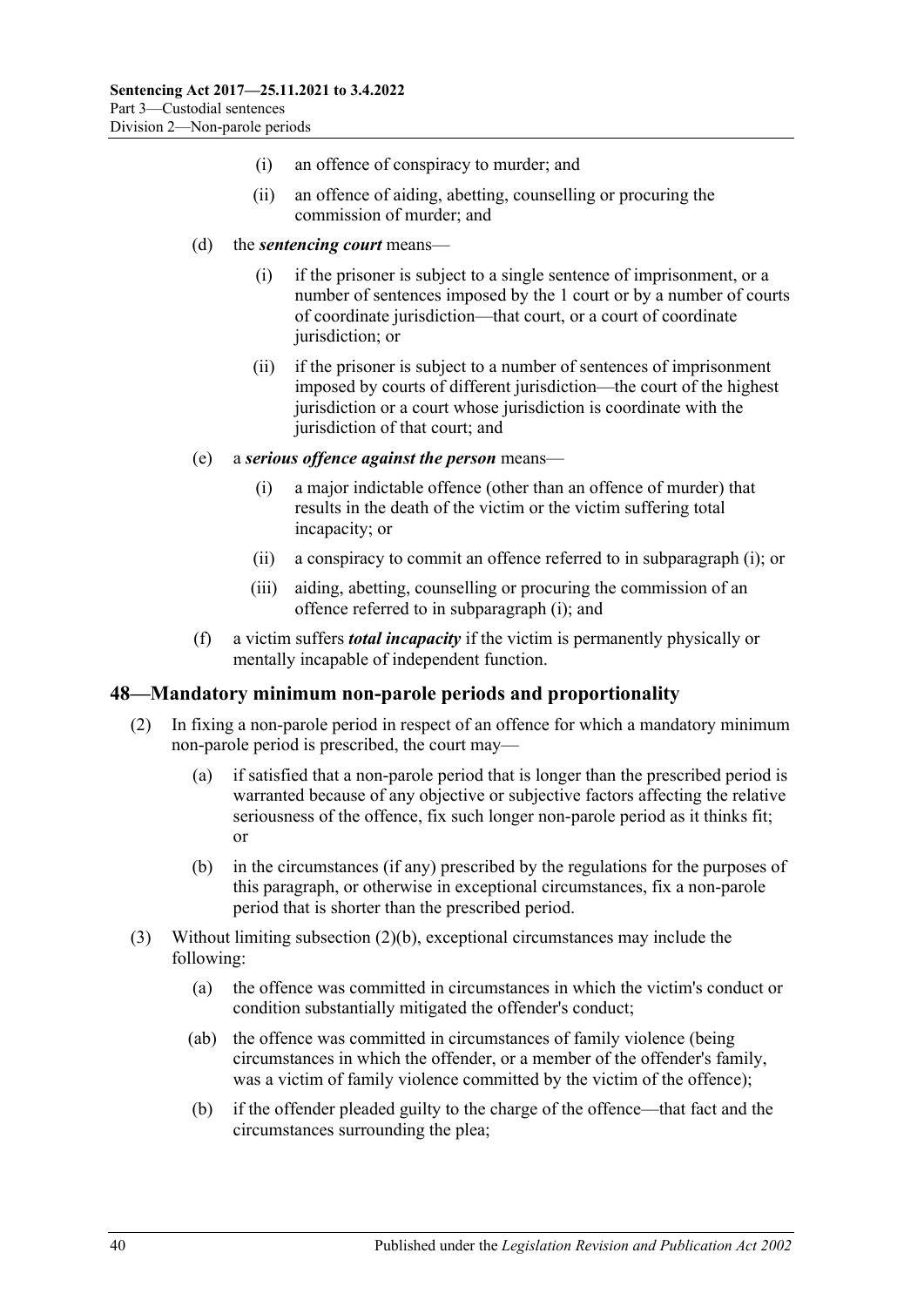(i) an offence of conspiracy to murder; and

(ii) an offence of aiding, abetting, counselling or procuring the commission of murder; and

(d) the ***sentencing court*** means—

(i) if the prisoner is subject to a single sentence of imprisonment, or a number of sentences imposed by the 1 court or by a number of courts of coordinate jurisdiction—that court, or a court of coordinate jurisdiction; or

(ii) if the prisoner is subject to a number of sentences of imprisonment imposed by courts of different jurisdiction—the court of the highest jurisdiction or a court whose jurisdiction is coordinate with the jurisdiction of that court; and

(e) a ***serious offence against the person*** means—

(i) a major indictable offence (other than an offence of murder) that results in the death of the victim or the victim suffering total incapacity; or

(ii) a conspiracy to commit an offence referred to in subparagraph (i); or

(iii) aiding, abetting, counselling or procuring the commission of an offence referred to in subparagraph (i); and

(f) a victim suffers ***total incapacity*** if the victim is permanently physically or mentally incapable of independent function.

## 48—Mandatory minimum non-parole periods and proportionality

(2) In fixing a non-parole period in respect of an offence for which a mandatory minimum non-parole period is prescribed, the court may—

(a) if satisfied that a non-parole period that is longer than the prescribed period is warranted because of any objective or subjective factors affecting the relative seriousness of the offence, fix such longer non-parole period as it thinks fit; or

(b) in the circumstances (if any) prescribed by the regulations for the purposes of this paragraph, or otherwise in exceptional circumstances, fix a non-parole period that is shorter than the prescribed period.

(3) Without limiting subsection (2)(b), exceptional circumstances may include the following:

(a) the offence was committed in circumstances in which the victim's conduct or condition substantially mitigated the offender's conduct;

(ab) the offence was committed in circumstances of family violence (being circumstances in which the offender, or a member of the offender's family, was a victim of family violence committed by the victim of the offence);

(b) if the offender pleaded guilty to the charge of the offence—that fact and the circumstances surrounding the plea;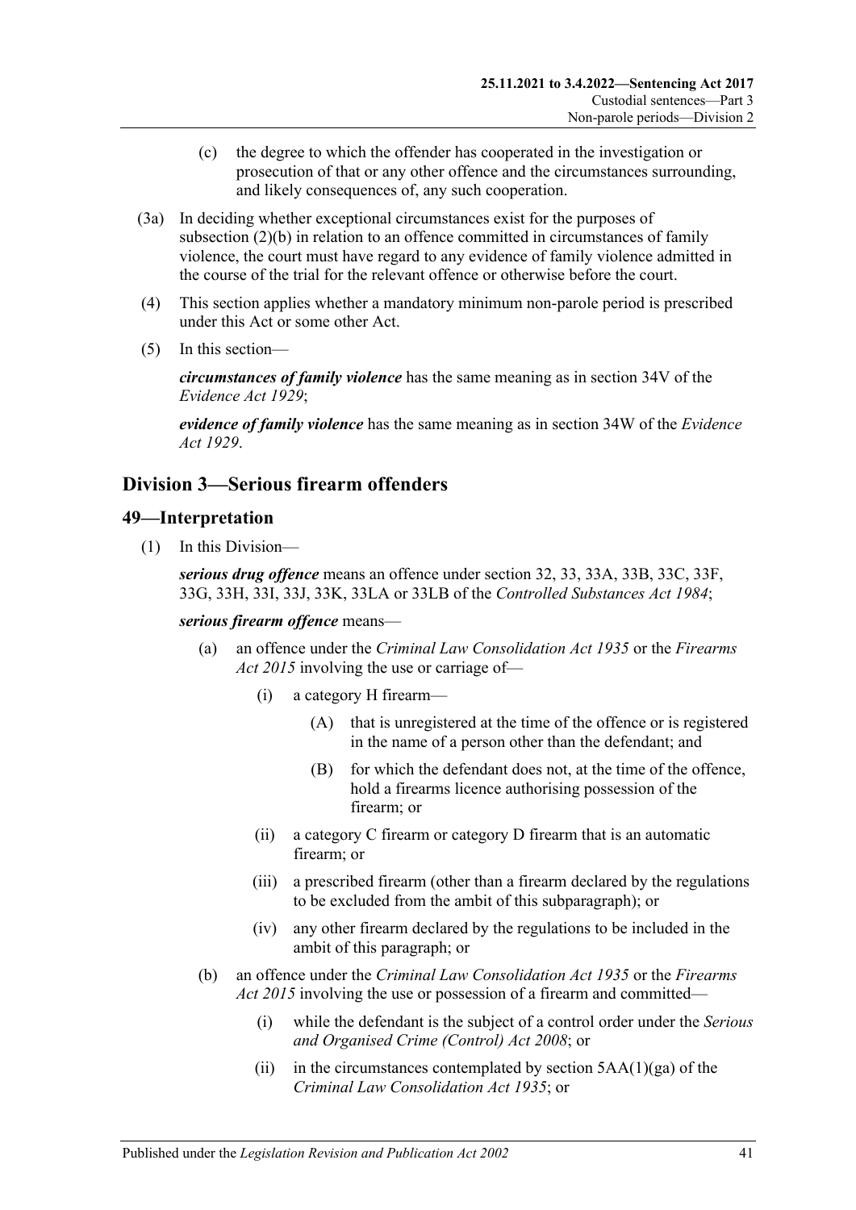(c) the degree to which the offender has cooperated in the investigation or prosecution of that or any other offence and the circumstances surrounding, and likely consequences of, any such cooperation.

(3a) In deciding whether exceptional circumstances exist for the purposes of subsection (2)(b) in relation to an offence committed in circumstances of family violence, the court must have regard to any evidence of family violence admitted in the course of the trial for the relevant offence or otherwise before the court.

(4) This section applies whether a mandatory minimum non-parole period is prescribed under this Act or some other Act.

(5) In this section—

***circumstances of family violence*** has the same meaning as in section 34V of the *Evidence Act 1929*;

***evidence of family violence*** has the same meaning as in section 34W of the *Evidence Act 1929*.

## Division 3—Serious firearm offenders

### 49—Interpretation

(1) In this Division—

***serious drug offence*** means an offence under section 32, 33, 33A, 33B, 33C, 33F, 33G, 33H, 33I, 33J, 33K, 33LA or 33LB of the *Controlled Substances Act 1984*;

***serious firearm offence*** means—

- (a) an offence under the *Criminal Law Consolidation Act 1935* or the *Firearms Act 2015* involving the use or carriage of—
  - (i) a category H firearm—
    - (A) that is unregistered at the time of the offence or is registered in the name of a person other than the defendant; and
    - (B) for which the defendant does not, at the time of the offence, hold a firearms licence authorising possession of the firearm; or
  - (ii) a category C firearm or category D firearm that is an automatic firearm; or
  - (iii) a prescribed firearm (other than a firearm declared by the regulations to be excluded from the ambit of this subparagraph); or
  - (iv) any other firearm declared by the regulations to be included in the ambit of this paragraph; or
- (b) an offence under the *Criminal Law Consolidation Act 1935* or the *Firearms Act 2015* involving the use or possession of a firearm and committed—
  - (i) while the defendant is the subject of a control order under the *Serious and Organised Crime (Control) Act 2008*; or
  - (ii) in the circumstances contemplated by section 5AA(1)(ga) of the *Criminal Law Consolidation Act 1935*; or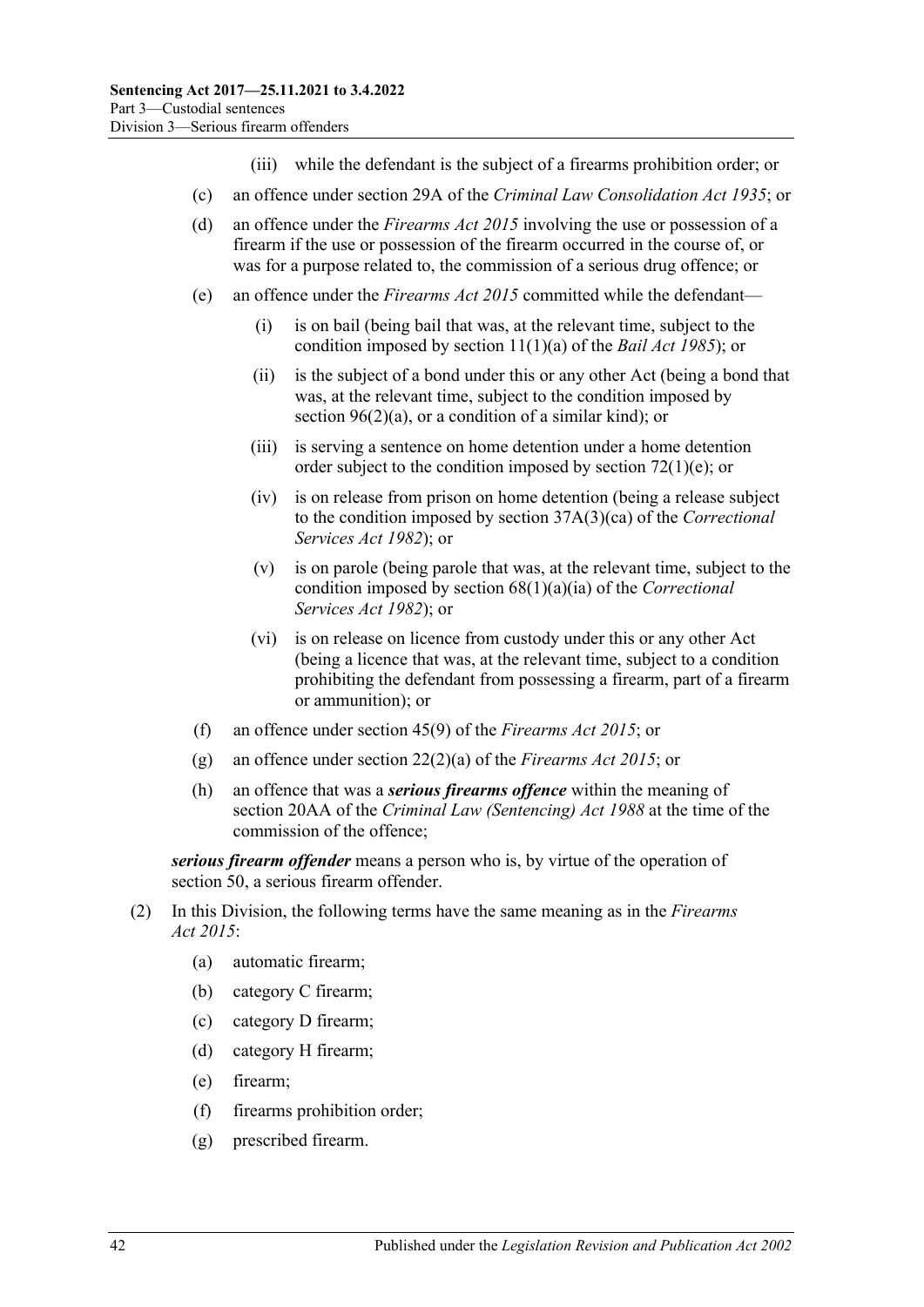(iii) while the defendant is the subject of a firearms prohibition order; or

(c) an offence under section 29A of the *Criminal Law Consolidation Act 1935*; or

(d) an offence under the *Firearms Act 2015* involving the use or possession of a firearm if the use or possession of the firearm occurred in the course of, or was for a purpose related to, the commission of a serious drug offence; or

(e) an offence under the *Firearms Act 2015* committed while the defendant—

(i) is on bail (being bail that was, at the relevant time, subject to the condition imposed by section 11(1)(a) of the *Bail Act 1985*); or

(ii) is the subject of a bond under this or any other Act (being a bond that was, at the relevant time, subject to the condition imposed by section 96(2)(a), or a condition of a similar kind); or

(iii) is serving a sentence on home detention under a home detention order subject to the condition imposed by section 72(1)(e); or

(iv) is on release from prison on home detention (being a release subject to the condition imposed by section 37A(3)(ca) of the *Correctional Services Act 1982*); or

(v) is on parole (being parole that was, at the relevant time, subject to the condition imposed by section 68(1)(a)(ia) of the *Correctional Services Act 1982*); or

(vi) is on release on licence from custody under this or any other Act (being a licence that was, at the relevant time, subject to a condition prohibiting the defendant from possessing a firearm, part of a firearm or ammunition); or

(f) an offence under section 45(9) of the *Firearms Act 2015*; or

(g) an offence under section 22(2)(a) of the *Firearms Act 2015*; or

(h) an offence that was a ***serious firearms offence*** within the meaning of section 20AA of the *Criminal Law (Sentencing) Act 1988* at the time of the commission of the offence;

***serious firearm offender*** means a person who is, by virtue of the operation of section 50, a serious firearm offender.

(2) In this Division, the following terms have the same meaning as in the *Firearms Act 2015*:

(a) automatic firearm;

(b) category C firearm;

(c) category D firearm;

(d) category H firearm;

(e) firearm;

(f) firearms prohibition order;

(g) prescribed firearm.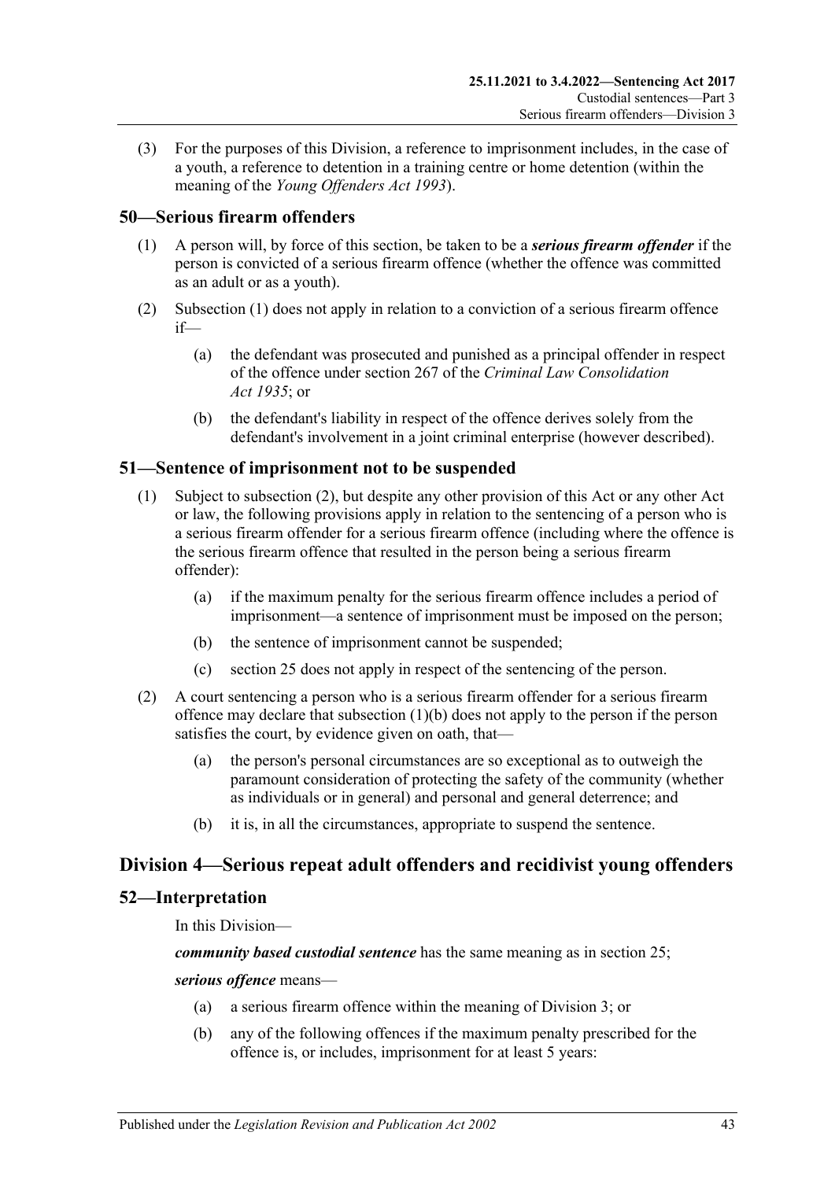(3) For the purposes of this Division, a reference to imprisonment includes, in the case of a youth, a reference to detention in a training centre or home detention (within the meaning of the *Young Offenders Act 1993*).

## 50—Serious firearm offenders

(1) A person will, by force of this section, be taken to be a ***serious firearm offender*** if the person is convicted of a serious firearm offence (whether the offence was committed as an adult or as a youth).

(2) Subsection (1) does not apply in relation to a conviction of a serious firearm offence if—

- (a) the defendant was prosecuted and punished as a principal offender in respect of the offence under section 267 of the *Criminal Law Consolidation Act 1935*; or
- (b) the defendant's liability in respect of the offence derives solely from the defendant's involvement in a joint criminal enterprise (however described).

## 51—Sentence of imprisonment not to be suspended

(1) Subject to subsection (2), but despite any other provision of this Act or any other Act or law, the following provisions apply in relation to the sentencing of a person who is a serious firearm offender for a serious firearm offence (including where the offence is the serious firearm offence that resulted in the person being a serious firearm offender):

- (a) if the maximum penalty for the serious firearm offence includes a period of imprisonment—a sentence of imprisonment must be imposed on the person;
- (b) the sentence of imprisonment cannot be suspended;
- (c) section 25 does not apply in respect of the sentencing of the person.

(2) A court sentencing a person who is a serious firearm offender for a serious firearm offence may declare that subsection (1)(b) does not apply to the person if the person satisfies the court, by evidence given on oath, that—

- (a) the person's personal circumstances are so exceptional as to outweigh the paramount consideration of protecting the safety of the community (whether as individuals or in general) and personal and general deterrence; and
- (b) it is, in all the circumstances, appropriate to suspend the sentence.

# Division 4—Serious repeat adult offenders and recidivist young offenders

## 52—Interpretation

In this Division—

***community based custodial sentence*** has the same meaning as in section 25;

***serious offence*** means—

- (a) a serious firearm offence within the meaning of Division 3; or
- (b) any of the following offences if the maximum penalty prescribed for the offence is, or includes, imprisonment for at least 5 years: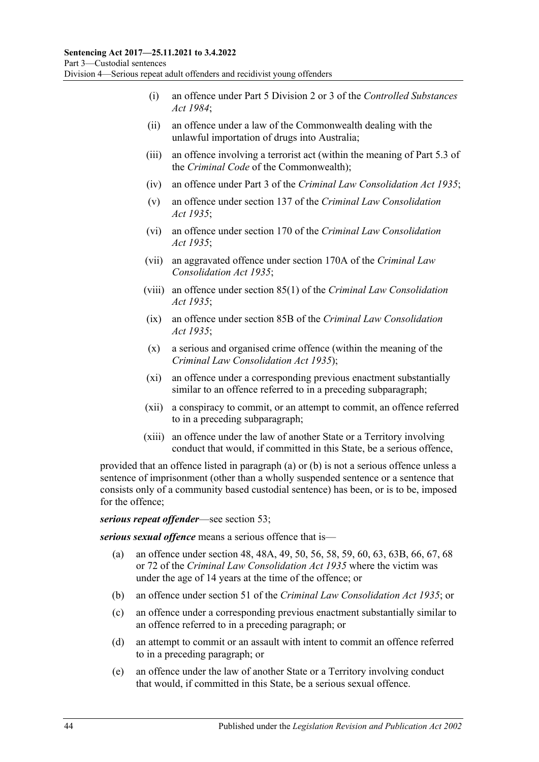- (i) an offence under Part 5 Division 2 or 3 of the *Controlled Substances Act 1984*;
- (ii) an offence under a law of the Commonwealth dealing with the unlawful importation of drugs into Australia;
- (iii) an offence involving a terrorist act (within the meaning of Part 5.3 of the *Criminal Code* of the Commonwealth);
- (iv) an offence under Part 3 of the *Criminal Law Consolidation Act 1935*;
- (v) an offence under section 137 of the *Criminal Law Consolidation Act 1935*;
- (vi) an offence under section 170 of the *Criminal Law Consolidation Act 1935*;
- (vii) an aggravated offence under section 170A of the *Criminal Law Consolidation Act 1935*;
- (viii) an offence under section 85(1) of the *Criminal Law Consolidation Act 1935*;
- (ix) an offence under section 85B of the *Criminal Law Consolidation Act 1935*;
- (x) a serious and organised crime offence (within the meaning of the *Criminal Law Consolidation Act 1935*);
- (xi) an offence under a corresponding previous enactment substantially similar to an offence referred to in a preceding subparagraph;
- (xii) a conspiracy to commit, or an attempt to commit, an offence referred to in a preceding subparagraph;
- (xiii) an offence under the law of another State or a Territory involving conduct that would, if committed in this State, be a serious offence,

provided that an offence listed in paragraph (a) or (b) is not a serious offence unless a sentence of imprisonment (other than a wholly suspended sentence or a sentence that consists only of a community based custodial sentence) has been, or is to be, imposed for the offence;

***serious repeat offender***—see section 53;

***serious sexual offence*** means a serious offence that is—

- (a) an offence under section 48, 48A, 49, 50, 56, 58, 59, 60, 63, 63B, 66, 67, 68 or 72 of the *Criminal Law Consolidation Act 1935* where the victim was under the age of 14 years at the time of the offence; or
- (b) an offence under section 51 of the *Criminal Law Consolidation Act 1935*; or
- (c) an offence under a corresponding previous enactment substantially similar to an offence referred to in a preceding paragraph; or
- (d) an attempt to commit or an assault with intent to commit an offence referred to in a preceding paragraph; or
- (e) an offence under the law of another State or a Territory involving conduct that would, if committed in this State, be a serious sexual offence.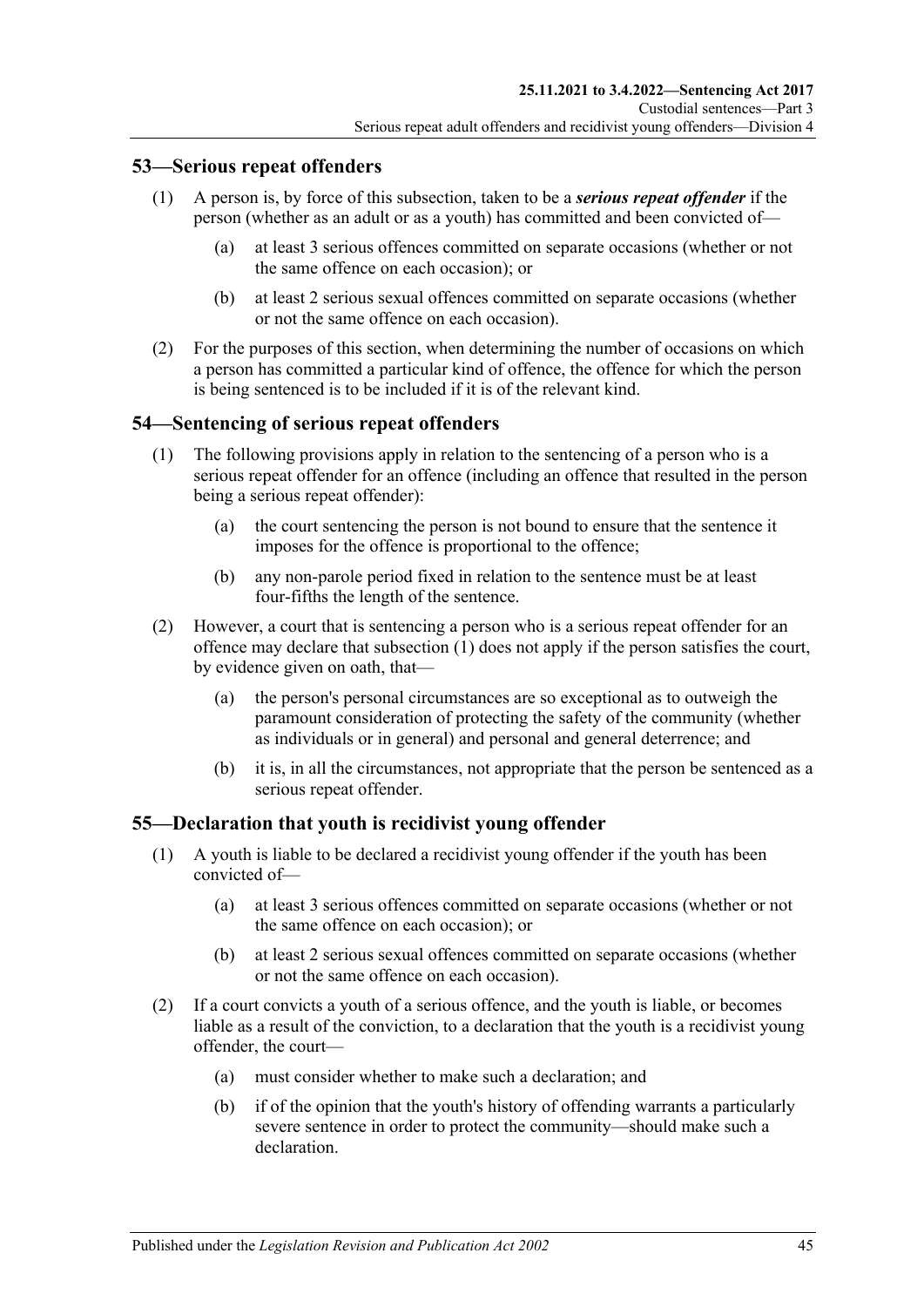## 53—Serious repeat offenders

(1) A person is, by force of this subsection, taken to be a ***serious repeat offender*** if the person (whether as an adult or as a youth) has committed and been convicted of—

  (a) at least 3 serious offences committed on separate occasions (whether or not the same offence on each occasion); or

  (b) at least 2 serious sexual offences committed on separate occasions (whether or not the same offence on each occasion).

(2) For the purposes of this section, when determining the number of occasions on which a person has committed a particular kind of offence, the offence for which the person is being sentenced is to be included if it is of the relevant kind.

## 54—Sentencing of serious repeat offenders

(1) The following provisions apply in relation to the sentencing of a person who is a serious repeat offender for an offence (including an offence that resulted in the person being a serious repeat offender):

  (a) the court sentencing the person is not bound to ensure that the sentence it imposes for the offence is proportional to the offence;

  (b) any non-parole period fixed in relation to the sentence must be at least four-fifths the length of the sentence.

(2) However, a court that is sentencing a person who is a serious repeat offender for an offence may declare that subsection (1) does not apply if the person satisfies the court, by evidence given on oath, that—

  (a) the person's personal circumstances are so exceptional as to outweigh the paramount consideration of protecting the safety of the community (whether as individuals or in general) and personal and general deterrence; and

  (b) it is, in all the circumstances, not appropriate that the person be sentenced as a serious repeat offender.

## 55—Declaration that youth is recidivist young offender

(1) A youth is liable to be declared a recidivist young offender if the youth has been convicted of—

  (a) at least 3 serious offences committed on separate occasions (whether or not the same offence on each occasion); or

  (b) at least 2 serious sexual offences committed on separate occasions (whether or not the same offence on each occasion).

(2) If a court convicts a youth of a serious offence, and the youth is liable, or becomes liable as a result of the conviction, to a declaration that the youth is a recidivist young offender, the court—

  (a) must consider whether to make such a declaration; and

  (b) if of the opinion that the youth's history of offending warrants a particularly severe sentence in order to protect the community—should make such a declaration.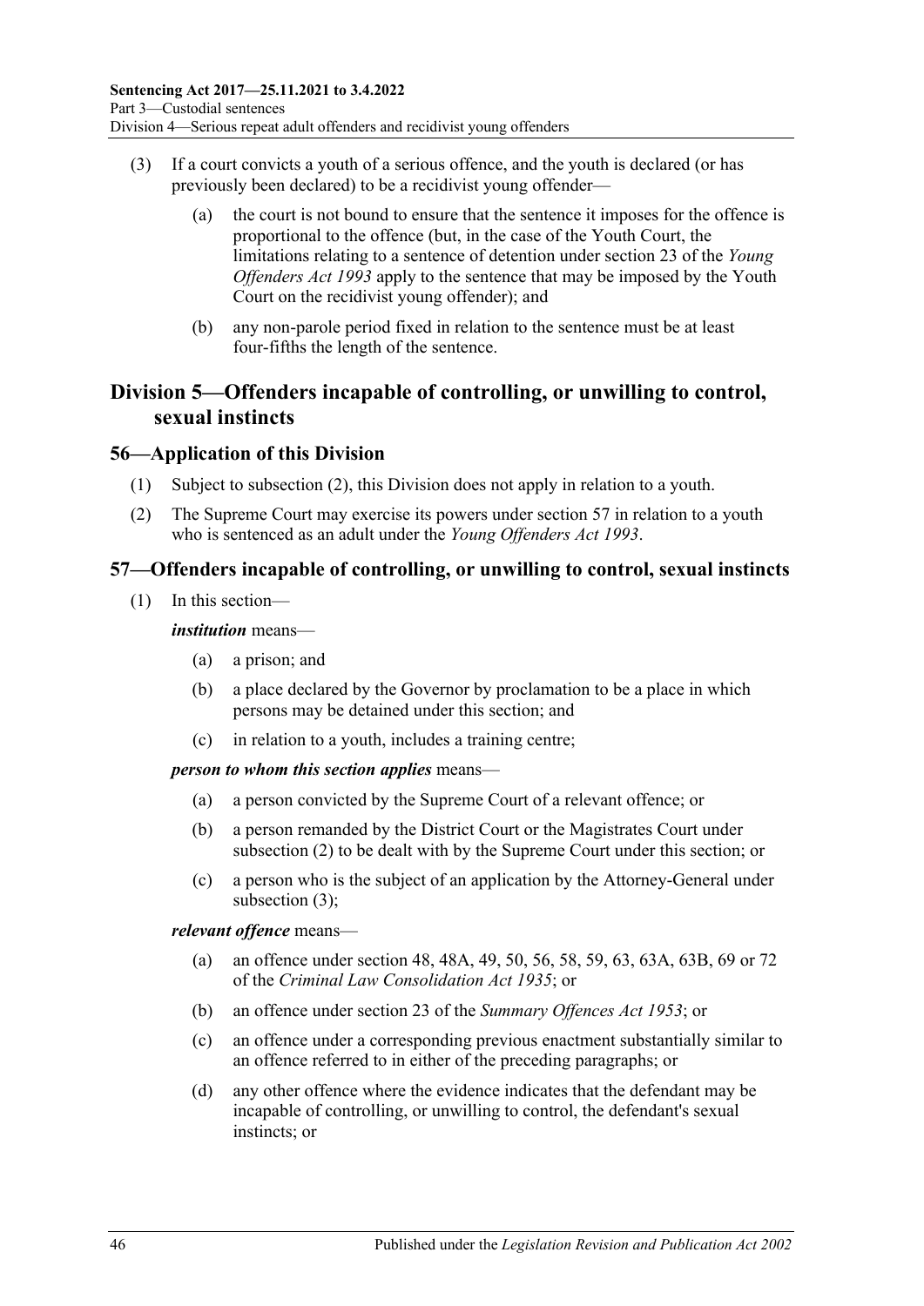(3) If a court convicts a youth of a serious offence, and the youth is declared (or has previously been declared) to be a recidivist young offender—

(a) the court is not bound to ensure that the sentence it imposes for the offence is proportional to the offence (but, in the case of the Youth Court, the limitations relating to a sentence of detention under section 23 of the *Young Offenders Act 1993* apply to the sentence that may be imposed by the Youth Court on the recidivist young offender); and

(b) any non-parole period fixed in relation to the sentence must be at least four-fifths the length of the sentence.

## Division 5—Offenders incapable of controlling, or unwilling to control, sexual instincts

### 56—Application of this Division

(1) Subject to subsection (2), this Division does not apply in relation to a youth.

(2) The Supreme Court may exercise its powers under section 57 in relation to a youth who is sentenced as an adult under the *Young Offenders Act 1993*.

### 57—Offenders incapable of controlling, or unwilling to control, sexual instincts

(1) In this section—

***institution*** means—

(a) a prison; and

(b) a place declared by the Governor by proclamation to be a place in which persons may be detained under this section; and

(c) in relation to a youth, includes a training centre;

***person to whom this section applies*** means—

(a) a person convicted by the Supreme Court of a relevant offence; or

(b) a person remanded by the District Court or the Magistrates Court under subsection (2) to be dealt with by the Supreme Court under this section; or

(c) a person who is the subject of an application by the Attorney-General under subsection (3);

***relevant offence*** means—

(a) an offence under section 48, 48A, 49, 50, 56, 58, 59, 63, 63A, 63B, 69 or 72 of the *Criminal Law Consolidation Act 1935*; or

(b) an offence under section 23 of the *Summary Offences Act 1953*; or

(c) an offence under a corresponding previous enactment substantially similar to an offence referred to in either of the preceding paragraphs; or

(d) any other offence where the evidence indicates that the defendant may be incapable of controlling, or unwilling to control, the defendant's sexual instincts; or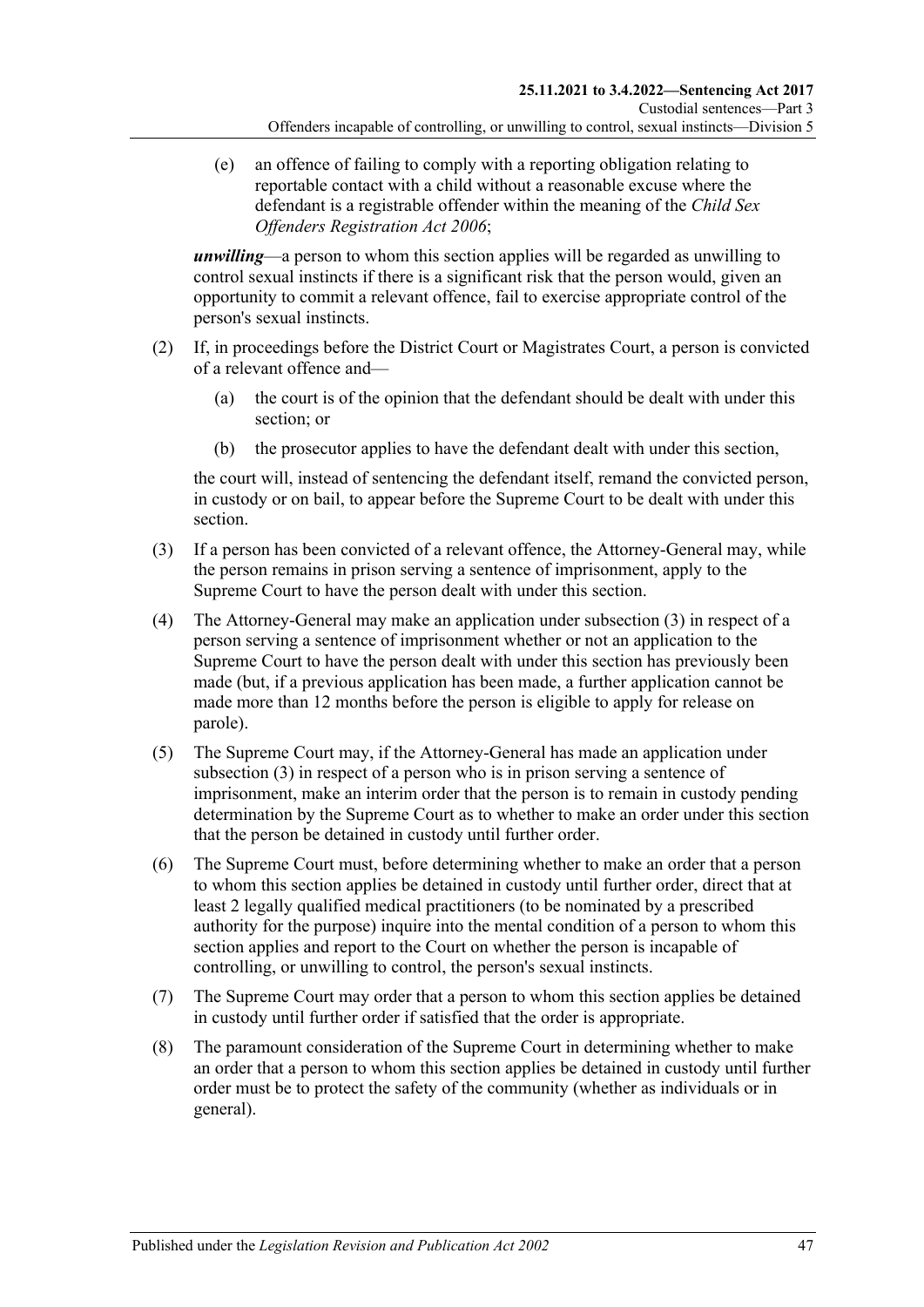(e) an offence of failing to comply with a reporting obligation relating to reportable contact with a child without a reasonable excuse where the defendant is a registrable offender within the meaning of the *Child Sex Offenders Registration Act 2006*;

***unwilling***—a person to whom this section applies will be regarded as unwilling to control sexual instincts if there is a significant risk that the person would, given an opportunity to commit a relevant offence, fail to exercise appropriate control of the person's sexual instincts.

(2) If, in proceedings before the District Court or Magistrates Court, a person is convicted of a relevant offence and—

(a) the court is of the opinion that the defendant should be dealt with under this section; or

(b) the prosecutor applies to have the defendant dealt with under this section,

the court will, instead of sentencing the defendant itself, remand the convicted person, in custody or on bail, to appear before the Supreme Court to be dealt with under this section.

(3) If a person has been convicted of a relevant offence, the Attorney-General may, while the person remains in prison serving a sentence of imprisonment, apply to the Supreme Court to have the person dealt with under this section.

(4) The Attorney-General may make an application under subsection (3) in respect of a person serving a sentence of imprisonment whether or not an application to the Supreme Court to have the person dealt with under this section has previously been made (but, if a previous application has been made, a further application cannot be made more than 12 months before the person is eligible to apply for release on parole).

(5) The Supreme Court may, if the Attorney-General has made an application under subsection (3) in respect of a person who is in prison serving a sentence of imprisonment, make an interim order that the person is to remain in custody pending determination by the Supreme Court as to whether to make an order under this section that the person be detained in custody until further order.

(6) The Supreme Court must, before determining whether to make an order that a person to whom this section applies be detained in custody until further order, direct that at least 2 legally qualified medical practitioners (to be nominated by a prescribed authority for the purpose) inquire into the mental condition of a person to whom this section applies and report to the Court on whether the person is incapable of controlling, or unwilling to control, the person's sexual instincts.

(7) The Supreme Court may order that a person to whom this section applies be detained in custody until further order if satisfied that the order is appropriate.

(8) The paramount consideration of the Supreme Court in determining whether to make an order that a person to whom this section applies be detained in custody until further order must be to protect the safety of the community (whether as individuals or in general).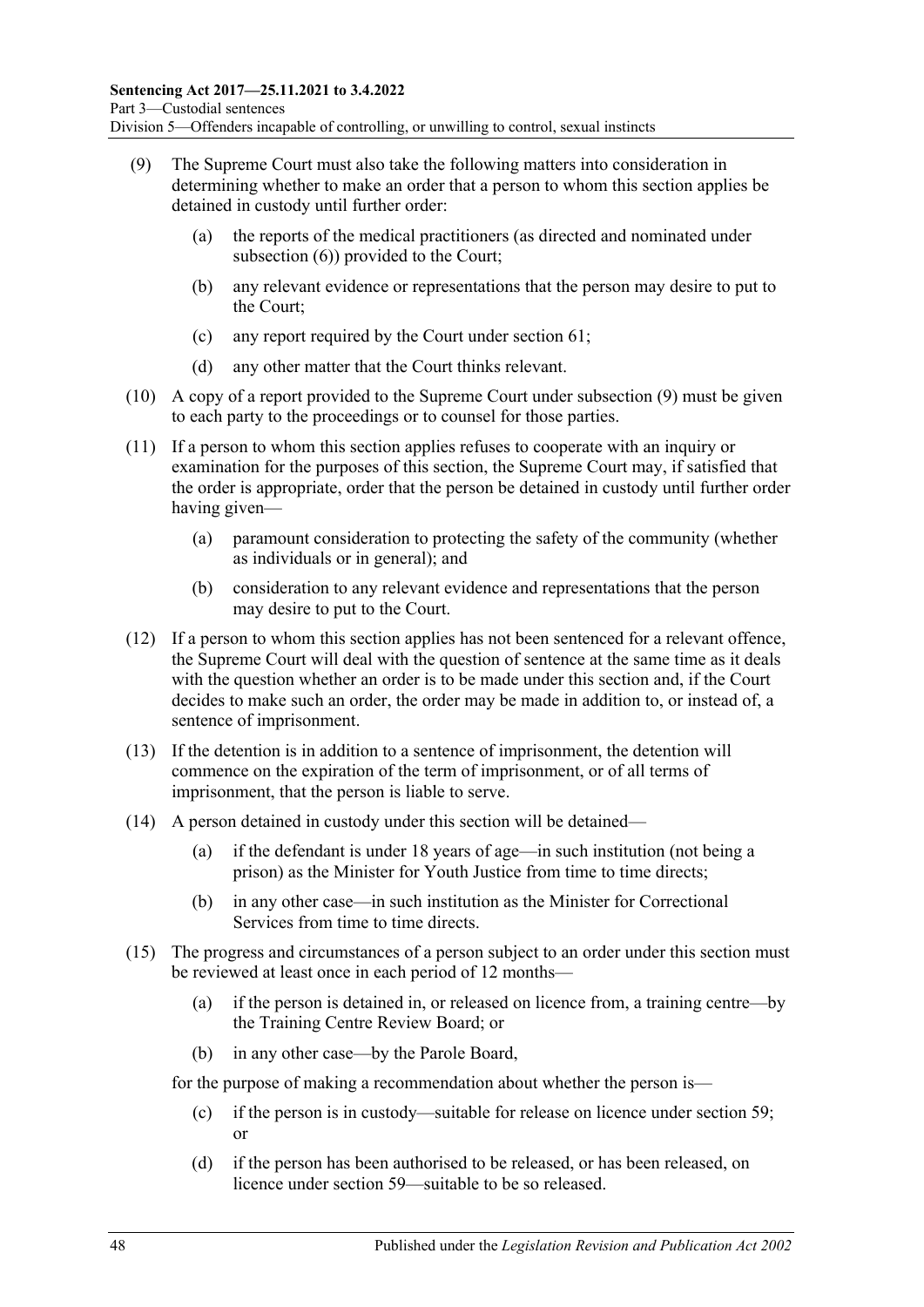(9) The Supreme Court must also take the following matters into consideration in determining whether to make an order that a person to whom this section applies be detained in custody until further order:

  (a) the reports of the medical practitioners (as directed and nominated under subsection (6)) provided to the Court;

  (b) any relevant evidence or representations that the person may desire to put to the Court;

  (c) any report required by the Court under section 61;

  (d) any other matter that the Court thinks relevant.

(10) A copy of a report provided to the Supreme Court under subsection (9) must be given to each party to the proceedings or to counsel for those parties.

(11) If a person to whom this section applies refuses to cooperate with an inquiry or examination for the purposes of this section, the Supreme Court may, if satisfied that the order is appropriate, order that the person be detained in custody until further order having given—

  (a) paramount consideration to protecting the safety of the community (whether as individuals or in general); and

  (b) consideration to any relevant evidence and representations that the person may desire to put to the Court.

(12) If a person to whom this section applies has not been sentenced for a relevant offence, the Supreme Court will deal with the question of sentence at the same time as it deals with the question whether an order is to be made under this section and, if the Court decides to make such an order, the order may be made in addition to, or instead of, a sentence of imprisonment.

(13) If the detention is in addition to a sentence of imprisonment, the detention will commence on the expiration of the term of imprisonment, or of all terms of imprisonment, that the person is liable to serve.

(14) A person detained in custody under this section will be detained—

  (a) if the defendant is under 18 years of age—in such institution (not being a prison) as the Minister for Youth Justice from time to time directs;

  (b) in any other case—in such institution as the Minister for Correctional Services from time to time directs.

(15) The progress and circumstances of a person subject to an order under this section must be reviewed at least once in each period of 12 months—

  (a) if the person is detained in, or released on licence from, a training centre—by the Training Centre Review Board; or

  (b) in any other case—by the Parole Board,

for the purpose of making a recommendation about whether the person is—

  (c) if the person is in custody—suitable for release on licence under section 59; or

  (d) if the person has been authorised to be released, or has been released, on licence under section 59—suitable to be so released.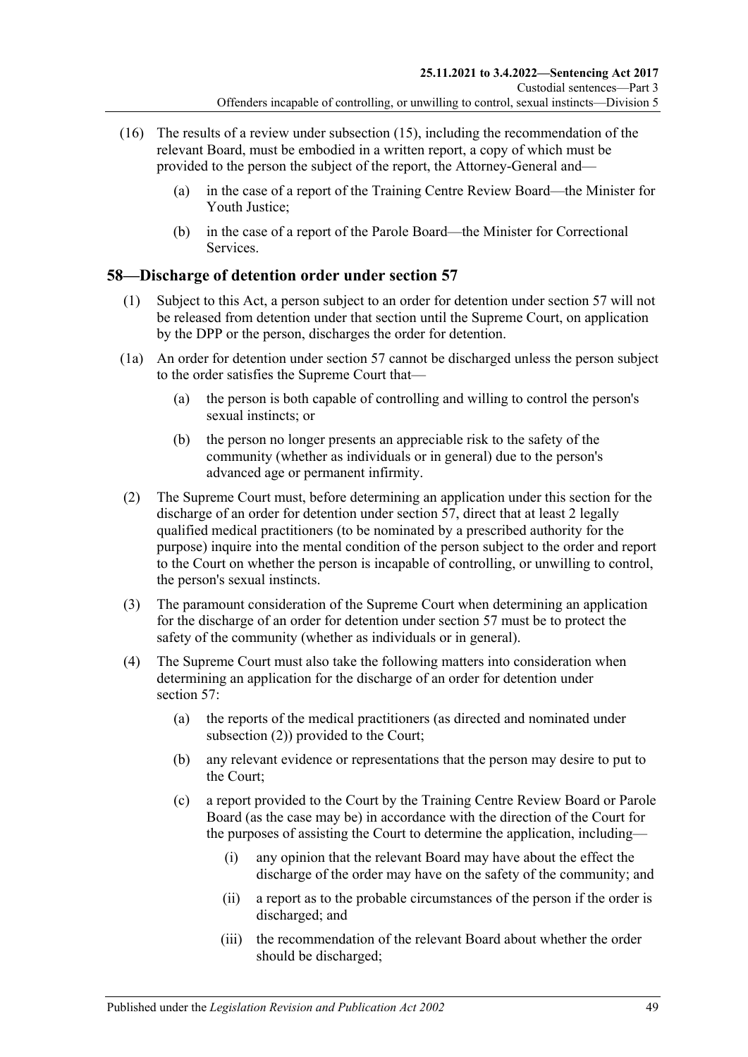(16) The results of a review under subsection (15), including the recommendation of the relevant Board, must be embodied in a written report, a copy of which must be provided to the person the subject of the report, the Attorney-General and—

  (a) in the case of a report of the Training Centre Review Board—the Minister for Youth Justice;

  (b) in the case of a report of the Parole Board—the Minister for Correctional Services.

## 58—Discharge of detention order under section 57

(1) Subject to this Act, a person subject to an order for detention under section 57 will not be released from detention under that section until the Supreme Court, on application by the DPP or the person, discharges the order for detention.

(1a) An order for detention under section 57 cannot be discharged unless the person subject to the order satisfies the Supreme Court that—

  (a) the person is both capable of controlling and willing to control the person's sexual instincts; or

  (b) the person no longer presents an appreciable risk to the safety of the community (whether as individuals or in general) due to the person's advanced age or permanent infirmity.

(2) The Supreme Court must, before determining an application under this section for the discharge of an order for detention under section 57, direct that at least 2 legally qualified medical practitioners (to be nominated by a prescribed authority for the purpose) inquire into the mental condition of the person subject to the order and report to the Court on whether the person is incapable of controlling, or unwilling to control, the person's sexual instincts.

(3) The paramount consideration of the Supreme Court when determining an application for the discharge of an order for detention under section 57 must be to protect the safety of the community (whether as individuals or in general).

(4) The Supreme Court must also take the following matters into consideration when determining an application for the discharge of an order for detention under section 57:

  (a) the reports of the medical practitioners (as directed and nominated under subsection (2)) provided to the Court;

  (b) any relevant evidence or representations that the person may desire to put to the Court;

  (c) a report provided to the Court by the Training Centre Review Board or Parole Board (as the case may be) in accordance with the direction of the Court for the purposes of assisting the Court to determine the application, including—

    (i) any opinion that the relevant Board may have about the effect the discharge of the order may have on the safety of the community; and

    (ii) a report as to the probable circumstances of the person if the order is discharged; and

    (iii) the recommendation of the relevant Board about whether the order should be discharged;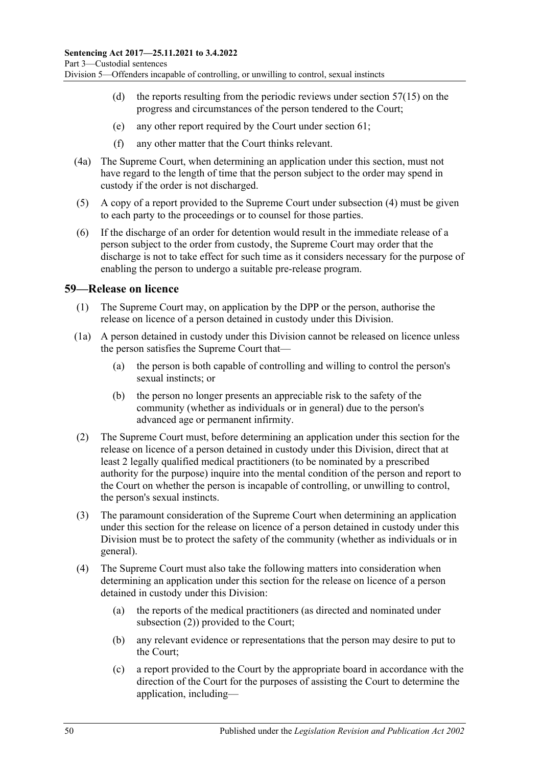(d) the reports resulting from the periodic reviews under section 57(15) on the progress and circumstances of the person tendered to the Court;

(e) any other report required by the Court under section 61;

(f) any other matter that the Court thinks relevant.

(4a) The Supreme Court, when determining an application under this section, must not have regard to the length of time that the person subject to the order may spend in custody if the order is not discharged.

(5) A copy of a report provided to the Supreme Court under subsection (4) must be given to each party to the proceedings or to counsel for those parties.

(6) If the discharge of an order for detention would result in the immediate release of a person subject to the order from custody, the Supreme Court may order that the discharge is not to take effect for such time as it considers necessary for the purpose of enabling the person to undergo a suitable pre-release program.

## 59—Release on licence

(1) The Supreme Court may, on application by the DPP or the person, authorise the release on licence of a person detained in custody under this Division.

(1a) A person detained in custody under this Division cannot be released on licence unless the person satisfies the Supreme Court that—

(a) the person is both capable of controlling and willing to control the person's sexual instincts; or

(b) the person no longer presents an appreciable risk to the safety of the community (whether as individuals or in general) due to the person's advanced age or permanent infirmity.

(2) The Supreme Court must, before determining an application under this section for the release on licence of a person detained in custody under this Division, direct that at least 2 legally qualified medical practitioners (to be nominated by a prescribed authority for the purpose) inquire into the mental condition of the person and report to the Court on whether the person is incapable of controlling, or unwilling to control, the person's sexual instincts.

(3) The paramount consideration of the Supreme Court when determining an application under this section for the release on licence of a person detained in custody under this Division must be to protect the safety of the community (whether as individuals or in general).

(4) The Supreme Court must also take the following matters into consideration when determining an application under this section for the release on licence of a person detained in custody under this Division:

(a) the reports of the medical practitioners (as directed and nominated under subsection (2)) provided to the Court;

(b) any relevant evidence or representations that the person may desire to put to the Court;

(c) a report provided to the Court by the appropriate board in accordance with the direction of the Court for the purposes of assisting the Court to determine the application, including—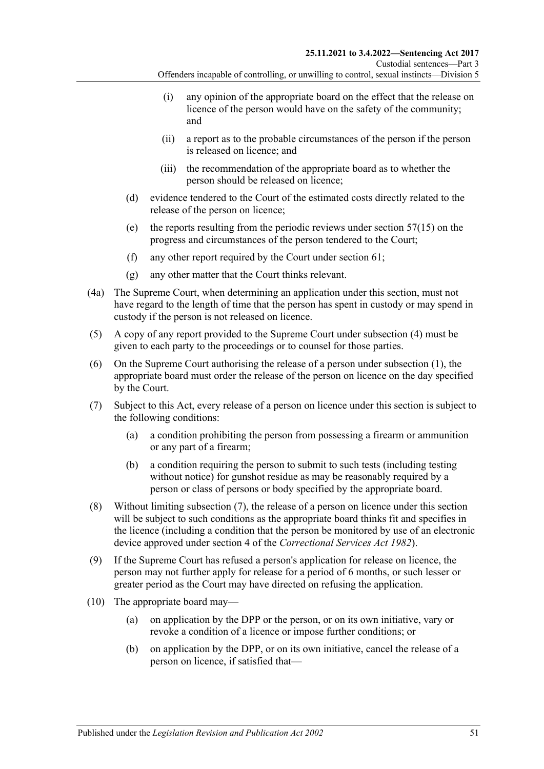(i) any opinion of the appropriate board on the effect that the release on licence of the person would have on the safety of the community; and

(ii) a report as to the probable circumstances of the person if the person is released on licence; and

(iii) the recommendation of the appropriate board as to whether the person should be released on licence;

(d) evidence tendered to the Court of the estimated costs directly related to the release of the person on licence;

(e) the reports resulting from the periodic reviews under section 57(15) on the progress and circumstances of the person tendered to the Court;

(f) any other report required by the Court under section 61;

(g) any other matter that the Court thinks relevant.

(4a) The Supreme Court, when determining an application under this section, must not have regard to the length of time that the person has spent in custody or may spend in custody if the person is not released on licence.

(5) A copy of any report provided to the Supreme Court under subsection (4) must be given to each party to the proceedings or to counsel for those parties.

(6) On the Supreme Court authorising the release of a person under subsection (1), the appropriate board must order the release of the person on licence on the day specified by the Court.

(7) Subject to this Act, every release of a person on licence under this section is subject to the following conditions:

(a) a condition prohibiting the person from possessing a firearm or ammunition or any part of a firearm;

(b) a condition requiring the person to submit to such tests (including testing without notice) for gunshot residue as may be reasonably required by a person or class of persons or body specified by the appropriate board.

(8) Without limiting subsection (7), the release of a person on licence under this section will be subject to such conditions as the appropriate board thinks fit and specifies in the licence (including a condition that the person be monitored by use of an electronic device approved under section 4 of the *Correctional Services Act 1982*).

(9) If the Supreme Court has refused a person's application for release on licence, the person may not further apply for release for a period of 6 months, or such lesser or greater period as the Court may have directed on refusing the application.

(10) The appropriate board may—

(a) on application by the DPP or the person, or on its own initiative, vary or revoke a condition of a licence or impose further conditions; or

(b) on application by the DPP, or on its own initiative, cancel the release of a person on licence, if satisfied that—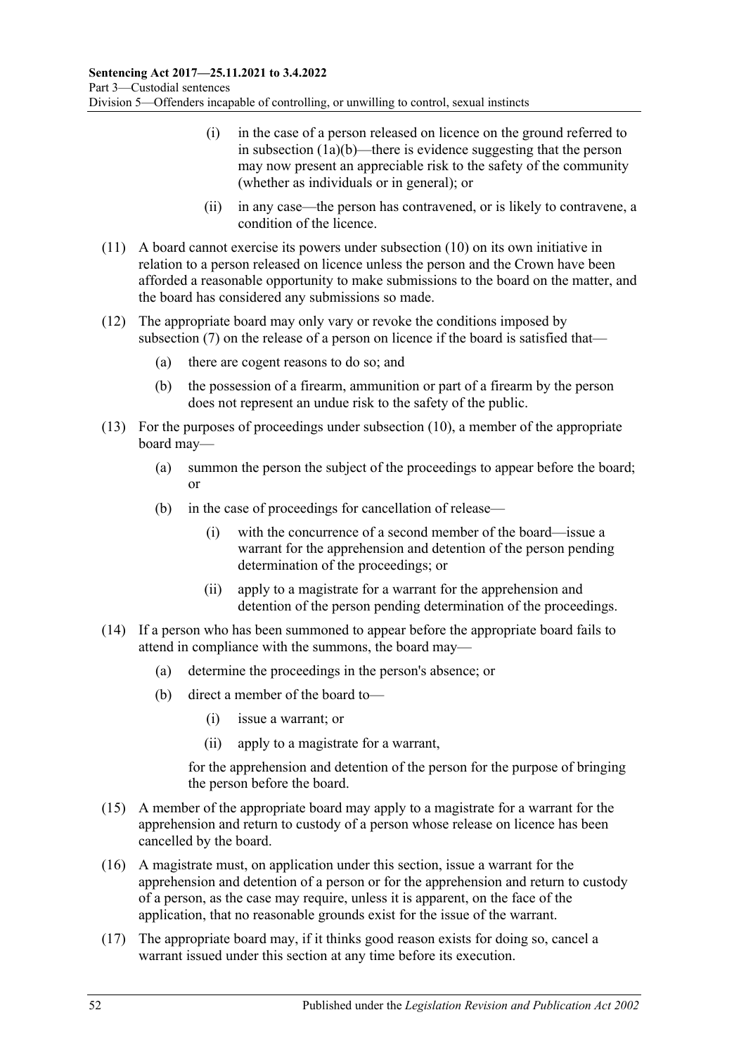(i) in the case of a person released on licence on the ground referred to in subsection (1a)(b)—there is evidence suggesting that the person may now present an appreciable risk to the safety of the community (whether as individuals or in general); or

(ii) in any case—the person has contravened, or is likely to contravene, a condition of the licence.

(11) A board cannot exercise its powers under subsection (10) on its own initiative in relation to a person released on licence unless the person and the Crown have been afforded a reasonable opportunity to make submissions to the board on the matter, and the board has considered any submissions so made.

(12) The appropriate board may only vary or revoke the conditions imposed by subsection (7) on the release of a person on licence if the board is satisfied that—

(a) there are cogent reasons to do so; and

(b) the possession of a firearm, ammunition or part of a firearm by the person does not represent an undue risk to the safety of the public.

(13) For the purposes of proceedings under subsection (10), a member of the appropriate board may—

(a) summon the person the subject of the proceedings to appear before the board; or

(b) in the case of proceedings for cancellation of release—

(i) with the concurrence of a second member of the board—issue a warrant for the apprehension and detention of the person pending determination of the proceedings; or

(ii) apply to a magistrate for a warrant for the apprehension and detention of the person pending determination of the proceedings.

(14) If a person who has been summoned to appear before the appropriate board fails to attend in compliance with the summons, the board may—

(a) determine the proceedings in the person's absence; or

(b) direct a member of the board to—

(i) issue a warrant; or

(ii) apply to a magistrate for a warrant,

for the apprehension and detention of the person for the purpose of bringing the person before the board.

(15) A member of the appropriate board may apply to a magistrate for a warrant for the apprehension and return to custody of a person whose release on licence has been cancelled by the board.

(16) A magistrate must, on application under this section, issue a warrant for the apprehension and detention of a person or for the apprehension and return to custody of a person, as the case may require, unless it is apparent, on the face of the application, that no reasonable grounds exist for the issue of the warrant.

(17) The appropriate board may, if it thinks good reason exists for doing so, cancel a warrant issued under this section at any time before its execution.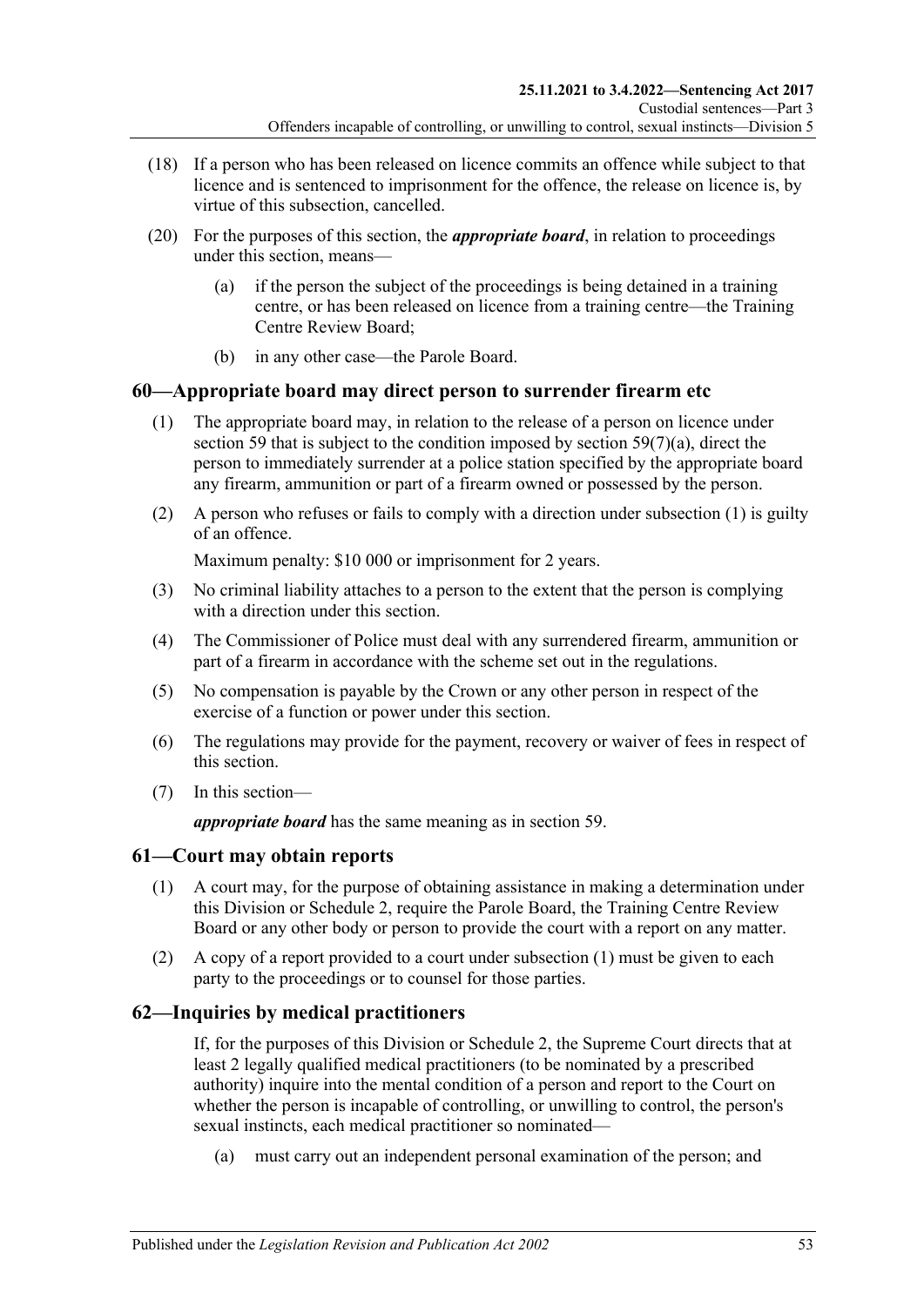(18) If a person who has been released on licence commits an offence while subject to that licence and is sentenced to imprisonment for the offence, the release on licence is, by virtue of this subsection, cancelled.

(20) For the purposes of this section, the ***appropriate board***, in relation to proceedings under this section, means—

(a) if the person the subject of the proceedings is being detained in a training centre, or has been released on licence from a training centre—the Training Centre Review Board;

(b) in any other case—the Parole Board.

## 60—Appropriate board may direct person to surrender firearm etc

(1) The appropriate board may, in relation to the release of a person on licence under section 59 that is subject to the condition imposed by section 59(7)(a), direct the person to immediately surrender at a police station specified by the appropriate board any firearm, ammunition or part of a firearm owned or possessed by the person.

(2) A person who refuses or fails to comply with a direction under subsection (1) is guilty of an offence.

Maximum penalty: $10 000 or imprisonment for 2 years.

(3) No criminal liability attaches to a person to the extent that the person is complying with a direction under this section.

(4) The Commissioner of Police must deal with any surrendered firearm, ammunition or part of a firearm in accordance with the scheme set out in the regulations.

(5) No compensation is payable by the Crown or any other person in respect of the exercise of a function or power under this section.

(6) The regulations may provide for the payment, recovery or waiver of fees in respect of this section.

(7) In this section—

***appropriate board*** has the same meaning as in section 59.

## 61—Court may obtain reports

(1) A court may, for the purpose of obtaining assistance in making a determination under this Division or Schedule 2, require the Parole Board, the Training Centre Review Board or any other body or person to provide the court with a report on any matter.

(2) A copy of a report provided to a court under subsection (1) must be given to each party to the proceedings or to counsel for those parties.

## 62—Inquiries by medical practitioners

If, for the purposes of this Division or Schedule 2, the Supreme Court directs that at least 2 legally qualified medical practitioners (to be nominated by a prescribed authority) inquire into the mental condition of a person and report to the Court on whether the person is incapable of controlling, or unwilling to control, the person's sexual instincts, each medical practitioner so nominated—

(a) must carry out an independent personal examination of the person; and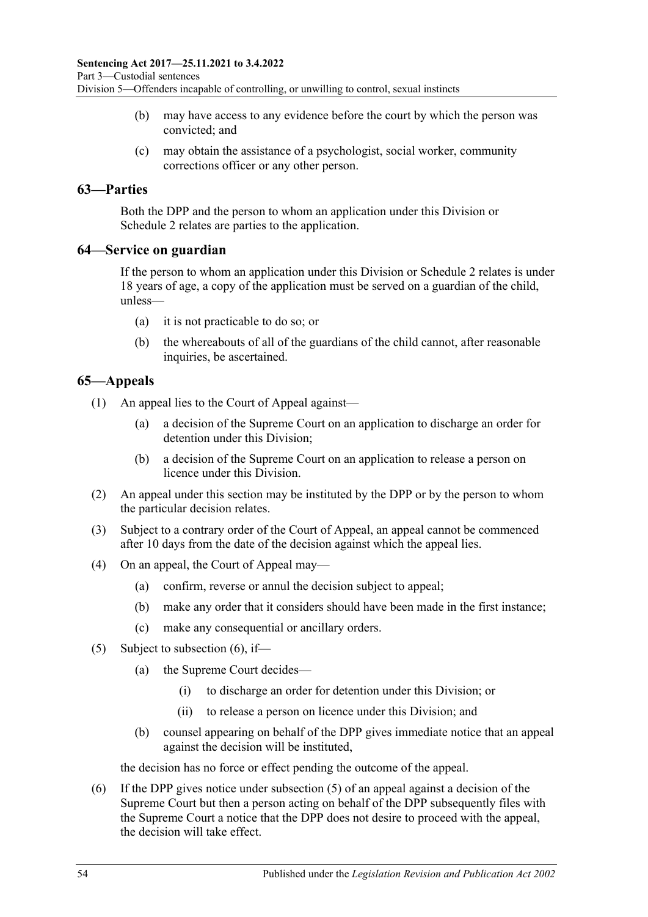(b) may have access to any evidence before the court by which the person was convicted; and

(c) may obtain the assistance of a psychologist, social worker, community corrections officer or any other person.

## 63—Parties

Both the DPP and the person to whom an application under this Division or Schedule 2 relates are parties to the application.

## 64—Service on guardian

If the person to whom an application under this Division or Schedule 2 relates is under 18 years of age, a copy of the application must be served on a guardian of the child, unless—

(a) it is not practicable to do so; or

(b) the whereabouts of all of the guardians of the child cannot, after reasonable inquiries, be ascertained.

## 65—Appeals

(1) An appeal lies to the Court of Appeal against—

(a) a decision of the Supreme Court on an application to discharge an order for detention under this Division;

(b) a decision of the Supreme Court on an application to release a person on licence under this Division.

(2) An appeal under this section may be instituted by the DPP or by the person to whom the particular decision relates.

(3) Subject to a contrary order of the Court of Appeal, an appeal cannot be commenced after 10 days from the date of the decision against which the appeal lies.

(4) On an appeal, the Court of Appeal may—

(a) confirm, reverse or annul the decision subject to appeal;

(b) make any order that it considers should have been made in the first instance;

(c) make any consequential or ancillary orders.

(5) Subject to subsection (6), if—

(a) the Supreme Court decides—

(i) to discharge an order for detention under this Division; or

(ii) to release a person on licence under this Division; and

(b) counsel appearing on behalf of the DPP gives immediate notice that an appeal against the decision will be instituted,

the decision has no force or effect pending the outcome of the appeal.

(6) If the DPP gives notice under subsection (5) of an appeal against a decision of the Supreme Court but then a person acting on behalf of the DPP subsequently files with the Supreme Court a notice that the DPP does not desire to proceed with the appeal, the decision will take effect.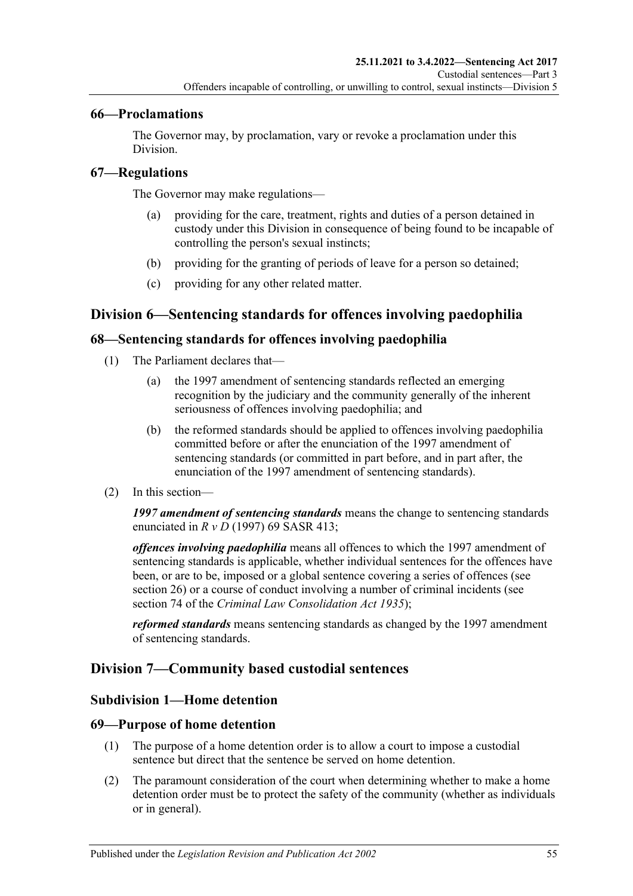## 66—Proclamations

The Governor may, by proclamation, vary or revoke a proclamation under this Division.

## 67—Regulations

The Governor may make regulations—

(a) providing for the care, treatment, rights and duties of a person detained in custody under this Division in consequence of being found to be incapable of controlling the person's sexual instincts;

(b) providing for the granting of periods of leave for a person so detained;

(c) providing for any other related matter.

# Division 6—Sentencing standards for offences involving paedophilia

## 68—Sentencing standards for offences involving paedophilia

(1) The Parliament declares that—

(a) the 1997 amendment of sentencing standards reflected an emerging recognition by the judiciary and the community generally of the inherent seriousness of offences involving paedophilia; and

(b) the reformed standards should be applied to offences involving paedophilia committed before or after the enunciation of the 1997 amendment of sentencing standards (or committed in part before, and in part after, the enunciation of the 1997 amendment of sentencing standards).

(2) In this section—

***1997 amendment of sentencing standards*** means the change to sentencing standards enunciated in *R v D* (1997) 69 SASR 413;

***offences involving paedophilia*** means all offences to which the 1997 amendment of sentencing standards is applicable, whether individual sentences for the offences have been, or are to be, imposed or a global sentence covering a series of offences (see section 26) or a course of conduct involving a number of criminal incidents (see section 74 of the *Criminal Law Consolidation Act 1935*);

***reformed standards*** means sentencing standards as changed by the 1997 amendment of sentencing standards.

# Division 7—Community based custodial sentences

## Subdivision 1—Home detention

## 69—Purpose of home detention

(1) The purpose of a home detention order is to allow a court to impose a custodial sentence but direct that the sentence be served on home detention.

(2) The paramount consideration of the court when determining whether to make a home detention order must be to protect the safety of the community (whether as individuals or in general).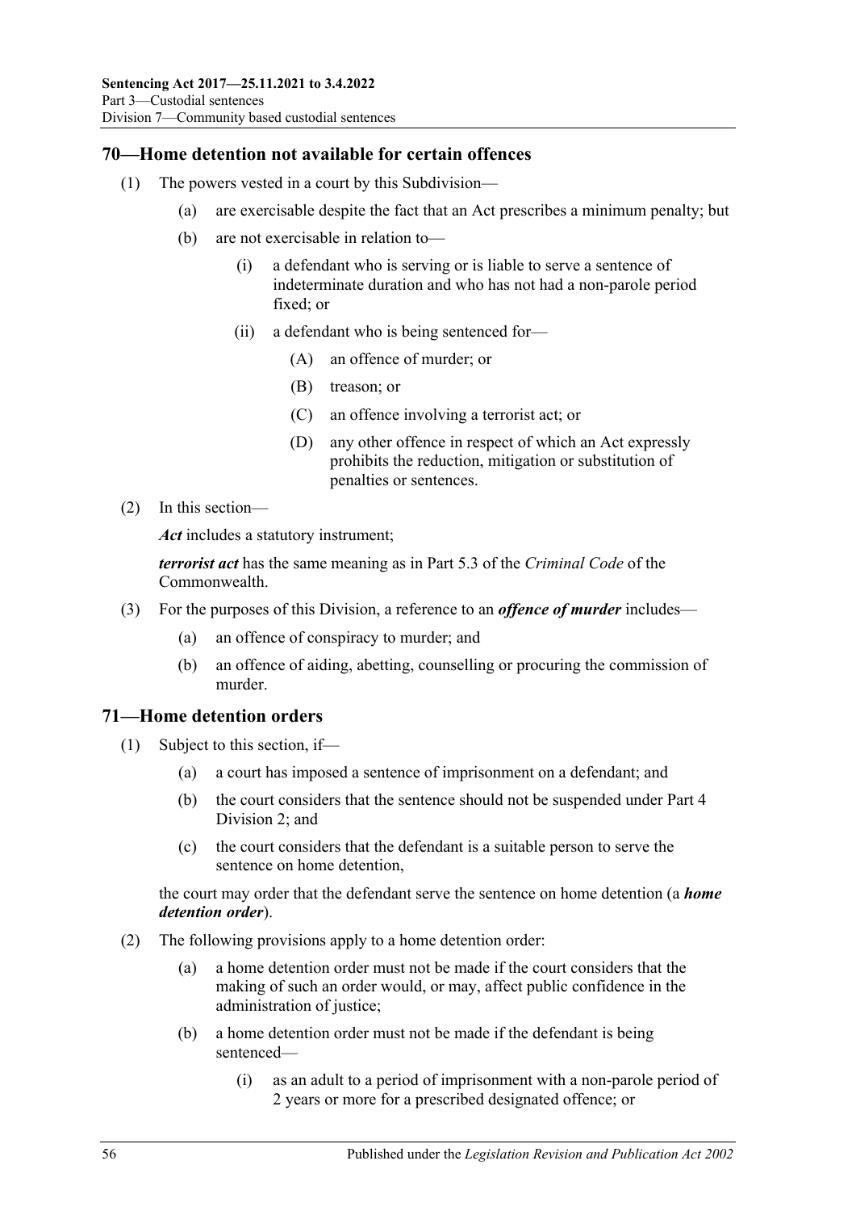## 70—Home detention not available for certain offences

(1) The powers vested in a court by this Subdivision—

(a) are exercisable despite the fact that an Act prescribes a minimum penalty; but

(b) are not exercisable in relation to—

(i) a defendant who is serving or is liable to serve a sentence of indeterminate duration and who has not had a non-parole period fixed; or

(ii) a defendant who is being sentenced for—

(A) an offence of murder; or

(B) treason; or

(C) an offence involving a terrorist act; or

(D) any other offence in respect of which an Act expressly prohibits the reduction, mitigation or substitution of penalties or sentences.

(2) In this section—

***Act*** includes a statutory instrument;

***terrorist act*** has the same meaning as in Part 5.3 of the *Criminal Code* of the Commonwealth.

(3) For the purposes of this Division, a reference to an ***offence of murder*** includes—

(a) an offence of conspiracy to murder; and

(b) an offence of aiding, abetting, counselling or procuring the commission of murder.

## 71—Home detention orders

(1) Subject to this section, if—

(a) a court has imposed a sentence of imprisonment on a defendant; and

(b) the court considers that the sentence should not be suspended under Part 4 Division 2; and

(c) the court considers that the defendant is a suitable person to serve the sentence on home detention,

the court may order that the defendant serve the sentence on home detention (a ***home detention order***).

(2) The following provisions apply to a home detention order:

(a) a home detention order must not be made if the court considers that the making of such an order would, or may, affect public confidence in the administration of justice;

(b) a home detention order must not be made if the defendant is being sentenced—

(i) as an adult to a period of imprisonment with a non-parole period of 2 years or more for a prescribed designated offence; or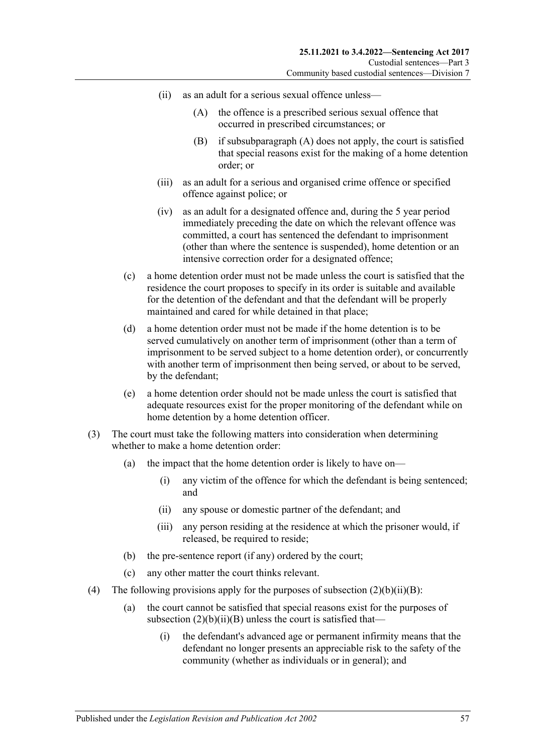(ii) as an adult for a serious sexual offence unless—

(A) the offence is a prescribed serious sexual offence that occurred in prescribed circumstances; or

(B) if subsubparagraph (A) does not apply, the court is satisfied that special reasons exist for the making of a home detention order; or

(iii) as an adult for a serious and organised crime offence or specified offence against police; or

(iv) as an adult for a designated offence and, during the 5 year period immediately preceding the date on which the relevant offence was committed, a court has sentenced the defendant to imprisonment (other than where the sentence is suspended), home detention or an intensive correction order for a designated offence;

(c) a home detention order must not be made unless the court is satisfied that the residence the court proposes to specify in its order is suitable and available for the detention of the defendant and that the defendant will be properly maintained and cared for while detained in that place;

(d) a home detention order must not be made if the home detention is to be served cumulatively on another term of imprisonment (other than a term of imprisonment to be served subject to a home detention order), or concurrently with another term of imprisonment then being served, or about to be served, by the defendant;

(e) a home detention order should not be made unless the court is satisfied that adequate resources exist for the proper monitoring of the defendant while on home detention by a home detention officer.

(3) The court must take the following matters into consideration when determining whether to make a home detention order:

(a) the impact that the home detention order is likely to have on—

(i) any victim of the offence for which the defendant is being sentenced; and

(ii) any spouse or domestic partner of the defendant; and

(iii) any person residing at the residence at which the prisoner would, if released, be required to reside;

(b) the pre-sentence report (if any) ordered by the court;

(c) any other matter the court thinks relevant.

(4) The following provisions apply for the purposes of subsection (2)(b)(ii)(B):

(a) the court cannot be satisfied that special reasons exist for the purposes of subsection (2)(b)(ii)(B) unless the court is satisfied that—

(i) the defendant's advanced age or permanent infirmity means that the defendant no longer presents an appreciable risk to the safety of the community (whether as individuals or in general); and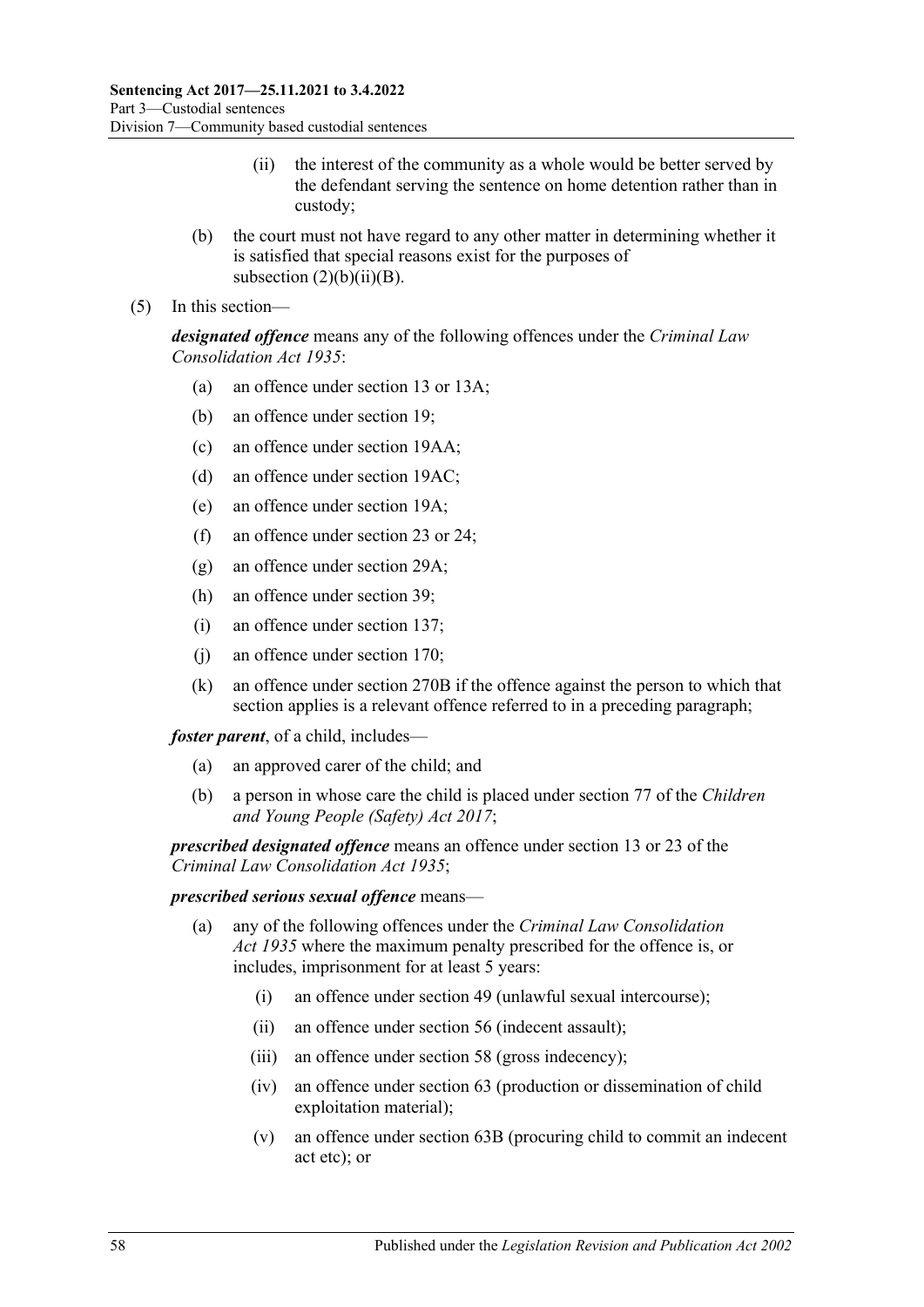(ii) the interest of the community as a whole would be better served by the defendant serving the sentence on home detention rather than in custody;

(b) the court must not have regard to any other matter in determining whether it is satisfied that special reasons exist for the purposes of subsection (2)(b)(ii)(B).

(5) In this section—

***designated offence*** means any of the following offences under the *Criminal Law Consolidation Act 1935*:

(a) an offence under section 13 or 13A;

(b) an offence under section 19;

(c) an offence under section 19AA;

(d) an offence under section 19AC;

(e) an offence under section 19A;

(f) an offence under section 23 or 24;

(g) an offence under section 29A;

(h) an offence under section 39;

(i) an offence under section 137;

(j) an offence under section 170;

(k) an offence under section 270B if the offence against the person to which that section applies is a relevant offence referred to in a preceding paragraph;

***foster parent***, of a child, includes—

(a) an approved carer of the child; and

(b) a person in whose care the child is placed under section 77 of the *Children and Young People (Safety) Act 2017*;

***prescribed designated offence*** means an offence under section 13 or 23 of the *Criminal Law Consolidation Act 1935*;

***prescribed serious sexual offence*** means—

(a) any of the following offences under the *Criminal Law Consolidation Act 1935* where the maximum penalty prescribed for the offence is, or includes, imprisonment for at least 5 years:

(i) an offence under section 49 (unlawful sexual intercourse);

(ii) an offence under section 56 (indecent assault);

(iii) an offence under section 58 (gross indecency);

(iv) an offence under section 63 (production or dissemination of child exploitation material);

(v) an offence under section 63B (procuring child to commit an indecent act etc); or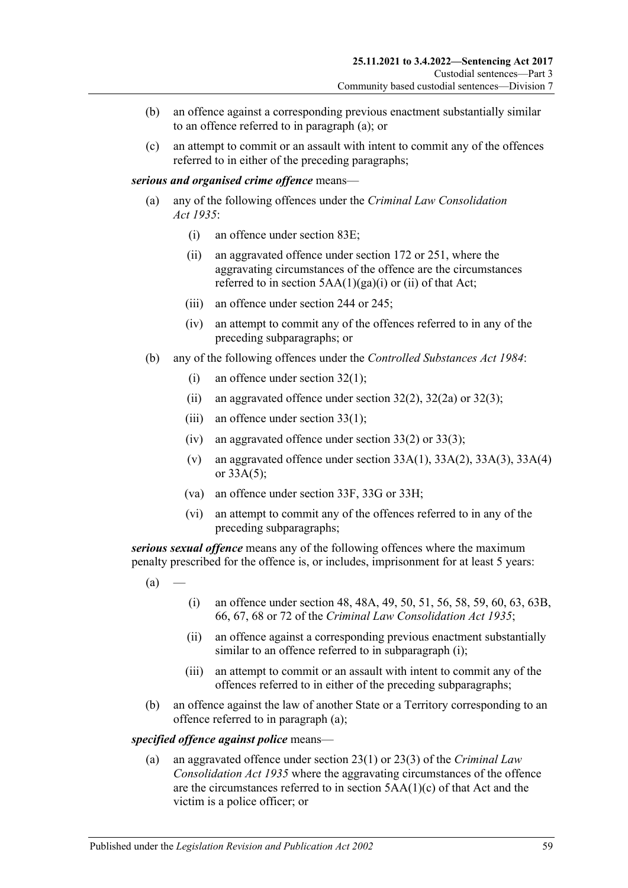(b) an offence against a corresponding previous enactment substantially similar to an offence referred to in paragraph (a); or

(c) an attempt to commit or an assault with intent to commit any of the offences referred to in either of the preceding paragraphs;

***serious and organised crime offence*** means—

(a) any of the following offences under the *Criminal Law Consolidation Act 1935*:

  (i) an offence under section 83E;

  (ii) an aggravated offence under section 172 or 251, where the aggravating circumstances of the offence are the circumstances referred to in section 5AA(1)(ga)(i) or (ii) of that Act;

  (iii) an offence under section 244 or 245;

  (iv) an attempt to commit any of the offences referred to in any of the preceding subparagraphs; or

(b) any of the following offences under the *Controlled Substances Act 1984*:

  (i) an offence under section 32(1);

  (ii) an aggravated offence under section 32(2), 32(2a) or 32(3);

  (iii) an offence under section 33(1);

  (iv) an aggravated offence under section 33(2) or 33(3);

  (v) an aggravated offence under section 33A(1), 33A(2), 33A(3), 33A(4) or 33A(5);

  (va) an offence under section 33F, 33G or 33H;

  (vi) an attempt to commit any of the offences referred to in any of the preceding subparagraphs;

***serious sexual offence*** means any of the following offences where the maximum penalty prescribed for the offence is, or includes, imprisonment for at least 5 years:

(a) —

  (i) an offence under section 48, 48A, 49, 50, 51, 56, 58, 59, 60, 63, 63B, 66, 67, 68 or 72 of the *Criminal Law Consolidation Act 1935*;

  (ii) an offence against a corresponding previous enactment substantially similar to an offence referred to in subparagraph (i);

  (iii) an attempt to commit or an assault with intent to commit any of the offences referred to in either of the preceding subparagraphs;

(b) an offence against the law of another State or a Territory corresponding to an offence referred to in paragraph (a);

***specified offence against police*** means—

(a) an aggravated offence under section 23(1) or 23(3) of the *Criminal Law Consolidation Act 1935* where the aggravating circumstances of the offence are the circumstances referred to in section 5AA(1)(c) of that Act and the victim is a police officer; or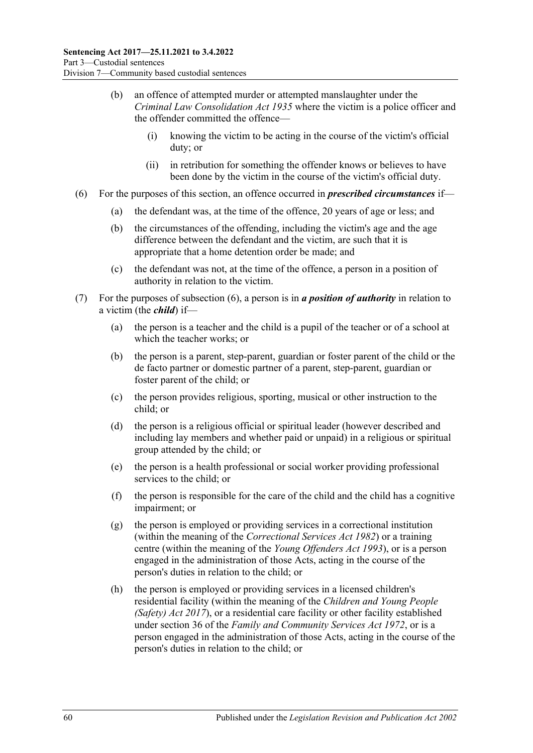(b) an offence of attempted murder or attempted manslaughter under the *Criminal Law Consolidation Act 1935* where the victim is a police officer and the offender committed the offence—

(i) knowing the victim to be acting in the course of the victim's official duty; or

(ii) in retribution for something the offender knows or believes to have been done by the victim in the course of the victim's official duty.

(6) For the purposes of this section, an offence occurred in ***prescribed circumstances*** if—

(a) the defendant was, at the time of the offence, 20 years of age or less; and

(b) the circumstances of the offending, including the victim's age and the age difference between the defendant and the victim, are such that it is appropriate that a home detention order be made; and

(c) the defendant was not, at the time of the offence, a person in a position of authority in relation to the victim.

(7) For the purposes of subsection (6), a person is in ***a position of authority*** in relation to a victim (the ***child***) if—

(a) the person is a teacher and the child is a pupil of the teacher or of a school at which the teacher works; or

(b) the person is a parent, step-parent, guardian or foster parent of the child or the de facto partner or domestic partner of a parent, step-parent, guardian or foster parent of the child; or

(c) the person provides religious, sporting, musical or other instruction to the child; or

(d) the person is a religious official or spiritual leader (however described and including lay members and whether paid or unpaid) in a religious or spiritual group attended by the child; or

(e) the person is a health professional or social worker providing professional services to the child; or

(f) the person is responsible for the care of the child and the child has a cognitive impairment; or

(g) the person is employed or providing services in a correctional institution (within the meaning of the *Correctional Services Act 1982*) or a training centre (within the meaning of the *Young Offenders Act 1993*), or is a person engaged in the administration of those Acts, acting in the course of the person's duties in relation to the child; or

(h) the person is employed or providing services in a licensed children's residential facility (within the meaning of the *Children and Young People (Safety) Act 2017*), or a residential care facility or other facility established under section 36 of the *Family and Community Services Act 1972*, or is a person engaged in the administration of those Acts, acting in the course of the person's duties in relation to the child; or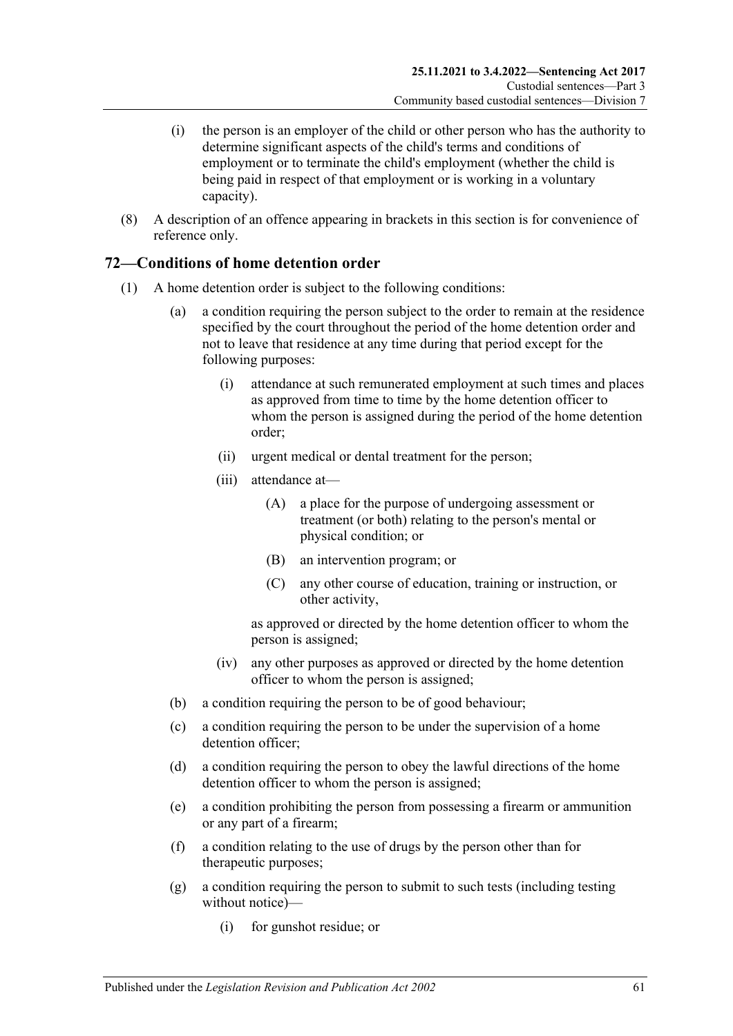(i) the person is an employer of the child or other person who has the authority to determine significant aspects of the child's terms and conditions of employment or to terminate the child's employment (whether the child is being paid in respect of that employment or is working in a voluntary capacity).

(8) A description of an offence appearing in brackets in this section is for convenience of reference only.

## 72—Conditions of home detention order

(1) A home detention order is subject to the following conditions:

(a) a condition requiring the person subject to the order to remain at the residence specified by the court throughout the period of the home detention order and not to leave that residence at any time during that period except for the following purposes:

(i) attendance at such remunerated employment at such times and places as approved from time to time by the home detention officer to whom the person is assigned during the period of the home detention order;

(ii) urgent medical or dental treatment for the person;

(iii) attendance at—

(A) a place for the purpose of undergoing assessment or treatment (or both) relating to the person's mental or physical condition; or

(B) an intervention program; or

(C) any other course of education, training or instruction, or other activity,

as approved or directed by the home detention officer to whom the person is assigned;

(iv) any other purposes as approved or directed by the home detention officer to whom the person is assigned;

(b) a condition requiring the person to be of good behaviour;

(c) a condition requiring the person to be under the supervision of a home detention officer;

(d) a condition requiring the person to obey the lawful directions of the home detention officer to whom the person is assigned;

(e) a condition prohibiting the person from possessing a firearm or ammunition or any part of a firearm;

(f) a condition relating to the use of drugs by the person other than for therapeutic purposes;

(g) a condition requiring the person to submit to such tests (including testing without notice)—

(i) for gunshot residue; or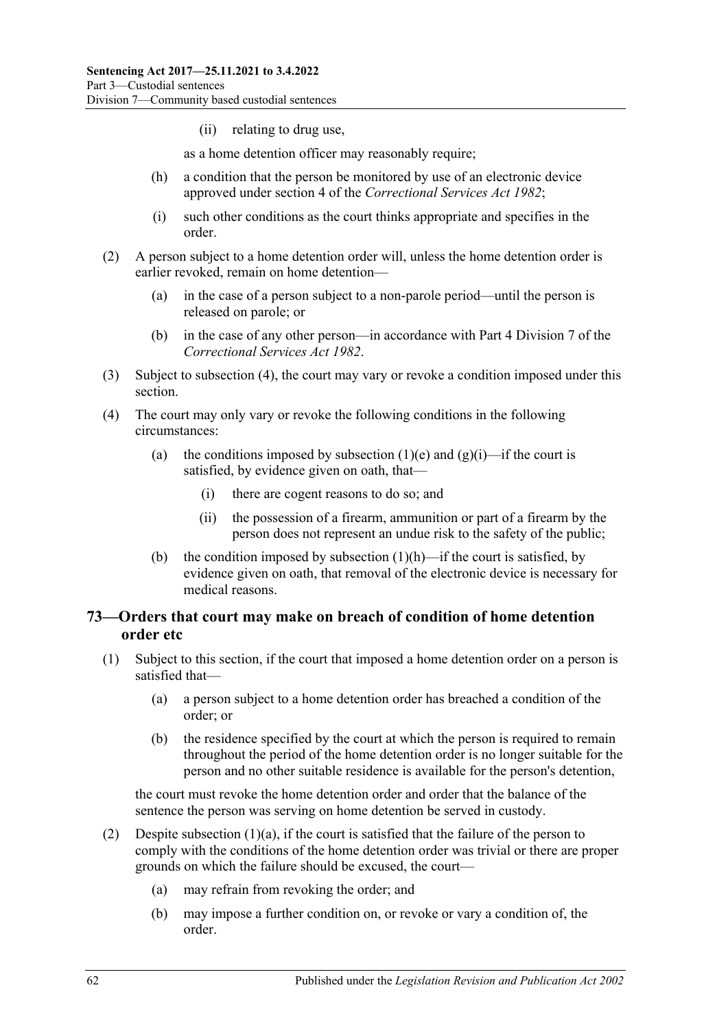(ii) relating to drug use,

as a home detention officer may reasonably require;

(h) a condition that the person be monitored by use of an electronic device approved under section 4 of the *Correctional Services Act 1982*;

(i) such other conditions as the court thinks appropriate and specifies in the order.

(2) A person subject to a home detention order will, unless the home detention order is earlier revoked, remain on home detention—

(a) in the case of a person subject to a non-parole period—until the person is released on parole; or

(b) in the case of any other person—in accordance with Part 4 Division 7 of the *Correctional Services Act 1982*.

(3) Subject to subsection (4), the court may vary or revoke a condition imposed under this section.

(4) The court may only vary or revoke the following conditions in the following circumstances:

(a) the conditions imposed by subsection (1)(e) and (g)(i)—if the court is satisfied, by evidence given on oath, that—

(i) there are cogent reasons to do so; and

(ii) the possession of a firearm, ammunition or part of a firearm by the person does not represent an undue risk to the safety of the public;

(b) the condition imposed by subsection (1)(h)—if the court is satisfied, by evidence given on oath, that removal of the electronic device is necessary for medical reasons.

## 73—Orders that court may make on breach of condition of home detention order etc

(1) Subject to this section, if the court that imposed a home detention order on a person is satisfied that—

(a) a person subject to a home detention order has breached a condition of the order; or

(b) the residence specified by the court at which the person is required to remain throughout the period of the home detention order is no longer suitable for the person and no other suitable residence is available for the person's detention,

the court must revoke the home detention order and order that the balance of the sentence the person was serving on home detention be served in custody.

(2) Despite subsection (1)(a), if the court is satisfied that the failure of the person to comply with the conditions of the home detention order was trivial or there are proper grounds on which the failure should be excused, the court—

(a) may refrain from revoking the order; and

(b) may impose a further condition on, or revoke or vary a condition of, the order.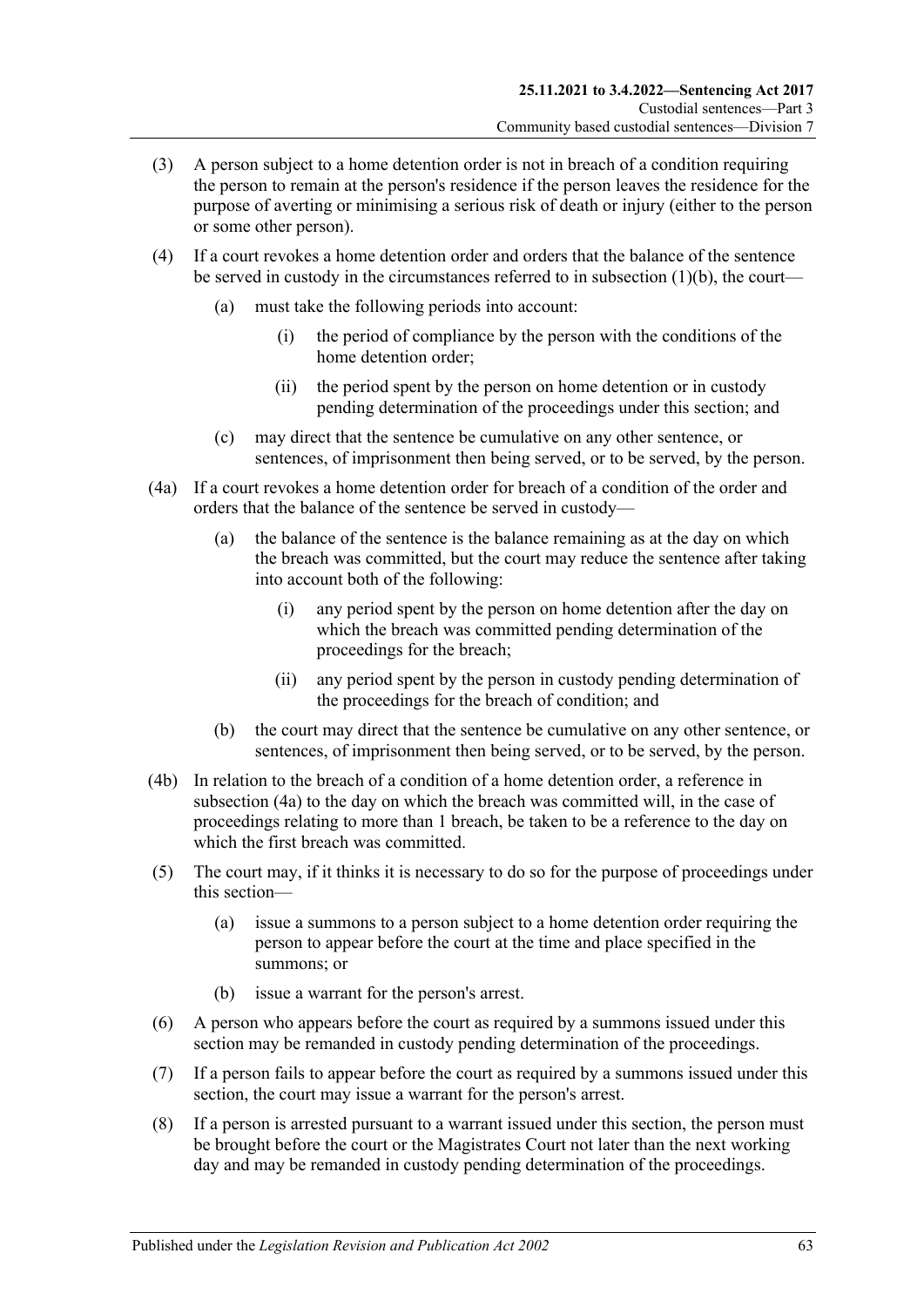(3) A person subject to a home detention order is not in breach of a condition requiring the person to remain at the person's residence if the person leaves the residence for the purpose of averting or minimising a serious risk of death or injury (either to the person or some other person).

(4) If a court revokes a home detention order and orders that the balance of the sentence be served in custody in the circumstances referred to in subsection (1)(b), the court—

   (a) must take the following periods into account:

      (i) the period of compliance by the person with the conditions of the home detention order;

      (ii) the period spent by the person on home detention or in custody pending determination of the proceedings under this section; and

   (c) may direct that the sentence be cumulative on any other sentence, or sentences, of imprisonment then being served, or to be served, by the person.

(4a) If a court revokes a home detention order for breach of a condition of the order and orders that the balance of the sentence be served in custody—

   (a) the balance of the sentence is the balance remaining as at the day on which the breach was committed, but the court may reduce the sentence after taking into account both of the following:

      (i) any period spent by the person on home detention after the day on which the breach was committed pending determination of the proceedings for the breach;

      (ii) any period spent by the person in custody pending determination of the proceedings for the breach of condition; and

   (b) the court may direct that the sentence be cumulative on any other sentence, or sentences, of imprisonment then being served, or to be served, by the person.

(4b) In relation to the breach of a condition of a home detention order, a reference in subsection (4a) to the day on which the breach was committed will, in the case of proceedings relating to more than 1 breach, be taken to be a reference to the day on which the first breach was committed.

(5) The court may, if it thinks it is necessary to do so for the purpose of proceedings under this section—

   (a) issue a summons to a person subject to a home detention order requiring the person to appear before the court at the time and place specified in the summons; or

   (b) issue a warrant for the person's arrest.

(6) A person who appears before the court as required by a summons issued under this section may be remanded in custody pending determination of the proceedings.

(7) If a person fails to appear before the court as required by a summons issued under this section, the court may issue a warrant for the person's arrest.

(8) If a person is arrested pursuant to a warrant issued under this section, the person must be brought before the court or the Magistrates Court not later than the next working day and may be remanded in custody pending determination of the proceedings.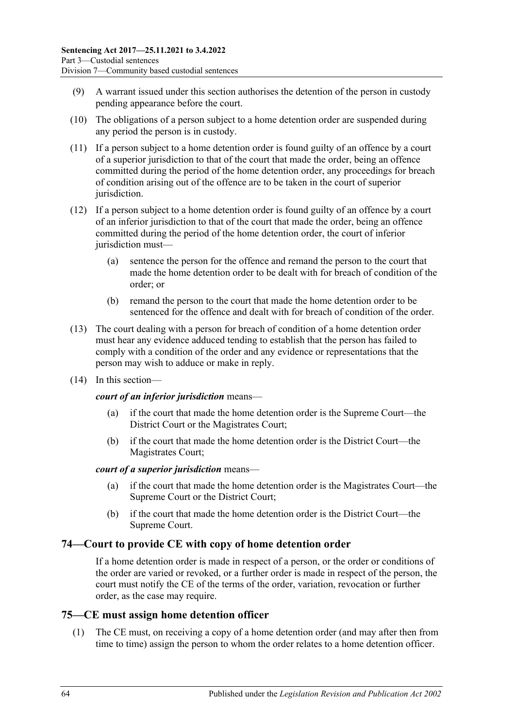(9) A warrant issued under this section authorises the detention of the person in custody pending appearance before the court.

(10) The obligations of a person subject to a home detention order are suspended during any period the person is in custody.

(11) If a person subject to a home detention order is found guilty of an offence by a court of a superior jurisdiction to that of the court that made the order, being an offence committed during the period of the home detention order, any proceedings for breach of condition arising out of the offence are to be taken in the court of superior jurisdiction.

(12) If a person subject to a home detention order is found guilty of an offence by a court of an inferior jurisdiction to that of the court that made the order, being an offence committed during the period of the home detention order, the court of inferior jurisdiction must—

(a) sentence the person for the offence and remand the person to the court that made the home detention order to be dealt with for breach of condition of the order; or

(b) remand the person to the court that made the home detention order to be sentenced for the offence and dealt with for breach of condition of the order.

(13) The court dealing with a person for breach of condition of a home detention order must hear any evidence adduced tending to establish that the person has failed to comply with a condition of the order and any evidence or representations that the person may wish to adduce or make in reply.

(14) In this section—

***court of an inferior jurisdiction*** means—

(a) if the court that made the home detention order is the Supreme Court—the District Court or the Magistrates Court;

(b) if the court that made the home detention order is the District Court—the Magistrates Court;

***court of a superior jurisdiction*** means—

(a) if the court that made the home detention order is the Magistrates Court—the Supreme Court or the District Court;

(b) if the court that made the home detention order is the District Court—the Supreme Court.

## 74—Court to provide CE with copy of home detention order

If a home detention order is made in respect of a person, or the order or conditions of the order are varied or revoked, or a further order is made in respect of the person, the court must notify the CE of the terms of the order, variation, revocation or further order, as the case may require.

## 75—CE must assign home detention officer

(1) The CE must, on receiving a copy of a home detention order (and may after then from time to time) assign the person to whom the order relates to a home detention officer.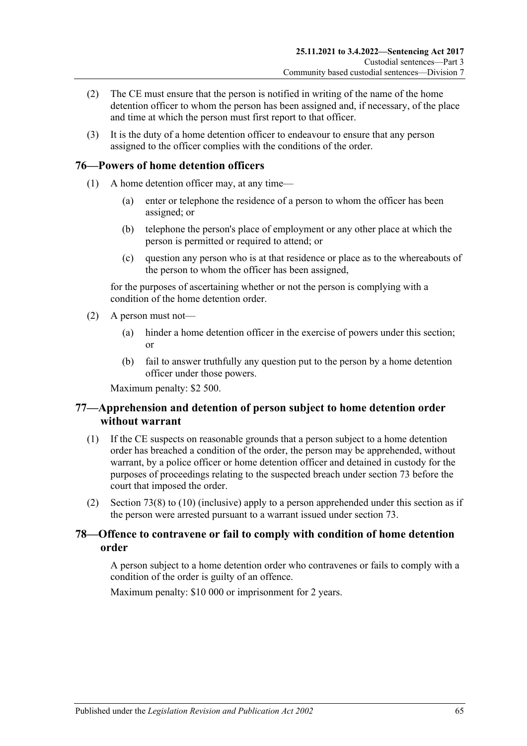(2) The CE must ensure that the person is notified in writing of the name of the home detention officer to whom the person has been assigned and, if necessary, of the place and time at which the person must first report to that officer.

(3) It is the duty of a home detention officer to endeavour to ensure that any person assigned to the officer complies with the conditions of the order.

## 76—Powers of home detention officers

(1) A home detention officer may, at any time—

(a) enter or telephone the residence of a person to whom the officer has been assigned; or

(b) telephone the person's place of employment or any other place at which the person is permitted or required to attend; or

(c) question any person who is at that residence or place as to the whereabouts of the person to whom the officer has been assigned,

for the purposes of ascertaining whether or not the person is complying with a condition of the home detention order.

(2) A person must not—

(a) hinder a home detention officer in the exercise of powers under this section; or

(b) fail to answer truthfully any question put to the person by a home detention officer under those powers.

Maximum penalty: $2 500.

## 77—Apprehension and detention of person subject to home detention order without warrant

(1) If the CE suspects on reasonable grounds that a person subject to a home detention order has breached a condition of the order, the person may be apprehended, without warrant, by a police officer or home detention officer and detained in custody for the purposes of proceedings relating to the suspected breach under section 73 before the court that imposed the order.

(2) Section 73(8) to (10) (inclusive) apply to a person apprehended under this section as if the person were arrested pursuant to a warrant issued under section 73.

## 78—Offence to contravene or fail to comply with condition of home detention order

A person subject to a home detention order who contravenes or fails to comply with a condition of the order is guilty of an offence.

Maximum penalty: $10 000 or imprisonment for 2 years.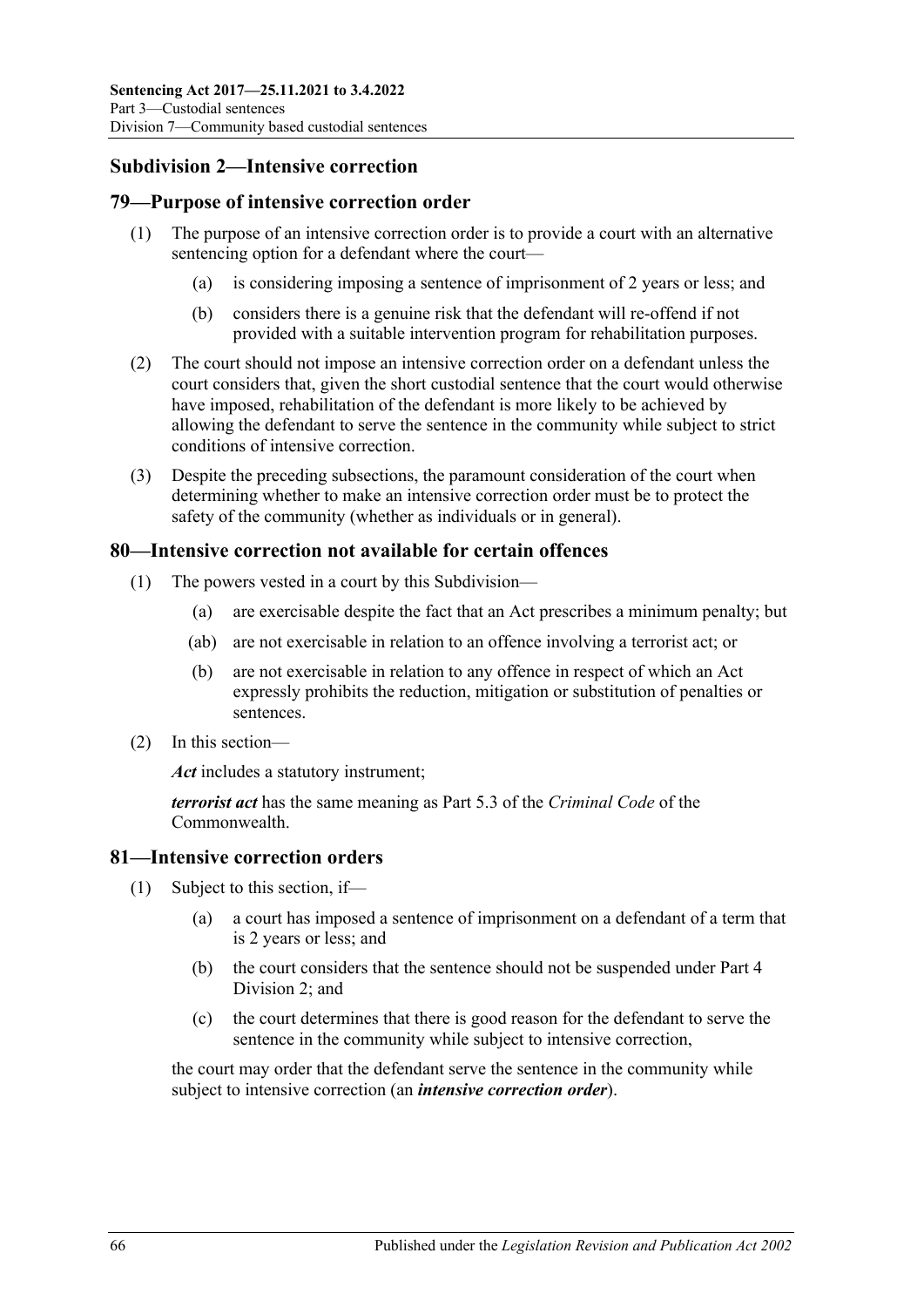## Subdivision 2—Intensive correction

### 79—Purpose of intensive correction order

(1) The purpose of an intensive correction order is to provide a court with an alternative sentencing option for a defendant where the court—

(a) is considering imposing a sentence of imprisonment of 2 years or less; and

(b) considers there is a genuine risk that the defendant will re-offend if not provided with a suitable intervention program for rehabilitation purposes.

(2) The court should not impose an intensive correction order on a defendant unless the court considers that, given the short custodial sentence that the court would otherwise have imposed, rehabilitation of the defendant is more likely to be achieved by allowing the defendant to serve the sentence in the community while subject to strict conditions of intensive correction.

(3) Despite the preceding subsections, the paramount consideration of the court when determining whether to make an intensive correction order must be to protect the safety of the community (whether as individuals or in general).

### 80—Intensive correction not available for certain offences

(1) The powers vested in a court by this Subdivision—

(a) are exercisable despite the fact that an Act prescribes a minimum penalty; but

(ab) are not exercisable in relation to an offence involving a terrorist act; or

(b) are not exercisable in relation to any offence in respect of which an Act expressly prohibits the reduction, mitigation or substitution of penalties or sentences.

(2) In this section—

***Act*** includes a statutory instrument;

***terrorist act*** has the same meaning as Part 5.3 of the *Criminal Code* of the Commonwealth.

### 81—Intensive correction orders

(1) Subject to this section, if—

(a) a court has imposed a sentence of imprisonment on a defendant of a term that is 2 years or less; and

(b) the court considers that the sentence should not be suspended under Part 4 Division 2; and

(c) the court determines that there is good reason for the defendant to serve the sentence in the community while subject to intensive correction,

the court may order that the defendant serve the sentence in the community while subject to intensive correction (an ***intensive correction order***).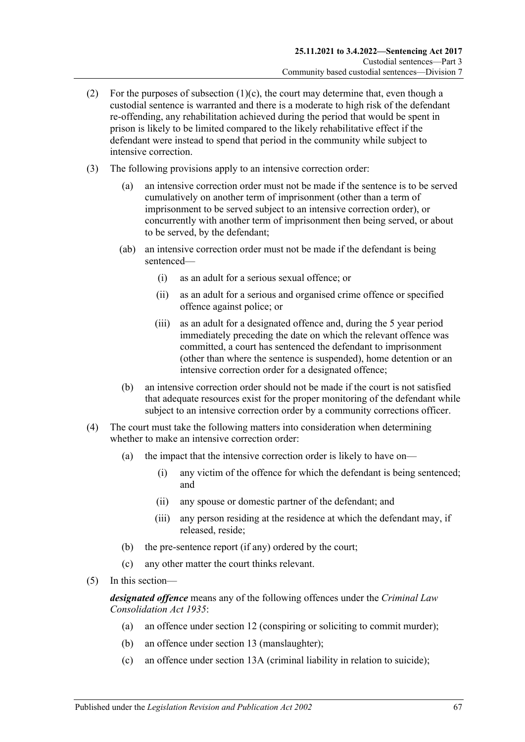(2) For the purposes of subsection (1)(c), the court may determine that, even though a custodial sentence is warranted and there is a moderate to high risk of the defendant re-offending, any rehabilitation achieved during the period that would be spent in prison is likely to be limited compared to the likely rehabilitative effect if the defendant were instead to spend that period in the community while subject to intensive correction.

(3) The following provisions apply to an intensive correction order:

(a) an intensive correction order must not be made if the sentence is to be served cumulatively on another term of imprisonment (other than a term of imprisonment to be served subject to an intensive correction order), or concurrently with another term of imprisonment then being served, or about to be served, by the defendant;

(ab) an intensive correction order must not be made if the defendant is being sentenced—

(i) as an adult for a serious sexual offence; or

(ii) as an adult for a serious and organised crime offence or specified offence against police; or

(iii) as an adult for a designated offence and, during the 5 year period immediately preceding the date on which the relevant offence was committed, a court has sentenced the defendant to imprisonment (other than where the sentence is suspended), home detention or an intensive correction order for a designated offence;

(b) an intensive correction order should not be made if the court is not satisfied that adequate resources exist for the proper monitoring of the defendant while subject to an intensive correction order by a community corrections officer.

(4) The court must take the following matters into consideration when determining whether to make an intensive correction order:

(a) the impact that the intensive correction order is likely to have on—

(i) any victim of the offence for which the defendant is being sentenced; and

(ii) any spouse or domestic partner of the defendant; and

(iii) any person residing at the residence at which the defendant may, if released, reside;

(b) the pre-sentence report (if any) ordered by the court;

(c) any other matter the court thinks relevant.

(5) In this section—

***designated offence*** means any of the following offences under the *Criminal Law Consolidation Act 1935*:

(a) an offence under section 12 (conspiring or soliciting to commit murder);

(b) an offence under section 13 (manslaughter);

(c) an offence under section 13A (criminal liability in relation to suicide);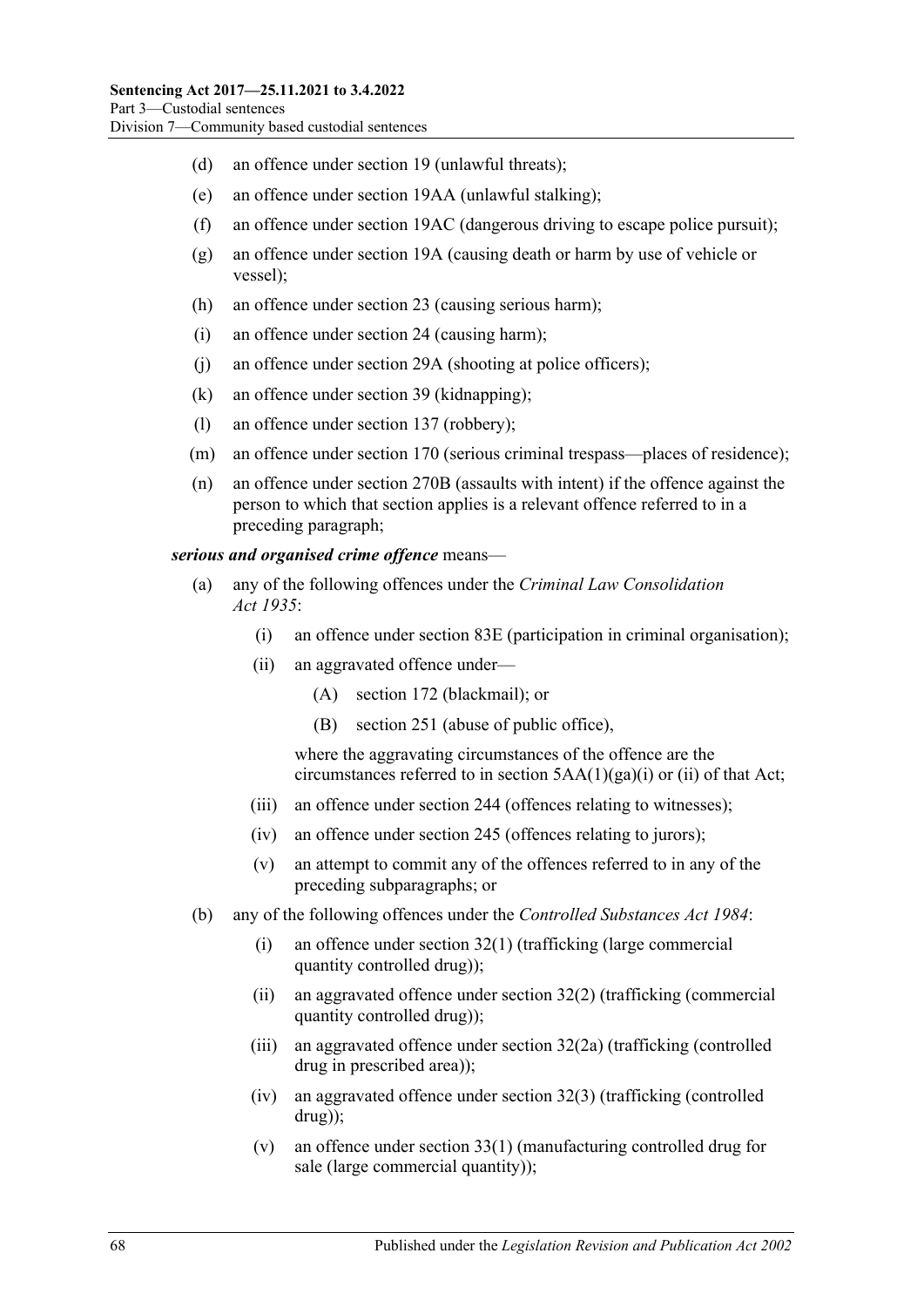(d) an offence under section 19 (unlawful threats);

(e) an offence under section 19AA (unlawful stalking);

(f) an offence under section 19AC (dangerous driving to escape police pursuit);

(g) an offence under section 19A (causing death or harm by use of vehicle or vessel);

(h) an offence under section 23 (causing serious harm);

(i) an offence under section 24 (causing harm);

(j) an offence under section 29A (shooting at police officers);

(k) an offence under section 39 (kidnapping);

(l) an offence under section 137 (robbery);

(m) an offence under section 170 (serious criminal trespass—places of residence);

(n) an offence under section 270B (assaults with intent) if the offence against the person to which that section applies is a relevant offence referred to in a preceding paragraph;

***serious and organised crime offence*** means—

(a) any of the following offences under the *Criminal Law Consolidation Act 1935*:

(i) an offence under section 83E (participation in criminal organisation);

(ii) an aggravated offence under—

(A) section 172 (blackmail); or

(B) section 251 (abuse of public office),

where the aggravating circumstances of the offence are the circumstances referred to in section 5AA(1)(ga)(i) or (ii) of that Act;

(iii) an offence under section 244 (offences relating to witnesses);

(iv) an offence under section 245 (offences relating to jurors);

(v) an attempt to commit any of the offences referred to in any of the preceding subparagraphs; or

(b) any of the following offences under the *Controlled Substances Act 1984*:

(i) an offence under section 32(1) (trafficking (large commercial quantity controlled drug));

(ii) an aggravated offence under section 32(2) (trafficking (commercial quantity controlled drug));

(iii) an aggravated offence under section 32(2a) (trafficking (controlled drug in prescribed area));

(iv) an aggravated offence under section 32(3) (trafficking (controlled drug));

(v) an offence under section 33(1) (manufacturing controlled drug for sale (large commercial quantity));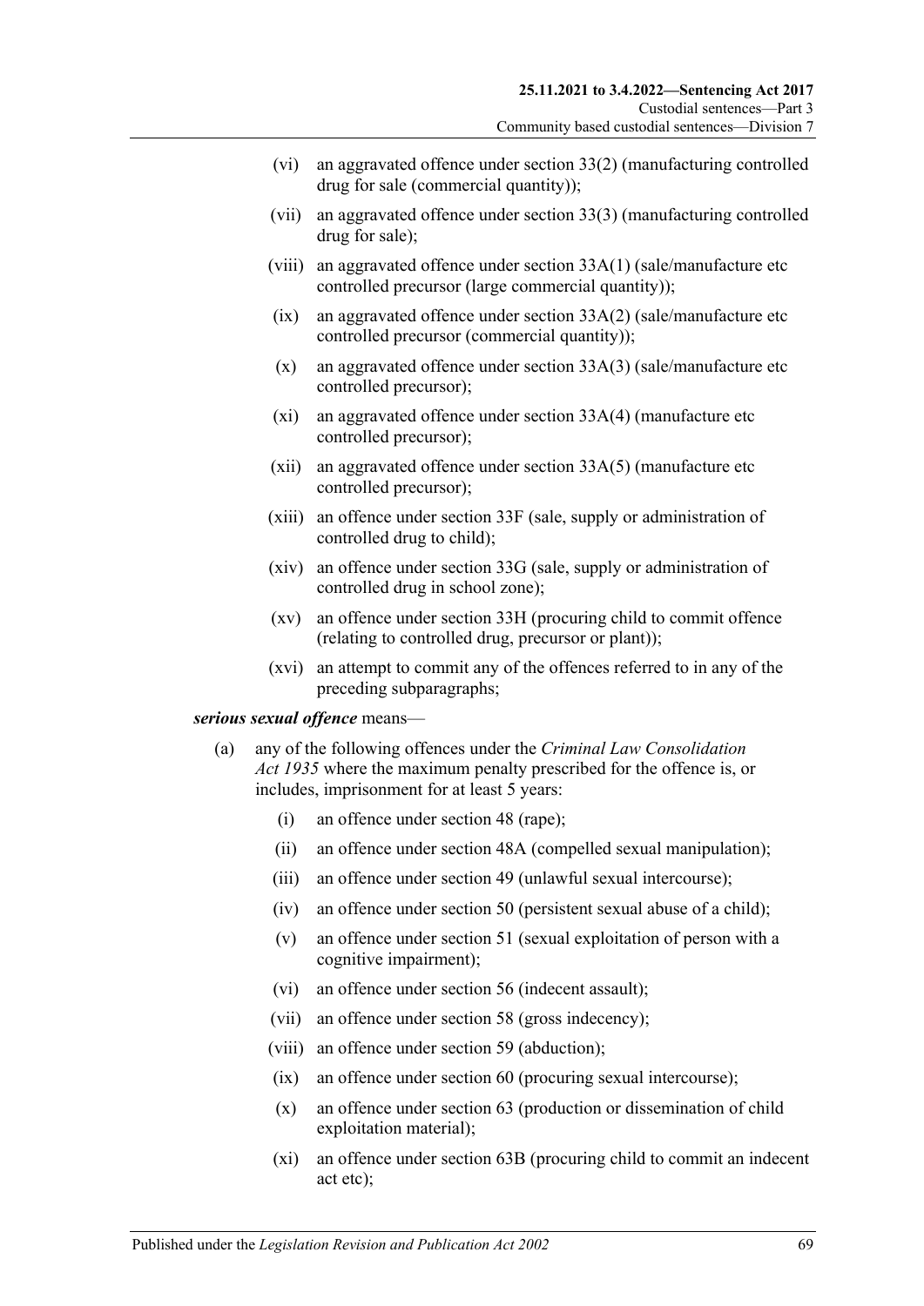- (vi) an aggravated offence under section 33(2) (manufacturing controlled drug for sale (commercial quantity));
- (vii) an aggravated offence under section 33(3) (manufacturing controlled drug for sale);
- (viii) an aggravated offence under section 33A(1) (sale/manufacture etc controlled precursor (large commercial quantity));
- (ix) an aggravated offence under section 33A(2) (sale/manufacture etc controlled precursor (commercial quantity));
- (x) an aggravated offence under section 33A(3) (sale/manufacture etc controlled precursor);
- (xi) an aggravated offence under section 33A(4) (manufacture etc controlled precursor);
- (xii) an aggravated offence under section 33A(5) (manufacture etc controlled precursor);
- (xiii) an offence under section 33F (sale, supply or administration of controlled drug to child);
- (xiv) an offence under section 33G (sale, supply or administration of controlled drug in school zone);
- (xv) an offence under section 33H (procuring child to commit offence (relating to controlled drug, precursor or plant));
- (xvi) an attempt to commit any of the offences referred to in any of the preceding subparagraphs;

***serious sexual offence*** means—

- (a) any of the following offences under the *Criminal Law Consolidation Act 1935* where the maximum penalty prescribed for the offence is, or includes, imprisonment for at least 5 years:
  - (i) an offence under section 48 (rape);
  - (ii) an offence under section 48A (compelled sexual manipulation);
  - (iii) an offence under section 49 (unlawful sexual intercourse);
  - (iv) an offence under section 50 (persistent sexual abuse of a child);
  - (v) an offence under section 51 (sexual exploitation of person with a cognitive impairment);
  - (vi) an offence under section 56 (indecent assault);
  - (vii) an offence under section 58 (gross indecency);
  - (viii) an offence under section 59 (abduction);
  - (ix) an offence under section 60 (procuring sexual intercourse);
  - (x) an offence under section 63 (production or dissemination of child exploitation material);
  - (xi) an offence under section 63B (procuring child to commit an indecent act etc);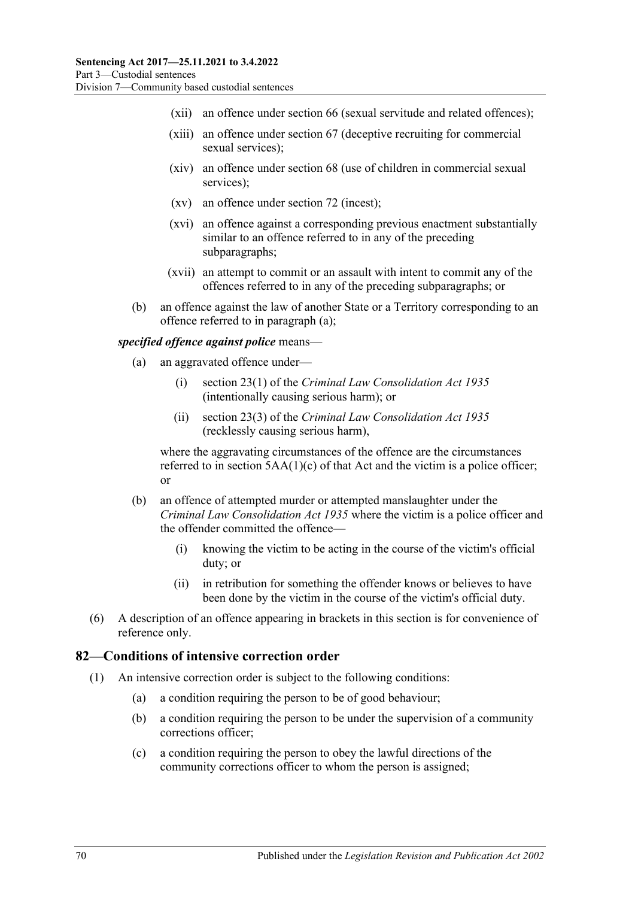- (xii) an offence under section 66 (sexual servitude and related offences);
- (xiii) an offence under section 67 (deceptive recruiting for commercial sexual services);
- (xiv) an offence under section 68 (use of children in commercial sexual services);
- (xv) an offence under section 72 (incest);
- (xvi) an offence against a corresponding previous enactment substantially similar to an offence referred to in any of the preceding subparagraphs;
- (xvii) an attempt to commit or an assault with intent to commit any of the offences referred to in any of the preceding subparagraphs; or

(b) an offence against the law of another State or a Territory corresponding to an offence referred to in paragraph (a);

***specified offence against police*** means—

(a) an aggravated offence under—

- (i) section 23(1) of the *Criminal Law Consolidation Act 1935* (intentionally causing serious harm); or
- (ii) section 23(3) of the *Criminal Law Consolidation Act 1935* (recklessly causing serious harm),

where the aggravating circumstances of the offence are the circumstances referred to in section 5AA(1)(c) of that Act and the victim is a police officer; or

(b) an offence of attempted murder or attempted manslaughter under the *Criminal Law Consolidation Act 1935* where the victim is a police officer and the offender committed the offence—

- (i) knowing the victim to be acting in the course of the victim's official duty; or
- (ii) in retribution for something the offender knows or believes to have been done by the victim in the course of the victim's official duty.

(6) A description of an offence appearing in brackets in this section is for convenience of reference only.

## 82—Conditions of intensive correction order

(1) An intensive correction order is subject to the following conditions:

- (a) a condition requiring the person to be of good behaviour;
- (b) a condition requiring the person to be under the supervision of a community corrections officer;
- (c) a condition requiring the person to obey the lawful directions of the community corrections officer to whom the person is assigned;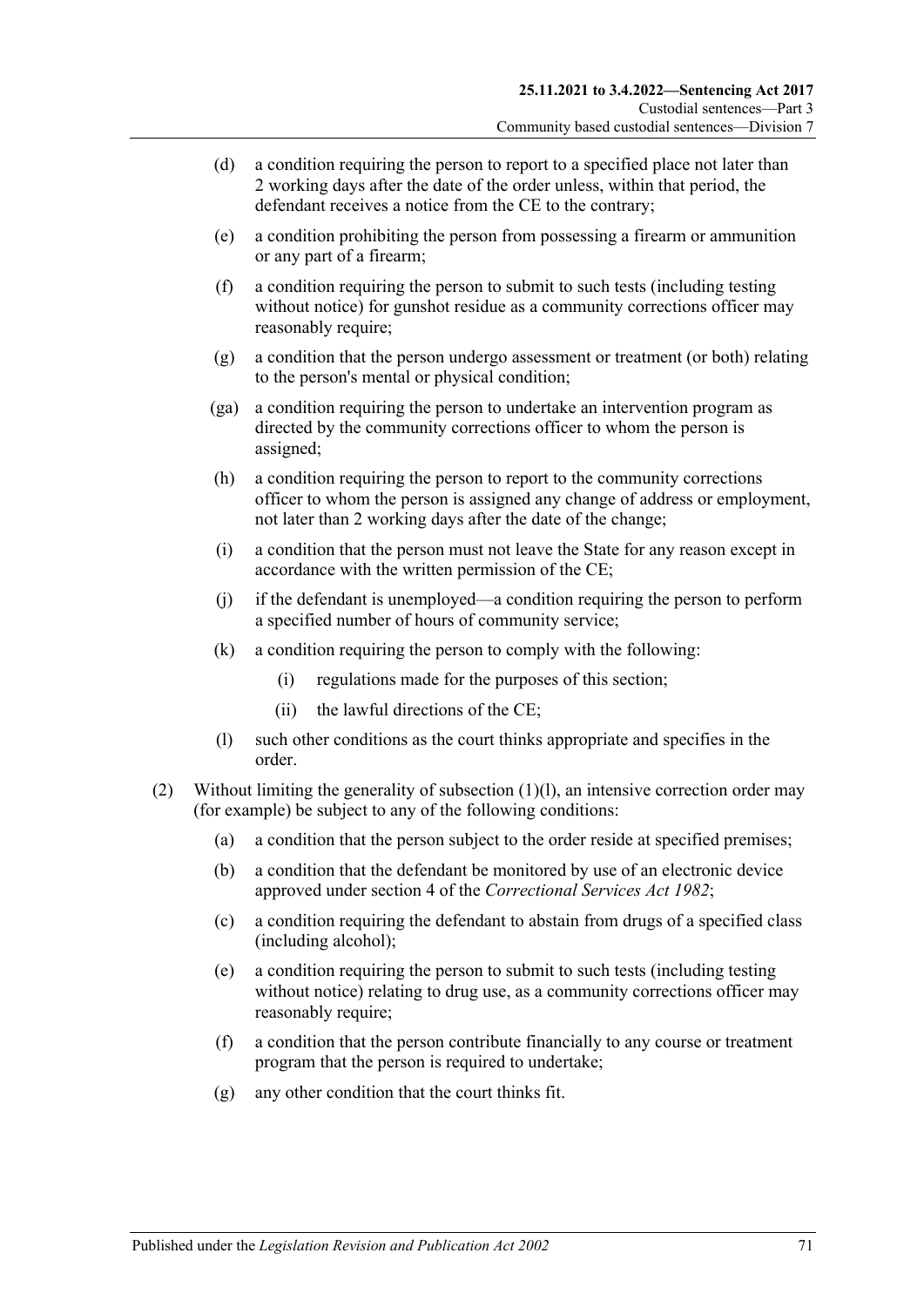(d) a condition requiring the person to report to a specified place not later than 2 working days after the date of the order unless, within that period, the defendant receives a notice from the CE to the contrary;

(e) a condition prohibiting the person from possessing a firearm or ammunition or any part of a firearm;

(f) a condition requiring the person to submit to such tests (including testing without notice) for gunshot residue as a community corrections officer may reasonably require;

(g) a condition that the person undergo assessment or treatment (or both) relating to the person's mental or physical condition;

(ga) a condition requiring the person to undertake an intervention program as directed by the community corrections officer to whom the person is assigned;

(h) a condition requiring the person to report to the community corrections officer to whom the person is assigned any change of address or employment, not later than 2 working days after the date of the change;

(i) a condition that the person must not leave the State for any reason except in accordance with the written permission of the CE;

(j) if the defendant is unemployed—a condition requiring the person to perform a specified number of hours of community service;

(k) a condition requiring the person to comply with the following:

  (i) regulations made for the purposes of this section;

  (ii) the lawful directions of the CE;

(l) such other conditions as the court thinks appropriate and specifies in the order.

(2) Without limiting the generality of subsection (1)(l), an intensive correction order may (for example) be subject to any of the following conditions:

(a) a condition that the person subject to the order reside at specified premises;

(b) a condition that the defendant be monitored by use of an electronic device approved under section 4 of the *Correctional Services Act 1982*;

(c) a condition requiring the defendant to abstain from drugs of a specified class (including alcohol);

(e) a condition requiring the person to submit to such tests (including testing without notice) relating to drug use, as a community corrections officer may reasonably require;

(f) a condition that the person contribute financially to any course or treatment program that the person is required to undertake;

(g) any other condition that the court thinks fit.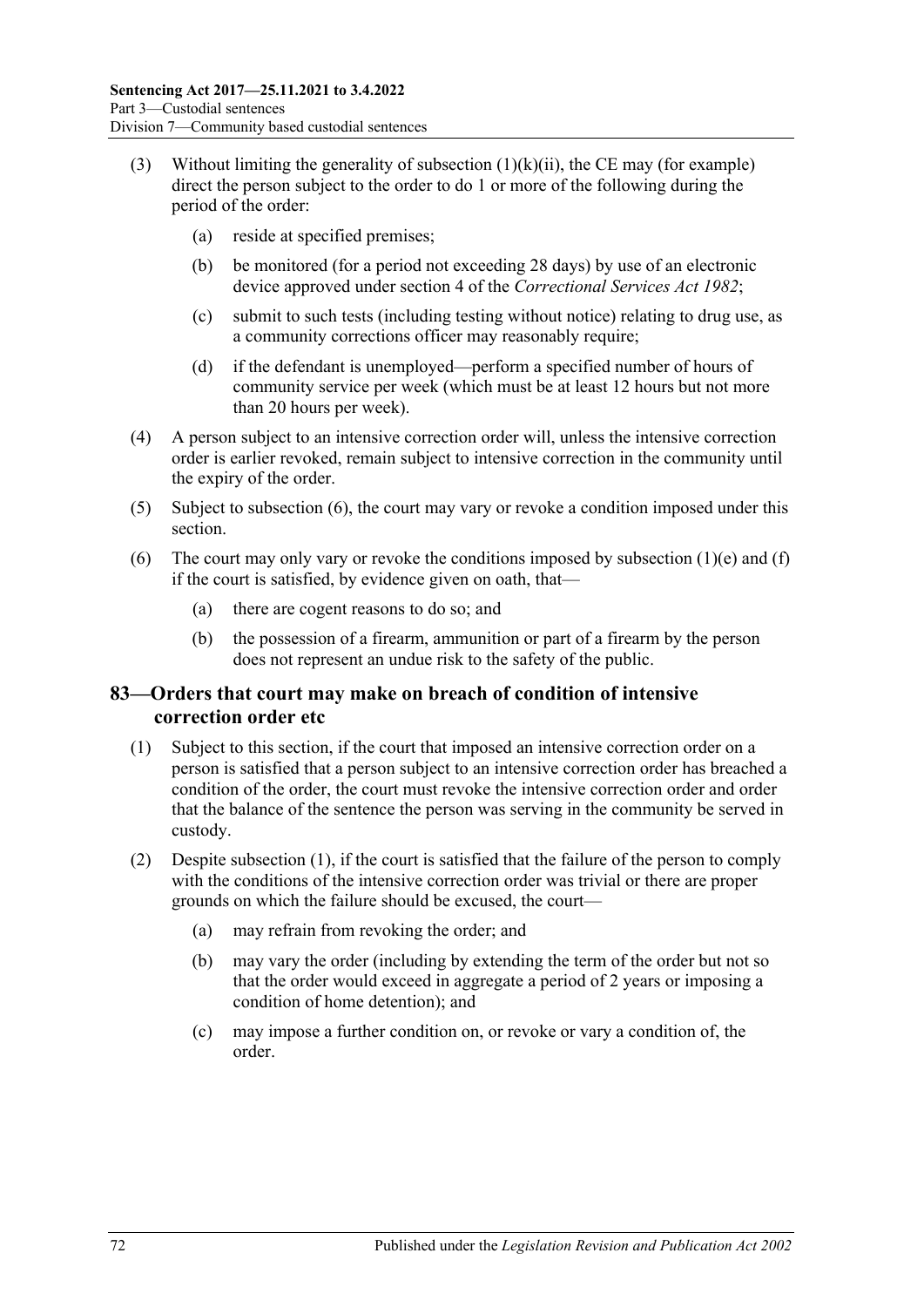(3) Without limiting the generality of subsection (1)(k)(ii), the CE may (for example) direct the person subject to the order to do 1 or more of the following during the period of the order:

   (a) reside at specified premises;

   (b) be monitored (for a period not exceeding 28 days) by use of an electronic device approved under section 4 of the *Correctional Services Act 1982*;

   (c) submit to such tests (including testing without notice) relating to drug use, as a community corrections officer may reasonably require;

   (d) if the defendant is unemployed—perform a specified number of hours of community service per week (which must be at least 12 hours but not more than 20 hours per week).

(4) A person subject to an intensive correction order will, unless the intensive correction order is earlier revoked, remain subject to intensive correction in the community until the expiry of the order.

(5) Subject to subsection (6), the court may vary or revoke a condition imposed under this section.

(6) The court may only vary or revoke the conditions imposed by subsection (1)(e) and (f) if the court is satisfied, by evidence given on oath, that—

   (a) there are cogent reasons to do so; and

   (b) the possession of a firearm, ammunition or part of a firearm by the person does not represent an undue risk to the safety of the public.

## 83—Orders that court may make on breach of condition of intensive correction order etc

(1) Subject to this section, if the court that imposed an intensive correction order on a person is satisfied that a person subject to an intensive correction order has breached a condition of the order, the court must revoke the intensive correction order and order that the balance of the sentence the person was serving in the community be served in custody.

(2) Despite subsection (1), if the court is satisfied that the failure of the person to comply with the conditions of the intensive correction order was trivial or there are proper grounds on which the failure should be excused, the court—

   (a) may refrain from revoking the order; and

   (b) may vary the order (including by extending the term of the order but not so that the order would exceed in aggregate a period of 2 years or imposing a condition of home detention); and

   (c) may impose a further condition on, or revoke or vary a condition of, the order.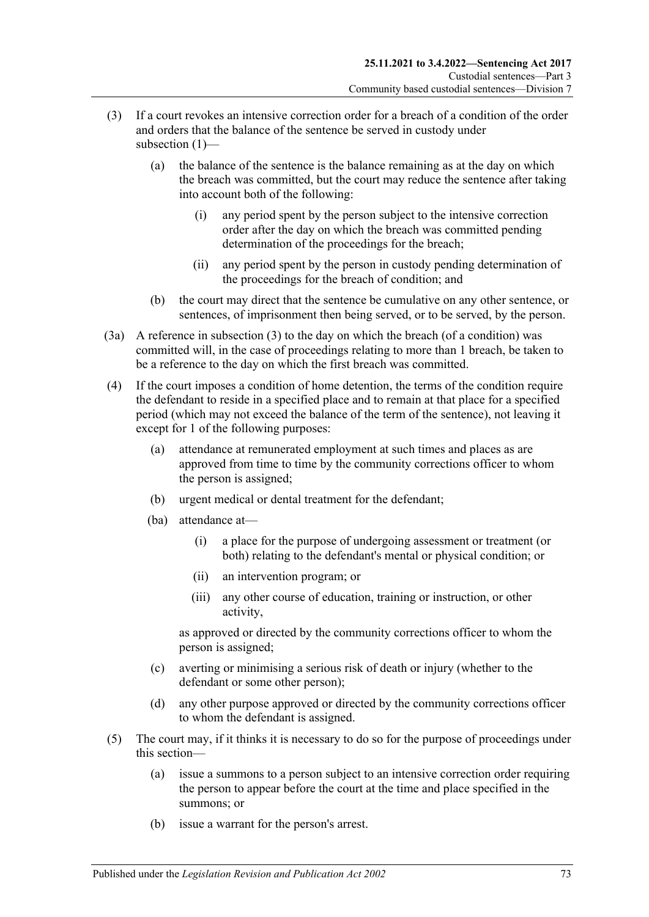(3) If a court revokes an intensive correction order for a breach of a condition of the order and orders that the balance of the sentence be served in custody under subsection (1)—

(a) the balance of the sentence is the balance remaining as at the day on which the breach was committed, but the court may reduce the sentence after taking into account both of the following:

(i) any period spent by the person subject to the intensive correction order after the day on which the breach was committed pending determination of the proceedings for the breach;

(ii) any period spent by the person in custody pending determination of the proceedings for the breach of condition; and

(b) the court may direct that the sentence be cumulative on any other sentence, or sentences, of imprisonment then being served, or to be served, by the person.

(3a) A reference in subsection (3) to the day on which the breach (of a condition) was committed will, in the case of proceedings relating to more than 1 breach, be taken to be a reference to the day on which the first breach was committed.

(4) If the court imposes a condition of home detention, the terms of the condition require the defendant to reside in a specified place and to remain at that place for a specified period (which may not exceed the balance of the term of the sentence), not leaving it except for 1 of the following purposes:

(a) attendance at remunerated employment at such times and places as are approved from time to time by the community corrections officer to whom the person is assigned;

(b) urgent medical or dental treatment for the defendant;

(ba) attendance at—

(i) a place for the purpose of undergoing assessment or treatment (or both) relating to the defendant's mental or physical condition; or

(ii) an intervention program; or

(iii) any other course of education, training or instruction, or other activity,

as approved or directed by the community corrections officer to whom the person is assigned;

(c) averting or minimising a serious risk of death or injury (whether to the defendant or some other person);

(d) any other purpose approved or directed by the community corrections officer to whom the defendant is assigned.

(5) The court may, if it thinks it is necessary to do so for the purpose of proceedings under this section—

(a) issue a summons to a person subject to an intensive correction order requiring the person to appear before the court at the time and place specified in the summons; or

(b) issue a warrant for the person's arrest.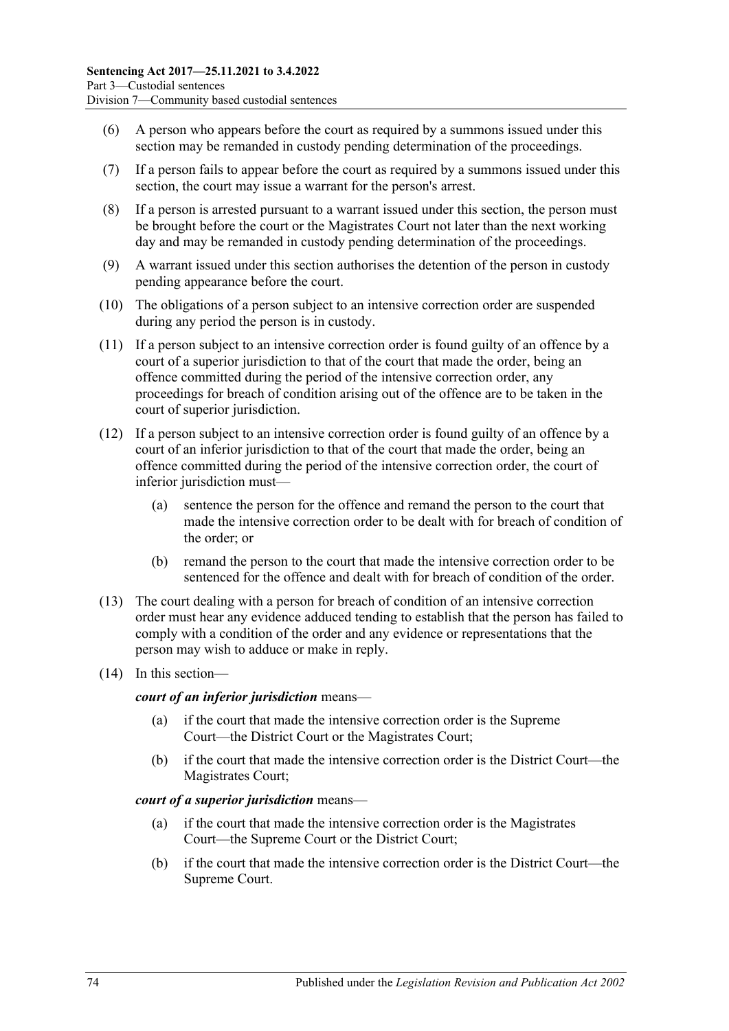(6) A person who appears before the court as required by a summons issued under this section may be remanded in custody pending determination of the proceedings.

(7) If a person fails to appear before the court as required by a summons issued under this section, the court may issue a warrant for the person's arrest.

(8) If a person is arrested pursuant to a warrant issued under this section, the person must be brought before the court or the Magistrates Court not later than the next working day and may be remanded in custody pending determination of the proceedings.

(9) A warrant issued under this section authorises the detention of the person in custody pending appearance before the court.

(10) The obligations of a person subject to an intensive correction order are suspended during any period the person is in custody.

(11) If a person subject to an intensive correction order is found guilty of an offence by a court of a superior jurisdiction to that of the court that made the order, being an offence committed during the period of the intensive correction order, any proceedings for breach of condition arising out of the offence are to be taken in the court of superior jurisdiction.

(12) If a person subject to an intensive correction order is found guilty of an offence by a court of an inferior jurisdiction to that of the court that made the order, being an offence committed during the period of the intensive correction order, the court of inferior jurisdiction must—

- (a) sentence the person for the offence and remand the person to the court that made the intensive correction order to be dealt with for breach of condition of the order; or
- (b) remand the person to the court that made the intensive correction order to be sentenced for the offence and dealt with for breach of condition of the order.

(13) The court dealing with a person for breach of condition of an intensive correction order must hear any evidence adduced tending to establish that the person has failed to comply with a condition of the order and any evidence or representations that the person may wish to adduce or make in reply.

(14) In this section—

***court of an inferior jurisdiction*** means—

- (a) if the court that made the intensive correction order is the Supreme Court—the District Court or the Magistrates Court;
- (b) if the court that made the intensive correction order is the District Court—the Magistrates Court;

***court of a superior jurisdiction*** means—

- (a) if the court that made the intensive correction order is the Magistrates Court—the Supreme Court or the District Court;
- (b) if the court that made the intensive correction order is the District Court—the Supreme Court.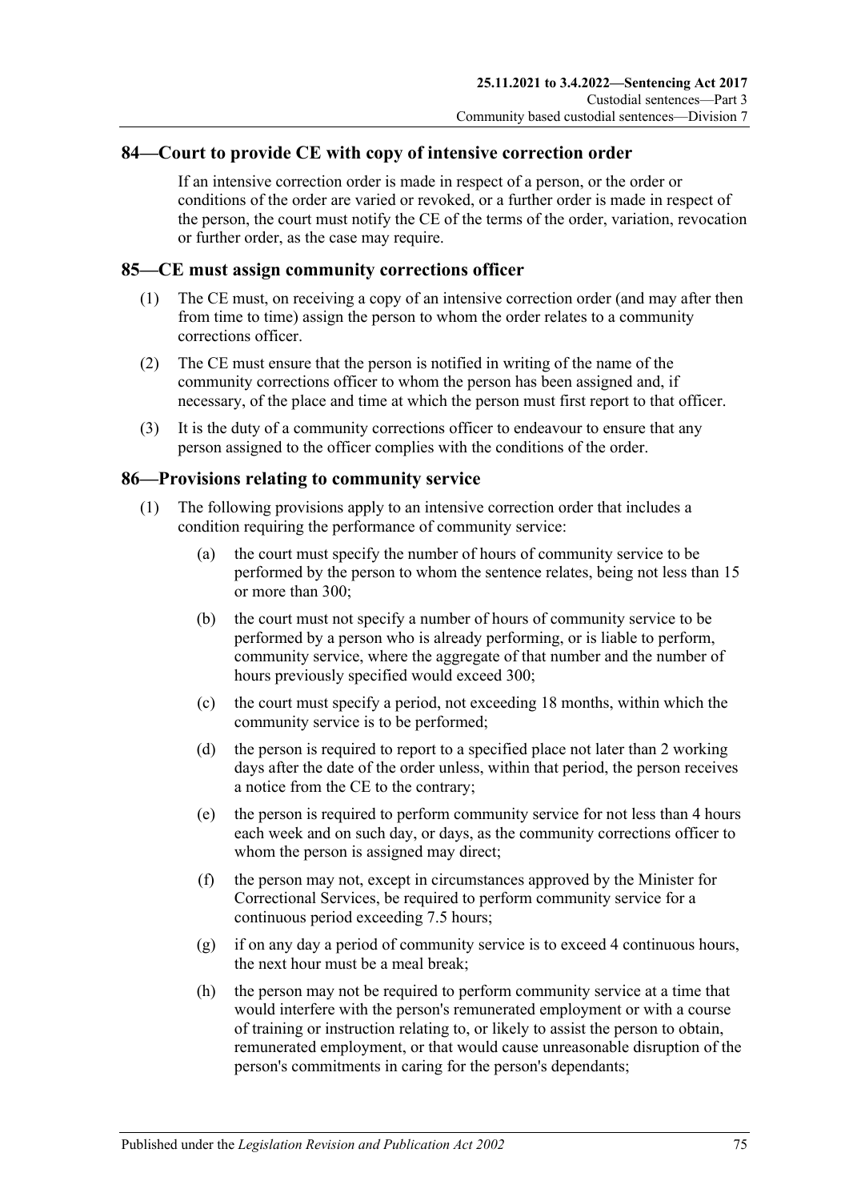## 84—Court to provide CE with copy of intensive correction order

If an intensive correction order is made in respect of a person, or the order or conditions of the order are varied or revoked, or a further order is made in respect of the person, the court must notify the CE of the terms of the order, variation, revocation or further order, as the case may require.

## 85—CE must assign community corrections officer

(1) The CE must, on receiving a copy of an intensive correction order (and may after then from time to time) assign the person to whom the order relates to a community corrections officer.

(2) The CE must ensure that the person is notified in writing of the name of the community corrections officer to whom the person has been assigned and, if necessary, of the place and time at which the person must first report to that officer.

(3) It is the duty of a community corrections officer to endeavour to ensure that any person assigned to the officer complies with the conditions of the order.

## 86—Provisions relating to community service

(1) The following provisions apply to an intensive correction order that includes a condition requiring the performance of community service:

(a) the court must specify the number of hours of community service to be performed by the person to whom the sentence relates, being not less than 15 or more than 300;

(b) the court must not specify a number of hours of community service to be performed by a person who is already performing, or is liable to perform, community service, where the aggregate of that number and the number of hours previously specified would exceed 300;

(c) the court must specify a period, not exceeding 18 months, within which the community service is to be performed;

(d) the person is required to report to a specified place not later than 2 working days after the date of the order unless, within that period, the person receives a notice from the CE to the contrary;

(e) the person is required to perform community service for not less than 4 hours each week and on such day, or days, as the community corrections officer to whom the person is assigned may direct;

(f) the person may not, except in circumstances approved by the Minister for Correctional Services, be required to perform community service for a continuous period exceeding 7.5 hours;

(g) if on any day a period of community service is to exceed 4 continuous hours, the next hour must be a meal break;

(h) the person may not be required to perform community service at a time that would interfere with the person's remunerated employment or with a course of training or instruction relating to, or likely to assist the person to obtain, remunerated employment, or that would cause unreasonable disruption of the person's commitments in caring for the person's dependants;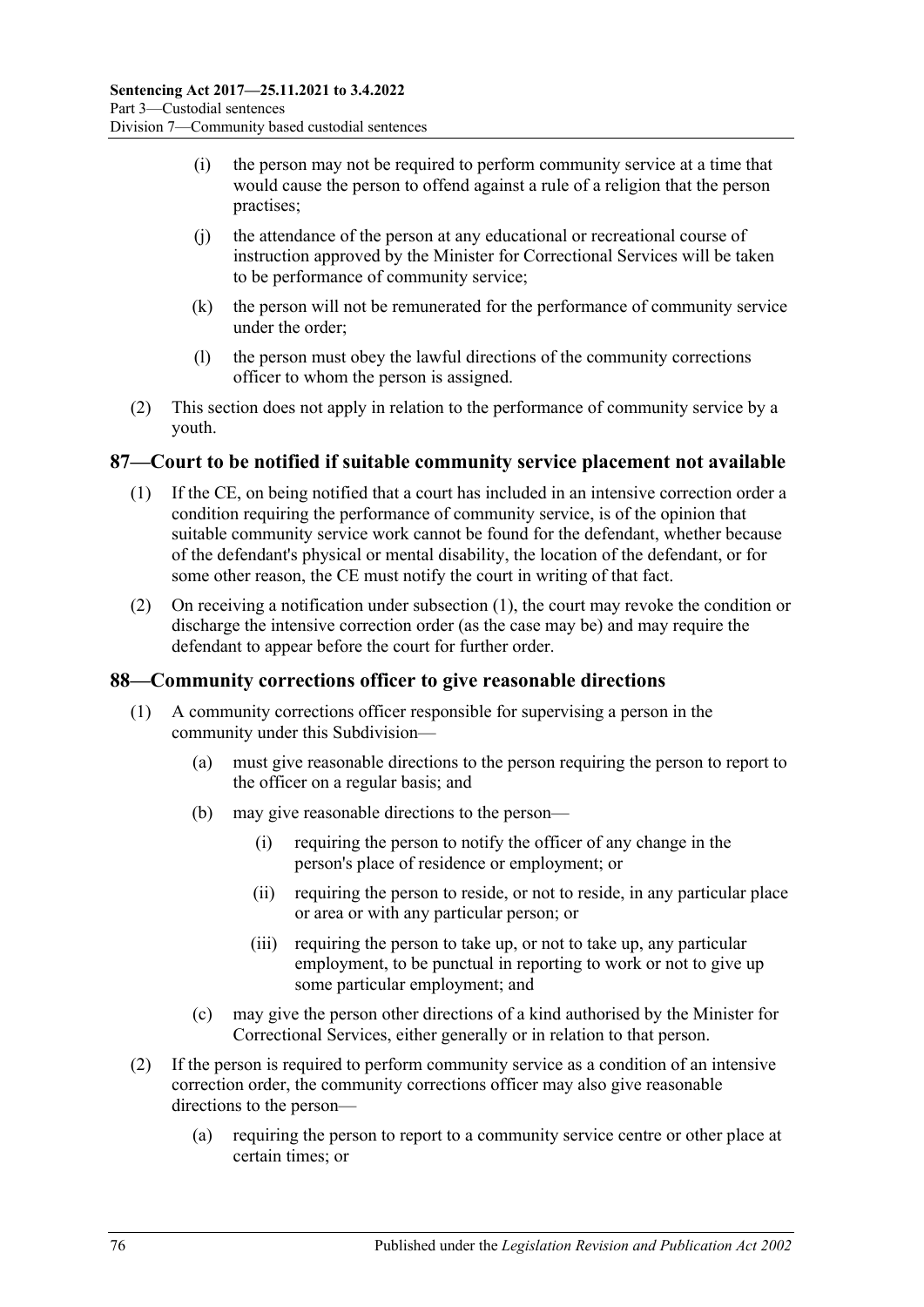(i) the person may not be required to perform community service at a time that would cause the person to offend against a rule of a religion that the person practises;

(j) the attendance of the person at any educational or recreational course of instruction approved by the Minister for Correctional Services will be taken to be performance of community service;

(k) the person will not be remunerated for the performance of community service under the order;

(l) the person must obey the lawful directions of the community corrections officer to whom the person is assigned.

(2) This section does not apply in relation to the performance of community service by a youth.

## 87—Court to be notified if suitable community service placement not available

(1) If the CE, on being notified that a court has included in an intensive correction order a condition requiring the performance of community service, is of the opinion that suitable community service work cannot be found for the defendant, whether because of the defendant's physical or mental disability, the location of the defendant, or for some other reason, the CE must notify the court in writing of that fact.

(2) On receiving a notification under subsection (1), the court may revoke the condition or discharge the intensive correction order (as the case may be) and may require the defendant to appear before the court for further order.

## 88—Community corrections officer to give reasonable directions

(1) A community corrections officer responsible for supervising a person in the community under this Subdivision—

(a) must give reasonable directions to the person requiring the person to report to the officer on a regular basis; and

(b) may give reasonable directions to the person—

(i) requiring the person to notify the officer of any change in the person's place of residence or employment; or

(ii) requiring the person to reside, or not to reside, in any particular place or area or with any particular person; or

(iii) requiring the person to take up, or not to take up, any particular employment, to be punctual in reporting to work or not to give up some particular employment; and

(c) may give the person other directions of a kind authorised by the Minister for Correctional Services, either generally or in relation to that person.

(2) If the person is required to perform community service as a condition of an intensive correction order, the community corrections officer may also give reasonable directions to the person—

(a) requiring the person to report to a community service centre or other place at certain times; or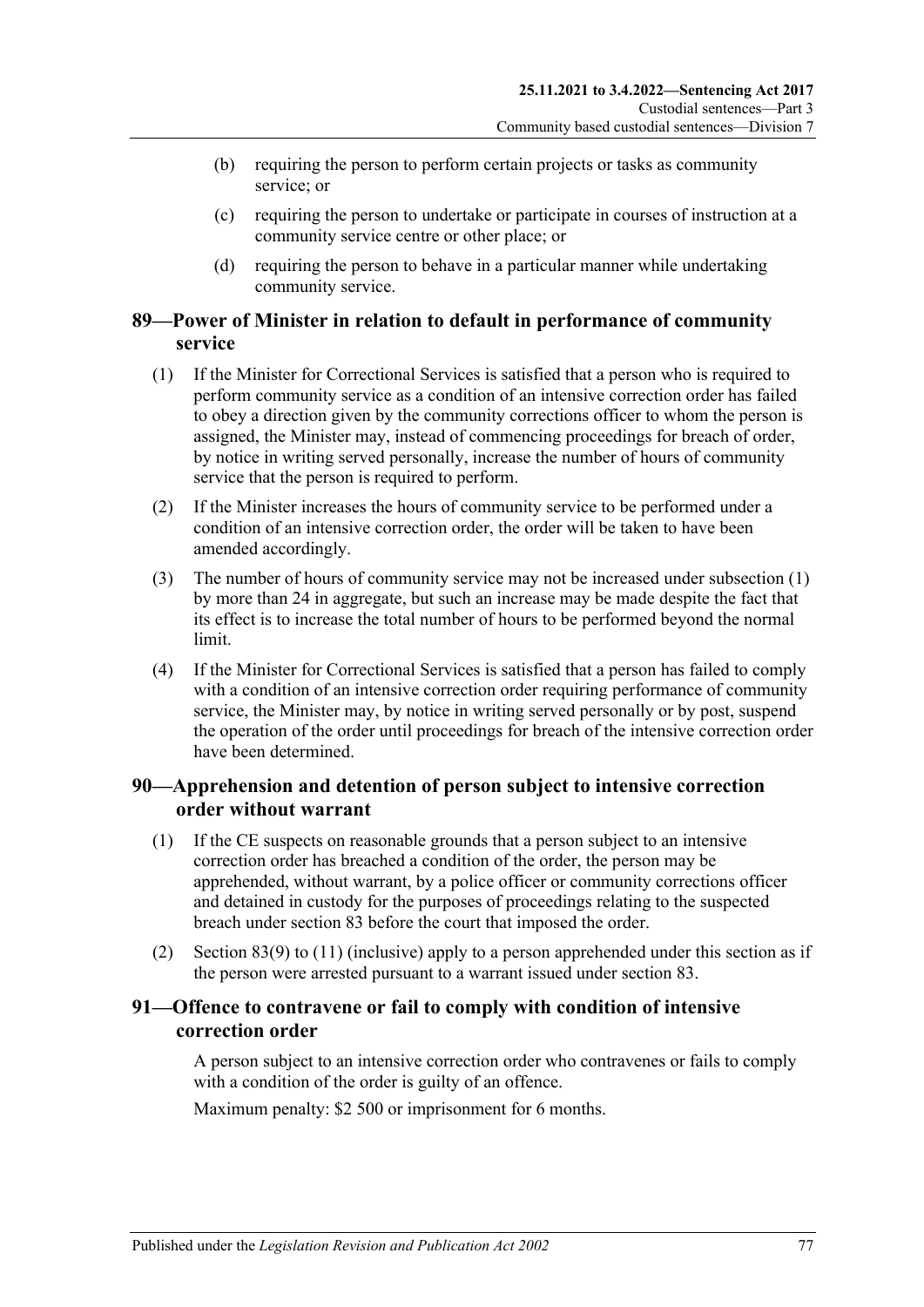(b) requiring the person to perform certain projects or tasks as community service; or

(c) requiring the person to undertake or participate in courses of instruction at a community service centre or other place; or

(d) requiring the person to behave in a particular manner while undertaking community service.

## 89—Power of Minister in relation to default in performance of community service

(1) If the Minister for Correctional Services is satisfied that a person who is required to perform community service as a condition of an intensive correction order has failed to obey a direction given by the community corrections officer to whom the person is assigned, the Minister may, instead of commencing proceedings for breach of order, by notice in writing served personally, increase the number of hours of community service that the person is required to perform.

(2) If the Minister increases the hours of community service to be performed under a condition of an intensive correction order, the order will be taken to have been amended accordingly.

(3) The number of hours of community service may not be increased under subsection (1) by more than 24 in aggregate, but such an increase may be made despite the fact that its effect is to increase the total number of hours to be performed beyond the normal limit.

(4) If the Minister for Correctional Services is satisfied that a person has failed to comply with a condition of an intensive correction order requiring performance of community service, the Minister may, by notice in writing served personally or by post, suspend the operation of the order until proceedings for breach of the intensive correction order have been determined.

## 90—Apprehension and detention of person subject to intensive correction order without warrant

(1) If the CE suspects on reasonable grounds that a person subject to an intensive correction order has breached a condition of the order, the person may be apprehended, without warrant, by a police officer or community corrections officer and detained in custody for the purposes of proceedings relating to the suspected breach under section 83 before the court that imposed the order.

(2) Section 83(9) to (11) (inclusive) apply to a person apprehended under this section as if the person were arrested pursuant to a warrant issued under section 83.

## 91—Offence to contravene or fail to comply with condition of intensive correction order

A person subject to an intensive correction order who contravenes or fails to comply with a condition of the order is guilty of an offence.

Maximum penalty: $2 500 or imprisonment for 6 months.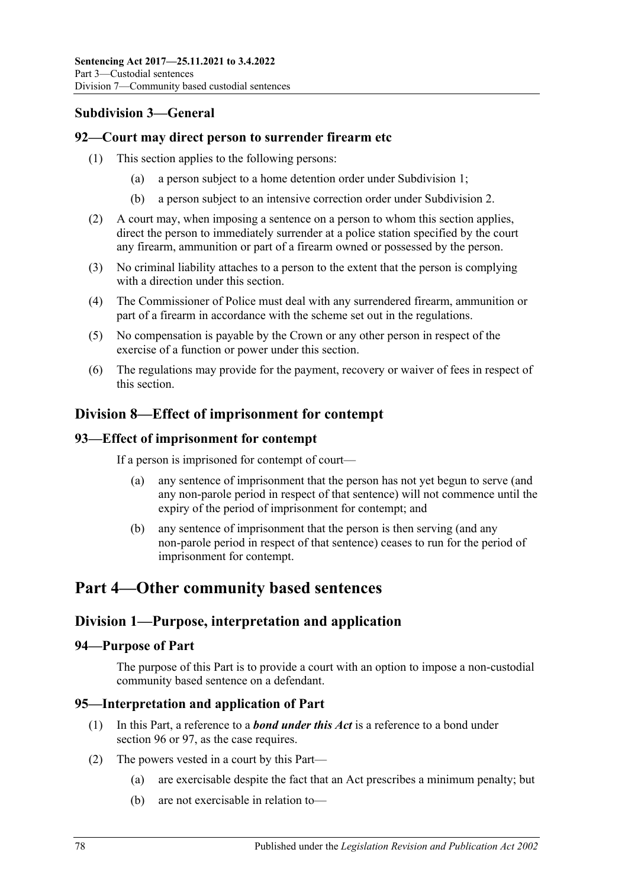### Subdivision 3—General

#### 92—Court may direct person to surrender firearm etc

(1) This section applies to the following persons:

  (a) a person subject to a home detention order under Subdivision 1;

  (b) a person subject to an intensive correction order under Subdivision 2.

(2) A court may, when imposing a sentence on a person to whom this section applies, direct the person to immediately surrender at a police station specified by the court any firearm, ammunition or part of a firearm owned or possessed by the person.

(3) No criminal liability attaches to a person to the extent that the person is complying with a direction under this section.

(4) The Commissioner of Police must deal with any surrendered firearm, ammunition or part of a firearm in accordance with the scheme set out in the regulations.

(5) No compensation is payable by the Crown or any other person in respect of the exercise of a function or power under this section.

(6) The regulations may provide for the payment, recovery or waiver of fees in respect of this section.

## Division 8—Effect of imprisonment for contempt

#### 93—Effect of imprisonment for contempt

If a person is imprisoned for contempt of court—

  (a) any sentence of imprisonment that the person has not yet begun to serve (and any non-parole period in respect of that sentence) will not commence until the expiry of the period of imprisonment for contempt; and

  (b) any sentence of imprisonment that the person is then serving (and any non-parole period in respect of that sentence) ceases to run for the period of imprisonment for contempt.

# Part 4—Other community based sentences

## Division 1—Purpose, interpretation and application

#### 94—Purpose of Part

The purpose of this Part is to provide a court with an option to impose a non-custodial community based sentence on a defendant.

#### 95—Interpretation and application of Part

(1) In this Part, a reference to a ***bond under this Act*** is a reference to a bond under section 96 or 97, as the case requires.

(2) The powers vested in a court by this Part—

  (a) are exercisable despite the fact that an Act prescribes a minimum penalty; but

  (b) are not exercisable in relation to—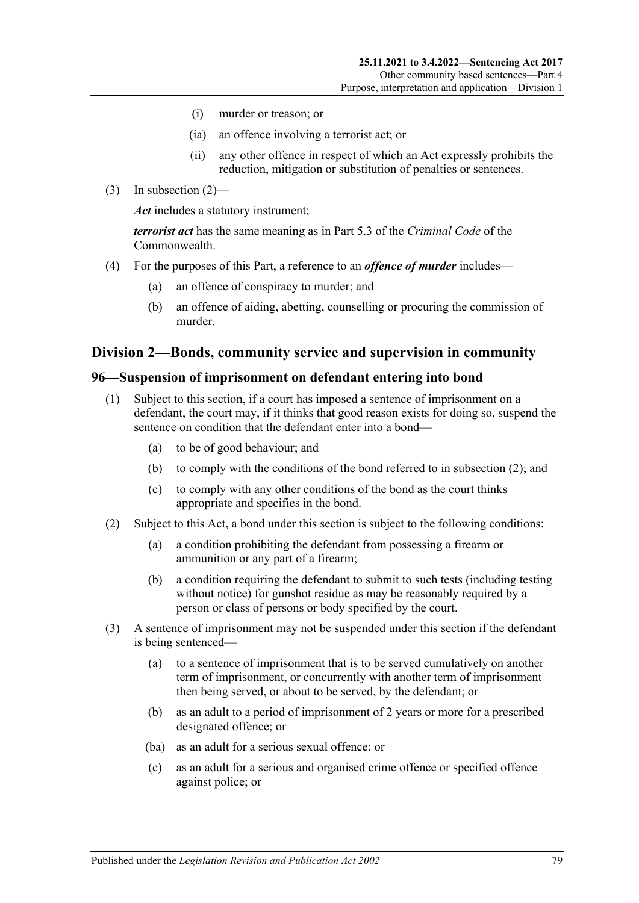(i) murder or treason; or

(ia) an offence involving a terrorist act; or

(ii) any other offence in respect of which an Act expressly prohibits the reduction, mitigation or substitution of penalties or sentences.

(3) In subsection (2)—

***Act*** includes a statutory instrument;

***terrorist act*** has the same meaning as in Part 5.3 of the *Criminal Code* of the Commonwealth.

(4) For the purposes of this Part, a reference to an ***offence of murder*** includes—

(a) an offence of conspiracy to murder; and

(b) an offence of aiding, abetting, counselling or procuring the commission of murder.

## Division 2—Bonds, community service and supervision in community

### 96—Suspension of imprisonment on defendant entering into bond

(1) Subject to this section, if a court has imposed a sentence of imprisonment on a defendant, the court may, if it thinks that good reason exists for doing so, suspend the sentence on condition that the defendant enter into a bond—

(a) to be of good behaviour; and

(b) to comply with the conditions of the bond referred to in subsection (2); and

(c) to comply with any other conditions of the bond as the court thinks appropriate and specifies in the bond.

(2) Subject to this Act, a bond under this section is subject to the following conditions:

(a) a condition prohibiting the defendant from possessing a firearm or ammunition or any part of a firearm;

(b) a condition requiring the defendant to submit to such tests (including testing without notice) for gunshot residue as may be reasonably required by a person or class of persons or body specified by the court.

(3) A sentence of imprisonment may not be suspended under this section if the defendant is being sentenced—

(a) to a sentence of imprisonment that is to be served cumulatively on another term of imprisonment, or concurrently with another term of imprisonment then being served, or about to be served, by the defendant; or

(b) as an adult to a period of imprisonment of 2 years or more for a prescribed designated offence; or

(ba) as an adult for a serious sexual offence; or

(c) as an adult for a serious and organised crime offence or specified offence against police; or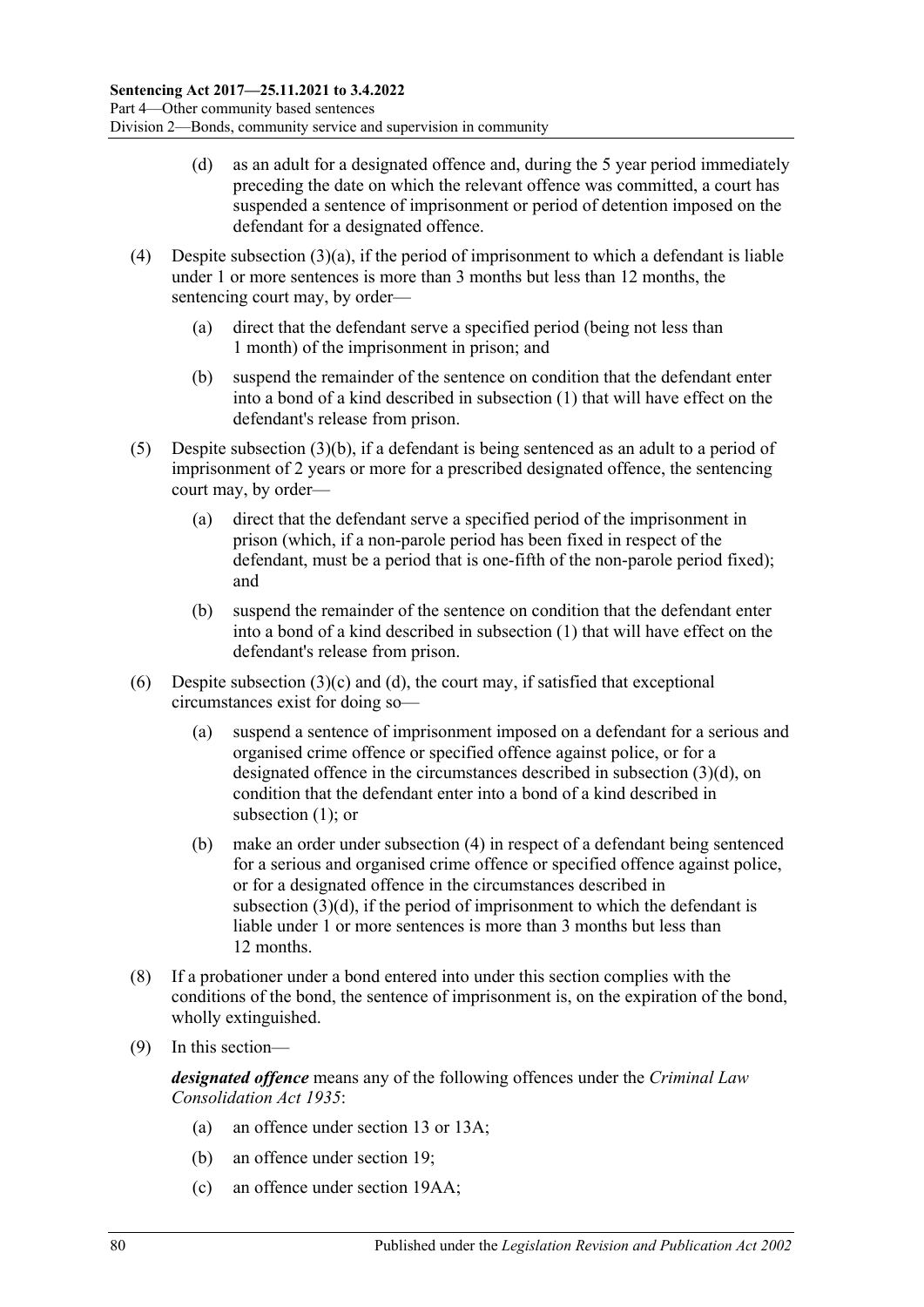(d) as an adult for a designated offence and, during the 5 year period immediately preceding the date on which the relevant offence was committed, a court has suspended a sentence of imprisonment or period of detention imposed on the defendant for a designated offence.

(4) Despite subsection (3)(a), if the period of imprisonment to which a defendant is liable under 1 or more sentences is more than 3 months but less than 12 months, the sentencing court may, by order—

(a) direct that the defendant serve a specified period (being not less than 1 month) of the imprisonment in prison; and

(b) suspend the remainder of the sentence on condition that the defendant enter into a bond of a kind described in subsection (1) that will have effect on the defendant's release from prison.

(5) Despite subsection (3)(b), if a defendant is being sentenced as an adult to a period of imprisonment of 2 years or more for a prescribed designated offence, the sentencing court may, by order—

(a) direct that the defendant serve a specified period of the imprisonment in prison (which, if a non-parole period has been fixed in respect of the defendant, must be a period that is one-fifth of the non-parole period fixed); and

(b) suspend the remainder of the sentence on condition that the defendant enter into a bond of a kind described in subsection (1) that will have effect on the defendant's release from prison.

(6) Despite subsection (3)(c) and (d), the court may, if satisfied that exceptional circumstances exist for doing so—

(a) suspend a sentence of imprisonment imposed on a defendant for a serious and organised crime offence or specified offence against police, or for a designated offence in the circumstances described in subsection (3)(d), on condition that the defendant enter into a bond of a kind described in subsection (1); or

(b) make an order under subsection (4) in respect of a defendant being sentenced for a serious and organised crime offence or specified offence against police, or for a designated offence in the circumstances described in subsection (3)(d), if the period of imprisonment to which the defendant is liable under 1 or more sentences is more than 3 months but less than 12 months.

(8) If a probationer under a bond entered into under this section complies with the conditions of the bond, the sentence of imprisonment is, on the expiration of the bond, wholly extinguished.

(9) In this section—

***designated offence*** means any of the following offences under the *Criminal Law Consolidation Act 1935*:

(a) an offence under section 13 or 13A;

(b) an offence under section 19;

(c) an offence under section 19AA;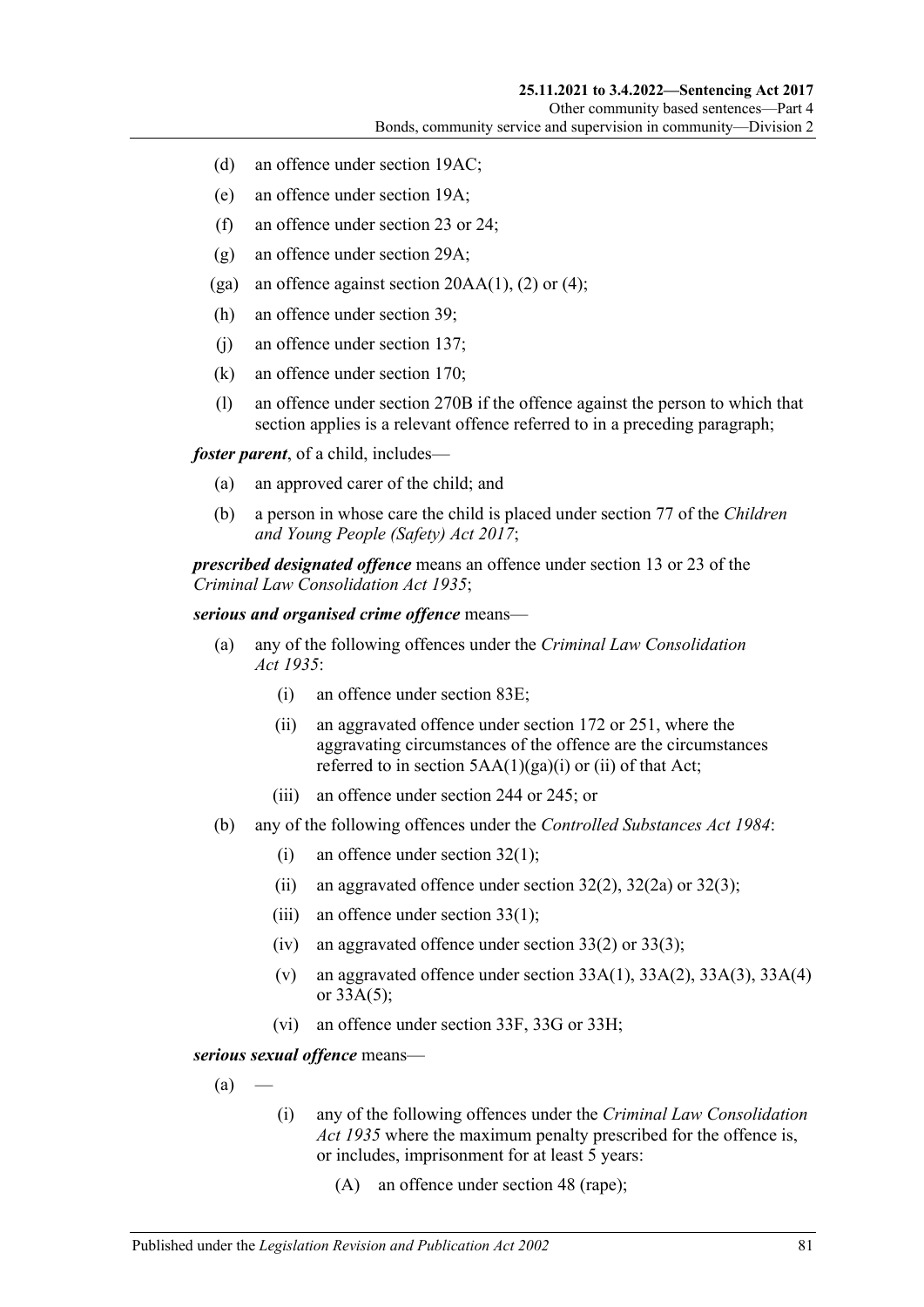(d) an offence under section 19AC;

(e) an offence under section 19A;

(f) an offence under section 23 or 24;

(g) an offence under section 29A;

(ga) an offence against section 20AA(1), (2) or (4);

(h) an offence under section 39;

(j) an offence under section 137;

(k) an offence under section 170;

(l) an offence under section 270B if the offence against the person to which that section applies is a relevant offence referred to in a preceding paragraph;

***foster parent***, of a child, includes—

(a) an approved carer of the child; and

(b) a person in whose care the child is placed under section 77 of the *Children and Young People (Safety) Act 2017*;

***prescribed designated offence*** means an offence under section 13 or 23 of the *Criminal Law Consolidation Act 1935*;

***serious and organised crime offence*** means—

(a) any of the following offences under the *Criminal Law Consolidation Act 1935*:

  (i) an offence under section 83E;

  (ii) an aggravated offence under section 172 or 251, where the aggravating circumstances of the offence are the circumstances referred to in section 5AA(1)(ga)(i) or (ii) of that Act;

  (iii) an offence under section 244 or 245; or

(b) any of the following offences under the *Controlled Substances Act 1984*:

  (i) an offence under section 32(1);

  (ii) an aggravated offence under section 32(2), 32(2a) or 32(3);

  (iii) an offence under section 33(1);

  (iv) an aggravated offence under section 33(2) or 33(3);

  (v) an aggravated offence under section 33A(1), 33A(2), 33A(3), 33A(4) or 33A(5);

  (vi) an offence under section 33F, 33G or 33H;

***serious sexual offence*** means—

(a) —

  (i) any of the following offences under the *Criminal Law Consolidation Act 1935* where the maximum penalty prescribed for the offence is, or includes, imprisonment for at least 5 years:

    (A) an offence under section 48 (rape);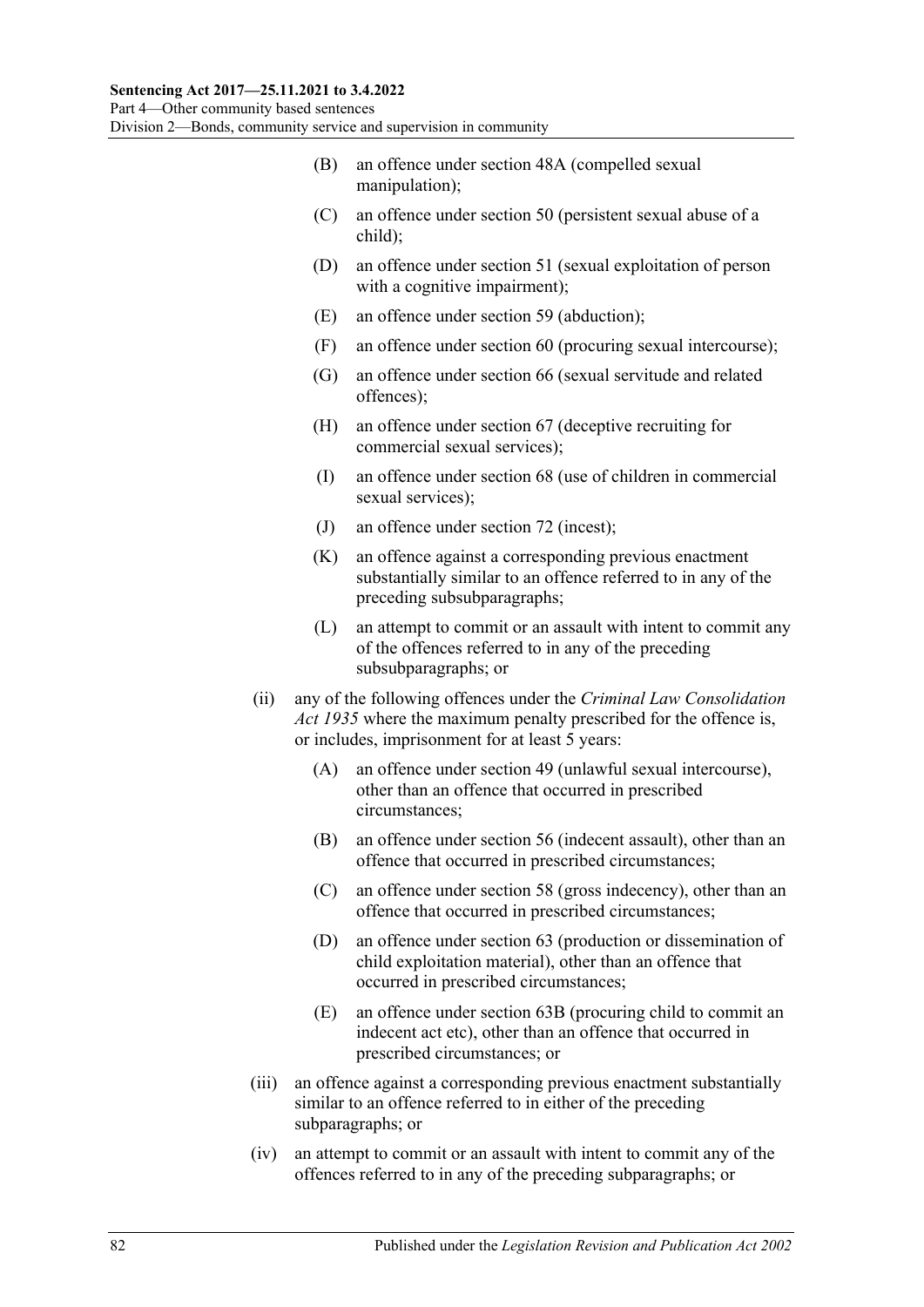(B) an offence under section 48A (compelled sexual manipulation);

(C) an offence under section 50 (persistent sexual abuse of a child);

(D) an offence under section 51 (sexual exploitation of person with a cognitive impairment);

(E) an offence under section 59 (abduction);

(F) an offence under section 60 (procuring sexual intercourse);

(G) an offence under section 66 (sexual servitude and related offences);

(H) an offence under section 67 (deceptive recruiting for commercial sexual services);

(I) an offence under section 68 (use of children in commercial sexual services);

(J) an offence under section 72 (incest);

(K) an offence against a corresponding previous enactment substantially similar to an offence referred to in any of the preceding subsubparagraphs;

(L) an attempt to commit or an assault with intent to commit any of the offences referred to in any of the preceding subsubparagraphs; or

(ii) any of the following offences under the *Criminal Law Consolidation Act 1935* where the maximum penalty prescribed for the offence is, or includes, imprisonment for at least 5 years:

(A) an offence under section 49 (unlawful sexual intercourse), other than an offence that occurred in prescribed circumstances;

(B) an offence under section 56 (indecent assault), other than an offence that occurred in prescribed circumstances;

(C) an offence under section 58 (gross indecency), other than an offence that occurred in prescribed circumstances;

(D) an offence under section 63 (production or dissemination of child exploitation material), other than an offence that occurred in prescribed circumstances;

(E) an offence under section 63B (procuring child to commit an indecent act etc), other than an offence that occurred in prescribed circumstances; or

(iii) an offence against a corresponding previous enactment substantially similar to an offence referred to in either of the preceding subparagraphs; or

(iv) an attempt to commit or an assault with intent to commit any of the offences referred to in any of the preceding subparagraphs; or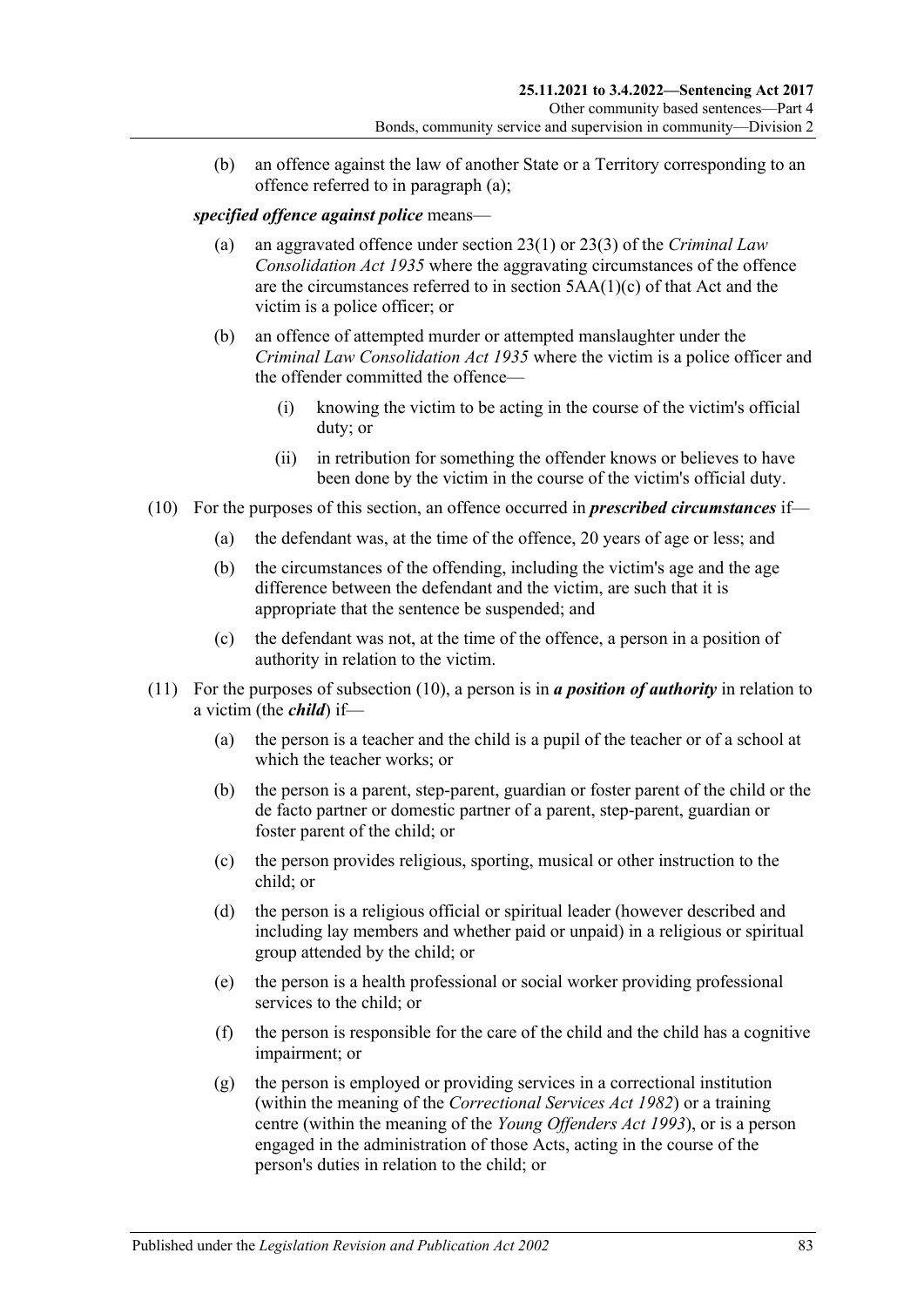(b) an offence against the law of another State or a Territory corresponding to an offence referred to in paragraph (a);

***specified offence against police*** means—

(a) an aggravated offence under section 23(1) or 23(3) of the *Criminal Law Consolidation Act 1935* where the aggravating circumstances of the offence are the circumstances referred to in section 5AA(1)(c) of that Act and the victim is a police officer; or

(b) an offence of attempted murder or attempted manslaughter under the *Criminal Law Consolidation Act 1935* where the victim is a police officer and the offender committed the offence—

(i) knowing the victim to be acting in the course of the victim's official duty; or

(ii) in retribution for something the offender knows or believes to have been done by the victim in the course of the victim's official duty.

(10) For the purposes of this section, an offence occurred in ***prescribed circumstances*** if—

(a) the defendant was, at the time of the offence, 20 years of age or less; and

(b) the circumstances of the offending, including the victim's age and the age difference between the defendant and the victim, are such that it is appropriate that the sentence be suspended; and

(c) the defendant was not, at the time of the offence, a person in a position of authority in relation to the victim.

(11) For the purposes of subsection (10), a person is in ***a position of authority*** in relation to a victim (the ***child***) if—

(a) the person is a teacher and the child is a pupil of the teacher or of a school at which the teacher works; or

(b) the person is a parent, step-parent, guardian or foster parent of the child or the de facto partner or domestic partner of a parent, step-parent, guardian or foster parent of the child; or

(c) the person provides religious, sporting, musical or other instruction to the child; or

(d) the person is a religious official or spiritual leader (however described and including lay members and whether paid or unpaid) in a religious or spiritual group attended by the child; or

(e) the person is a health professional or social worker providing professional services to the child; or

(f) the person is responsible for the care of the child and the child has a cognitive impairment; or

(g) the person is employed or providing services in a correctional institution (within the meaning of the *Correctional Services Act 1982*) or a training centre (within the meaning of the *Young Offenders Act 1993*), or is a person engaged in the administration of those Acts, acting in the course of the person's duties in relation to the child; or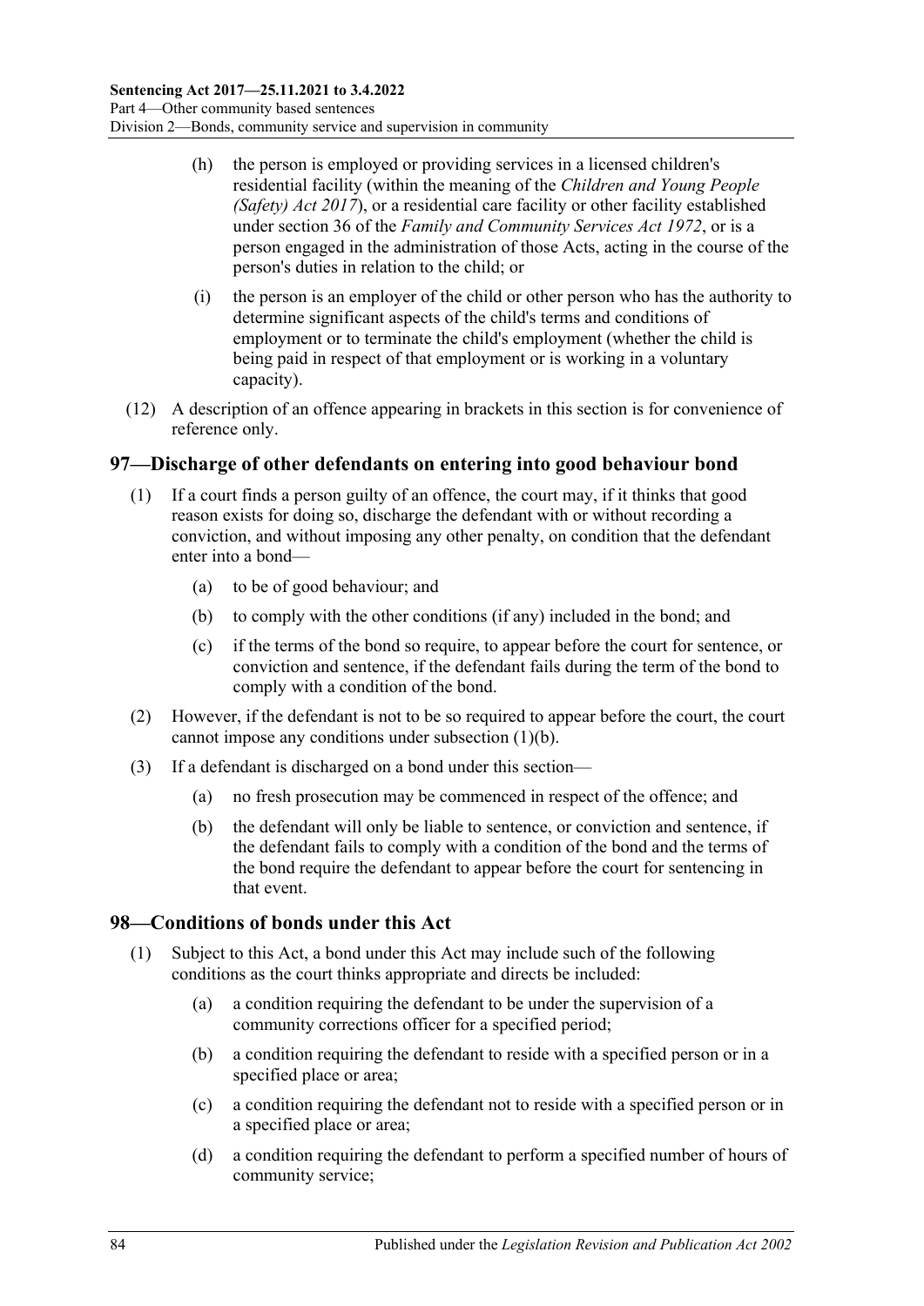(h) the person is employed or providing services in a licensed children's residential facility (within the meaning of the *Children and Young People (Safety) Act 2017*), or a residential care facility or other facility established under section 36 of the *Family and Community Services Act 1972*, or is a person engaged in the administration of those Acts, acting in the course of the person's duties in relation to the child; or

(i) the person is an employer of the child or other person who has the authority to determine significant aspects of the child's terms and conditions of employment or to terminate the child's employment (whether the child is being paid in respect of that employment or is working in a voluntary capacity).

(12) A description of an offence appearing in brackets in this section is for convenience of reference only.

## 97—Discharge of other defendants on entering into good behaviour bond

(1) If a court finds a person guilty of an offence, the court may, if it thinks that good reason exists for doing so, discharge the defendant with or without recording a conviction, and without imposing any other penalty, on condition that the defendant enter into a bond—

(a) to be of good behaviour; and

(b) to comply with the other conditions (if any) included in the bond; and

(c) if the terms of the bond so require, to appear before the court for sentence, or conviction and sentence, if the defendant fails during the term of the bond to comply with a condition of the bond.

(2) However, if the defendant is not to be so required to appear before the court, the court cannot impose any conditions under subsection (1)(b).

(3) If a defendant is discharged on a bond under this section—

(a) no fresh prosecution may be commenced in respect of the offence; and

(b) the defendant will only be liable to sentence, or conviction and sentence, if the defendant fails to comply with a condition of the bond and the terms of the bond require the defendant to appear before the court for sentencing in that event.

## 98—Conditions of bonds under this Act

(1) Subject to this Act, a bond under this Act may include such of the following conditions as the court thinks appropriate and directs be included:

(a) a condition requiring the defendant to be under the supervision of a community corrections officer for a specified period;

(b) a condition requiring the defendant to reside with a specified person or in a specified place or area;

(c) a condition requiring the defendant not to reside with a specified person or in a specified place or area;

(d) a condition requiring the defendant to perform a specified number of hours of community service;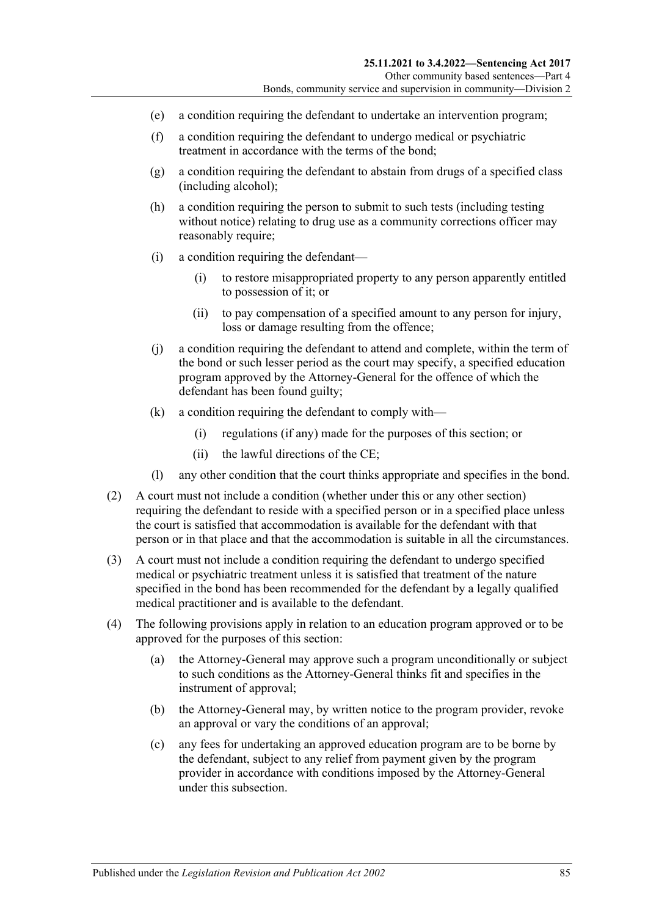- (e) a condition requiring the defendant to undertake an intervention program;
- (f) a condition requiring the defendant to undergo medical or psychiatric treatment in accordance with the terms of the bond;
- (g) a condition requiring the defendant to abstain from drugs of a specified class (including alcohol);
- (h) a condition requiring the person to submit to such tests (including testing without notice) relating to drug use as a community corrections officer may reasonably require;
- (i) a condition requiring the defendant—
    - (i) to restore misappropriated property to any person apparently entitled to possession of it; or
    - (ii) to pay compensation of a specified amount to any person for injury, loss or damage resulting from the offence;
- (j) a condition requiring the defendant to attend and complete, within the term of the bond or such lesser period as the court may specify, a specified education program approved by the Attorney-General for the offence of which the defendant has been found guilty;
- (k) a condition requiring the defendant to comply with—
    - (i) regulations (if any) made for the purposes of this section; or
    - (ii) the lawful directions of the CE;
- (l) any other condition that the court thinks appropriate and specifies in the bond.

(2) A court must not include a condition (whether under this or any other section) requiring the defendant to reside with a specified person or in a specified place unless the court is satisfied that accommodation is available for the defendant with that person or in that place and that the accommodation is suitable in all the circumstances.

(3) A court must not include a condition requiring the defendant to undergo specified medical or psychiatric treatment unless it is satisfied that treatment of the nature specified in the bond has been recommended for the defendant by a legally qualified medical practitioner and is available to the defendant.

(4) The following provisions apply in relation to an education program approved or to be approved for the purposes of this section:

- (a) the Attorney-General may approve such a program unconditionally or subject to such conditions as the Attorney-General thinks fit and specifies in the instrument of approval;
- (b) the Attorney-General may, by written notice to the program provider, revoke an approval or vary the conditions of an approval;
- (c) any fees for undertaking an approved education program are to be borne by the defendant, subject to any relief from payment given by the program provider in accordance with conditions imposed by the Attorney-General under this subsection.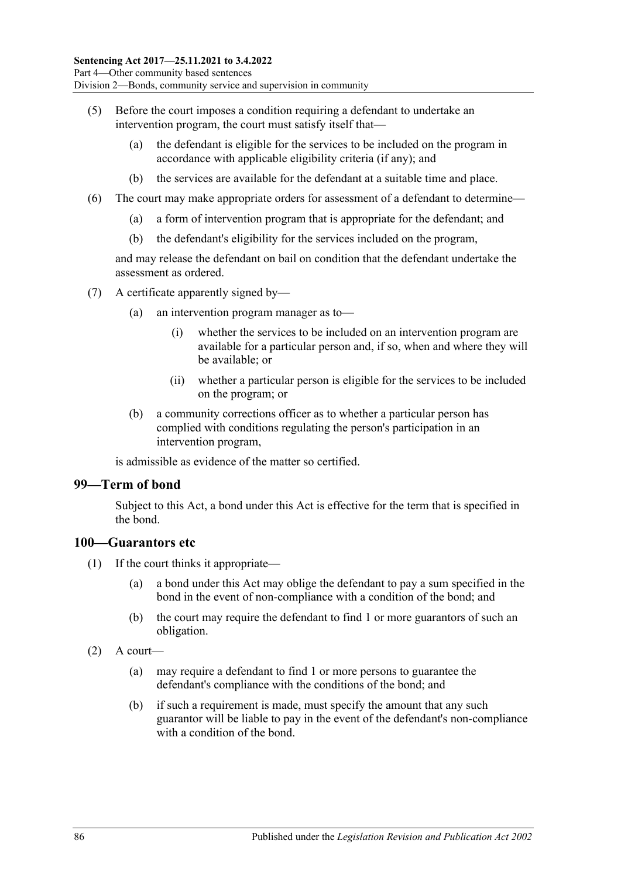(5) Before the court imposes a condition requiring a defendant to undertake an intervention program, the court must satisfy itself that—

 (a) the defendant is eligible for the services to be included on the program in accordance with applicable eligibility criteria (if any); and

 (b) the services are available for the defendant at a suitable time and place.

(6) The court may make appropriate orders for assessment of a defendant to determine—

 (a) a form of intervention program that is appropriate for the defendant; and

 (b) the defendant's eligibility for the services included on the program,

and may release the defendant on bail on condition that the defendant undertake the assessment as ordered.

(7) A certificate apparently signed by—

 (a) an intervention program manager as to—

  (i) whether the services to be included on an intervention program are available for a particular person and, if so, when and where they will be available; or

  (ii) whether a particular person is eligible for the services to be included on the program; or

 (b) a community corrections officer as to whether a particular person has complied with conditions regulating the person's participation in an intervention program,

is admissible as evidence of the matter so certified.

## 99—Term of bond

Subject to this Act, a bond under this Act is effective for the term that is specified in the bond.

## 100—Guarantors etc

(1) If the court thinks it appropriate—

 (a) a bond under this Act may oblige the defendant to pay a sum specified in the bond in the event of non-compliance with a condition of the bond; and

 (b) the court may require the defendant to find 1 or more guarantors of such an obligation.

(2) A court—

 (a) may require a defendant to find 1 or more persons to guarantee the defendant's compliance with the conditions of the bond; and

 (b) if such a requirement is made, must specify the amount that any such guarantor will be liable to pay in the event of the defendant's non-compliance with a condition of the bond.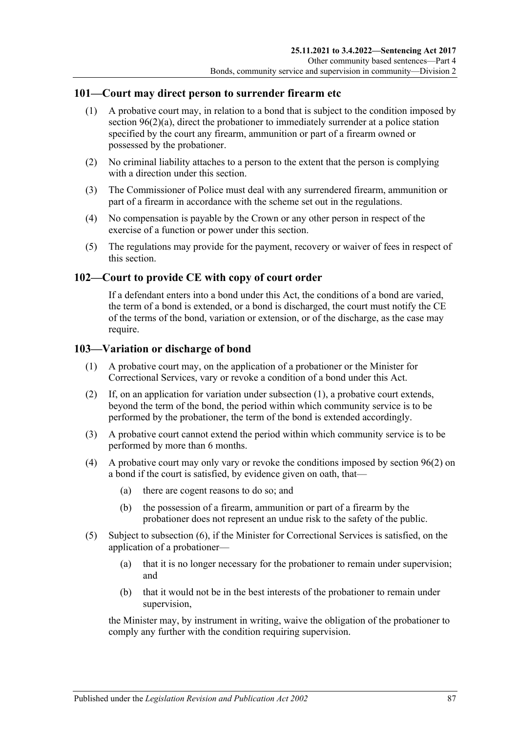## 101—Court may direct person to surrender firearm etc

(1) A probative court may, in relation to a bond that is subject to the condition imposed by section 96(2)(a), direct the probationer to immediately surrender at a police station specified by the court any firearm, ammunition or part of a firearm owned or possessed by the probationer.

(2) No criminal liability attaches to a person to the extent that the person is complying with a direction under this section.

(3) The Commissioner of Police must deal with any surrendered firearm, ammunition or part of a firearm in accordance with the scheme set out in the regulations.

(4) No compensation is payable by the Crown or any other person in respect of the exercise of a function or power under this section.

(5) The regulations may provide for the payment, recovery or waiver of fees in respect of this section.

## 102—Court to provide CE with copy of court order

If a defendant enters into a bond under this Act, the conditions of a bond are varied, the term of a bond is extended, or a bond is discharged, the court must notify the CE of the terms of the bond, variation or extension, or of the discharge, as the case may require.

## 103—Variation or discharge of bond

(1) A probative court may, on the application of a probationer or the Minister for Correctional Services, vary or revoke a condition of a bond under this Act.

(2) If, on an application for variation under subsection (1), a probative court extends, beyond the term of the bond, the period within which community service is to be performed by the probationer, the term of the bond is extended accordingly.

(3) A probative court cannot extend the period within which community service is to be performed by more than 6 months.

(4) A probative court may only vary or revoke the conditions imposed by section 96(2) on a bond if the court is satisfied, by evidence given on oath, that—

(a) there are cogent reasons to do so; and

(b) the possession of a firearm, ammunition or part of a firearm by the probationer does not represent an undue risk to the safety of the public.

(5) Subject to subsection (6), if the Minister for Correctional Services is satisfied, on the application of a probationer—

(a) that it is no longer necessary for the probationer to remain under supervision; and

(b) that it would not be in the best interests of the probationer to remain under supervision,

the Minister may, by instrument in writing, waive the obligation of the probationer to comply any further with the condition requiring supervision.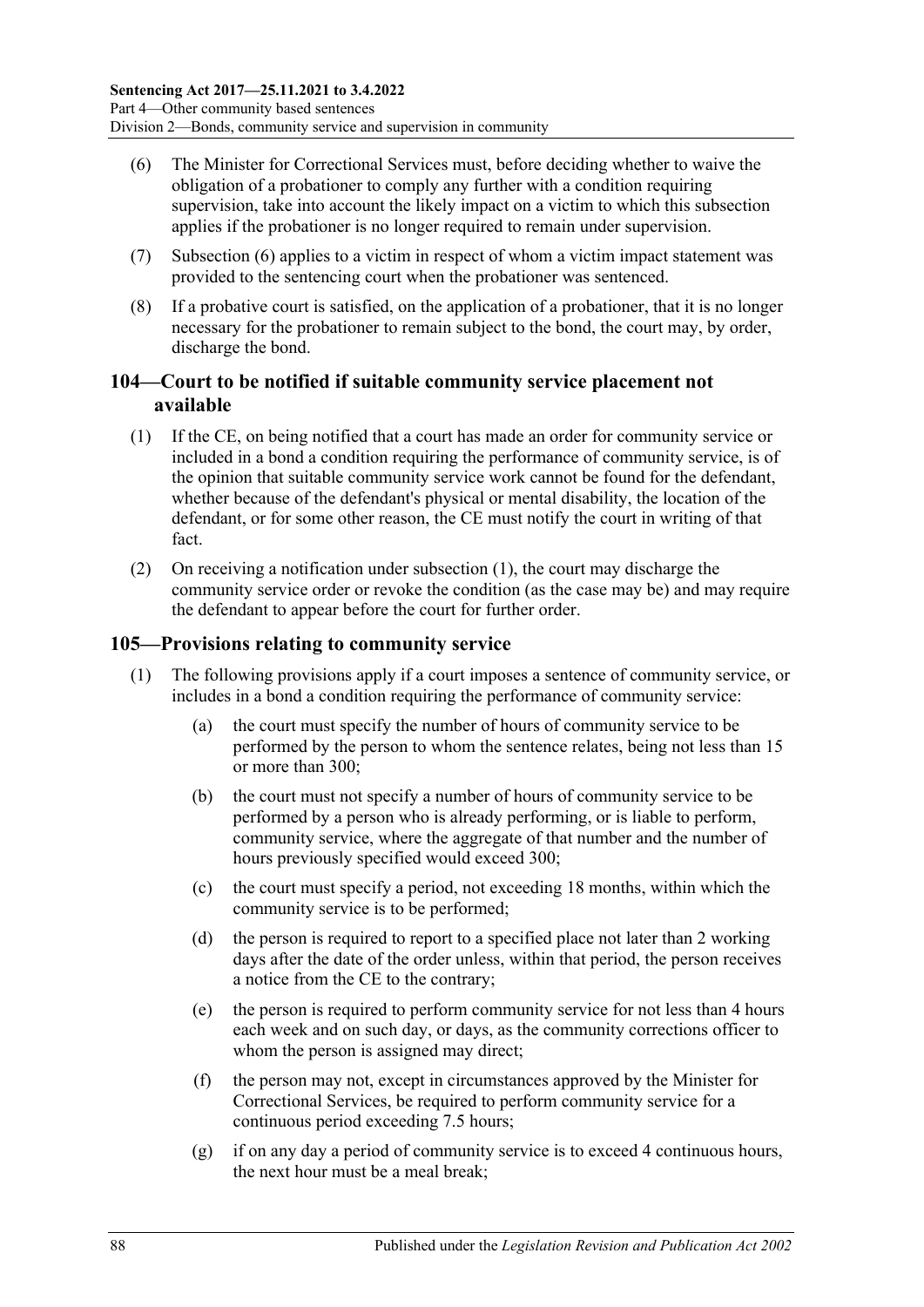(6) The Minister for Correctional Services must, before deciding whether to waive the obligation of a probationer to comply any further with a condition requiring supervision, take into account the likely impact on a victim to which this subsection applies if the probationer is no longer required to remain under supervision.

(7) Subsection (6) applies to a victim in respect of whom a victim impact statement was provided to the sentencing court when the probationer was sentenced.

(8) If a probative court is satisfied, on the application of a probationer, that it is no longer necessary for the probationer to remain subject to the bond, the court may, by order, discharge the bond.

## 104—Court to be notified if suitable community service placement not available

(1) If the CE, on being notified that a court has made an order for community service or included in a bond a condition requiring the performance of community service, is of the opinion that suitable community service work cannot be found for the defendant, whether because of the defendant's physical or mental disability, the location of the defendant, or for some other reason, the CE must notify the court in writing of that fact.

(2) On receiving a notification under subsection (1), the court may discharge the community service order or revoke the condition (as the case may be) and may require the defendant to appear before the court for further order.

## 105—Provisions relating to community service

(1) The following provisions apply if a court imposes a sentence of community service, or includes in a bond a condition requiring the performance of community service:

(a) the court must specify the number of hours of community service to be performed by the person to whom the sentence relates, being not less than 15 or more than 300;

(b) the court must not specify a number of hours of community service to be performed by a person who is already performing, or is liable to perform, community service, where the aggregate of that number and the number of hours previously specified would exceed 300;

(c) the court must specify a period, not exceeding 18 months, within which the community service is to be performed;

(d) the person is required to report to a specified place not later than 2 working days after the date of the order unless, within that period, the person receives a notice from the CE to the contrary;

(e) the person is required to perform community service for not less than 4 hours each week and on such day, or days, as the community corrections officer to whom the person is assigned may direct;

(f) the person may not, except in circumstances approved by the Minister for Correctional Services, be required to perform community service for a continuous period exceeding 7.5 hours;

(g) if on any day a period of community service is to exceed 4 continuous hours, the next hour must be a meal break;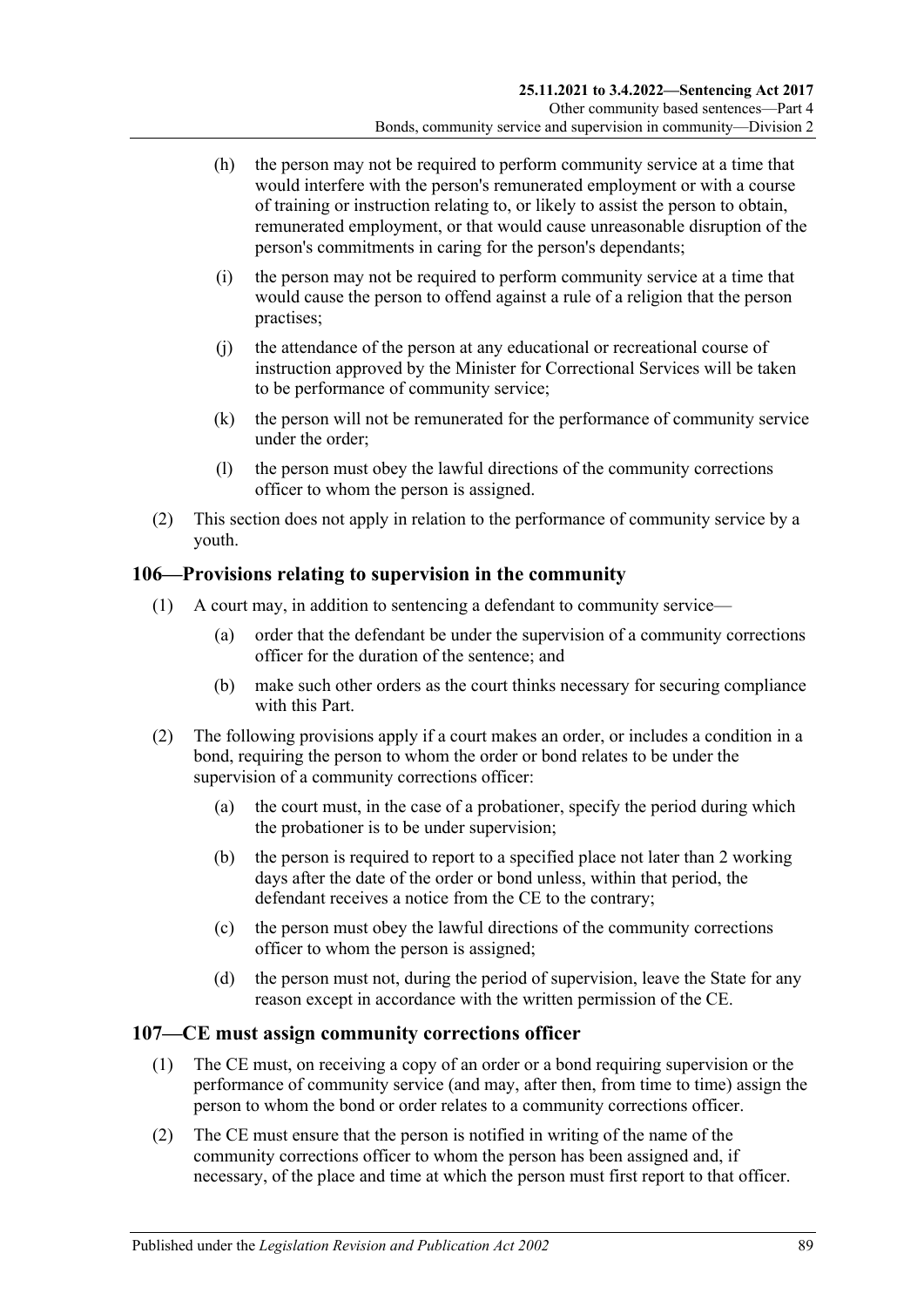(h) the person may not be required to perform community service at a time that would interfere with the person's remunerated employment or with a course of training or instruction relating to, or likely to assist the person to obtain, remunerated employment, or that would cause unreasonable disruption of the person's commitments in caring for the person's dependants;

(i) the person may not be required to perform community service at a time that would cause the person to offend against a rule of a religion that the person practises;

(j) the attendance of the person at any educational or recreational course of instruction approved by the Minister for Correctional Services will be taken to be performance of community service;

(k) the person will not be remunerated for the performance of community service under the order;

(l) the person must obey the lawful directions of the community corrections officer to whom the person is assigned.

(2) This section does not apply in relation to the performance of community service by a youth.

## 106—Provisions relating to supervision in the community

(1) A court may, in addition to sentencing a defendant to community service—

(a) order that the defendant be under the supervision of a community corrections officer for the duration of the sentence; and

(b) make such other orders as the court thinks necessary for securing compliance with this Part.

(2) The following provisions apply if a court makes an order, or includes a condition in a bond, requiring the person to whom the order or bond relates to be under the supervision of a community corrections officer:

(a) the court must, in the case of a probationer, specify the period during which the probationer is to be under supervision;

(b) the person is required to report to a specified place not later than 2 working days after the date of the order or bond unless, within that period, the defendant receives a notice from the CE to the contrary;

(c) the person must obey the lawful directions of the community corrections officer to whom the person is assigned;

(d) the person must not, during the period of supervision, leave the State for any reason except in accordance with the written permission of the CE.

## 107—CE must assign community corrections officer

(1) The CE must, on receiving a copy of an order or a bond requiring supervision or the performance of community service (and may, after then, from time to time) assign the person to whom the bond or order relates to a community corrections officer.

(2) The CE must ensure that the person is notified in writing of the name of the community corrections officer to whom the person has been assigned and, if necessary, of the place and time at which the person must first report to that officer.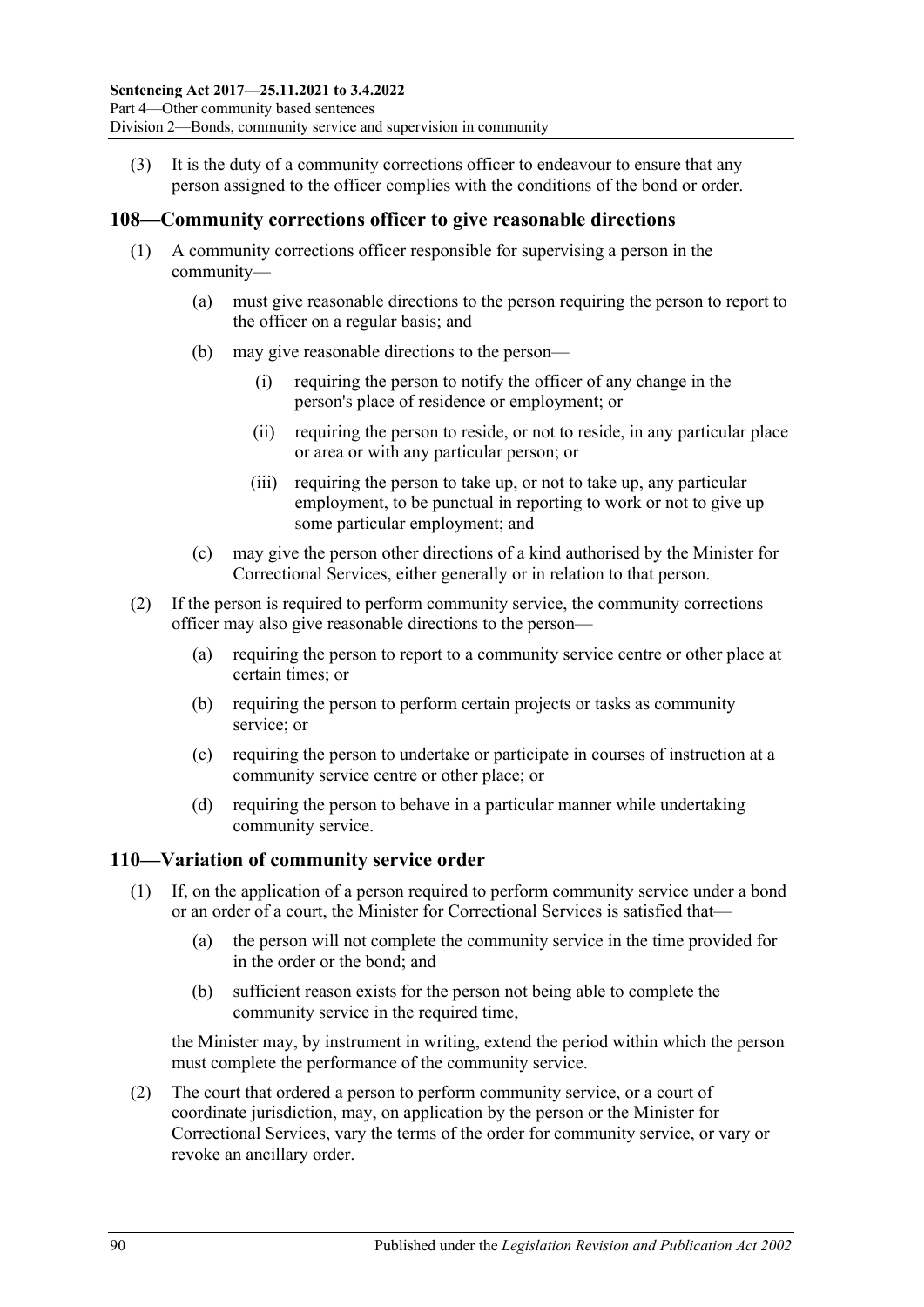(3) It is the duty of a community corrections officer to endeavour to ensure that any person assigned to the officer complies with the conditions of the bond or order.

## 108—Community corrections officer to give reasonable directions

(1) A community corrections officer responsible for supervising a person in the community—

(a) must give reasonable directions to the person requiring the person to report to the officer on a regular basis; and

(b) may give reasonable directions to the person—

(i) requiring the person to notify the officer of any change in the person's place of residence or employment; or

(ii) requiring the person to reside, or not to reside, in any particular place or area or with any particular person; or

(iii) requiring the person to take up, or not to take up, any particular employment, to be punctual in reporting to work or not to give up some particular employment; and

(c) may give the person other directions of a kind authorised by the Minister for Correctional Services, either generally or in relation to that person.

(2) If the person is required to perform community service, the community corrections officer may also give reasonable directions to the person—

(a) requiring the person to report to a community service centre or other place at certain times; or

(b) requiring the person to perform certain projects or tasks as community service; or

(c) requiring the person to undertake or participate in courses of instruction at a community service centre or other place; or

(d) requiring the person to behave in a particular manner while undertaking community service.

## 110—Variation of community service order

(1) If, on the application of a person required to perform community service under a bond or an order of a court, the Minister for Correctional Services is satisfied that—

(a) the person will not complete the community service in the time provided for in the order or the bond; and

(b) sufficient reason exists for the person not being able to complete the community service in the required time,

the Minister may, by instrument in writing, extend the period within which the person must complete the performance of the community service.

(2) The court that ordered a person to perform community service, or a court of coordinate jurisdiction, may, on application by the person or the Minister for Correctional Services, vary the terms of the order for community service, or vary or revoke an ancillary order.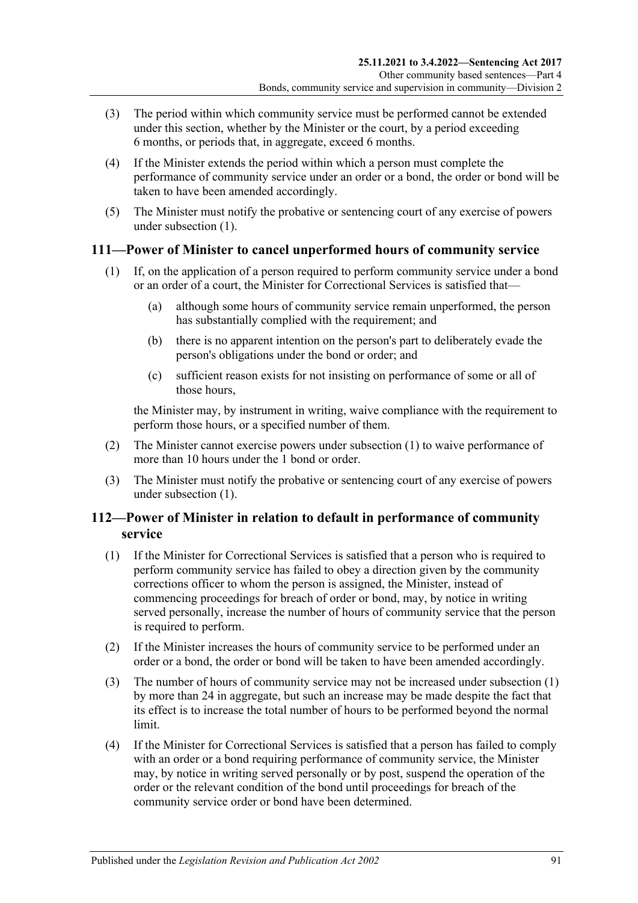(3) The period within which community service must be performed cannot be extended under this section, whether by the Minister or the court, by a period exceeding 6 months, or periods that, in aggregate, exceed 6 months.

(4) If the Minister extends the period within which a person must complete the performance of community service under an order or a bond, the order or bond will be taken to have been amended accordingly.

(5) The Minister must notify the probative or sentencing court of any exercise of powers under subsection (1).

## 111—Power of Minister to cancel unperformed hours of community service

(1) If, on the application of a person required to perform community service under a bond or an order of a court, the Minister for Correctional Services is satisfied that—

(a) although some hours of community service remain unperformed, the person has substantially complied with the requirement; and

(b) there is no apparent intention on the person's part to deliberately evade the person's obligations under the bond or order; and

(c) sufficient reason exists for not insisting on performance of some or all of those hours,

the Minister may, by instrument in writing, waive compliance with the requirement to perform those hours, or a specified number of them.

(2) The Minister cannot exercise powers under subsection (1) to waive performance of more than 10 hours under the 1 bond or order.

(3) The Minister must notify the probative or sentencing court of any exercise of powers under subsection (1).

## 112—Power of Minister in relation to default in performance of community service

(1) If the Minister for Correctional Services is satisfied that a person who is required to perform community service has failed to obey a direction given by the community corrections officer to whom the person is assigned, the Minister, instead of commencing proceedings for breach of order or bond, may, by notice in writing served personally, increase the number of hours of community service that the person is required to perform.

(2) If the Minister increases the hours of community service to be performed under an order or a bond, the order or bond will be taken to have been amended accordingly.

(3) The number of hours of community service may not be increased under subsection (1) by more than 24 in aggregate, but such an increase may be made despite the fact that its effect is to increase the total number of hours to be performed beyond the normal limit.

(4) If the Minister for Correctional Services is satisfied that a person has failed to comply with an order or a bond requiring performance of community service, the Minister may, by notice in writing served personally or by post, suspend the operation of the order or the relevant condition of the bond until proceedings for breach of the community service order or bond have been determined.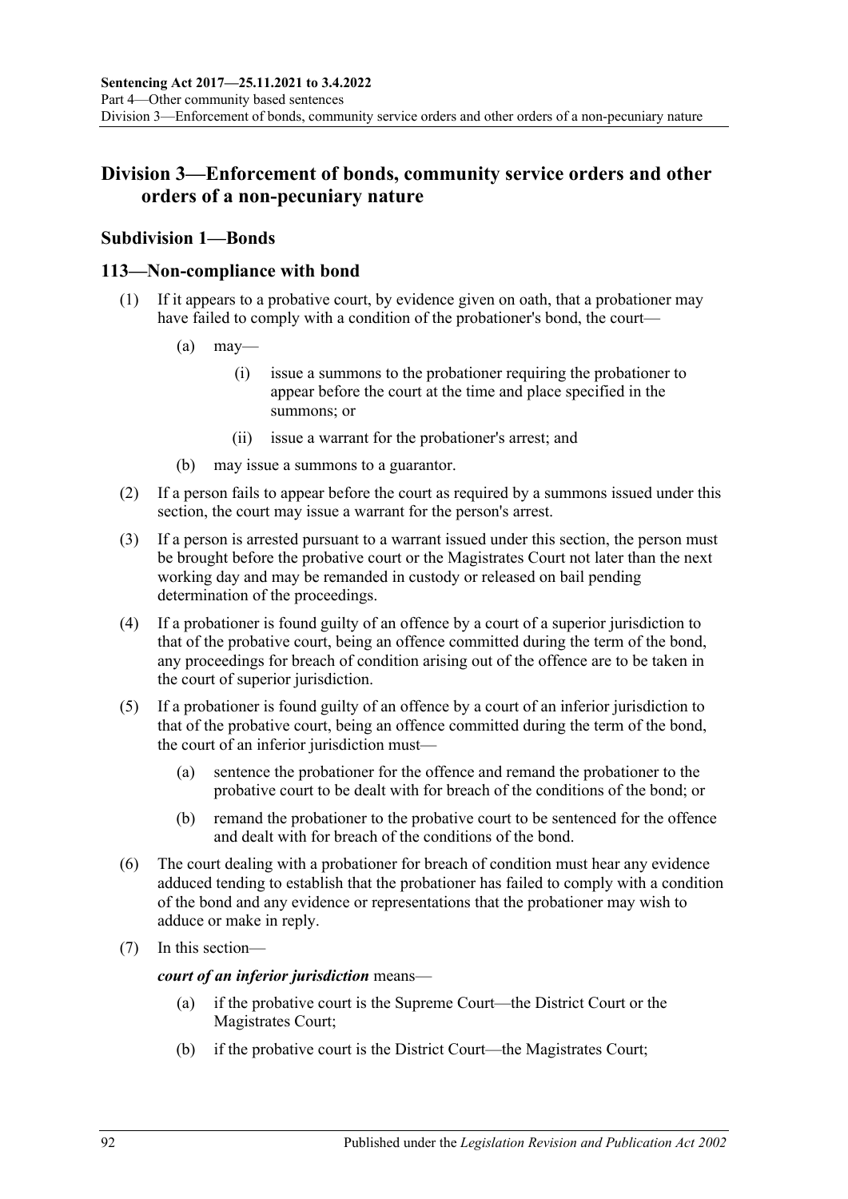## Division 3—Enforcement of bonds, community service orders and other orders of a non-pecuniary nature

### Subdivision 1—Bonds

### 113—Non-compliance with bond

(1) If it appears to a probative court, by evidence given on oath, that a probationer may have failed to comply with a condition of the probationer's bond, the court—

(a) may—

(i) issue a summons to the probationer requiring the probationer to appear before the court at the time and place specified in the summons; or

(ii) issue a warrant for the probationer's arrest; and

(b) may issue a summons to a guarantor.

(2) If a person fails to appear before the court as required by a summons issued under this section, the court may issue a warrant for the person's arrest.

(3) If a person is arrested pursuant to a warrant issued under this section, the person must be brought before the probative court or the Magistrates Court not later than the next working day and may be remanded in custody or released on bail pending determination of the proceedings.

(4) If a probationer is found guilty of an offence by a court of a superior jurisdiction to that of the probative court, being an offence committed during the term of the bond, any proceedings for breach of condition arising out of the offence are to be taken in the court of superior jurisdiction.

(5) If a probationer is found guilty of an offence by a court of an inferior jurisdiction to that of the probative court, being an offence committed during the term of the bond, the court of an inferior jurisdiction must—

(a) sentence the probationer for the offence and remand the probationer to the probative court to be dealt with for breach of the conditions of the bond; or

(b) remand the probationer to the probative court to be sentenced for the offence and dealt with for breach of the conditions of the bond.

(6) The court dealing with a probationer for breach of condition must hear any evidence adduced tending to establish that the probationer has failed to comply with a condition of the bond and any evidence or representations that the probationer may wish to adduce or make in reply.

(7) In this section—

***court of an inferior jurisdiction*** means—

(a) if the probative court is the Supreme Court—the District Court or the Magistrates Court;

(b) if the probative court is the District Court—the Magistrates Court;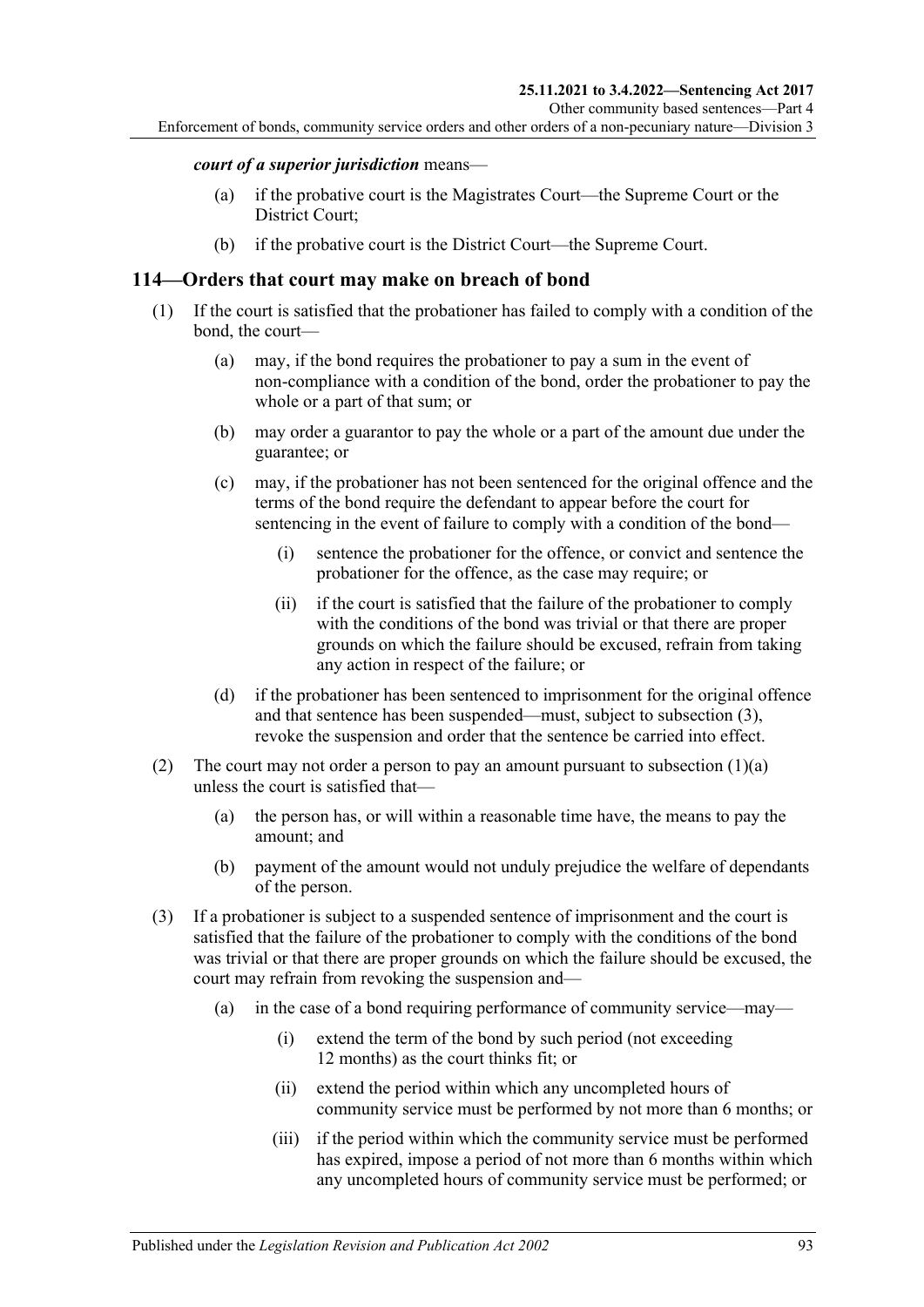***court of a superior jurisdiction*** means—

- (a) if the probative court is the Magistrates Court—the Supreme Court or the District Court;
- (b) if the probative court is the District Court—the Supreme Court.

## 114—Orders that court may make on breach of bond

(1) If the court is satisfied that the probationer has failed to comply with a condition of the bond, the court—

- (a) may, if the bond requires the probationer to pay a sum in the event of non-compliance with a condition of the bond, order the probationer to pay the whole or a part of that sum; or
- (b) may order a guarantor to pay the whole or a part of the amount due under the guarantee; or
- (c) may, if the probationer has not been sentenced for the original offence and the terms of the bond require the defendant to appear before the court for sentencing in the event of failure to comply with a condition of the bond—
  - (i) sentence the probationer for the offence, or convict and sentence the probationer for the offence, as the case may require; or
  - (ii) if the court is satisfied that the failure of the probationer to comply with the conditions of the bond was trivial or that there are proper grounds on which the failure should be excused, refrain from taking any action in respect of the failure; or
- (d) if the probationer has been sentenced to imprisonment for the original offence and that sentence has been suspended—must, subject to subsection (3), revoke the suspension and order that the sentence be carried into effect.

(2) The court may not order a person to pay an amount pursuant to subsection (1)(a) unless the court is satisfied that—

- (a) the person has, or will within a reasonable time have, the means to pay the amount; and
- (b) payment of the amount would not unduly prejudice the welfare of dependants of the person.

(3) If a probationer is subject to a suspended sentence of imprisonment and the court is satisfied that the failure of the probationer to comply with the conditions of the bond was trivial or that there are proper grounds on which the failure should be excused, the court may refrain from revoking the suspension and—

- (a) in the case of a bond requiring performance of community service—may—
  - (i) extend the term of the bond by such period (not exceeding 12 months) as the court thinks fit; or
  - (ii) extend the period within which any uncompleted hours of community service must be performed by not more than 6 months; or
  - (iii) if the period within which the community service must be performed has expired, impose a period of not more than 6 months within which any uncompleted hours of community service must be performed; or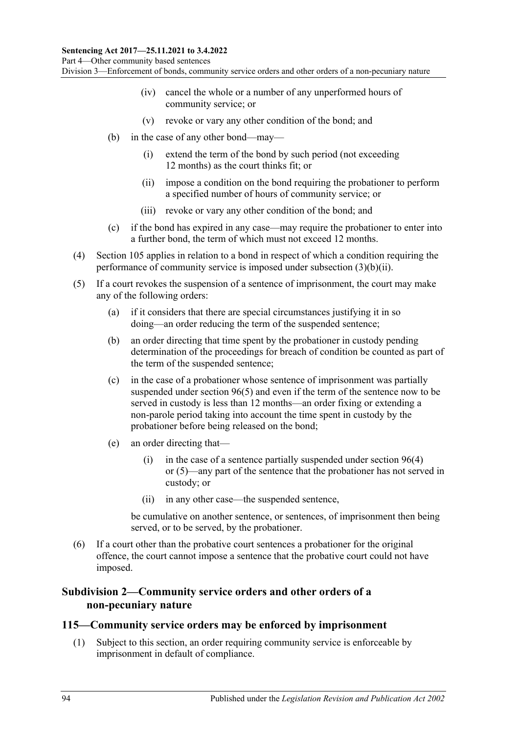(iv) cancel the whole or a number of any unperformed hours of community service; or

(v) revoke or vary any other condition of the bond; and

(b) in the case of any other bond—may—

(i) extend the term of the bond by such period (not exceeding 12 months) as the court thinks fit; or

(ii) impose a condition on the bond requiring the probationer to perform a specified number of hours of community service; or

(iii) revoke or vary any other condition of the bond; and

(c) if the bond has expired in any case—may require the probationer to enter into a further bond, the term of which must not exceed 12 months.

(4) Section 105 applies in relation to a bond in respect of which a condition requiring the performance of community service is imposed under subsection (3)(b)(ii).

(5) If a court revokes the suspension of a sentence of imprisonment, the court may make any of the following orders:

(a) if it considers that there are special circumstances justifying it in so doing—an order reducing the term of the suspended sentence;

(b) an order directing that time spent by the probationer in custody pending determination of the proceedings for breach of condition be counted as part of the term of the suspended sentence;

(c) in the case of a probationer whose sentence of imprisonment was partially suspended under section 96(5) and even if the term of the sentence now to be served in custody is less than 12 months—an order fixing or extending a non-parole period taking into account the time spent in custody by the probationer before being released on the bond;

(e) an order directing that—

(i) in the case of a sentence partially suspended under section 96(4) or (5)—any part of the sentence that the probationer has not served in custody; or

(ii) in any other case—the suspended sentence,

be cumulative on another sentence, or sentences, of imprisonment then being served, or to be served, by the probationer.

(6) If a court other than the probative court sentences a probationer for the original offence, the court cannot impose a sentence that the probative court could not have imposed.

### Subdivision 2—Community service orders and other orders of a non-pecuniary nature

## 115—Community service orders may be enforced by imprisonment

(1) Subject to this section, an order requiring community service is enforceable by imprisonment in default of compliance.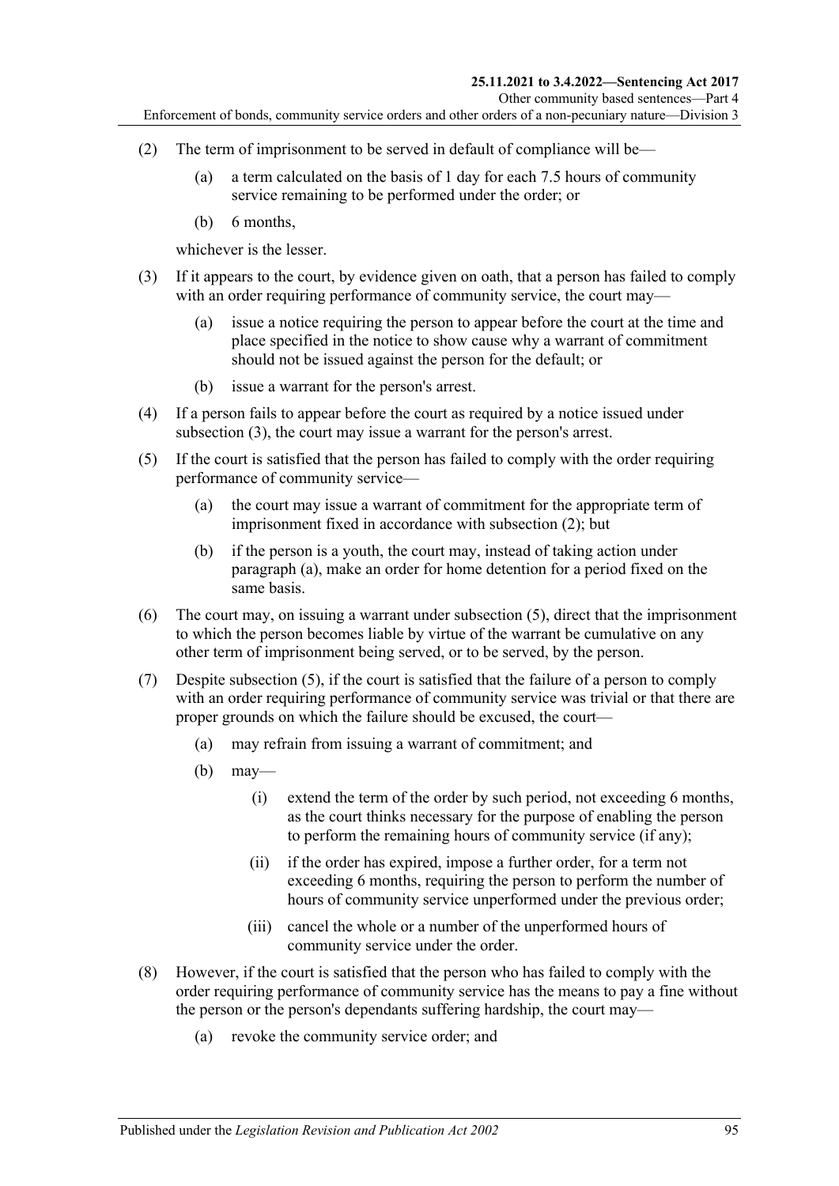(2) The term of imprisonment to be served in default of compliance will be—

(a) a term calculated on the basis of 1 day for each 7.5 hours of community service remaining to be performed under the order; or

(b) 6 months,

whichever is the lesser.

(3) If it appears to the court, by evidence given on oath, that a person has failed to comply with an order requiring performance of community service, the court may—

(a) issue a notice requiring the person to appear before the court at the time and place specified in the notice to show cause why a warrant of commitment should not be issued against the person for the default; or

(b) issue a warrant for the person's arrest.

(4) If a person fails to appear before the court as required by a notice issued under subsection (3), the court may issue a warrant for the person's arrest.

(5) If the court is satisfied that the person has failed to comply with the order requiring performance of community service—

(a) the court may issue a warrant of commitment for the appropriate term of imprisonment fixed in accordance with subsection (2); but

(b) if the person is a youth, the court may, instead of taking action under paragraph (a), make an order for home detention for a period fixed on the same basis.

(6) The court may, on issuing a warrant under subsection (5), direct that the imprisonment to which the person becomes liable by virtue of the warrant be cumulative on any other term of imprisonment being served, or to be served, by the person.

(7) Despite subsection (5), if the court is satisfied that the failure of a person to comply with an order requiring performance of community service was trivial or that there are proper grounds on which the failure should be excused, the court—

(a) may refrain from issuing a warrant of commitment; and

(b) may—

(i) extend the term of the order by such period, not exceeding 6 months, as the court thinks necessary for the purpose of enabling the person to perform the remaining hours of community service (if any);

(ii) if the order has expired, impose a further order, for a term not exceeding 6 months, requiring the person to perform the number of hours of community service unperformed under the previous order;

(iii) cancel the whole or a number of the unperformed hours of community service under the order.

(8) However, if the court is satisfied that the person who has failed to comply with the order requiring performance of community service has the means to pay a fine without the person or the person's dependants suffering hardship, the court may—

(a) revoke the community service order; and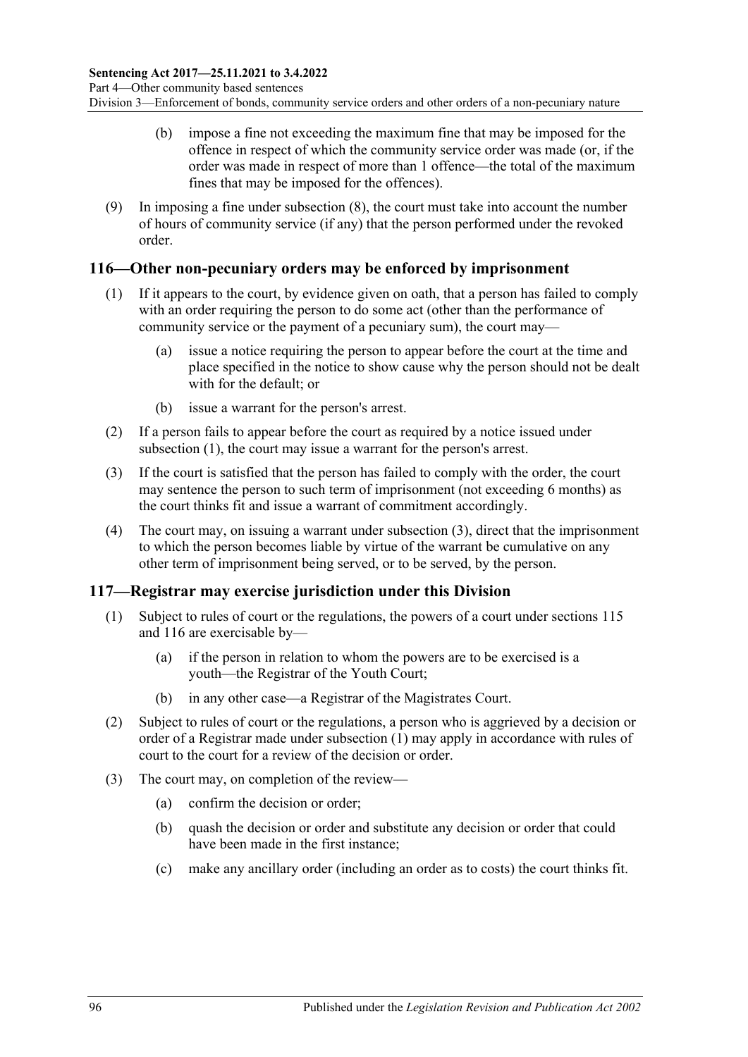(b) impose a fine not exceeding the maximum fine that may be imposed for the offence in respect of which the community service order was made (or, if the order was made in respect of more than 1 offence—the total of the maximum fines that may be imposed for the offences).

(9) In imposing a fine under subsection (8), the court must take into account the number of hours of community service (if any) that the person performed under the revoked order.

## 116—Other non-pecuniary orders may be enforced by imprisonment

(1) If it appears to the court, by evidence given on oath, that a person has failed to comply with an order requiring the person to do some act (other than the performance of community service or the payment of a pecuniary sum), the court may—

(a) issue a notice requiring the person to appear before the court at the time and place specified in the notice to show cause why the person should not be dealt with for the default; or

(b) issue a warrant for the person's arrest.

(2) If a person fails to appear before the court as required by a notice issued under subsection (1), the court may issue a warrant for the person's arrest.

(3) If the court is satisfied that the person has failed to comply with the order, the court may sentence the person to such term of imprisonment (not exceeding 6 months) as the court thinks fit and issue a warrant of commitment accordingly.

(4) The court may, on issuing a warrant under subsection (3), direct that the imprisonment to which the person becomes liable by virtue of the warrant be cumulative on any other term of imprisonment being served, or to be served, by the person.

## 117—Registrar may exercise jurisdiction under this Division

(1) Subject to rules of court or the regulations, the powers of a court under sections 115 and 116 are exercisable by—

(a) if the person in relation to whom the powers are to be exercised is a youth—the Registrar of the Youth Court;

(b) in any other case—a Registrar of the Magistrates Court.

(2) Subject to rules of court or the regulations, a person who is aggrieved by a decision or order of a Registrar made under subsection (1) may apply in accordance with rules of court to the court for a review of the decision or order.

(3) The court may, on completion of the review—

(a) confirm the decision or order;

(b) quash the decision or order and substitute any decision or order that could have been made in the first instance;

(c) make any ancillary order (including an order as to costs) the court thinks fit.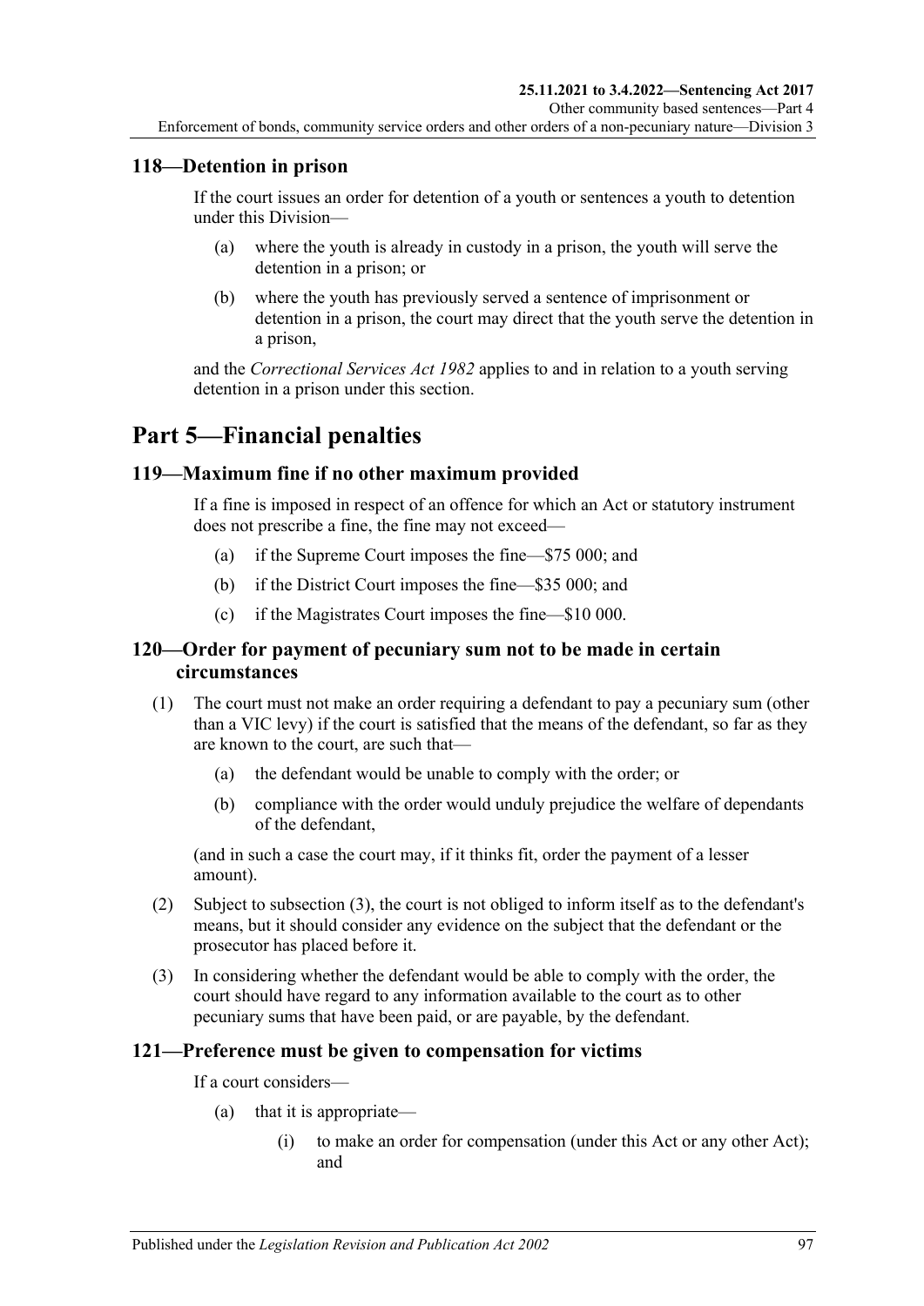### 118—Detention in prison

If the court issues an order for detention of a youth or sentences a youth to detention under this Division—

(a) where the youth is already in custody in a prison, the youth will serve the detention in a prison; or

(b) where the youth has previously served a sentence of imprisonment or detention in a prison, the court may direct that the youth serve the detention in a prison,

and the *Correctional Services Act 1982* applies to and in relation to a youth serving detention in a prison under this section.

# Part 5—Financial penalties

### 119—Maximum fine if no other maximum provided

If a fine is imposed in respect of an offence for which an Act or statutory instrument does not prescribe a fine, the fine may not exceed—

(a) if the Supreme Court imposes the fine—$75 000; and

(b) if the District Court imposes the fine—$35 000; and

(c) if the Magistrates Court imposes the fine—$10 000.

### 120—Order for payment of pecuniary sum not to be made in certain circumstances

(1) The court must not make an order requiring a defendant to pay a pecuniary sum (other than a VIC levy) if the court is satisfied that the means of the defendant, so far as they are known to the court, are such that—

(a) the defendant would be unable to comply with the order; or

(b) compliance with the order would unduly prejudice the welfare of dependants of the defendant,

(and in such a case the court may, if it thinks fit, order the payment of a lesser amount).

(2) Subject to subsection (3), the court is not obliged to inform itself as to the defendant's means, but it should consider any evidence on the subject that the defendant or the prosecutor has placed before it.

(3) In considering whether the defendant would be able to comply with the order, the court should have regard to any information available to the court as to other pecuniary sums that have been paid, or are payable, by the defendant.

### 121—Preference must be given to compensation for victims

If a court considers—

(a) that it is appropriate—

(i) to make an order for compensation (under this Act or any other Act); and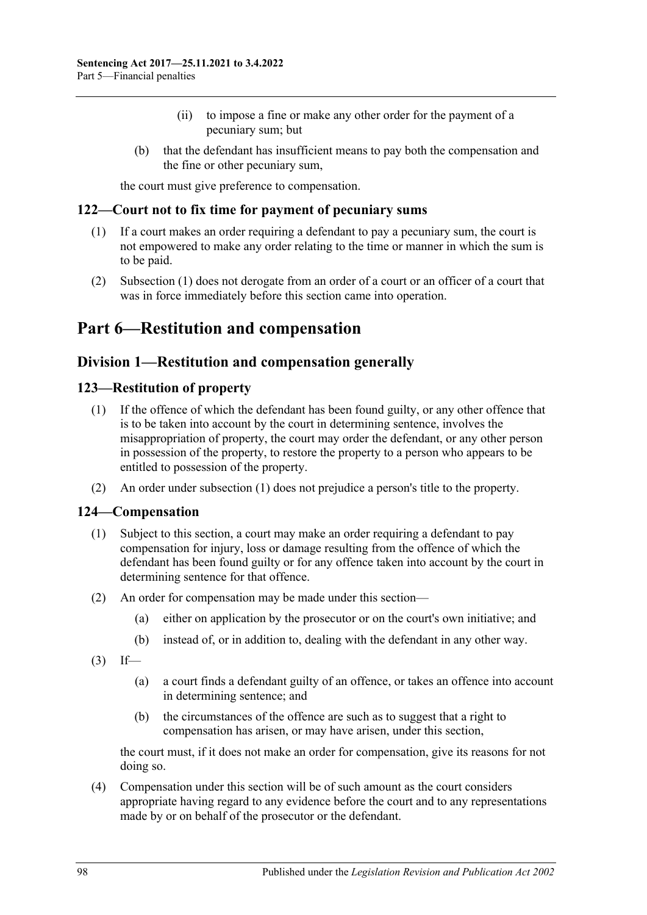(ii) to impose a fine or make any other order for the payment of a pecuniary sum; but

(b) that the defendant has insufficient means to pay both the compensation and the fine or other pecuniary sum,

the court must give preference to compensation.

### 122—Court not to fix time for payment of pecuniary sums

(1) If a court makes an order requiring a defendant to pay a pecuniary sum, the court is not empowered to make any order relating to the time or manner in which the sum is to be paid.

(2) Subsection (1) does not derogate from an order of a court or an officer of a court that was in force immediately before this section came into operation.

# Part 6—Restitution and compensation

## Division 1—Restitution and compensation generally

### 123—Restitution of property

(1) If the offence of which the defendant has been found guilty, or any other offence that is to be taken into account by the court in determining sentence, involves the misappropriation of property, the court may order the defendant, or any other person in possession of the property, to restore the property to a person who appears to be entitled to possession of the property.

(2) An order under subsection (1) does not prejudice a person's title to the property.

### 124—Compensation

(1) Subject to this section, a court may make an order requiring a defendant to pay compensation for injury, loss or damage resulting from the offence of which the defendant has been found guilty or for any offence taken into account by the court in determining sentence for that offence.

(2) An order for compensation may be made under this section—

(a) either on application by the prosecutor or on the court's own initiative; and

(b) instead of, or in addition to, dealing with the defendant in any other way.

(3) If—

(a) a court finds a defendant guilty of an offence, or takes an offence into account in determining sentence; and

(b) the circumstances of the offence are such as to suggest that a right to compensation has arisen, or may have arisen, under this section,

the court must, if it does not make an order for compensation, give its reasons for not doing so.

(4) Compensation under this section will be of such amount as the court considers appropriate having regard to any evidence before the court and to any representations made by or on behalf of the prosecutor or the defendant.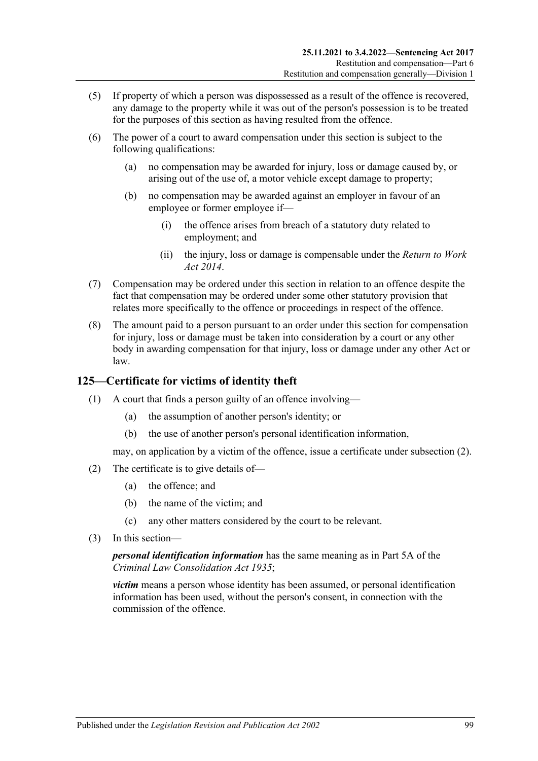(5) If property of which a person was dispossessed as a result of the offence is recovered, any damage to the property while it was out of the person's possession is to be treated for the purposes of this section as having resulted from the offence.

(6) The power of a court to award compensation under this section is subject to the following qualifications:

 (a) no compensation may be awarded for injury, loss or damage caused by, or arising out of the use of, a motor vehicle except damage to property;

 (b) no compensation may be awarded against an employer in favour of an employee or former employee if—

  (i) the offence arises from breach of a statutory duty related to employment; and

  (ii) the injury, loss or damage is compensable under the *Return to Work Act 2014*.

(7) Compensation may be ordered under this section in relation to an offence despite the fact that compensation may be ordered under some other statutory provision that relates more specifically to the offence or proceedings in respect of the offence.

(8) The amount paid to a person pursuant to an order under this section for compensation for injury, loss or damage must be taken into consideration by a court or any other body in awarding compensation for that injury, loss or damage under any other Act or law.

## 125—Certificate for victims of identity theft

(1) A court that finds a person guilty of an offence involving—

 (a) the assumption of another person's identity; or

 (b) the use of another person's personal identification information,

 may, on application by a victim of the offence, issue a certificate under subsection (2).

(2) The certificate is to give details of—

 (a) the offence; and

 (b) the name of the victim; and

 (c) any other matters considered by the court to be relevant.

(3) In this section—

 ***personal identification information*** has the same meaning as in Part 5A of the *Criminal Law Consolidation Act 1935*;

 ***victim*** means a person whose identity has been assumed, or personal identification information has been used, without the person's consent, in connection with the commission of the offence.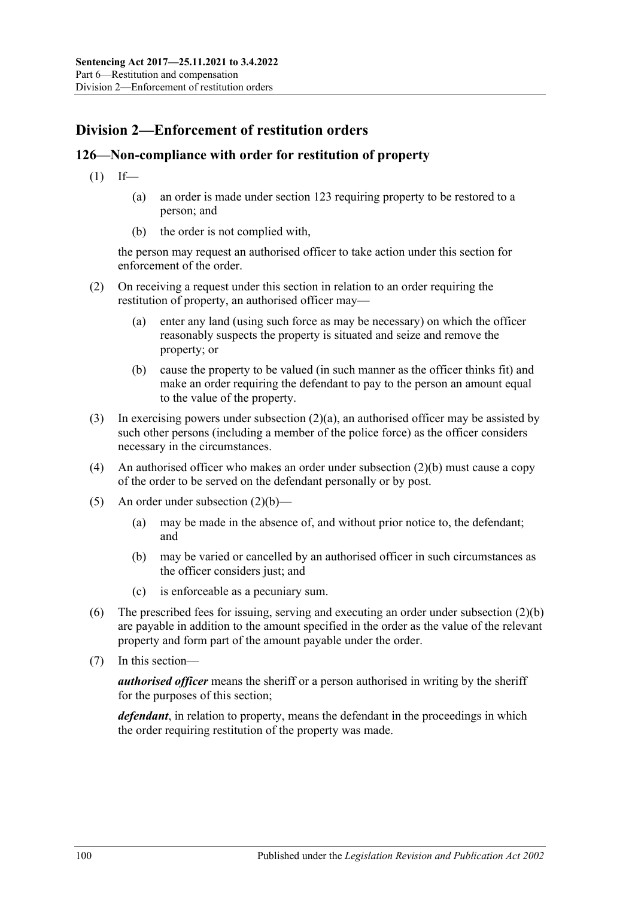## Division 2—Enforcement of restitution orders

### 126—Non-compliance with order for restitution of property

(1) If—

(a) an order is made under section 123 requiring property to be restored to a person; and

(b) the order is not complied with,

the person may request an authorised officer to take action under this section for enforcement of the order.

(2) On receiving a request under this section in relation to an order requiring the restitution of property, an authorised officer may—

(a) enter any land (using such force as may be necessary) on which the officer reasonably suspects the property is situated and seize and remove the property; or

(b) cause the property to be valued (in such manner as the officer thinks fit) and make an order requiring the defendant to pay to the person an amount equal to the value of the property.

(3) In exercising powers under subsection (2)(a), an authorised officer may be assisted by such other persons (including a member of the police force) as the officer considers necessary in the circumstances.

(4) An authorised officer who makes an order under subsection (2)(b) must cause a copy of the order to be served on the defendant personally or by post.

(5) An order under subsection (2)(b)—

(a) may be made in the absence of, and without prior notice to, the defendant; and

(b) may be varied or cancelled by an authorised officer in such circumstances as the officer considers just; and

(c) is enforceable as a pecuniary sum.

(6) The prescribed fees for issuing, serving and executing an order under subsection (2)(b) are payable in addition to the amount specified in the order as the value of the relevant property and form part of the amount payable under the order.

(7) In this section—

***authorised officer*** means the sheriff or a person authorised in writing by the sheriff for the purposes of this section;

***defendant***, in relation to property, means the defendant in the proceedings in which the order requiring restitution of the property was made.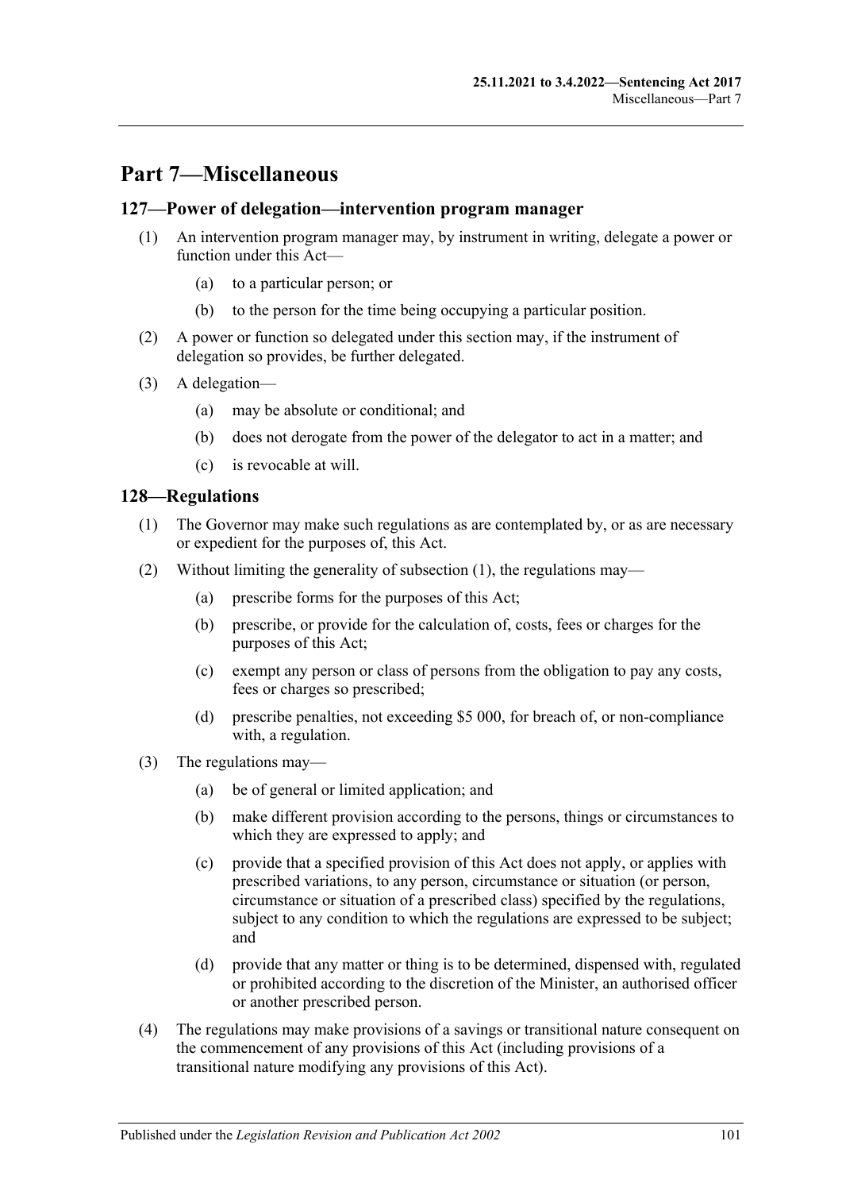# Part 7—Miscellaneous

## 127—Power of delegation—intervention program manager

(1) An intervention program manager may, by instrument in writing, delegate a power or function under this Act—

  (a) to a particular person; or

  (b) to the person for the time being occupying a particular position.

(2) A power or function so delegated under this section may, if the instrument of delegation so provides, be further delegated.

(3) A delegation—

  (a) may be absolute or conditional; and

  (b) does not derogate from the power of the delegator to act in a matter; and

  (c) is revocable at will.

## 128—Regulations

(1) The Governor may make such regulations as are contemplated by, or as are necessary or expedient for the purposes of, this Act.

(2) Without limiting the generality of subsection (1), the regulations may—

  (a) prescribe forms for the purposes of this Act;

  (b) prescribe, or provide for the calculation of, costs, fees or charges for the purposes of this Act;

  (c) exempt any person or class of persons from the obligation to pay any costs, fees or charges so prescribed;

  (d) prescribe penalties, not exceeding $5 000, for breach of, or non-compliance with, a regulation.

(3) The regulations may—

  (a) be of general or limited application; and

  (b) make different provision according to the persons, things or circumstances to which they are expressed to apply; and

  (c) provide that a specified provision of this Act does not apply, or applies with prescribed variations, to any person, circumstance or situation (or person, circumstance or situation of a prescribed class) specified by the regulations, subject to any condition to which the regulations are expressed to be subject; and

  (d) provide that any matter or thing is to be determined, dispensed with, regulated or prohibited according to the discretion of the Minister, an authorised officer or another prescribed person.

(4) The regulations may make provisions of a savings or transitional nature consequent on the commencement of any provisions of this Act (including provisions of a transitional nature modifying any provisions of this Act).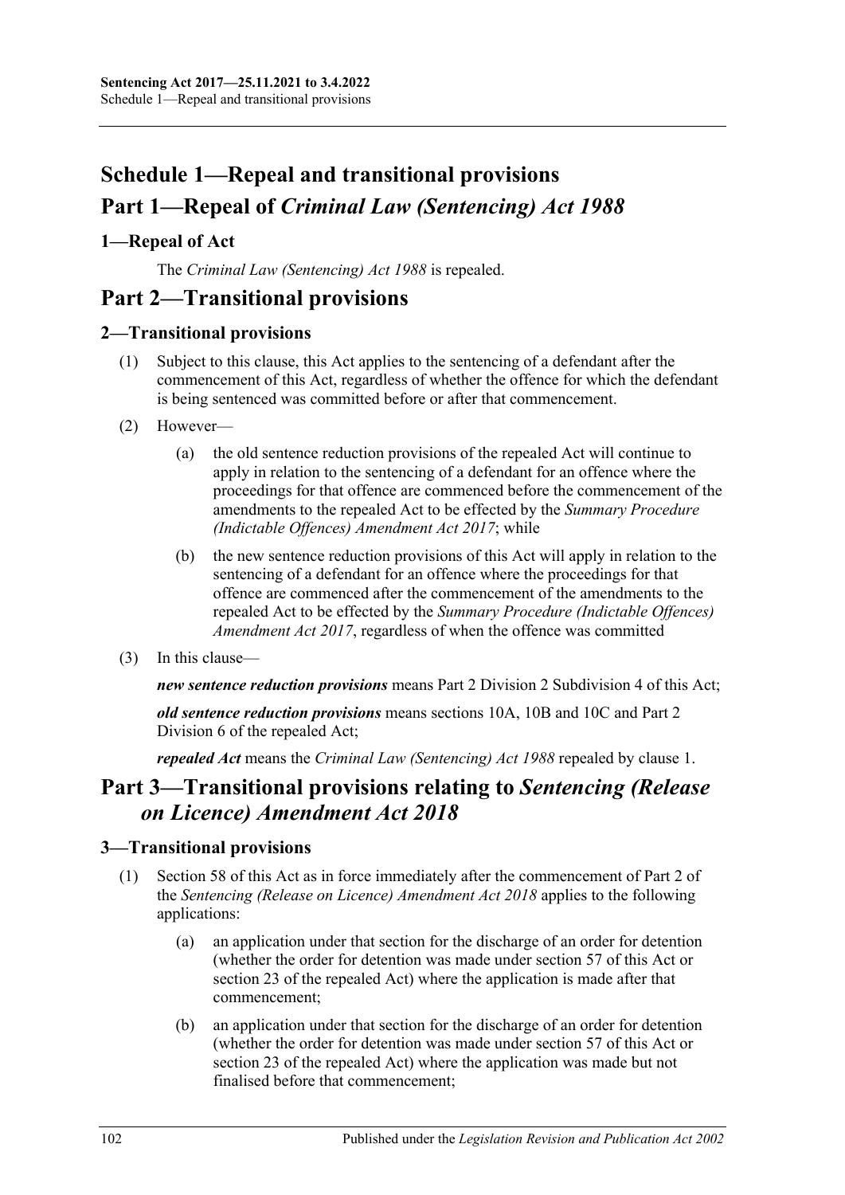# Schedule 1—Repeal and transitional provisions

# Part 1—Repeal of *Criminal Law (Sentencing) Act 1988*

## 1—Repeal of Act

The *Criminal Law (Sentencing) Act 1988* is repealed.

# Part 2—Transitional provisions

## 2—Transitional provisions

(1) Subject to this clause, this Act applies to the sentencing of a defendant after the commencement of this Act, regardless of whether the offence for which the defendant is being sentenced was committed before or after that commencement.

(2) However—

(a) the old sentence reduction provisions of the repealed Act will continue to apply in relation to the sentencing of a defendant for an offence where the proceedings for that offence are commenced before the commencement of the amendments to the repealed Act to be effected by the *Summary Procedure (Indictable Offences) Amendment Act 2017*; while

(b) the new sentence reduction provisions of this Act will apply in relation to the sentencing of a defendant for an offence where the proceedings for that offence are commenced after the commencement of the amendments to the repealed Act to be effected by the *Summary Procedure (Indictable Offences) Amendment Act 2017*, regardless of when the offence was committed

(3) In this clause—

***new sentence reduction provisions*** means Part 2 Division 2 Subdivision 4 of this Act;

***old sentence reduction provisions*** means sections 10A, 10B and 10C and Part 2 Division 6 of the repealed Act;

***repealed Act*** means the *Criminal Law (Sentencing) Act 1988* repealed by clause 1.

# Part 3—Transitional provisions relating to *Sentencing (Release on Licence) Amendment Act 2018*

## 3—Transitional provisions

(1) Section 58 of this Act as in force immediately after the commencement of Part 2 of the *Sentencing (Release on Licence) Amendment Act 2018* applies to the following applications:

(a) an application under that section for the discharge of an order for detention (whether the order for detention was made under section 57 of this Act or section 23 of the repealed Act) where the application is made after that commencement;

(b) an application under that section for the discharge of an order for detention (whether the order for detention was made under section 57 of this Act or section 23 of the repealed Act) where the application was made but not finalised before that commencement;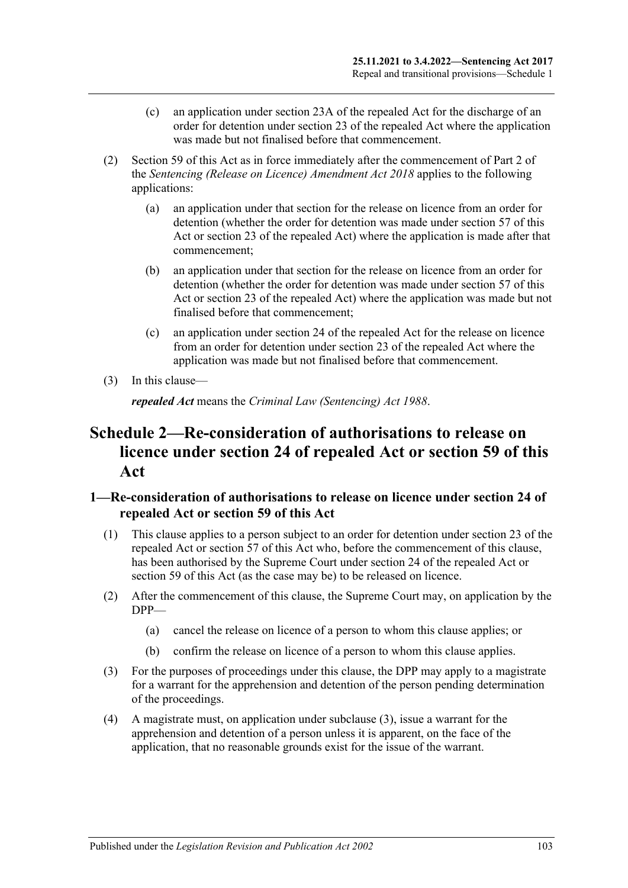(c) an application under section 23A of the repealed Act for the discharge of an order for detention under section 23 of the repealed Act where the application was made but not finalised before that commencement.

(2) Section 59 of this Act as in force immediately after the commencement of Part 2 of the *Sentencing (Release on Licence) Amendment Act 2018* applies to the following applications:

(a) an application under that section for the release on licence from an order for detention (whether the order for detention was made under section 57 of this Act or section 23 of the repealed Act) where the application is made after that commencement;

(b) an application under that section for the release on licence from an order for detention (whether the order for detention was made under section 57 of this Act or section 23 of the repealed Act) where the application was made but not finalised before that commencement;

(c) an application under section 24 of the repealed Act for the release on licence from an order for detention under section 23 of the repealed Act where the application was made but not finalised before that commencement.

(3) In this clause—

***repealed Act*** means the *Criminal Law (Sentencing) Act 1988*.

# Schedule 2—Re-consideration of authorisations to release on licence under section 24 of repealed Act or section 59 of this Act

## 1—Re-consideration of authorisations to release on licence under section 24 of repealed Act or section 59 of this Act

(1) This clause applies to a person subject to an order for detention under section 23 of the repealed Act or section 57 of this Act who, before the commencement of this clause, has been authorised by the Supreme Court under section 24 of the repealed Act or section 59 of this Act (as the case may be) to be released on licence.

(2) After the commencement of this clause, the Supreme Court may, on application by the DPP—

(a) cancel the release on licence of a person to whom this clause applies; or

(b) confirm the release on licence of a person to whom this clause applies.

(3) For the purposes of proceedings under this clause, the DPP may apply to a magistrate for a warrant for the apprehension and detention of the person pending determination of the proceedings.

(4) A magistrate must, on application under subclause (3), issue a warrant for the apprehension and detention of a person unless it is apparent, on the face of the application, that no reasonable grounds exist for the issue of the warrant.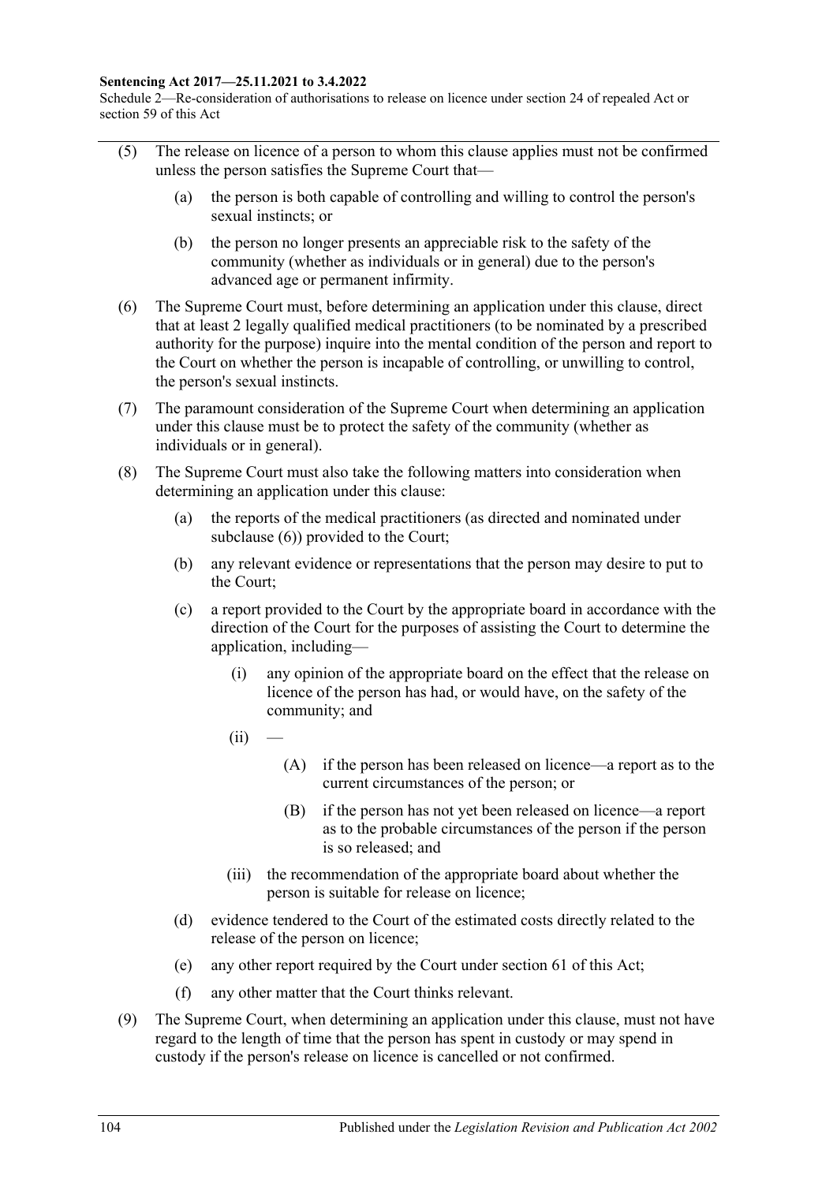(5) The release on licence of a person to whom this clause applies must not be confirmed unless the person satisfies the Supreme Court that—

- (a) the person is both capable of controlling and willing to control the person's sexual instincts; or
- (b) the person no longer presents an appreciable risk to the safety of the community (whether as individuals or in general) due to the person's advanced age or permanent infirmity.

(6) The Supreme Court must, before determining an application under this clause, direct that at least 2 legally qualified medical practitioners (to be nominated by a prescribed authority for the purpose) inquire into the mental condition of the person and report to the Court on whether the person is incapable of controlling, or unwilling to control, the person's sexual instincts.

(7) The paramount consideration of the Supreme Court when determining an application under this clause must be to protect the safety of the community (whether as individuals or in general).

(8) The Supreme Court must also take the following matters into consideration when determining an application under this clause:

- (a) the reports of the medical practitioners (as directed and nominated under subclause (6)) provided to the Court;
- (b) any relevant evidence or representations that the person may desire to put to the Court;
- (c) a report provided to the Court by the appropriate board in accordance with the direction of the Court for the purposes of assisting the Court to determine the application, including—
  - (i) any opinion of the appropriate board on the effect that the release on licence of the person has had, or would have, on the safety of the community; and
  - (ii) —
    - (A) if the person has been released on licence—a report as to the current circumstances of the person; or
    - (B) if the person has not yet been released on licence—a report as to the probable circumstances of the person if the person is so released; and
  - (iii) the recommendation of the appropriate board about whether the person is suitable for release on licence;
- (d) evidence tendered to the Court of the estimated costs directly related to the release of the person on licence;
- (e) any other report required by the Court under section 61 of this Act;
- (f) any other matter that the Court thinks relevant.

(9) The Supreme Court, when determining an application under this clause, must not have regard to the length of time that the person has spent in custody or may spend in custody if the person's release on licence is cancelled or not confirmed.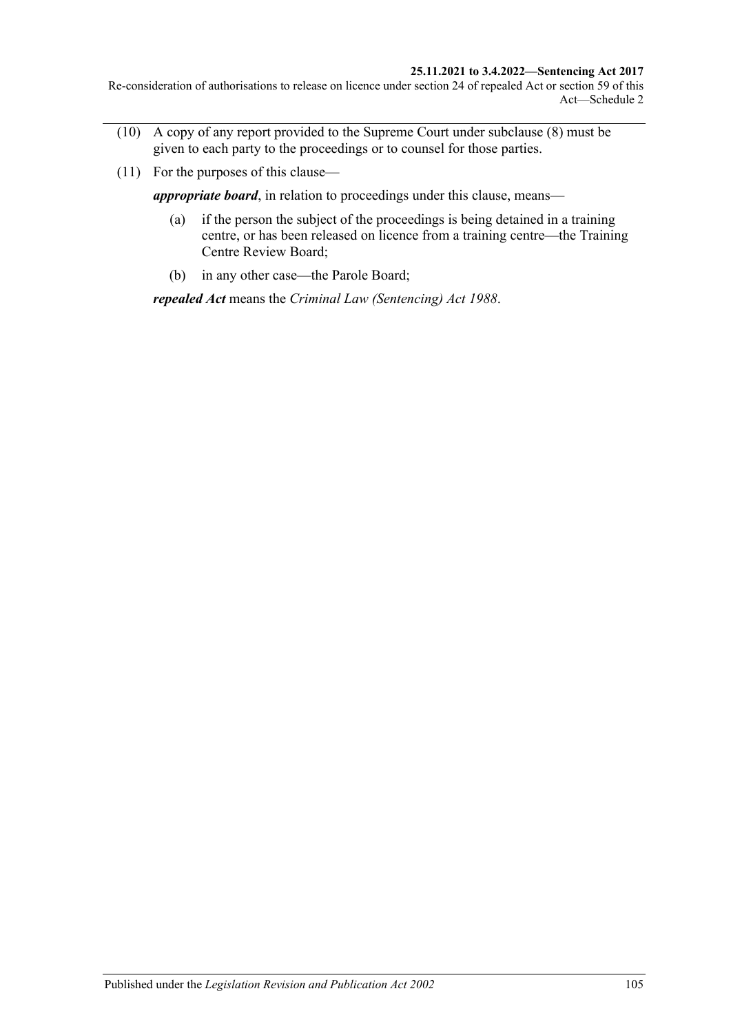(10) A copy of any report provided to the Supreme Court under subclause (8) must be given to each party to the proceedings or to counsel for those parties.

(11) For the purposes of this clause—

***appropriate board***, in relation to proceedings under this clause, means—

(a) if the person the subject of the proceedings is being detained in a training centre, or has been released on licence from a training centre—the Training Centre Review Board;

(b) in any other case—the Parole Board;

***repealed Act*** means the *Criminal Law (Sentencing) Act 1988*.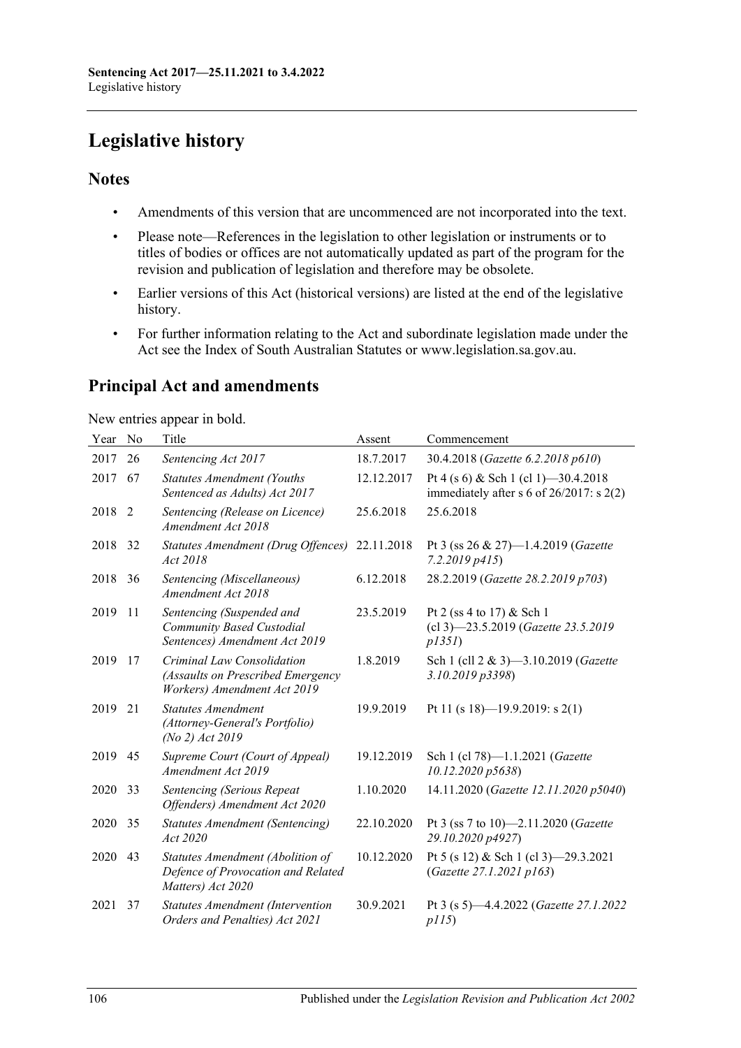# Legislative history

## Notes

- Amendments of this version that are uncommenced are not incorporated into the text.
- Please note—References in the legislation to other legislation or instruments or to titles of bodies or offices are not automatically updated as part of the program for the revision and publication of legislation and therefore may be obsolete.
- Earlier versions of this Act (historical versions) are listed at the end of the legislative history.
- For further information relating to the Act and subordinate legislation made under the Act see the Index of South Australian Statutes or www.legislation.sa.gov.au.

## Principal Act and amendments

New entries appear in bold.

| Year | No | Title | Assent | Commencement |
|---|---|---|---|---|
| 2017 | 26 | *Sentencing Act 2017* | 18.7.2017 | 30.4.2018 (*Gazette 6.2.2018 p610*) |
| 2017 | 67 | *Statutes Amendment (Youths Sentenced as Adults) Act 2017* | 12.12.2017 | Pt 4 (s 6) & Sch 1 (cl 1)—30.4.2018 immediately after s 6 of 26/2017: s 2(2) |
| 2018 | 2 | *Sentencing (Release on Licence) Amendment Act 2018* | 25.6.2018 | 25.6.2018 |
| 2018 | 32 | *Statutes Amendment (Drug Offences) Act 2018* | 22.11.2018 | Pt 3 (ss 26 & 27)—1.4.2019 (*Gazette 7.2.2019 p415*) |
| 2018 | 36 | *Sentencing (Miscellaneous) Amendment Act 2018* | 6.12.2018 | 28.2.2019 (*Gazette 28.2.2019 p703*) |
| 2019 | 11 | *Sentencing (Suspended and Community Based Custodial Sentences) Amendment Act 2019* | 23.5.2019 | Pt 2 (ss 4 to 17) & Sch 1 (cl 3)—23.5.2019 (*Gazette 23.5.2019 p1351*) |
| 2019 | 17 | *Criminal Law Consolidation (Assaults on Prescribed Emergency Workers) Amendment Act 2019* | 1.8.2019 | Sch 1 (cll 2 & 3)—3.10.2019 (*Gazette 3.10.2019 p3398*) |
| 2019 | 21 | *Statutes Amendment (Attorney-General's Portfolio) (No 2) Act 2019* | 19.9.2019 | Pt 11 (s 18)—19.9.2019: s 2(1) |
| 2019 | 45 | *Supreme Court (Court of Appeal) Amendment Act 2019* | 19.12.2019 | Sch 1 (cl 78)—1.1.2021 (*Gazette 10.12.2020 p5638*) |
| 2020 | 33 | *Sentencing (Serious Repeat Offenders) Amendment Act 2020* | 1.10.2020 | 14.11.2020 (*Gazette 12.11.2020 p5040*) |
| 2020 | 35 | *Statutes Amendment (Sentencing) Act 2020* | 22.10.2020 | Pt 3 (ss 7 to 10)—2.11.2020 (*Gazette 29.10.2020 p4927*) |
| 2020 | 43 | *Statutes Amendment (Abolition of Defence of Provocation and Related Matters) Act 2020* | 10.12.2020 | Pt 5 (s 12) & Sch 1 (cl 3)—29.3.2021 (*Gazette 27.1.2021 p163*) |
| 2021 | 37 | *Statutes Amendment (Intervention Orders and Penalties) Act 2021* | 30.9.2021 | Pt 3 (s 5)—4.4.2022 (*Gazette 27.1.2022 p115*) |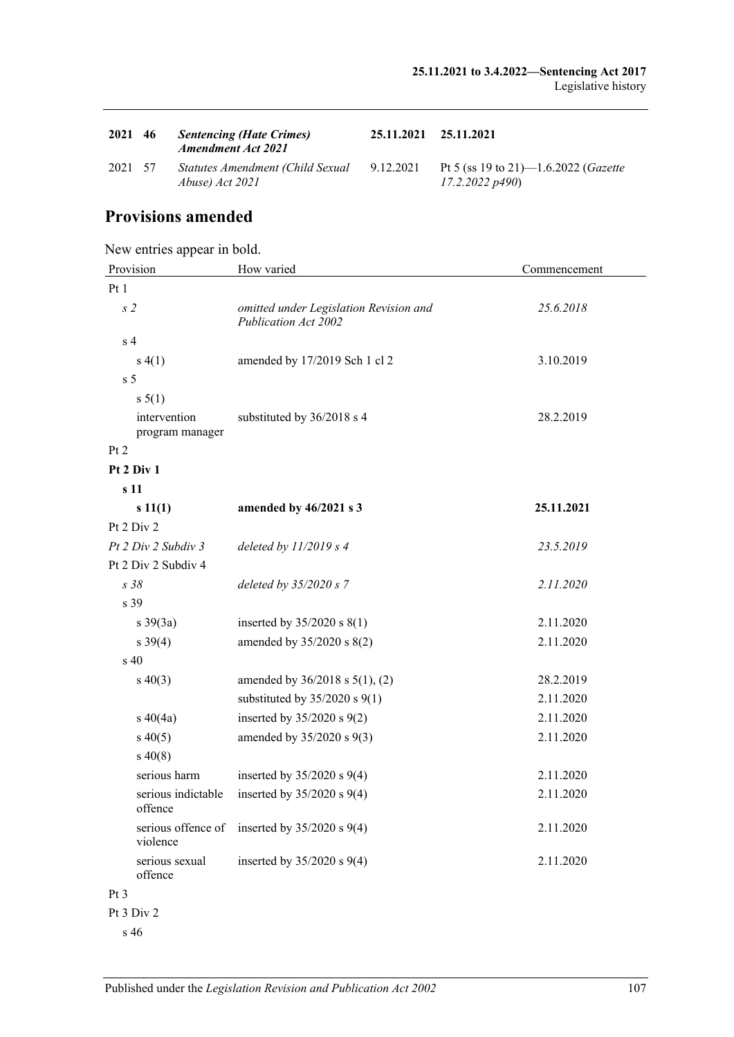| | | | | |
|---|---|---|---|---|
| **2021** | **46** | ***Sentencing (Hate Crimes) Amendment Act 2021*** | **25.11.2021** | **25.11.2021** |
| 2021 | 57 | *Statutes Amendment (Child Sexual Abuse) Act 2021* | 9.12.2021 | Pt 5 (ss 19 to 21)—1.6.2022 (*Gazette 17.2.2022 p490*) |

## Provisions amended

New entries appear in bold.

| Provision | How varied | Commencement |
|---|---|---|
| Pt 1 | | |
| *s 2* | *omitted under Legislation Revision and Publication Act 2002* | *25.6.2018* |
| s 4 | | |
| s 4(1) | amended by 17/2019 Sch 1 cl 2 | 3.10.2019 |
| s 5 | | |
| s 5(1) | | |
| intervention program manager | substituted by 36/2018 s 4 | 28.2.2019 |
| Pt 2 | | |
| **Pt 2 Div 1** | | |
| **s 11** | | |
| **s 11(1)** | **amended by 46/2021 s 3** | **25.11.2021** |
| Pt 2 Div 2 | | |
| *Pt 2 Div 2 Subdiv 3* | *deleted by 11/2019 s 4* | *23.5.2019* |
| Pt 2 Div 2 Subdiv 4 | | |
| *s 38* | *deleted by 35/2020 s 7* | *2.11.2020* |
| s 39 | | |
| s 39(3a) | inserted by 35/2020 s 8(1) | 2.11.2020 |
| s 39(4) | amended by 35/2020 s 8(2) | 2.11.2020 |
| s 40 | | |
| s 40(3) | amended by 36/2018 s 5(1), (2) | 28.2.2019 |
| | substituted by 35/2020 s 9(1) | 2.11.2020 |
| s 40(4a) | inserted by 35/2020 s 9(2) | 2.11.2020 |
| s 40(5) | amended by 35/2020 s 9(3) | 2.11.2020 |
| s 40(8) | | |
| serious harm | inserted by 35/2020 s 9(4) | 2.11.2020 |
| serious indictable offence | inserted by 35/2020 s 9(4) | 2.11.2020 |
| serious offence of violence | inserted by 35/2020 s 9(4) | 2.11.2020 |
| serious sexual offence | inserted by 35/2020 s 9(4) | 2.11.2020 |
| Pt 3 | | |
| Pt 3 Div 2 | | |
| s 46 | | |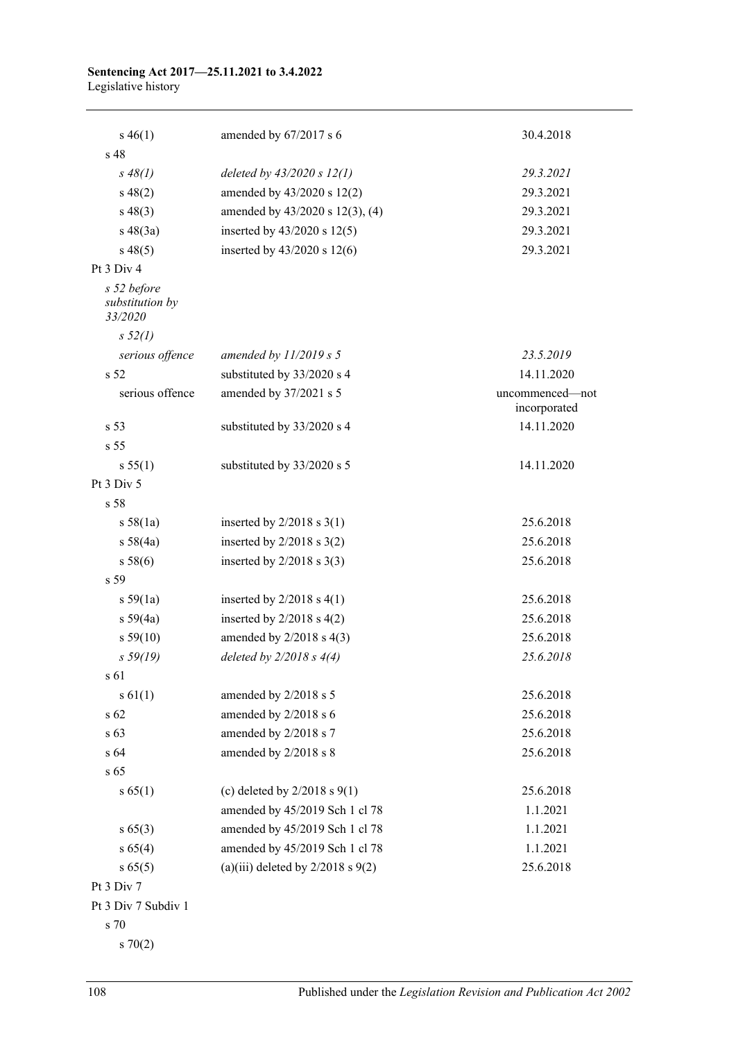| | | |
|---|---|---|
| s 46(1) | amended by 67/2017 s 6 | 30.4.2018 |
| s 48 | | |
| *s 48(1)* | *deleted by 43/2020 s 12(1)* | *29.3.2021* |
| s 48(2) | amended by 43/2020 s 12(2) | 29.3.2021 |
| s 48(3) | amended by 43/2020 s 12(3), (4) | 29.3.2021 |
| s 48(3a) | inserted by 43/2020 s 12(5) | 29.3.2021 |
| s 48(5) | inserted by 43/2020 s 12(6) | 29.3.2021 |
| Pt 3 Div 4 | | |
| *s 52 before substitution by 33/2020* | | |
| *s 52(1)* | | |
| *serious offence* | *amended by 11/2019 s 5* | *23.5.2019* |
| s 52 | substituted by 33/2020 s 4 | 14.11.2020 |
| serious offence | amended by 37/2021 s 5 | uncommenced—not incorporated |
| s 53 | substituted by 33/2020 s 4 | 14.11.2020 |
| s 55 | | |
| s 55(1) | substituted by 33/2020 s 5 | 14.11.2020 |
| Pt 3 Div 5 | | |
| s 58 | | |
| s 58(1a) | inserted by 2/2018 s 3(1) | 25.6.2018 |
| s 58(4a) | inserted by 2/2018 s 3(2) | 25.6.2018 |
| s 58(6) | inserted by 2/2018 s 3(3) | 25.6.2018 |
| s 59 | | |
| s 59(1a) | inserted by 2/2018 s 4(1) | 25.6.2018 |
| s 59(4a) | inserted by 2/2018 s 4(2) | 25.6.2018 |
| s 59(10) | amended by 2/2018 s 4(3) | 25.6.2018 |
| *s 59(19)* | *deleted by 2/2018 s 4(4)* | *25.6.2018* |
| s 61 | | |
| s 61(1) | amended by 2/2018 s 5 | 25.6.2018 |
| s 62 | amended by 2/2018 s 6 | 25.6.2018 |
| s 63 | amended by 2/2018 s 7 | 25.6.2018 |
| s 64 | amended by 2/2018 s 8 | 25.6.2018 |
| s 65 | | |
| s 65(1) | (c) deleted by 2/2018 s 9(1) | 25.6.2018 |
| | amended by 45/2019 Sch 1 cl 78 | 1.1.2021 |
| s 65(3) | amended by 45/2019 Sch 1 cl 78 | 1.1.2021 |
| s 65(4) | amended by 45/2019 Sch 1 cl 78 | 1.1.2021 |
| s 65(5) | (a)(iii) deleted by 2/2018 s 9(2) | 25.6.2018 |
| Pt 3 Div 7 | | |
| Pt 3 Div 7 Subdiv 1 | | |
| s 70 | | |
| s 70(2) | | |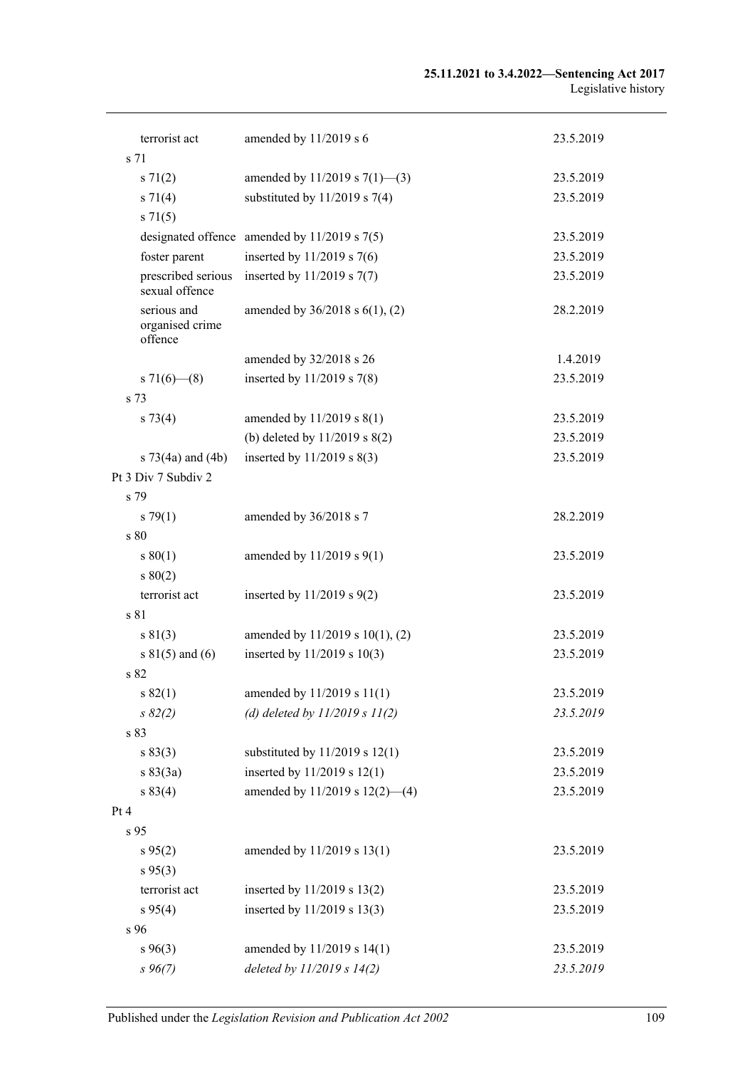| | | |
|---|---|---|
| terrorist act | amended by 11/2019 s 6 | 23.5.2019 |
| s 71 | | |
| s 71(2) | amended by 11/2019 s 7(1)—(3) | 23.5.2019 |
| s 71(4) | substituted by 11/2019 s 7(4) | 23.5.2019 |
| s 71(5) | | |
| designated offence | amended by 11/2019 s 7(5) | 23.5.2019 |
| foster parent | inserted by 11/2019 s 7(6) | 23.5.2019 |
| prescribed serious sexual offence | inserted by 11/2019 s 7(7) | 23.5.2019 |
| serious and organised crime offence | amended by 36/2018 s 6(1), (2) | 28.2.2019 |
| | amended by 32/2018 s 26 | 1.4.2019 |
| s 71(6)—(8) | inserted by 11/2019 s 7(8) | 23.5.2019 |
| s 73 | | |
| s 73(4) | amended by 11/2019 s 8(1) | 23.5.2019 |
| | (b) deleted by 11/2019 s 8(2) | 23.5.2019 |
| s 73(4a) and (4b) | inserted by 11/2019 s 8(3) | 23.5.2019 |
| Pt 3 Div 7 Subdiv 2 | | |
| s 79 | | |
| s 79(1) | amended by 36/2018 s 7 | 28.2.2019 |
| s 80 | | |
| s 80(1) | amended by 11/2019 s 9(1) | 23.5.2019 |
| s 80(2) | | |
| terrorist act | inserted by 11/2019 s 9(2) | 23.5.2019 |
| s 81 | | |
| s 81(3) | amended by 11/2019 s 10(1), (2) | 23.5.2019 |
| s 81(5) and (6) | inserted by 11/2019 s 10(3) | 23.5.2019 |
| s 82 | | |
| s 82(1) | amended by 11/2019 s 11(1) | 23.5.2019 |
| *s 82(2)* | *(d) deleted by 11/2019 s 11(2)* | *23.5.2019* |
| s 83 | | |
| s 83(3) | substituted by 11/2019 s 12(1) | 23.5.2019 |
| s 83(3a) | inserted by 11/2019 s 12(1) | 23.5.2019 |
| s 83(4) | amended by 11/2019 s 12(2)—(4) | 23.5.2019 |
| Pt 4 | | |
| s 95 | | |
| s 95(2) | amended by 11/2019 s 13(1) | 23.5.2019 |
| s 95(3) | | |
| terrorist act | inserted by 11/2019 s 13(2) | 23.5.2019 |
| s 95(4) | inserted by 11/2019 s 13(3) | 23.5.2019 |
| s 96 | | |
| s 96(3) | amended by 11/2019 s 14(1) | 23.5.2019 |
| *s 96(7)* | *deleted by 11/2019 s 14(2)* | *23.5.2019* |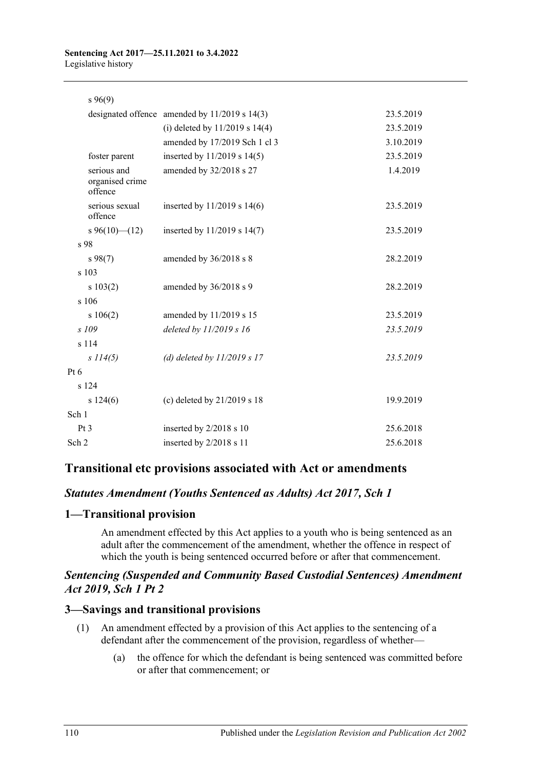| | | |
|---|---|---|
| s 96(9) | | |
| designated offence | amended by 11/2019 s 14(3) | 23.5.2019 |
| | (i) deleted by 11/2019 s 14(4) | 23.5.2019 |
| | amended by 17/2019 Sch 1 cl 3 | 3.10.2019 |
| foster parent | inserted by 11/2019 s 14(5) | 23.5.2019 |
| serious and organised crime offence | amended by 32/2018 s 27 | 1.4.2019 |
| serious sexual offence | inserted by 11/2019 s 14(6) | 23.5.2019 |
| s 96(10)—(12) | inserted by 11/2019 s 14(7) | 23.5.2019 |
| s 98 | | |
| s 98(7) | amended by 36/2018 s 8 | 28.2.2019 |
| s 103 | | |
| s 103(2) | amended by 36/2018 s 9 | 28.2.2019 |
| s 106 | | |
| s 106(2) | amended by 11/2019 s 15 | 23.5.2019 |
| *s 109* | *deleted by 11/2019 s 16* | *23.5.2019* |
| s 114 | | |
| *s 114(5)* | *(d) deleted by 11/2019 s 17* | *23.5.2019* |
| Pt 6 | | |
| s 124 | | |
| s 124(6) | (c) deleted by 21/2019 s 18 | 19.9.2019 |
| Sch 1 | | |
| Pt 3 | inserted by 2/2018 s 10 | 25.6.2018 |
| Sch 2 | inserted by 2/2018 s 11 | 25.6.2018 |

## Transitional etc provisions associated with Act or amendments

### *Statutes Amendment (Youths Sentenced as Adults) Act 2017, Sch 1*

### 1—Transitional provision

An amendment effected by this Act applies to a youth who is being sentenced as an adult after the commencement of the amendment, whether the offence in respect of which the youth is being sentenced occurred before or after that commencement.

### *Sentencing (Suspended and Community Based Custodial Sentences) Amendment Act 2019, Sch 1 Pt 2*

### 3—Savings and transitional provisions

(1) An amendment effected by a provision of this Act applies to the sentencing of a defendant after the commencement of the provision, regardless of whether—

(a) the offence for which the defendant is being sentenced was committed before or after that commencement; or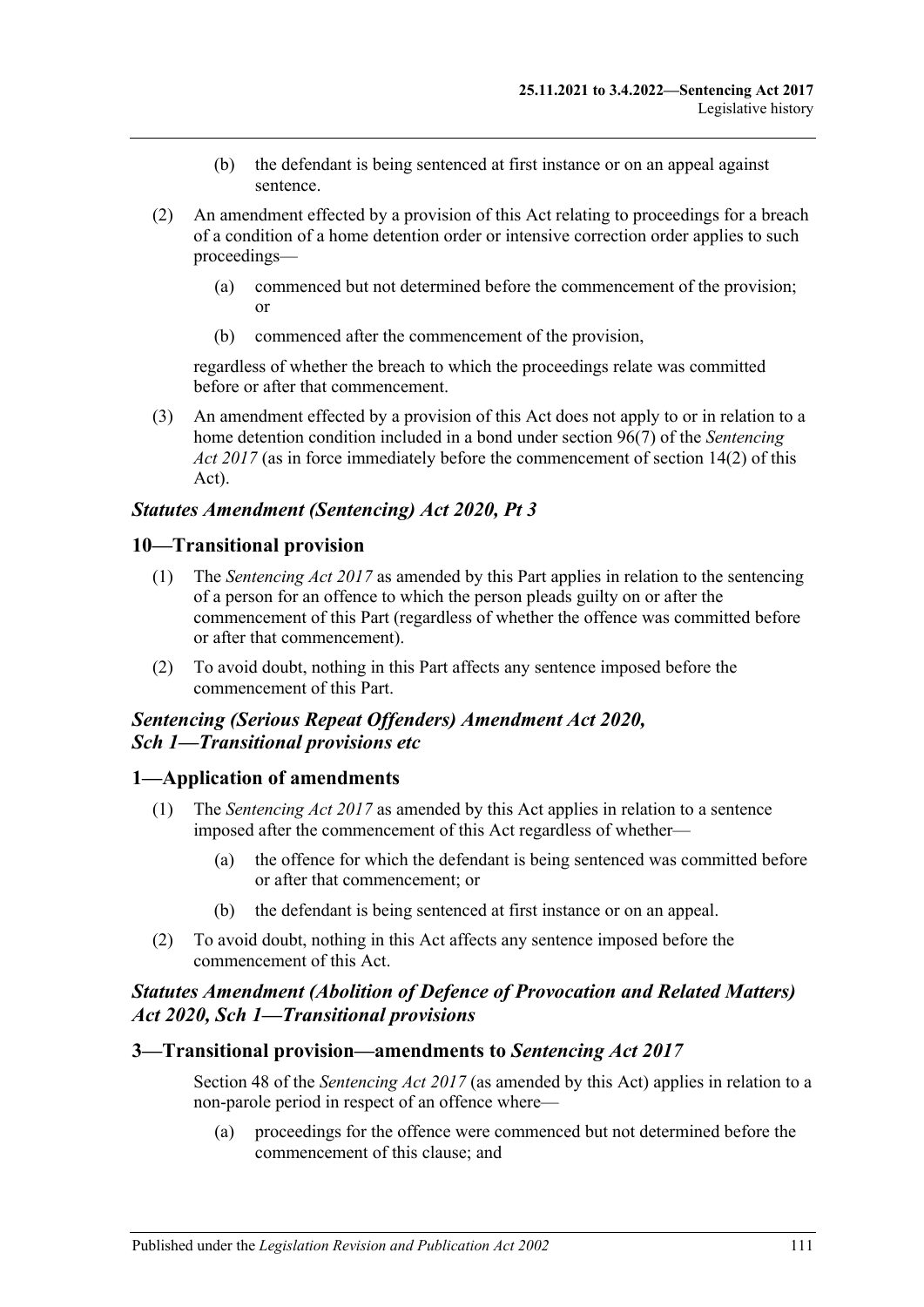(b) the defendant is being sentenced at first instance or on an appeal against sentence.

(2) An amendment effected by a provision of this Act relating to proceedings for a breach of a condition of a home detention order or intensive correction order applies to such proceedings—

(a) commenced but not determined before the commencement of the provision; or

(b) commenced after the commencement of the provision,

regardless of whether the breach to which the proceedings relate was committed before or after that commencement.

(3) An amendment effected by a provision of this Act does not apply to or in relation to a home detention condition included in a bond under section 96(7) of the *Sentencing Act 2017* (as in force immediately before the commencement of section 14(2) of this Act).

### *Statutes Amendment (Sentencing) Act 2020, Pt 3*

## 10—Transitional provision

(1) The *Sentencing Act 2017* as amended by this Part applies in relation to the sentencing of a person for an offence to which the person pleads guilty on or after the commencement of this Part (regardless of whether the offence was committed before or after that commencement).

(2) To avoid doubt, nothing in this Part affects any sentence imposed before the commencement of this Part.

### *Sentencing (Serious Repeat Offenders) Amendment Act 2020, Sch 1—Transitional provisions etc*

## 1—Application of amendments

(1) The *Sentencing Act 2017* as amended by this Act applies in relation to a sentence imposed after the commencement of this Act regardless of whether—

(a) the offence for which the defendant is being sentenced was committed before or after that commencement; or

(b) the defendant is being sentenced at first instance or on an appeal.

(2) To avoid doubt, nothing in this Act affects any sentence imposed before the commencement of this Act.

### *Statutes Amendment (Abolition of Defence of Provocation and Related Matters) Act 2020, Sch 1—Transitional provisions*

## 3—Transitional provision—amendments to *Sentencing Act 2017*

Section 48 of the *Sentencing Act 2017* (as amended by this Act) applies in relation to a non-parole period in respect of an offence where—

(a) proceedings for the offence were commenced but not determined before the commencement of this clause; and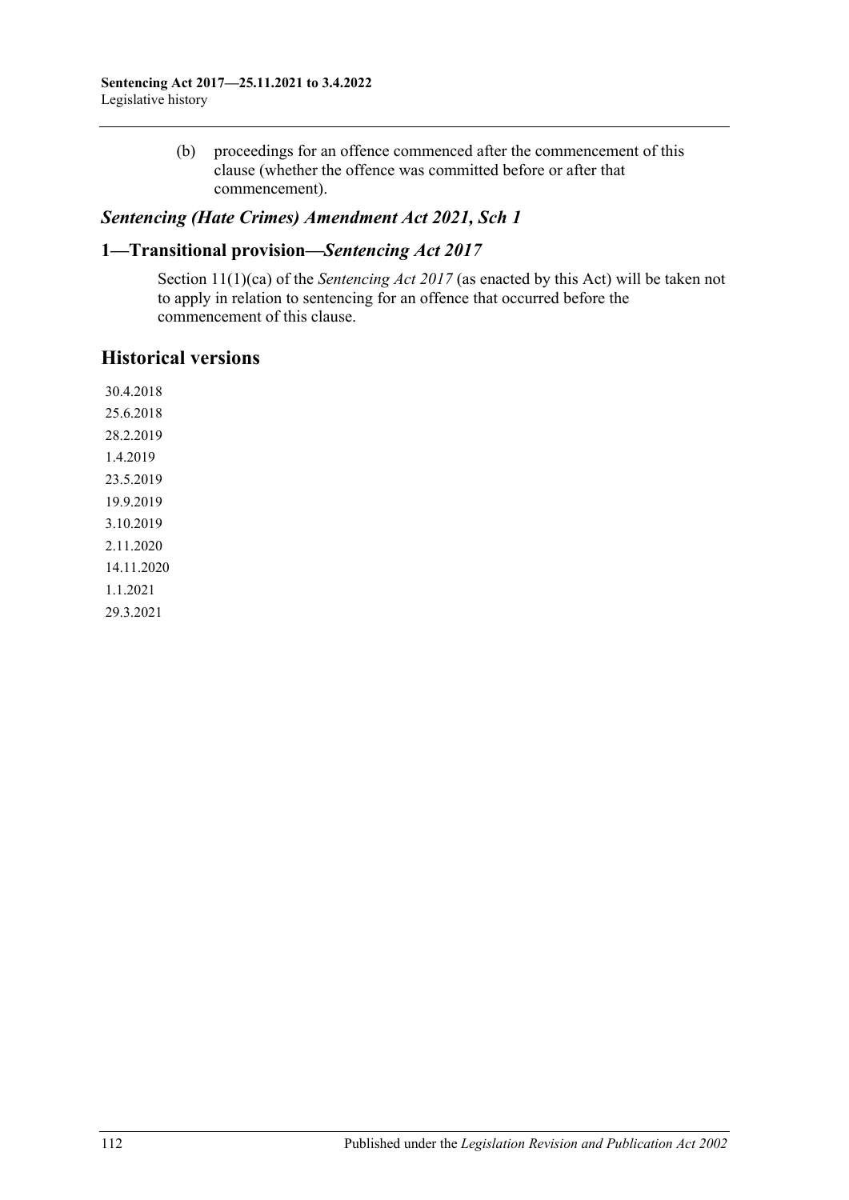(b) proceedings for an offence commenced after the commencement of this clause (whether the offence was committed before or after that commencement).

### *Sentencing (Hate Crimes) Amendment Act 2021, Sch 1*

### 1—Transitional provision—*Sentencing Act 2017*

Section 11(1)(ca) of the *Sentencing Act 2017* (as enacted by this Act) will be taken not to apply in relation to sentencing for an offence that occurred before the commencement of this clause.

## Historical versions

30.4.2018

25.6.2018

28.2.2019

1.4.2019

23.5.2019

19.9.2019

3.10.2019

2.11.2020

14.11.2020

1.1.2021

29.3.2021